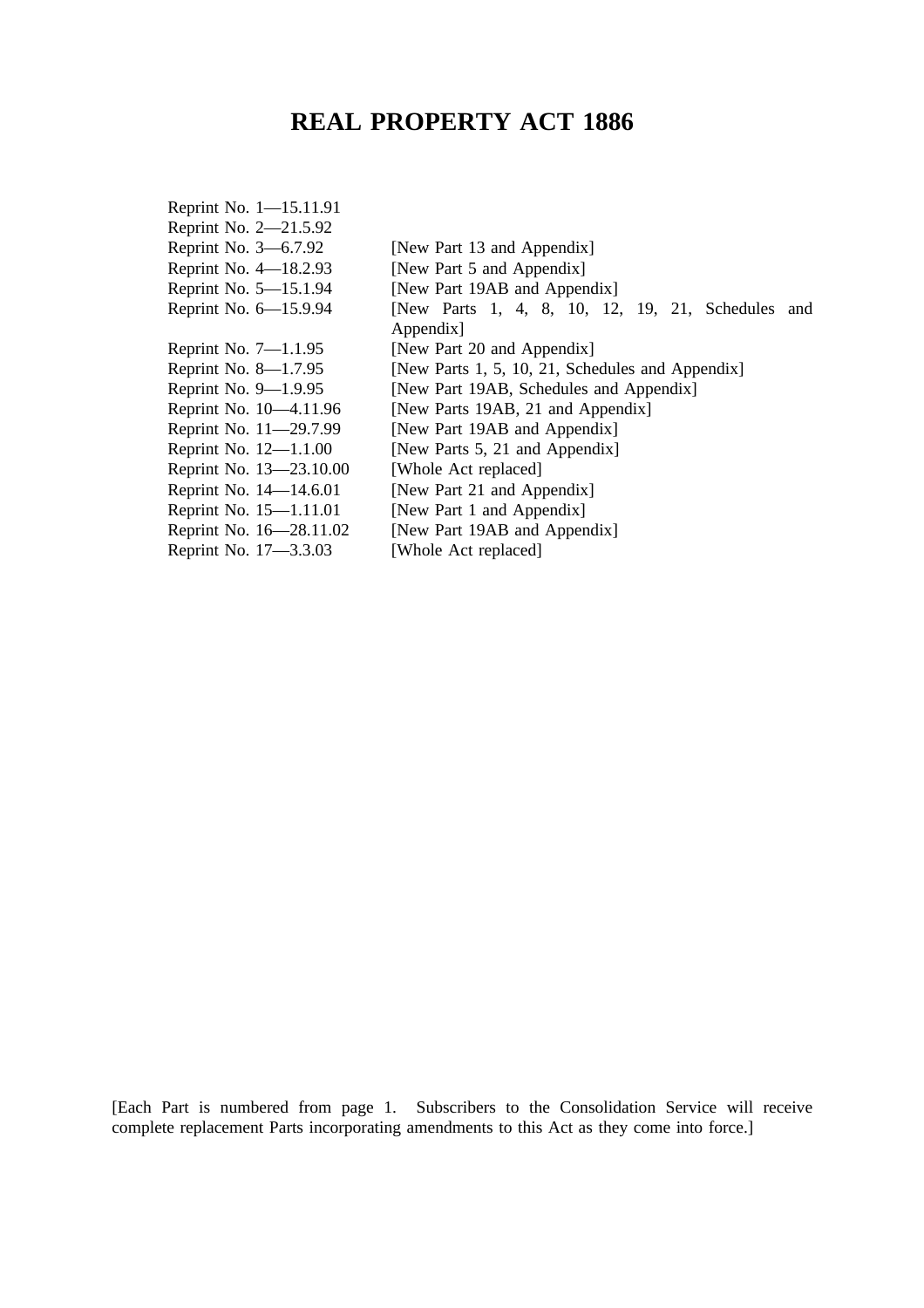# REAL PROPERTY ACT 1886

| | |
|---|---|
| Reprint No. 1—15.11.91 | |
| Reprint No. 2—21.5.92 | |
| Reprint No. 3—6.7.92 | [New Part 13 and Appendix] |
| Reprint No. 4—18.2.93 | [New Part 5 and Appendix] |
| Reprint No. 5—15.1.94 | [New Part 19AB and Appendix] |
| Reprint No. 6—15.9.94 | [New Parts 1, 4, 8, 10, 12, 19, 21, Schedules and Appendix] |
| Reprint No. 7—1.1.95 | [New Part 20 and Appendix] |
| Reprint No. 8—1.7.95 | [New Parts 1, 5, 10, 21, Schedules and Appendix] |
| Reprint No. 9—1.9.95 | [New Part 19AB, Schedules and Appendix] |
| Reprint No. 10—4.11.96 | [New Parts 19AB, 21 and Appendix] |
| Reprint No. 11—29.7.99 | [New Part 19AB and Appendix] |
| Reprint No. 12—1.1.00 | [New Parts 5, 21 and Appendix] |
| Reprint No. 13—23.10.00 | [Whole Act replaced] |
| Reprint No. 14—14.6.01 | [New Part 21 and Appendix] |
| Reprint No. 15—1.11.01 | [New Part 1 and Appendix] |
| Reprint No. 16—28.11.02 | [New Part 19AB and Appendix] |
| Reprint No. 17—3.3.03 | [Whole Act replaced] |

[Each Part is numbered from page 1. Subscribers to the Consolidation Service will receive complete replacement Parts incorporating amendments to this Act as they come into force.]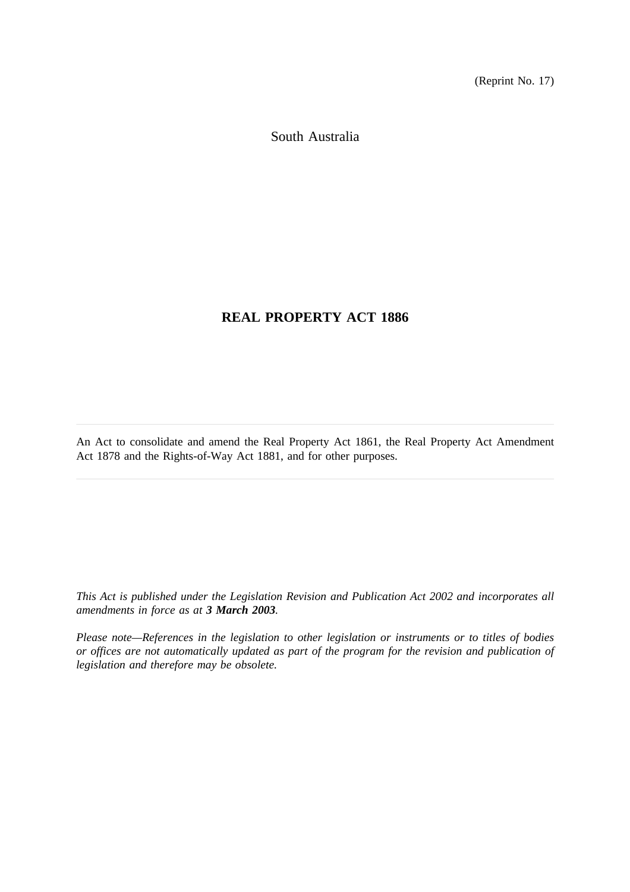(Reprint No. 17)

South Australia

# REAL PROPERTY ACT 1886

An Act to consolidate and amend the Real Property Act 1861, the Real Property Act Amendment Act 1878 and the Rights-of-Way Act 1881, and for other purposes.

*This Act is published under the Legislation Revision and Publication Act 2002 and incorporates all amendments in force as at **3 March 2003**.*

*Please note—References in the legislation to other legislation or instruments or to titles of bodies or offices are not automatically updated as part of the program for the revision and publication of legislation and therefore may be obsolete.*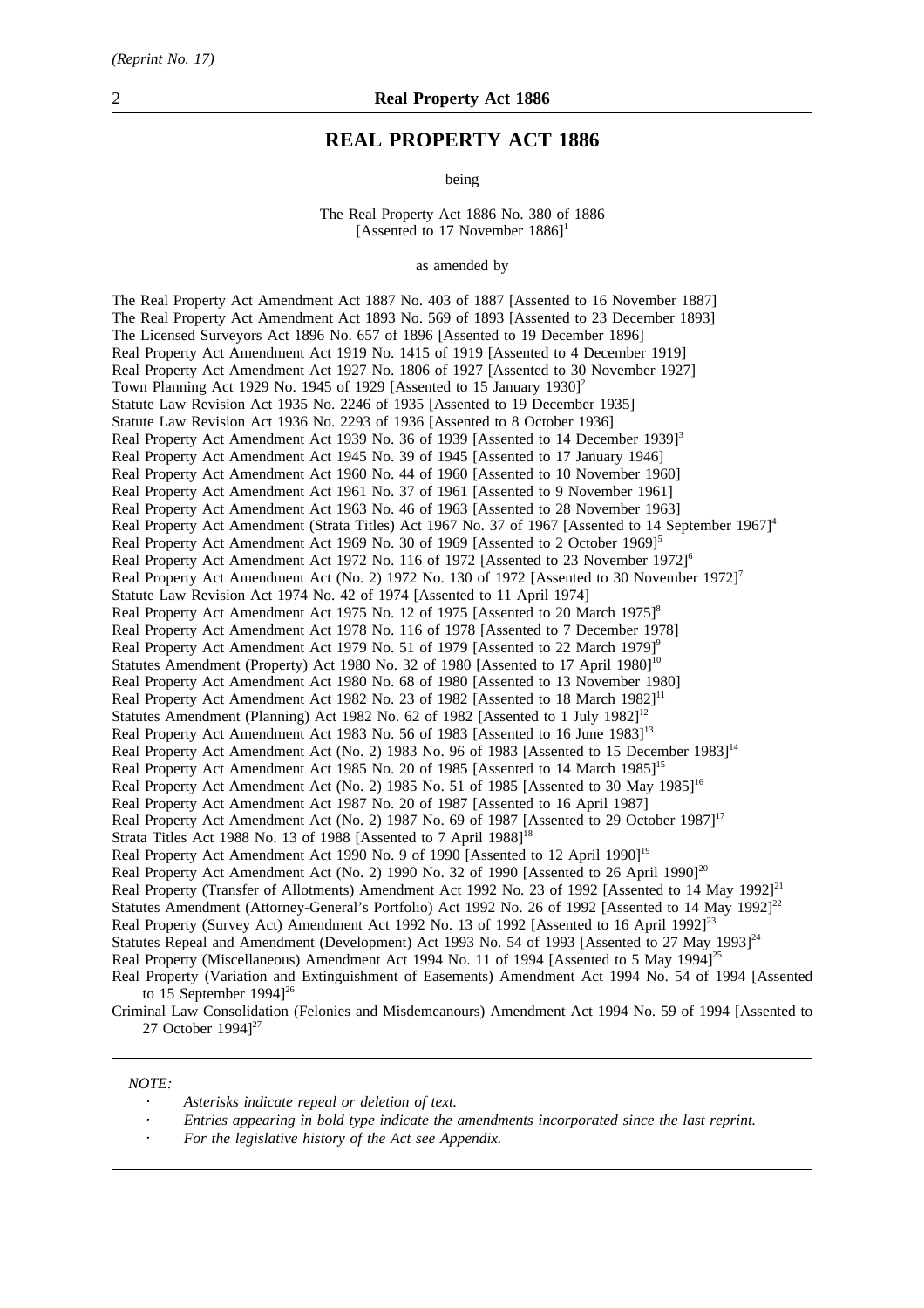# REAL PROPERTY ACT 1886

being

The Real Property Act 1886 No. 380 of 1886
[Assented to 17 November 1886][1]

as amended by

The Real Property Act Amendment Act 1887 No. 403 of 1887 [Assented to 16 November 1887]
The Real Property Act Amendment Act 1893 No. 569 of 1893 [Assented to 23 December 1893]
The Licensed Surveyors Act 1896 No. 657 of 1896 [Assented to 19 December 1896]
Real Property Act Amendment Act 1919 No. 1415 of 1919 [Assented to 4 December 1919]
Real Property Act Amendment Act 1927 No. 1806 of 1927 [Assented to 30 November 1927]
Town Planning Act 1929 No. 1945 of 1929 [Assented to 15 January 1930][2]
Statute Law Revision Act 1935 No. 2246 of 1935 [Assented to 19 December 1935]
Statute Law Revision Act 1936 No. 2293 of 1936 [Assented to 8 October 1936]
Real Property Act Amendment Act 1939 No. 36 of 1939 [Assented to 14 December 1939][3]
Real Property Act Amendment Act 1945 No. 39 of 1945 [Assented to 17 January 1946]
Real Property Act Amendment Act 1960 No. 44 of 1960 [Assented to 10 November 1960]
Real Property Act Amendment Act 1961 No. 37 of 1961 [Assented to 9 November 1961]
Real Property Act Amendment Act 1963 No. 46 of 1963 [Assented to 28 November 1963]
Real Property Act Amendment (Strata Titles) Act 1967 No. 37 of 1967 [Assented to 14 September 1967][4]
Real Property Act Amendment Act 1969 No. 30 of 1969 [Assented to 2 October 1969][5]
Real Property Act Amendment Act 1972 No. 116 of 1972 [Assented to 23 November 1972][6]
Real Property Act Amendment Act (No. 2) 1972 No. 130 of 1972 [Assented to 30 November 1972][7]
Statute Law Revision Act 1974 No. 42 of 1974 [Assented to 11 April 1974]
Real Property Act Amendment Act 1975 No. 12 of 1975 [Assented to 20 March 1975][8]
Real Property Act Amendment Act 1978 No. 116 of 1978 [Assented to 7 December 1978]
Real Property Act Amendment Act 1979 No. 51 of 1979 [Assented to 22 March 1979][9]
Statutes Amendment (Property) Act 1980 No. 32 of 1980 [Assented to 17 April 1980][10]
Real Property Act Amendment Act 1980 No. 68 of 1980 [Assented to 13 November 1980]
Real Property Act Amendment Act 1982 No. 23 of 1982 [Assented to 18 March 1982][11]
Statutes Amendment (Planning) Act 1982 No. 62 of 1982 [Assented to 1 July 1982][12]
Real Property Act Amendment Act 1983 No. 56 of 1983 [Assented to 16 June 1983][13]
Real Property Act Amendment Act (No. 2) 1983 No. 96 of 1983 [Assented to 15 December 1983][14]
Real Property Act Amendment Act 1985 No. 20 of 1985 [Assented to 14 March 1985][15]
Real Property Act Amendment Act (No. 2) 1985 No. 51 of 1985 [Assented to 30 May 1985][16]
Real Property Act Amendment Act 1987 No. 20 of 1987 [Assented to 16 April 1987]
Real Property Act Amendment Act (No. 2) 1987 No. 69 of 1987 [Assented to 29 October 1987][17]
Strata Titles Act 1988 No. 13 of 1988 [Assented to 7 April 1988][18]
Real Property Act Amendment Act 1990 No. 9 of 1990 [Assented to 12 April 1990][19]
Real Property Act Amendment Act (No. 2) 1990 No. 32 of 1990 [Assented to 26 April 1990][20]
Real Property (Transfer of Allotments) Amendment Act 1992 No. 23 of 1992 [Assented to 14 May 1992][21]
Statutes Amendment (Attorney-General's Portfolio) Act 1992 No. 26 of 1992 [Assented to 14 May 1992][22]
Real Property (Survey Act) Amendment Act 1992 No. 13 of 1992 [Assented to 16 April 1992][23]
Statutes Repeal and Amendment (Development) Act 1993 No. 54 of 1993 [Assented to 27 May 1993][24]
Real Property (Miscellaneous) Amendment Act 1994 No. 11 of 1994 [Assented to 5 May 1994][25]
Real Property (Variation and Extinguishment of Easements) Amendment Act 1994 No. 54 of 1994 [Assented to 15 September 1994][26]
Criminal Law Consolidation (Felonies and Misdemeanours) Amendment Act 1994 No. 59 of 1994 [Assented to 27 October 1994][27]

*NOTE:*

- *Asterisks indicate repeal or deletion of text.*
- *Entries appearing in bold type indicate the amendments incorporated since the last reprint.*
- *For the legislative history of the Act see Appendix.*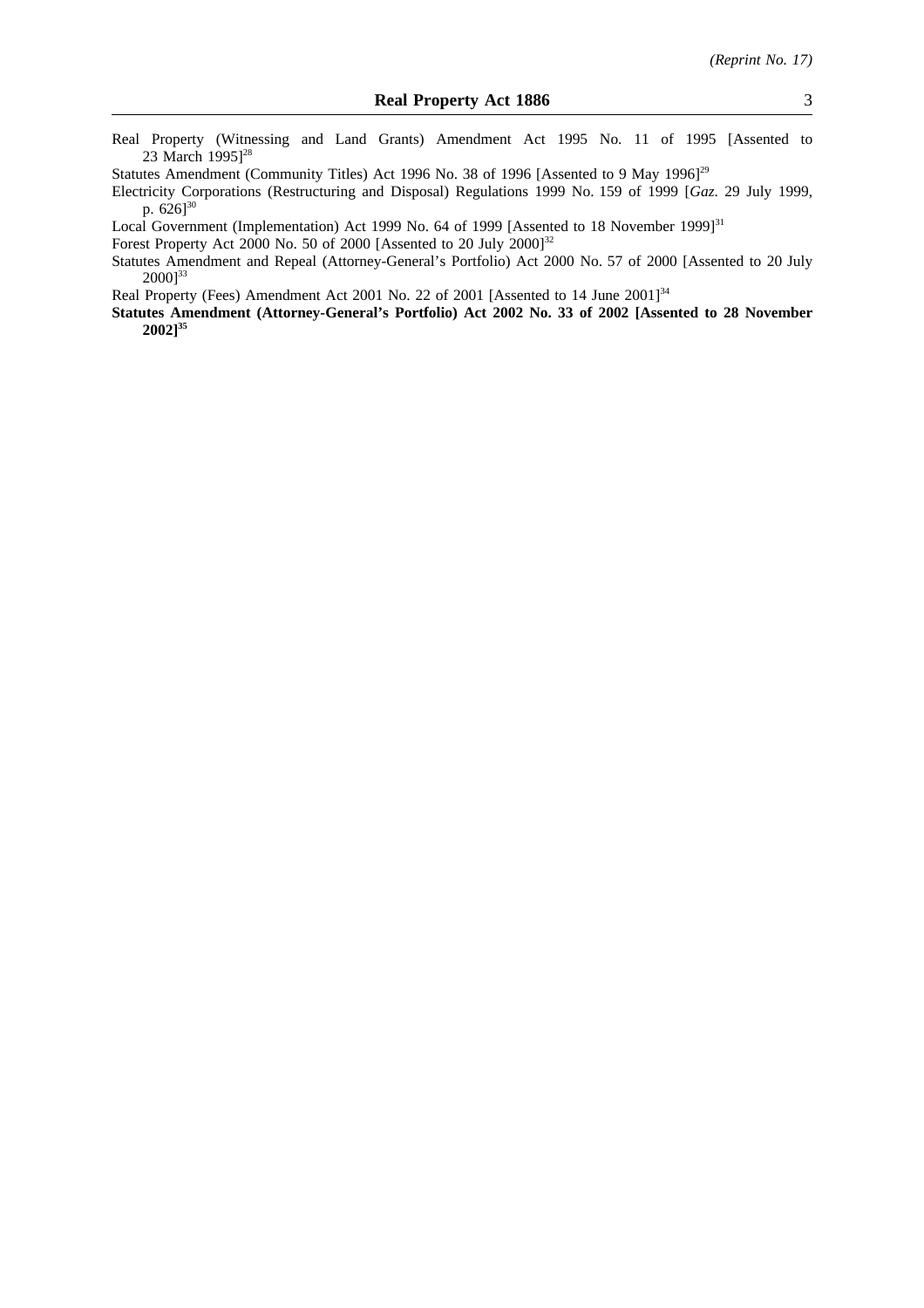Real Property (Witnessing and Land Grants) Amendment Act 1995 No. 11 of 1995 [Assented to 23 March 1995][28]

Statutes Amendment (Community Titles) Act 1996 No. 38 of 1996 [Assented to 9 May 1996][29]

Electricity Corporations (Restructuring and Disposal) Regulations 1999 No. 159 of 1999 [*Gaz*. 29 July 1999, p. 626][30]

Local Government (Implementation) Act 1999 No. 64 of 1999 [Assented to 18 November 1999][31]

Forest Property Act 2000 No. 50 of 2000 [Assented to 20 July 2000][32]

Statutes Amendment and Repeal (Attorney-General's Portfolio) Act 2000 No. 57 of 2000 [Assented to 20 July 2000][33]

Real Property (Fees) Amendment Act 2001 No. 22 of 2001 [Assented to 14 June 2001][34]

**Statutes Amendment (Attorney-General's Portfolio) Act 2002 No. 33 of 2002 [Assented to 28 November 2002][35]**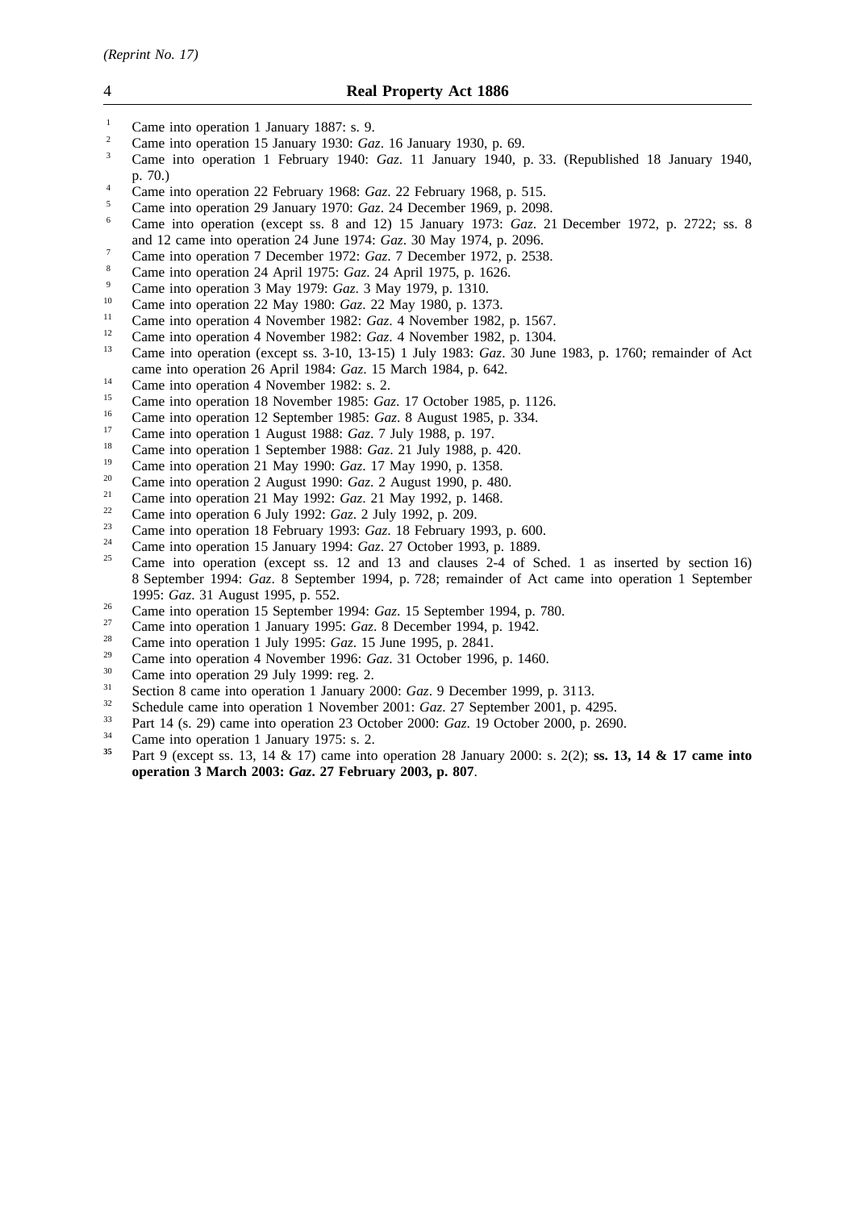[1] Came into operation 1 January 1887: s. 9.

[2] Came into operation 15 January 1930: *Gaz*. 16 January 1930, p. 69.

[3] Came into operation 1 February 1940: *Gaz*. 11 January 1940, p. 33. (Republished 18 January 1940, p. 70.)

[4] Came into operation 22 February 1968: *Gaz*. 22 February 1968, p. 515.

[5] Came into operation 29 January 1970: *Gaz*. 24 December 1969, p. 2098.

[6] Came into operation (except ss. 8 and 12) 15 January 1973: *Gaz*. 21 December 1972, p. 2722; ss. 8 and 12 came into operation 24 June 1974: *Gaz*. 30 May 1974, p. 2096.

[7] Came into operation 7 December 1972: *Gaz*. 7 December 1972, p. 2538.

[8] Came into operation 24 April 1975: *Gaz*. 24 April 1975, p. 1626.

[9] Came into operation 3 May 1979: *Gaz*. 3 May 1979, p. 1310.

[10] Came into operation 22 May 1980: *Gaz*. 22 May 1980, p. 1373.

[11] Came into operation 4 November 1982: *Gaz*. 4 November 1982, p. 1567.

[12] Came into operation 4 November 1982: *Gaz*. 4 November 1982, p. 1304.

[13] Came into operation (except ss. 3-10, 13-15) 1 July 1983: *Gaz*. 30 June 1983, p. 1760; remainder of Act came into operation 26 April 1984: *Gaz*. 15 March 1984, p. 642.

[14] Came into operation 4 November 1982: s. 2.

[15] Came into operation 18 November 1985: *Gaz*. 17 October 1985, p. 1126.

[16] Came into operation 12 September 1985: *Gaz*. 8 August 1985, p. 334.

[17] Came into operation 1 August 1988: *Gaz*. 7 July 1988, p. 197.

[18] Came into operation 1 September 1988: *Gaz*. 21 July 1988, p. 420.

[19] Came into operation 21 May 1990: *Gaz*. 17 May 1990, p. 1358.

[20] Came into operation 2 August 1990: *Gaz*. 2 August 1990, p. 480.

[21] Came into operation 21 May 1992: *Gaz*. 21 May 1992, p. 1468.

[22] Came into operation 6 July 1992: *Gaz*. 2 July 1992, p. 209.

[23] Came into operation 18 February 1993: *Gaz*. 18 February 1993, p. 600.

[24] Came into operation 15 January 1994: *Gaz*. 27 October 1993, p. 1889.

[25] Came into operation (except ss. 12 and 13 and clauses 2-4 of Sched. 1 as inserted by section 16) 8 September 1994: *Gaz*. 8 September 1994, p. 728; remainder of Act came into operation 1 September 1995: *Gaz*. 31 August 1995, p. 552.

[26] Came into operation 15 September 1994: *Gaz*. 15 September 1994, p. 780.

[27] Came into operation 1 January 1995: *Gaz*. 8 December 1994, p. 1942.

[28] Came into operation 1 July 1995: *Gaz*. 15 June 1995, p. 2841.

[29] Came into operation 4 November 1996: *Gaz*. 31 October 1996, p. 1460.

[30] Came into operation 29 July 1999: reg. 2.

[31] Section 8 came into operation 1 January 2000: *Gaz*. 9 December 1999, p. 3113.

[32] Schedule came into operation 1 November 2001: *Gaz*. 27 September 2001, p. 4295.

[33] Part 14 (s. 29) came into operation 23 October 2000: *Gaz*. 19 October 2000, p. 2690.

[34] Came into operation 1 January 1975: s. 2.

**[35]** Part 9 (except ss. 13, 14 & 17) came into operation 28 January 2000: s. 2(2); **ss. 13, 14 & 17 came into operation 3 March 2003: *Gaz*. 27 February 2003, p. 807**.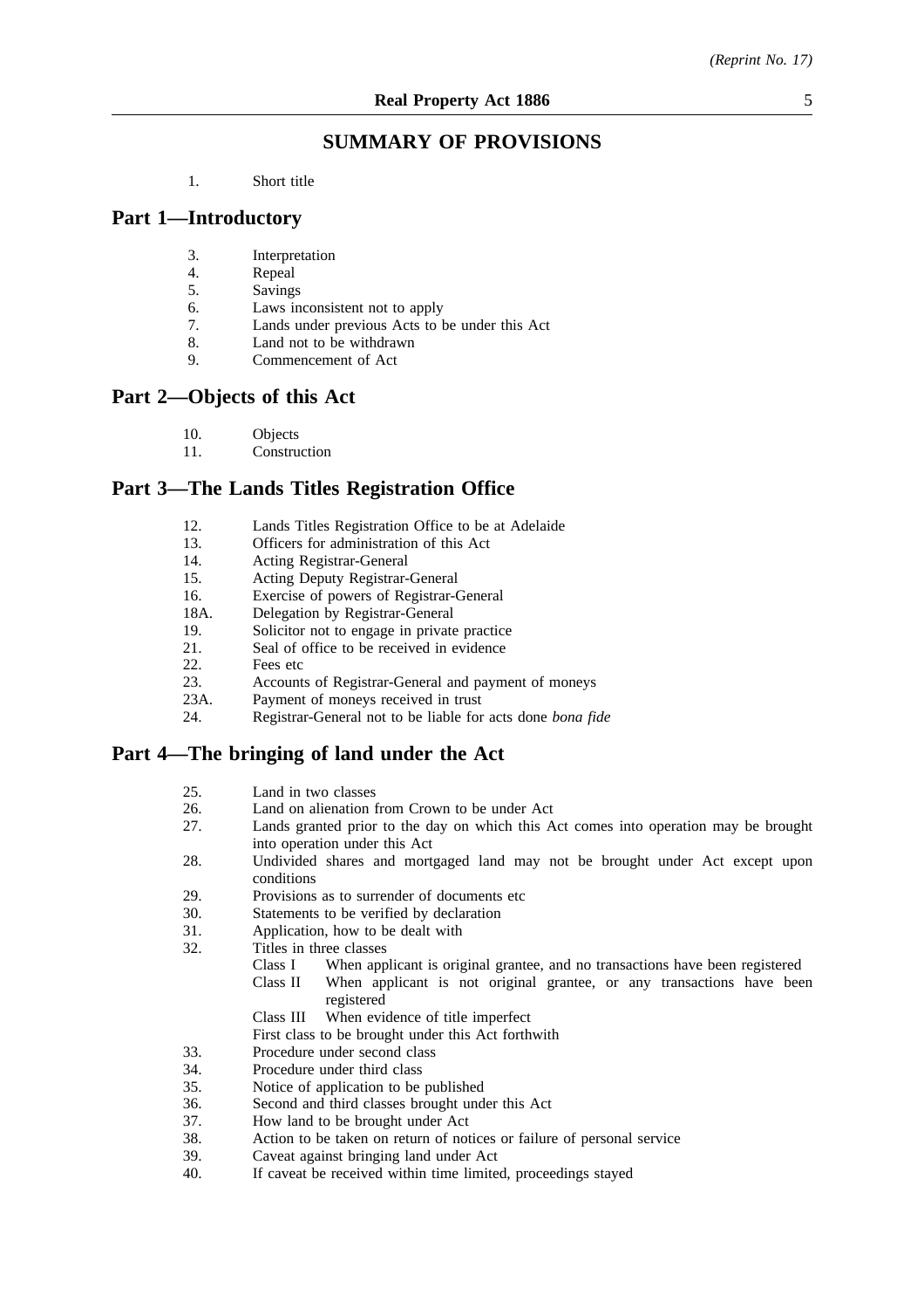# SUMMARY OF PROVISIONS

1. Short title

## Part 1—Introductory

3. Interpretation
4. Repeal
5. Savings
6. Laws inconsistent not to apply
7. Lands under previous Acts to be under this Act
8. Land not to be withdrawn
9. Commencement of Act

## Part 2—Objects of this Act

10. Objects
11. Construction

## Part 3—The Lands Titles Registration Office

12. Lands Titles Registration Office to be at Adelaide
13. Officers for administration of this Act
14. Acting Registrar-General
15. Acting Deputy Registrar-General
16. Exercise of powers of Registrar-General
18A. Delegation by Registrar-General
19. Solicitor not to engage in private practice
21. Seal of office to be received in evidence
22. Fees etc
23. Accounts of Registrar-General and payment of moneys
23A. Payment of moneys received in trust
24. Registrar-General not to be liable for acts done *bona fide*

## Part 4—The bringing of land under the Act

25. Land in two classes
26. Land on alienation from Crown to be under Act
27. Lands granted prior to the day on which this Act comes into operation may be brought into operation under this Act
28. Undivided shares and mortgaged land may not be brought under Act except upon conditions
29. Provisions as to surrender of documents etc
30. Statements to be verified by declaration
31. Application, how to be dealt with
32. Titles in three classes
    - Class I When applicant is original grantee, and no transactions have been registered
    - Class II When applicant is not original grantee, or any transactions have been registered
    - Class III When evidence of title imperfect
    - First class to be brought under this Act forthwith
33. Procedure under second class
34. Procedure under third class
35. Notice of application to be published
36. Second and third classes brought under this Act
37. How land to be brought under Act
38. Action to be taken on return of notices or failure of personal service
39. Caveat against bringing land under Act
40. If caveat be received within time limited, proceedings stayed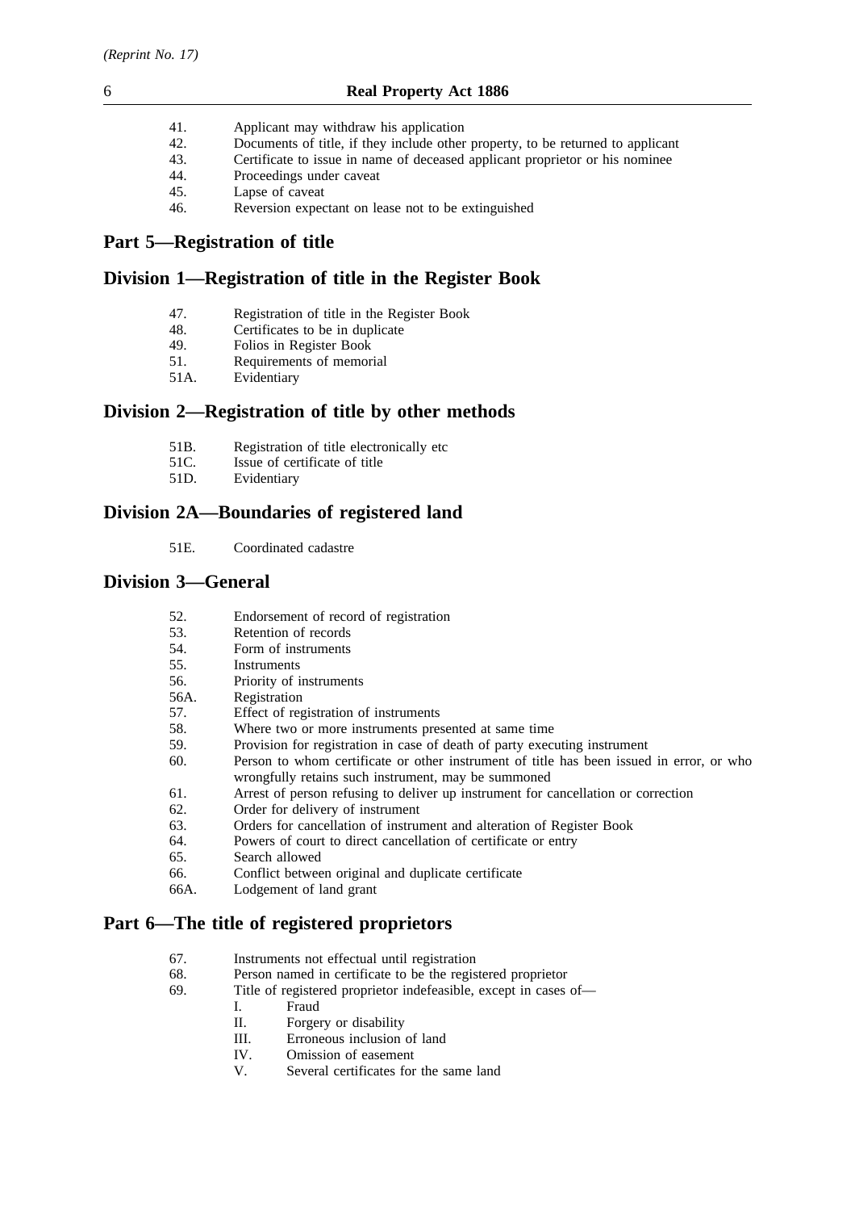41. Applicant may withdraw his application
42. Documents of title, if they include other property, to be returned to applicant
43. Certificate to issue in name of deceased applicant proprietor or his nominee
44. Proceedings under caveat
45. Lapse of caveat
46. Reversion expectant on lease not to be extinguished

## Part 5—Registration of title

## Division 1—Registration of title in the Register Book

47. Registration of title in the Register Book
48. Certificates to be in duplicate
49. Folios in Register Book
51. Requirements of memorial
51A. Evidentiary

## Division 2—Registration of title by other methods

51B. Registration of title electronically etc
51C. Issue of certificate of title
51D. Evidentiary

## Division 2A—Boundaries of registered land

51E. Coordinated cadastre

## Division 3—General

52. Endorsement of record of registration
53. Retention of records
54. Form of instruments
55. Instruments
56. Priority of instruments
56A. Registration
57. Effect of registration of instruments
58. Where two or more instruments presented at same time
59. Provision for registration in case of death of party executing instrument
60. Person to whom certificate or other instrument of title has been issued in error, or who wrongfully retains such instrument, may be summoned
61. Arrest of person refusing to deliver up instrument for cancellation or correction
62. Order for delivery of instrument
63. Orders for cancellation of instrument and alteration of Register Book
64. Powers of court to direct cancellation of certificate or entry
65. Search allowed
66. Conflict between original and duplicate certificate
66A. Lodgement of land grant

## Part 6—The title of registered proprietors

67. Instruments not effectual until registration
68. Person named in certificate to be the registered proprietor
69. Title of registered proprietor indefeasible, except in cases of—
    - I. Fraud
    - II. Forgery or disability
    - III. Erroneous inclusion of land
    - IV. Omission of easement
    - V. Several certificates for the same land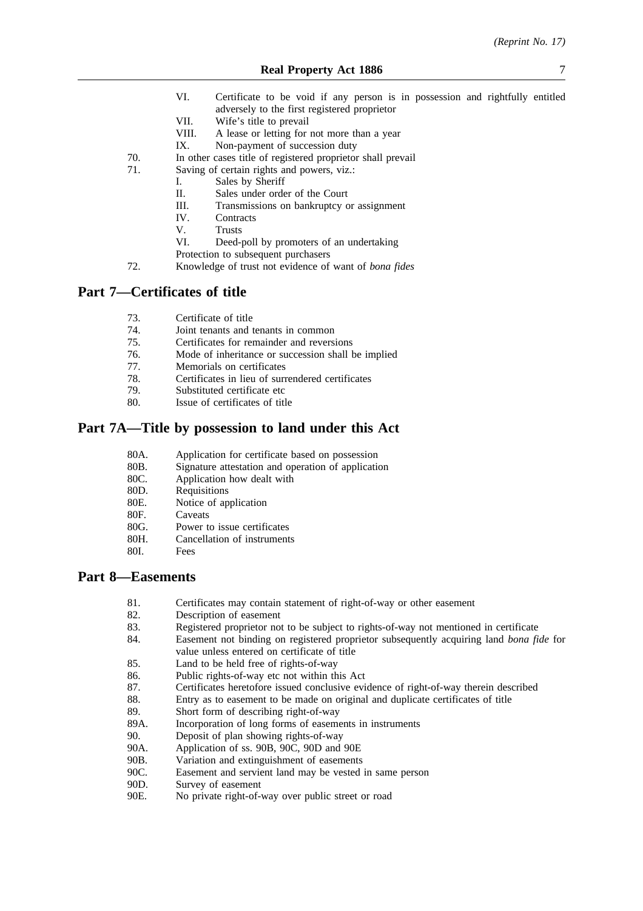VI. Certificate to be void if any person is in possession and rightfully entitled adversely to the first registered proprietor
VII. Wife's title to prevail
VIII. A lease or letting for not more than a year
IX. Non-payment of succession duty

70. In other cases title of registered proprietor shall prevail

71. Saving of certain rights and powers, viz.:
I. Sales by Sheriff
II. Sales under order of the Court
III. Transmissions on bankruptcy or assignment
IV. Contracts
V. Trusts
VI. Deed-poll by promoters of an undertaking
Protection to subsequent purchasers

72. Knowledge of trust not evidence of want of *bona fides*

## Part 7—Certificates of title

73. Certificate of title
74. Joint tenants and tenants in common
75. Certificates for remainder and reversions
76. Mode of inheritance or succession shall be implied
77. Memorials on certificates
78. Certificates in lieu of surrendered certificates
79. Substituted certificate etc
80. Issue of certificates of title

## Part 7A—Title by possession to land under this Act

80A. Application for certificate based on possession
80B. Signature attestation and operation of application
80C. Application how dealt with
80D. Requisitions
80E. Notice of application
80F. Caveats
80G. Power to issue certificates
80H. Cancellation of instruments
80I. Fees

## Part 8—Easements

81. Certificates may contain statement of right-of-way or other easement
82. Description of easement
83. Registered proprietor not to be subject to rights-of-way not mentioned in certificate
84. Easement not binding on registered proprietor subsequently acquiring land *bona fide* for value unless entered on certificate of title
85. Land to be held free of rights-of-way
86. Public rights-of-way etc not within this Act
87. Certificates heretofore issued conclusive evidence of right-of-way therein described
88. Entry as to easement to be made on original and duplicate certificates of title
89. Short form of describing right-of-way
89A. Incorporation of long forms of easements in instruments
90. Deposit of plan showing rights-of-way
90A. Application of ss. 90B, 90C, 90D and 90E
90B. Variation and extinguishment of easements
90C. Easement and servient land may be vested in same person
90D. Survey of easement
90E. No private right-of-way over public street or road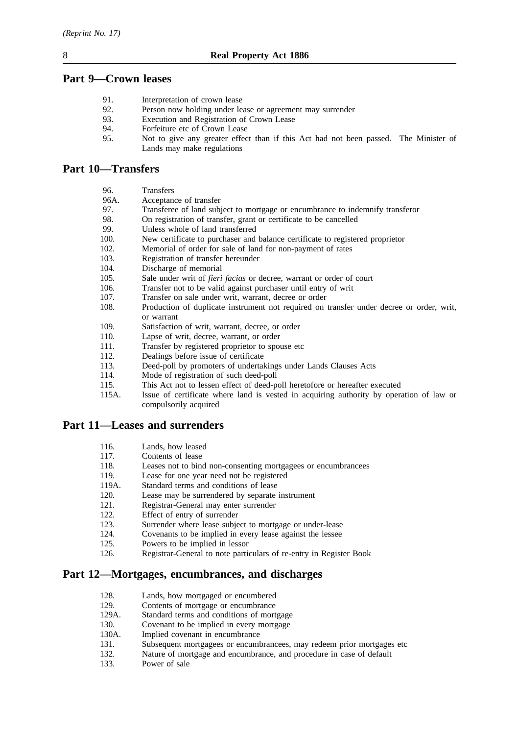## Part 9—Crown leases

91. Interpretation of crown lease
92. Person now holding under lease or agreement may surrender
93. Execution and Registration of Crown Lease
94. Forfeiture etc of Crown Lease
95. Not to give any greater effect than if this Act had not been passed. The Minister of Lands may make regulations

## Part 10—Transfers

96. Transfers
96A. Acceptance of transfer
97. Transferee of land subject to mortgage or encumbrance to indemnify transferor
98. On registration of transfer, grant or certificate to be cancelled
99. Unless whole of land transferred
100. New certificate to purchaser and balance certificate to registered proprietor
102. Memorial of order for sale of land for non-payment of rates
103. Registration of transfer hereunder
104. Discharge of memorial
105. Sale under writ of *fieri facias* or decree, warrant or order of court
106. Transfer not to be valid against purchaser until entry of writ
107. Transfer on sale under writ, warrant, decree or order
108. Production of duplicate instrument not required on transfer under decree or order, writ, or warrant
109. Satisfaction of writ, warrant, decree, or order
110. Lapse of writ, decree, warrant, or order
111. Transfer by registered proprietor to spouse etc
112. Dealings before issue of certificate
113. Deed-poll by promoters of undertakings under Lands Clauses Acts
114. Mode of registration of such deed-poll
115. This Act not to lessen effect of deed-poll heretofore or hereafter executed
115A. Issue of certificate where land is vested in acquiring authority by operation of law or compulsorily acquired

## Part 11—Leases and surrenders

116. Lands, how leased
117. Contents of lease
118. Leases not to bind non-consenting mortgagees or encumbrancees
119. Lease for one year need not be registered
119A. Standard terms and conditions of lease
120. Lease may be surrendered by separate instrument
121. Registrar-General may enter surrender
122. Effect of entry of surrender
123. Surrender where lease subject to mortgage or under-lease
124. Covenants to be implied in every lease against the lessee
125. Powers to be implied in lessor
126. Registrar-General to note particulars of re-entry in Register Book

## Part 12—Mortgages, encumbrances, and discharges

128. Lands, how mortgaged or encumbered
129. Contents of mortgage or encumbrance
129A. Standard terms and conditions of mortgage
130. Covenant to be implied in every mortgage
130A. Implied covenant in encumbrance
131. Subsequent mortgagees or encumbrancees, may redeem prior mortgages etc
132. Nature of mortgage and encumbrance, and procedure in case of default
133. Power of sale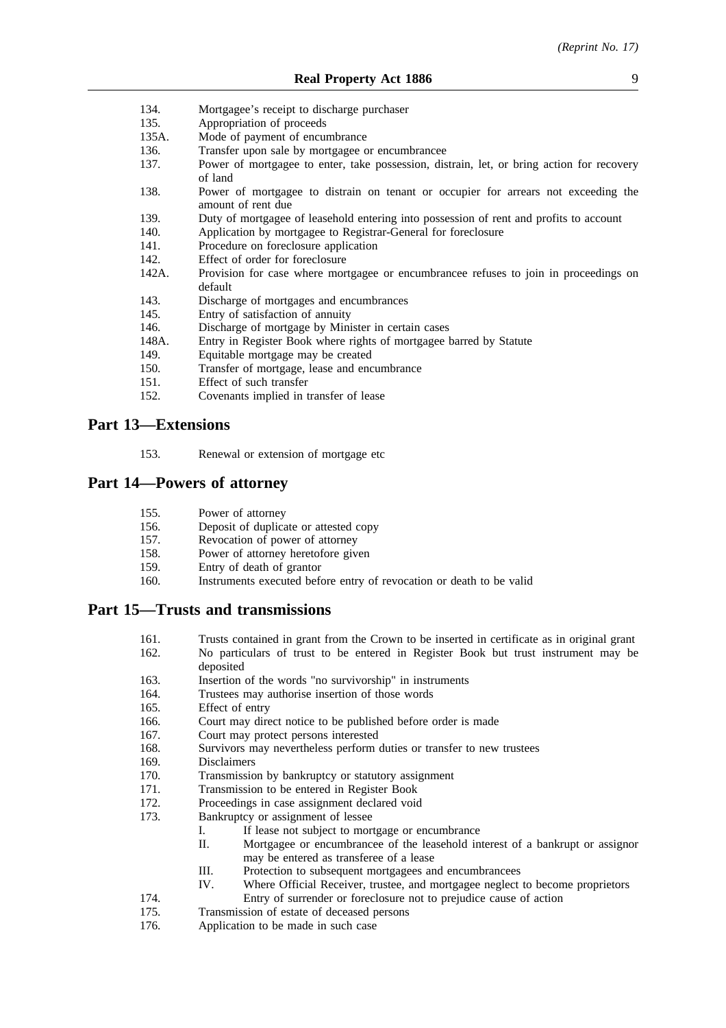134. Mortgagee's receipt to discharge purchaser
135. Appropriation of proceeds
135A. Mode of payment of encumbrance
136. Transfer upon sale by mortgagee or encumbrancee
137. Power of mortgagee to enter, take possession, distrain, let, or bring action for recovery of land
138. Power of mortgagee to distrain on tenant or occupier for arrears not exceeding the amount of rent due
139. Duty of mortgagee of leasehold entering into possession of rent and profits to account
140. Application by mortgagee to Registrar-General for foreclosure
141. Procedure on foreclosure application
142. Effect of order for foreclosure
142A. Provision for case where mortgagee or encumbrancee refuses to join in proceedings on default
143. Discharge of mortgages and encumbrances
145. Entry of satisfaction of annuity
146. Discharge of mortgage by Minister in certain cases
148A. Entry in Register Book where rights of mortgagee barred by Statute
149. Equitable mortgage may be created
150. Transfer of mortgage, lease and encumbrance
151. Effect of such transfer
152. Covenants implied in transfer of lease

## Part 13—Extensions

153. Renewal or extension of mortgage etc

## Part 14—Powers of attorney

155. Power of attorney
156. Deposit of duplicate or attested copy
157. Revocation of power of attorney
158. Power of attorney heretofore given
159. Entry of death of grantor
160. Instruments executed before entry of revocation or death to be valid

## Part 15—Trusts and transmissions

161. Trusts contained in grant from the Crown to be inserted in certificate as in original grant
162. No particulars of trust to be entered in Register Book but trust instrument may be deposited
163. Insertion of the words "no survivorship" in instruments
164. Trustees may authorise insertion of those words
165. Effect of entry
166. Court may direct notice to be published before order is made
167. Court may protect persons interested
168. Survivors may nevertheless perform duties or transfer to new trustees
169. Disclaimers
170. Transmission by bankruptcy or statutory assignment
171. Transmission to be entered in Register Book
172. Proceedings in case assignment declared void
173. Bankruptcy or assignment of lessee
    - I. If lease not subject to mortgage or encumbrance
    - II. Mortgagee or encumbrancee of the leasehold interest of a bankrupt or assignor may be entered as transferee of a lease
    - III. Protection to subsequent mortgagees and encumbrancees
    - IV. Where Official Receiver, trustee, and mortgagee neglect to become proprietors
174. Entry of surrender or foreclosure not to prejudice cause of action
175. Transmission of estate of deceased persons
176. Application to be made in such case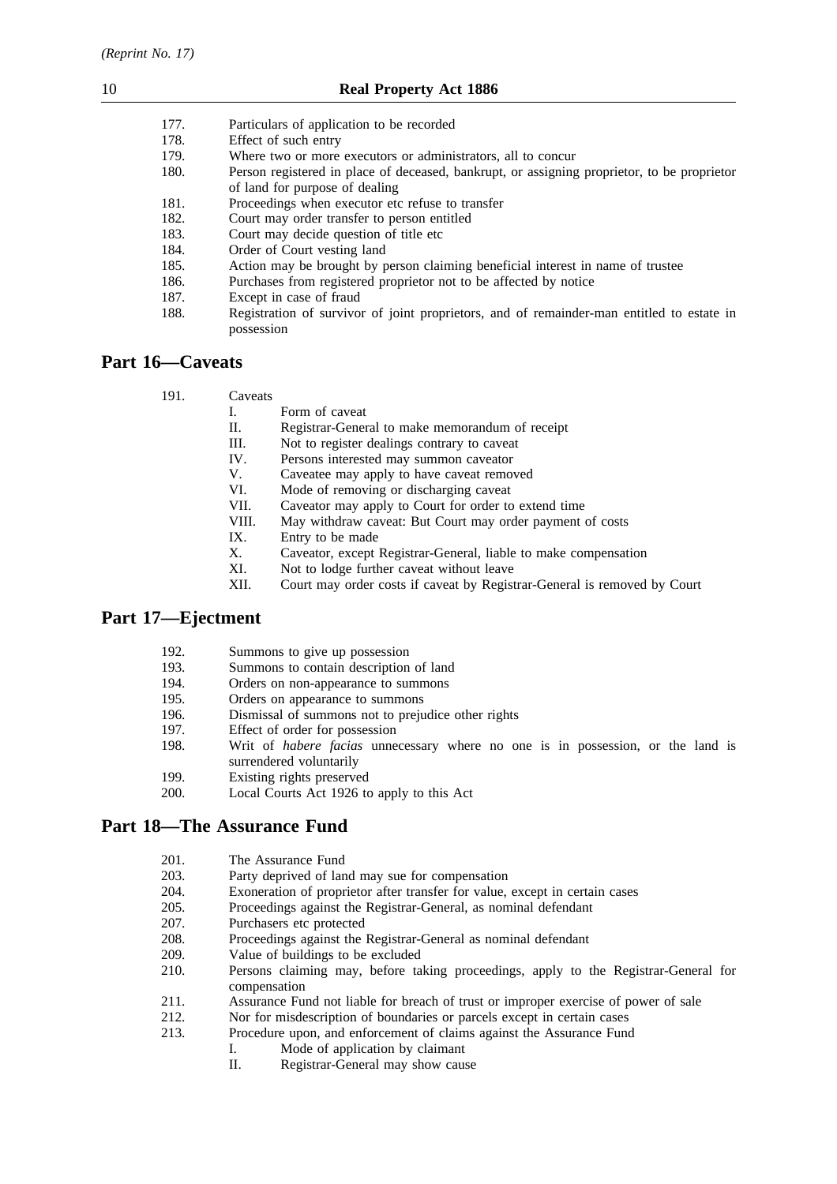177. Particulars of application to be recorded
178. Effect of such entry
179. Where two or more executors or administrators, all to concur
180. Person registered in place of deceased, bankrupt, or assigning proprietor, to be proprietor of land for purpose of dealing
181. Proceedings when executor etc refuse to transfer
182. Court may order transfer to person entitled
183. Court may decide question of title etc
184. Order of Court vesting land
185. Action may be brought by person claiming beneficial interest in name of trustee
186. Purchases from registered proprietor not to be affected by notice
187. Except in case of fraud
188. Registration of survivor of joint proprietors, and of remainder-man entitled to estate in possession

## Part 16—Caveats

191. Caveats
 - I. Form of caveat
 - II. Registrar-General to make memorandum of receipt
 - III. Not to register dealings contrary to caveat
 - IV. Persons interested may summon caveator
 - V. Caveatee may apply to have caveat removed
 - VI. Mode of removing or discharging caveat
 - VII. Caveator may apply to Court for order to extend time
 - VIII. May withdraw caveat: But Court may order payment of costs
 - IX. Entry to be made
 - X. Caveator, except Registrar-General, liable to make compensation
 - XI. Not to lodge further caveat without leave
 - XII. Court may order costs if caveat by Registrar-General is removed by Court

## Part 17—Ejectment

192. Summons to give up possession
193. Summons to contain description of land
194. Orders on non-appearance to summons
195. Orders on appearance to summons
196. Dismissal of summons not to prejudice other rights
197. Effect of order for possession
198. Writ of *habere facias* unnecessary where no one is in possession, or the land is surrendered voluntarily
199. Existing rights preserved
200. Local Courts Act 1926 to apply to this Act

## Part 18—The Assurance Fund

201. The Assurance Fund
203. Party deprived of land may sue for compensation
204. Exoneration of proprietor after transfer for value, except in certain cases
205. Proceedings against the Registrar-General, as nominal defendant
207. Purchasers etc protected
208. Proceedings against the Registrar-General as nominal defendant
209. Value of buildings to be excluded
210. Persons claiming may, before taking proceedings, apply to the Registrar-General for compensation
211. Assurance Fund not liable for breach of trust or improper exercise of power of sale
212. Nor for misdescription of boundaries or parcels except in certain cases
213. Procedure upon, and enforcement of claims against the Assurance Fund
 - I. Mode of application by claimant
 - II. Registrar-General may show cause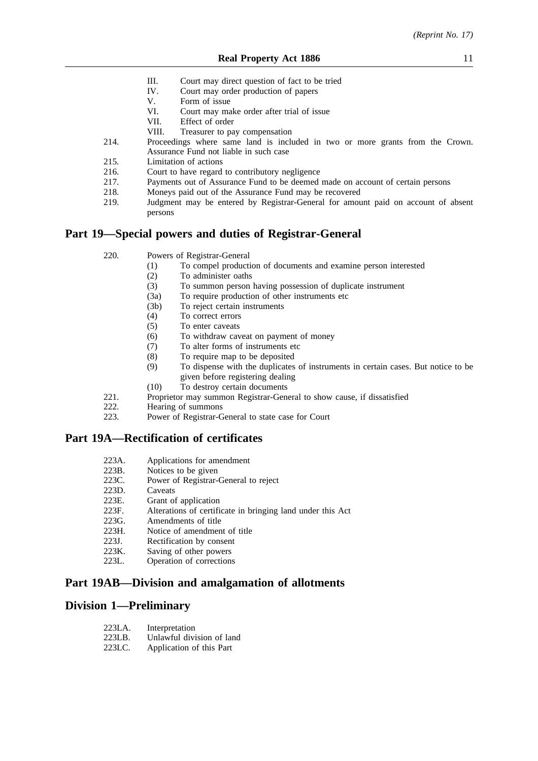III. Court may direct question of fact to be tried
IV. Court may order production of papers
V. Form of issue
VI. Court may make order after trial of issue
VII. Effect of order
VIII. Treasurer to pay compensation

214. Proceedings where same land is included in two or more grants from the Crown. Assurance Fund not liable in such case
215. Limitation of actions
216. Court to have regard to contributory negligence
217. Payments out of Assurance Fund to be deemed made on account of certain persons
218. Moneys paid out of the Assurance Fund may be recovered
219. Judgment may be entered by Registrar-General for amount paid on account of absent persons

## Part 19—Special powers and duties of Registrar-General

220. Powers of Registrar-General
    (1) To compel production of documents and examine person interested
    (2) To administer oaths
    (3) To summon person having possession of duplicate instrument
    (3a) To require production of other instruments etc
    (3b) To reject certain instruments
    (4) To correct errors
    (5) To enter caveats
    (6) To withdraw caveat on payment of money
    (7) To alter forms of instruments etc
    (8) To require map to be deposited
    (9) To dispense with the duplicates of instruments in certain cases. But notice to be given before registering dealing
    (10) To destroy certain documents
221. Proprietor may summon Registrar-General to show cause, if dissatisfied
222. Hearing of summons
223. Power of Registrar-General to state case for Court

## Part 19A—Rectification of certificates

223A. Applications for amendment
223B. Notices to be given
223C. Power of Registrar-General to reject
223D. Caveats
223E. Grant of application
223F. Alterations of certificate in bringing land under this Act
223G. Amendments of title
223H. Notice of amendment of title
223J. Rectification by consent
223K. Saving of other powers
223L. Operation of corrections

## Part 19AB—Division and amalgamation of allotments

## Division 1—Preliminary

223LA. Interpretation
223LB. Unlawful division of land
223LC. Application of this Part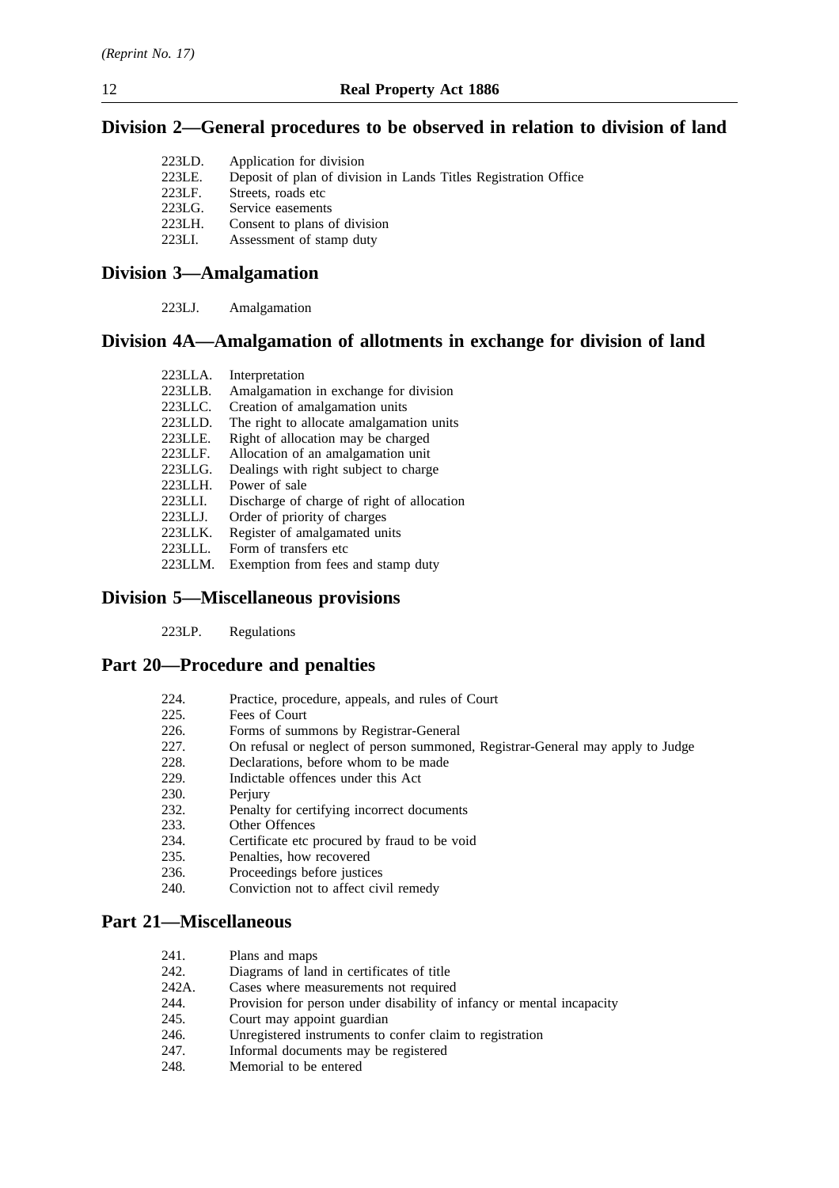## Division 2—General procedures to be observed in relation to division of land

223LD. Application for division
223LE. Deposit of plan of division in Lands Titles Registration Office
223LF. Streets, roads etc
223LG. Service easements
223LH. Consent to plans of division
223LI. Assessment of stamp duty

## Division 3—Amalgamation

223LJ. Amalgamation

## Division 4A—Amalgamation of allotments in exchange for division of land

223LLA. Interpretation
223LLB. Amalgamation in exchange for division
223LLC. Creation of amalgamation units
223LLD. The right to allocate amalgamation units
223LLE. Right of allocation may be charged
223LLF. Allocation of an amalgamation unit
223LLG. Dealings with right subject to charge
223LLH. Power of sale
223LLI. Discharge of charge of right of allocation
223LLJ. Order of priority of charges
223LLK. Register of amalgamated units
223LLL. Form of transfers etc
223LLM. Exemption from fees and stamp duty

## Division 5—Miscellaneous provisions

223LP. Regulations

## Part 20—Procedure and penalties

224. Practice, procedure, appeals, and rules of Court
225. Fees of Court
226. Forms of summons by Registrar-General
227. On refusal or neglect of person summoned, Registrar-General may apply to Judge
228. Declarations, before whom to be made
229. Indictable offences under this Act
230. Perjury
232. Penalty for certifying incorrect documents
233. Other Offences
234. Certificate etc procured by fraud to be void
235. Penalties, how recovered
236. Proceedings before justices
240. Conviction not to affect civil remedy

## Part 21—Miscellaneous

241. Plans and maps
242. Diagrams of land in certificates of title
242A. Cases where measurements not required
244. Provision for person under disability of infancy or mental incapacity
245. Court may appoint guardian
246. Unregistered instruments to confer claim to registration
247. Informal documents may be registered
248. Memorial to be entered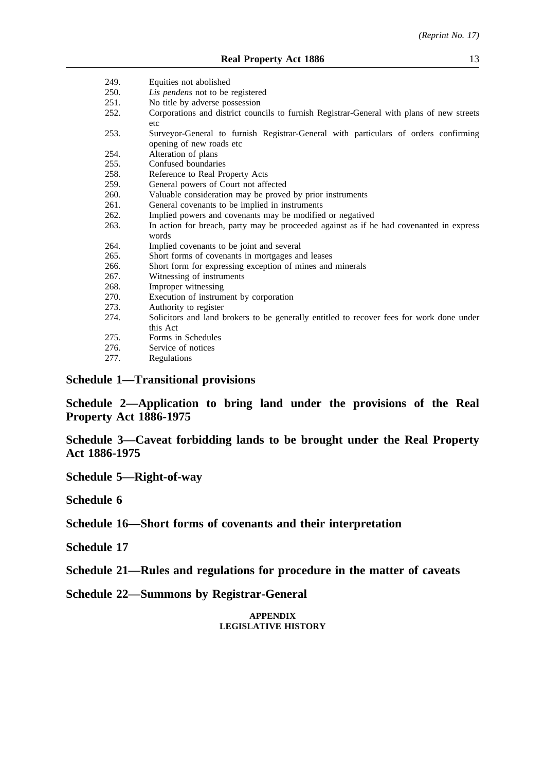249. Equities not abolished
250. *Lis pendens* not to be registered
251. No title by adverse possession
252. Corporations and district councils to furnish Registrar-General with plans of new streets etc
253. Surveyor-General to furnish Registrar-General with particulars of orders confirming opening of new roads etc
254. Alteration of plans
255. Confused boundaries
258. Reference to Real Property Acts
259. General powers of Court not affected
260. Valuable consideration may be proved by prior instruments
261. General covenants to be implied in instruments
262. Implied powers and covenants may be modified or negatived
263. In action for breach, party may be proceeded against as if he had covenanted in express words
264. Implied covenants to be joint and several
265. Short forms of covenants in mortgages and leases
266. Short form for expressing exception of mines and minerals
267. Witnessing of instruments
268. Improper witnessing
270. Execution of instrument by corporation
273. Authority to register
274. Solicitors and land brokers to be generally entitled to recover fees for work done under this Act
275. Forms in Schedules
276. Service of notices
277. Regulations

## Schedule 1—Transitional provisions

## Schedule 2—Application to bring land under the provisions of the Real Property Act 1886-1975

## Schedule 3—Caveat forbidding lands to be brought under the Real Property Act 1886-1975

## Schedule 5—Right-of-way

## Schedule 6

## Schedule 16—Short forms of covenants and their interpretation

## Schedule 17

## Schedule 21—Rules and regulations for procedure in the matter of caveats

## Schedule 22—Summons by Registrar-General

**APPENDIX**
**LEGISLATIVE HISTORY**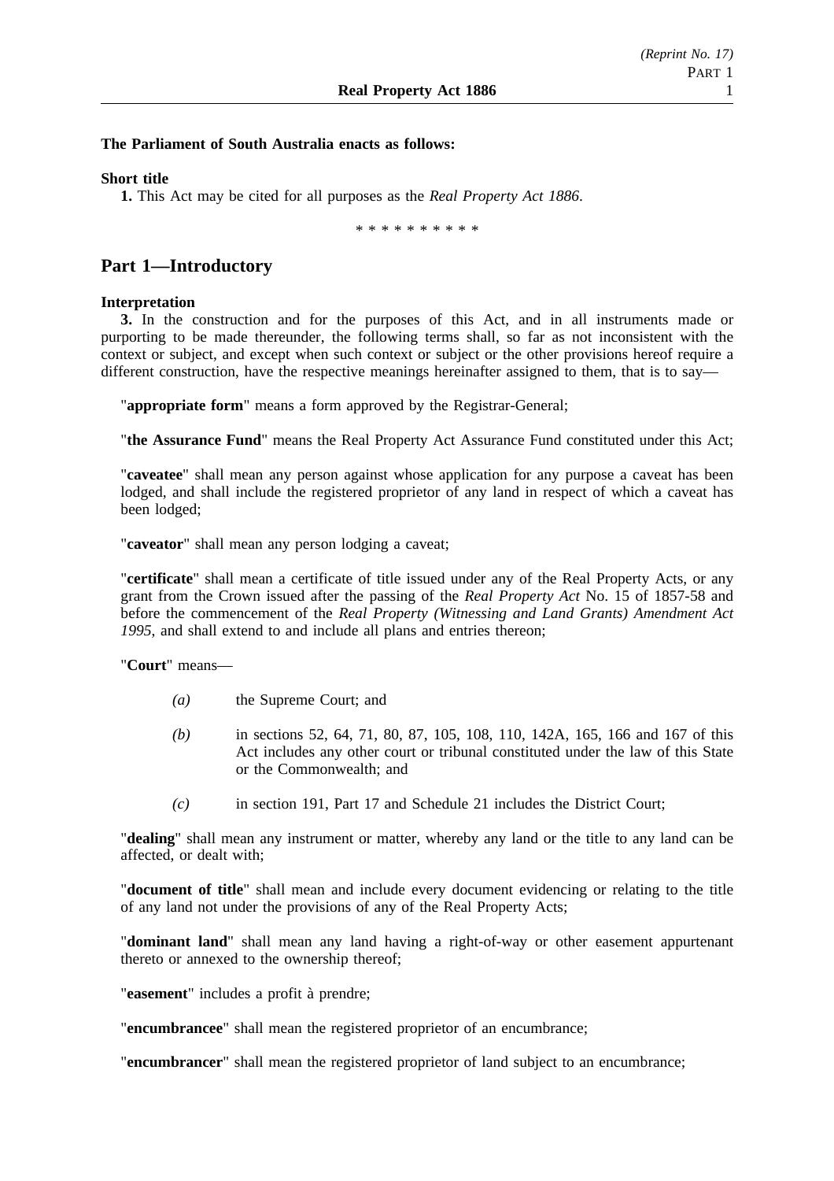**The Parliament of South Australia enacts as follows:**

**Short title**

**1.** This Act may be cited for all purposes as the *Real Property Act 1886*.

\* \* \* \* \* \* \* \* \* \*

## Part 1—Introductory

**Interpretation**

**3.** In the construction and for the purposes of this Act, and in all instruments made or purporting to be made thereunder, the following terms shall, so far as not inconsistent with the context or subject, and except when such context or subject or the other provisions hereof require a different construction, have the respective meanings hereinafter assigned to them, that is to say—

"**appropriate form**" means a form approved by the Registrar-General;

"**the Assurance Fund**" means the Real Property Act Assurance Fund constituted under this Act;

"**caveatee**" shall mean any person against whose application for any purpose a caveat has been lodged, and shall include the registered proprietor of any land in respect of which a caveat has been lodged;

"**caveator**" shall mean any person lodging a caveat;

"**certificate**" shall mean a certificate of title issued under any of the Real Property Acts, or any grant from the Crown issued after the passing of the *Real Property Act* No. 15 of 1857-58 and before the commencement of the *Real Property (Witnessing and Land Grants) Amendment Act 1995*, and shall extend to and include all plans and entries thereon;

"**Court**" means—

*(a)* the Supreme Court; and

*(b)* in sections 52, 64, 71, 80, 87, 105, 108, 110, 142A, 165, 166 and 167 of this Act includes any other court or tribunal constituted under the law of this State or the Commonwealth; and

*(c)* in section 191, Part 17 and Schedule 21 includes the District Court;

"**dealing**" shall mean any instrument or matter, whereby any land or the title to any land can be affected, or dealt with;

"**document of title**" shall mean and include every document evidencing or relating to the title of any land not under the provisions of any of the Real Property Acts;

"**dominant land**" shall mean any land having a right-of-way or other easement appurtenant thereto or annexed to the ownership thereof;

"**easement**" includes a profit à prendre;

"**encumbrancee**" shall mean the registered proprietor of an encumbrance;

"**encumbrancer**" shall mean the registered proprietor of land subject to an encumbrance;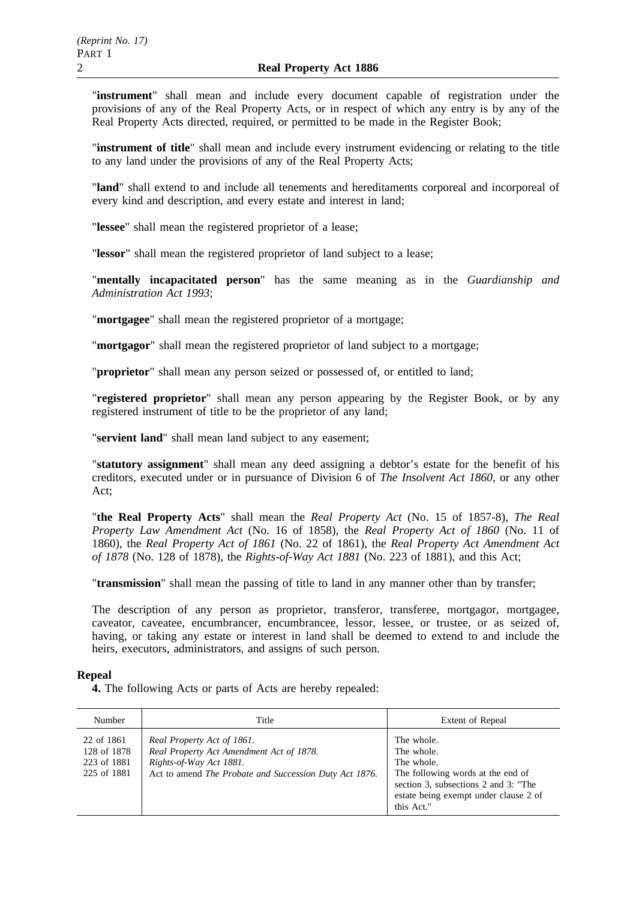"**instrument**" shall mean and include every document capable of registration under the provisions of any of the Real Property Acts, or in respect of which any entry is by any of the Real Property Acts directed, required, or permitted to be made in the Register Book;

"**instrument of title**" shall mean and include every instrument evidencing or relating to the title to any land under the provisions of any of the Real Property Acts;

"**land**" shall extend to and include all tenements and hereditaments corporeal and incorporeal of every kind and description, and every estate and interest in land;

"**lessee**" shall mean the registered proprietor of a lease;

"**lessor**" shall mean the registered proprietor of land subject to a lease;

"**mentally incapacitated person**" has the same meaning as in the *Guardianship and Administration Act 1993*;

"**mortgagee**" shall mean the registered proprietor of a mortgage;

"**mortgagor**" shall mean the registered proprietor of land subject to a mortgage;

"**proprietor**" shall mean any person seized or possessed of, or entitled to land;

"**registered proprietor**" shall mean any person appearing by the Register Book, or by any registered instrument of title to be the proprietor of any land;

"**servient land**" shall mean land subject to any easement;

"**statutory assignment**" shall mean any deed assigning a debtor's estate for the benefit of his creditors, executed under or in pursuance of Division 6 of *The Insolvent Act 1860*, or any other Act;

"**the Real Property Acts**" shall mean the *Real Property Act* (No. 15 of 1857-8), *The Real Property Law Amendment Act* (No. 16 of 1858), the *Real Property Act of 1860* (No. 11 of 1860), the *Real Property Act of 1861* (No. 22 of 1861), the *Real Property Act Amendment Act of 1878* (No. 128 of 1878), the *Rights-of-Way Act 1881* (No. 223 of 1881), and this Act;

"**transmission**" shall mean the passing of title to land in any manner other than by transfer;

The description of any person as proprietor, transferor, transferee, mortgagor, mortgagee, caveator, caveatee, encumbrancer, encumbrancee, lessor, lessee, or trustee, or as seized of, having, or taking any estate or interest in land shall be deemed to extend to and include the heirs, executors, administrators, and assigns of such person.

**Repeal**

**4.** The following Acts or parts of Acts are hereby repealed:

| Number | Title | Extent of Repeal |
|---|---|---|
| 22 of 1861 | *Real Property Act of 1861.* | The whole. |
| 128 of 1878 | *Real Property Act Amendment Act of 1878.* | The whole. |
| 223 of 1881 | *Rights-of-Way Act 1881.* | The whole. |
| 225 of 1881 | Act to amend *The Probate and Succession Duty Act 1876.* | The following words at the end of section 3, subsections 2 and 3: "The estate being exempt under clause 2 of this Act." |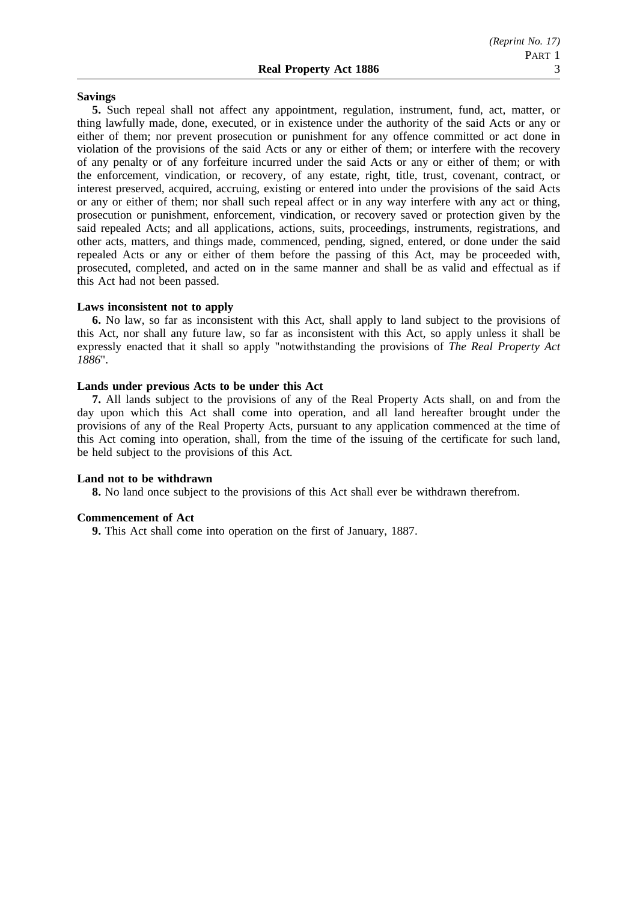**Savings**

**5.** Such repeal shall not affect any appointment, regulation, instrument, fund, act, matter, or thing lawfully made, done, executed, or in existence under the authority of the said Acts or any or either of them; nor prevent prosecution or punishment for any offence committed or act done in violation of the provisions of the said Acts or any or either of them; or interfere with the recovery of any penalty or of any forfeiture incurred under the said Acts or any or either of them; or with the enforcement, vindication, or recovery, of any estate, right, title, trust, covenant, contract, or interest preserved, acquired, accruing, existing or entered into under the provisions of the said Acts or any or either of them; nor shall such repeal affect or in any way interfere with any act or thing, prosecution or punishment, enforcement, vindication, or recovery saved or protection given by the said repealed Acts; and all applications, actions, suits, proceedings, instruments, registrations, and other acts, matters, and things made, commenced, pending, signed, entered, or done under the said repealed Acts or any or either of them before the passing of this Act, may be proceeded with, prosecuted, completed, and acted on in the same manner and shall be as valid and effectual as if this Act had not been passed.

**Laws inconsistent not to apply**

**6.** No law, so far as inconsistent with this Act, shall apply to land subject to the provisions of this Act, nor shall any future law, so far as inconsistent with this Act, so apply unless it shall be expressly enacted that it shall so apply "notwithstanding the provisions of *The Real Property Act 1886*".

**Lands under previous Acts to be under this Act**

**7.** All lands subject to the provisions of any of the Real Property Acts shall, on and from the day upon which this Act shall come into operation, and all land hereafter brought under the provisions of any of the Real Property Acts, pursuant to any application commenced at the time of this Act coming into operation, shall, from the time of the issuing of the certificate for such land, be held subject to the provisions of this Act.

**Land not to be withdrawn**

**8.** No land once subject to the provisions of this Act shall ever be withdrawn therefrom.

**Commencement of Act**

**9.** This Act shall come into operation on the first of January, 1887.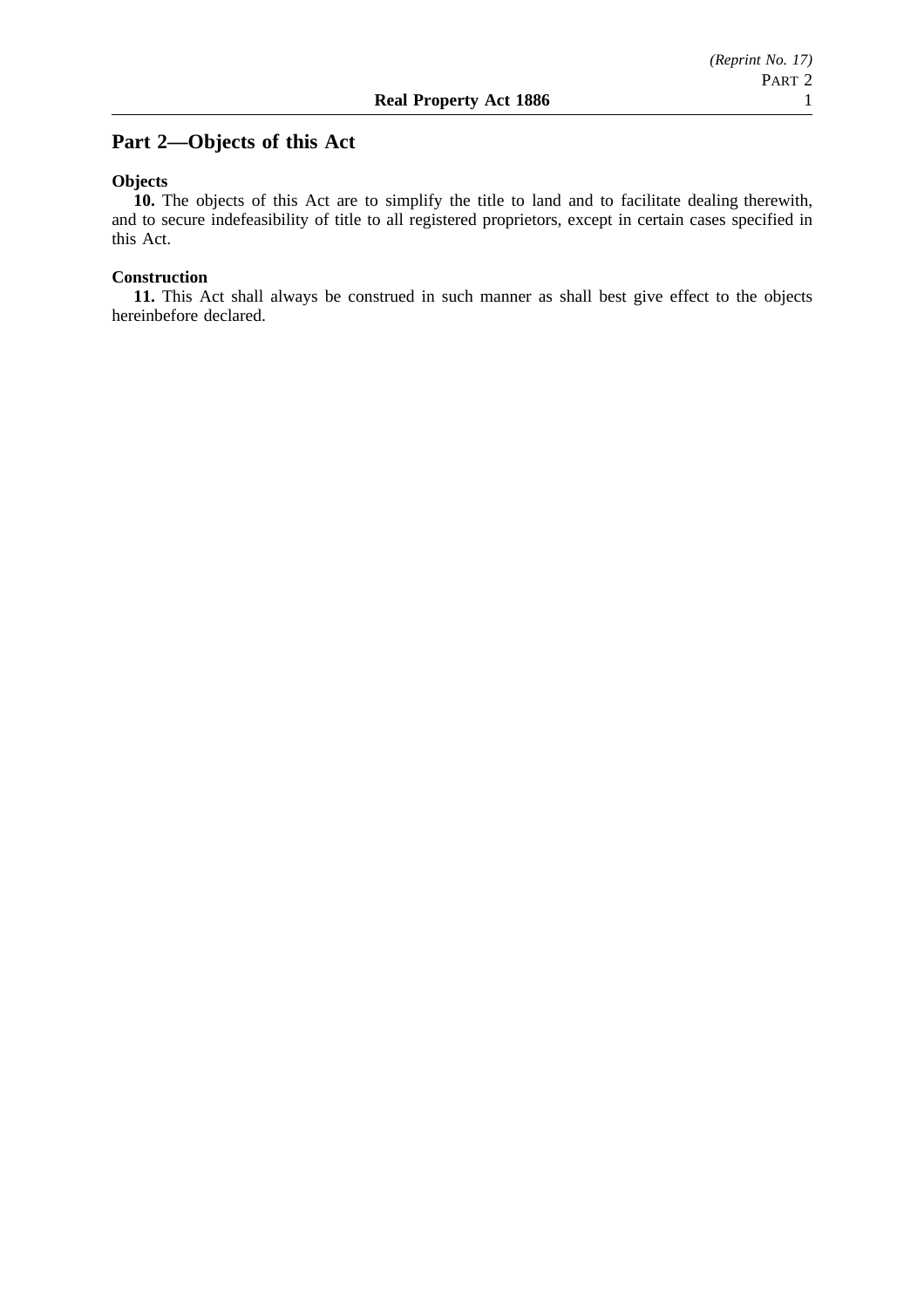# Part 2—Objects of this Act

**Objects**

**10.** The objects of this Act are to simplify the title to land and to facilitate dealing therewith, and to secure indefeasibility of title to all registered proprietors, except in certain cases specified in this Act.

**Construction**

**11.** This Act shall always be construed in such manner as shall best give effect to the objects hereinbefore declared.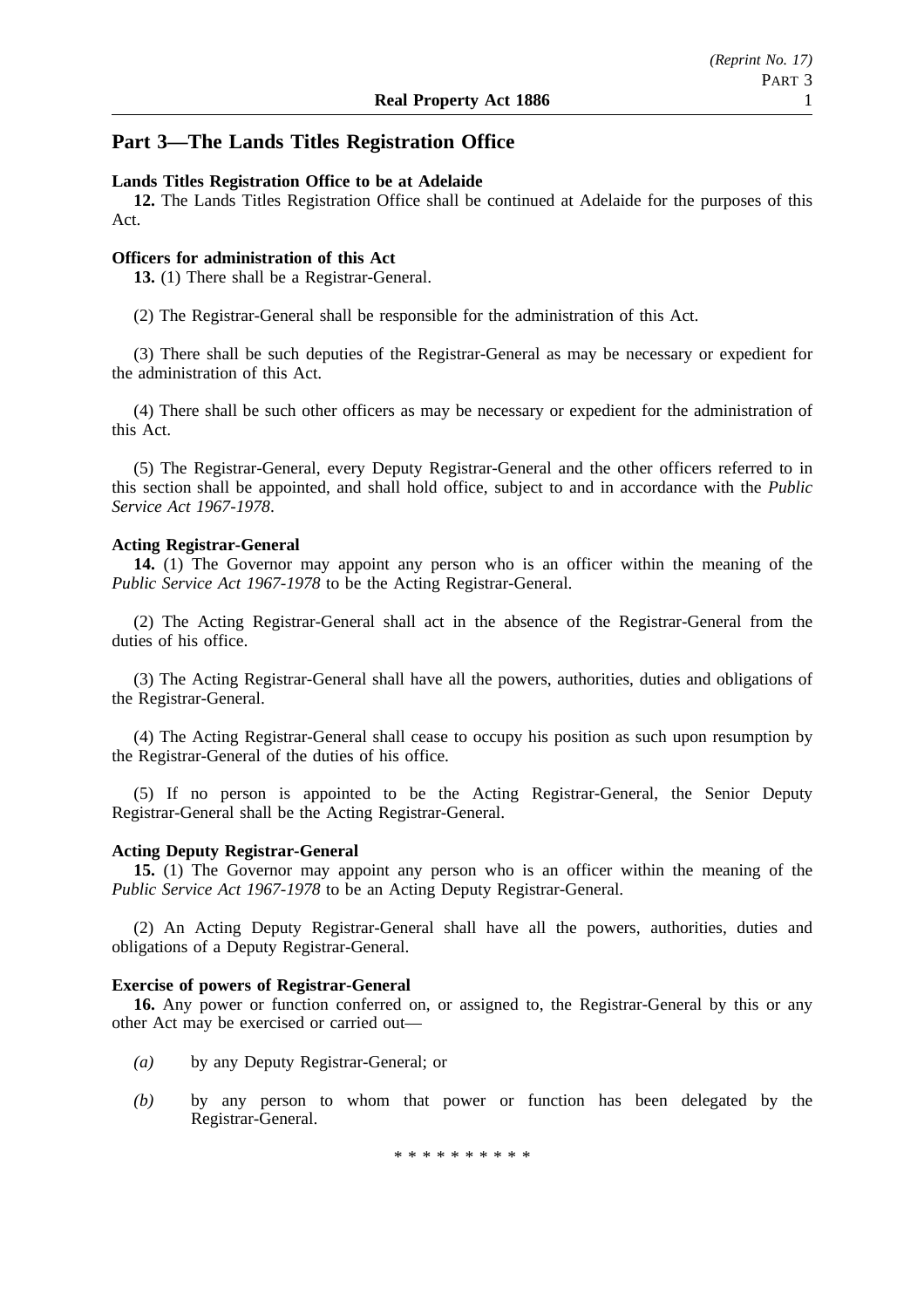## Part 3—The Lands Titles Registration Office

**Lands Titles Registration Office to be at Adelaide**

**12.** The Lands Titles Registration Office shall be continued at Adelaide for the purposes of this Act.

**Officers for administration of this Act**

**13.** (1) There shall be a Registrar-General.

(2) The Registrar-General shall be responsible for the administration of this Act.

(3) There shall be such deputies of the Registrar-General as may be necessary or expedient for the administration of this Act.

(4) There shall be such other officers as may be necessary or expedient for the administration of this Act.

(5) The Registrar-General, every Deputy Registrar-General and the other officers referred to in this section shall be appointed, and shall hold office, subject to and in accordance with the *Public Service Act 1967-1978*.

**Acting Registrar-General**

**14.** (1) The Governor may appoint any person who is an officer within the meaning of the *Public Service Act 1967-1978* to be the Acting Registrar-General.

(2) The Acting Registrar-General shall act in the absence of the Registrar-General from the duties of his office.

(3) The Acting Registrar-General shall have all the powers, authorities, duties and obligations of the Registrar-General.

(4) The Acting Registrar-General shall cease to occupy his position as such upon resumption by the Registrar-General of the duties of his office.

(5) If no person is appointed to be the Acting Registrar-General, the Senior Deputy Registrar-General shall be the Acting Registrar-General.

**Acting Deputy Registrar-General**

**15.** (1) The Governor may appoint any person who is an officer within the meaning of the *Public Service Act 1967-1978* to be an Acting Deputy Registrar-General.

(2) An Acting Deputy Registrar-General shall have all the powers, authorities, duties and obligations of a Deputy Registrar-General.

**Exercise of powers of Registrar-General**

**16.** Any power or function conferred on, or assigned to, the Registrar-General by this or any other Act may be exercised or carried out—

*(a)* by any Deputy Registrar-General; or

*(b)* by any person to whom that power or function has been delegated by the Registrar-General.

* * * * * * * * * *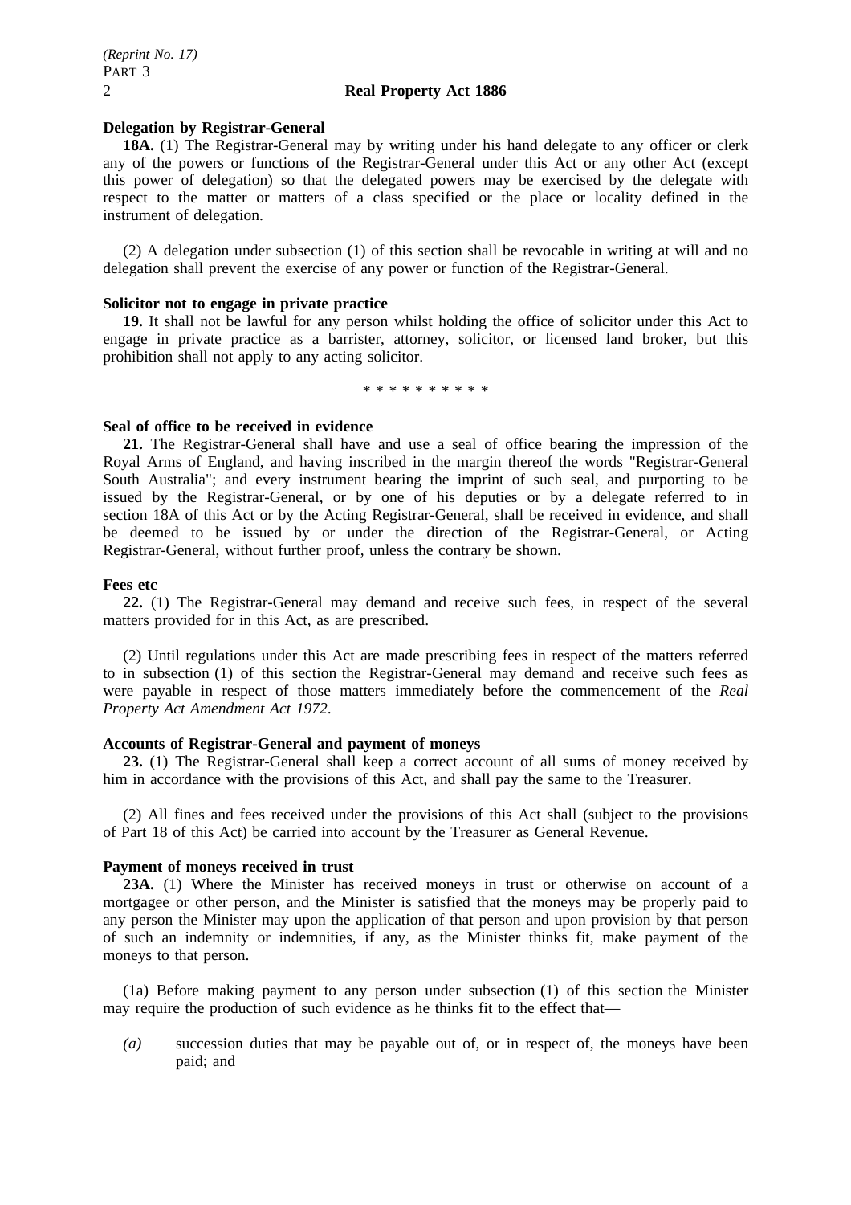**Delegation by Registrar-General**

**18A.** (1) The Registrar-General may by writing under his hand delegate to any officer or clerk any of the powers or functions of the Registrar-General under this Act or any other Act (except this power of delegation) so that the delegated powers may be exercised by the delegate with respect to the matter or matters of a class specified or the place or locality defined in the instrument of delegation.

(2) A delegation under subsection (1) of this section shall be revocable in writing at will and no delegation shall prevent the exercise of any power or function of the Registrar-General.

**Solicitor not to engage in private practice**

**19.** It shall not be lawful for any person whilst holding the office of solicitor under this Act to engage in private practice as a barrister, attorney, solicitor, or licensed land broker, but this prohibition shall not apply to any acting solicitor.

\* \* \* \* \* \* \* \* \* \*

**Seal of office to be received in evidence**

**21.** The Registrar-General shall have and use a seal of office bearing the impression of the Royal Arms of England, and having inscribed in the margin thereof the words "Registrar-General South Australia"; and every instrument bearing the imprint of such seal, and purporting to be issued by the Registrar-General, or by one of his deputies or by a delegate referred to in section 18A of this Act or by the Acting Registrar-General, shall be received in evidence, and shall be deemed to be issued by or under the direction of the Registrar-General, or Acting Registrar-General, without further proof, unless the contrary be shown.

**Fees etc**

**22.** (1) The Registrar-General may demand and receive such fees, in respect of the several matters provided for in this Act, as are prescribed.

(2) Until regulations under this Act are made prescribing fees in respect of the matters referred to in subsection (1) of this section the Registrar-General may demand and receive such fees as were payable in respect of those matters immediately before the commencement of the *Real Property Act Amendment Act 1972*.

**Accounts of Registrar-General and payment of moneys**

**23.** (1) The Registrar-General shall keep a correct account of all sums of money received by him in accordance with the provisions of this Act, and shall pay the same to the Treasurer.

(2) All fines and fees received under the provisions of this Act shall (subject to the provisions of Part 18 of this Act) be carried into account by the Treasurer as General Revenue.

**Payment of moneys received in trust**

**23A.** (1) Where the Minister has received moneys in trust or otherwise on account of a mortgagee or other person, and the Minister is satisfied that the moneys may be properly paid to any person the Minister may upon the application of that person and upon provision by that person of such an indemnity or indemnities, if any, as the Minister thinks fit, make payment of the moneys to that person.

(1a) Before making payment to any person under subsection (1) of this section the Minister may require the production of such evidence as he thinks fit to the effect that—

*(a)* succession duties that may be payable out of, or in respect of, the moneys have been paid; and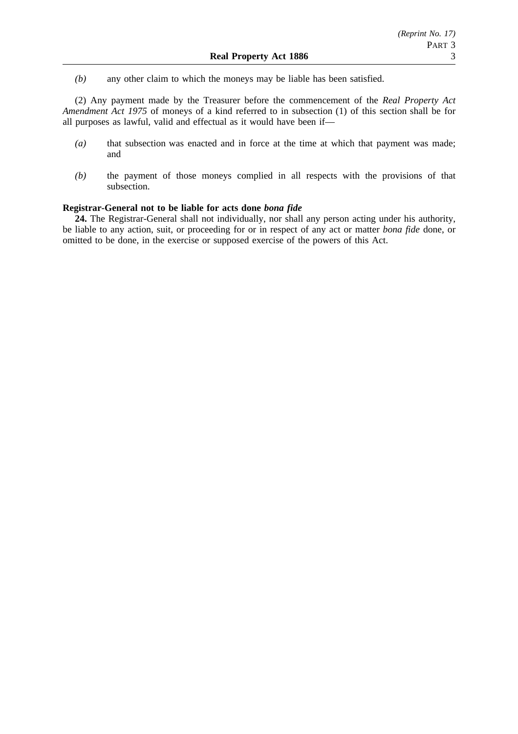*(b)* any other claim to which the moneys may be liable has been satisfied.

(2) Any payment made by the Treasurer before the commencement of the *Real Property Act Amendment Act 1975* of moneys of a kind referred to in subsection (1) of this section shall be for all purposes as lawful, valid and effectual as it would have been if—

*(a)* that subsection was enacted and in force at the time at which that payment was made; and

*(b)* the payment of those moneys complied in all respects with the provisions of that subsection.

**Registrar-General not to be liable for acts done *bona fide***

**24.** The Registrar-General shall not individually, nor shall any person acting under his authority, be liable to any action, suit, or proceeding for or in respect of any act or matter *bona fide* done, or omitted to be done, in the exercise or supposed exercise of the powers of this Act.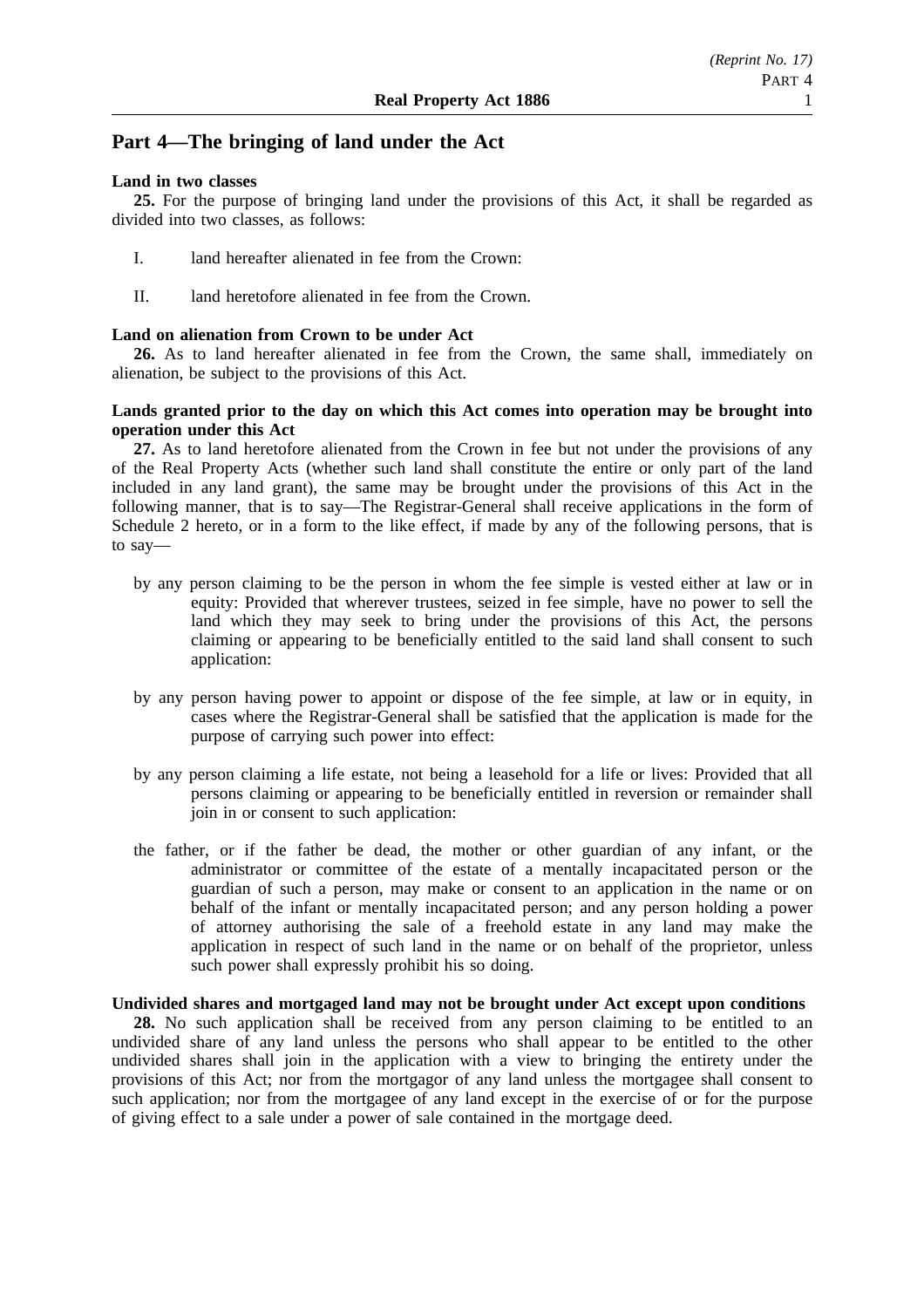## Part 4—The bringing of land under the Act

**Land in two classes**

**25.** For the purpose of bringing land under the provisions of this Act, it shall be regarded as divided into two classes, as follows:

I. land hereafter alienated in fee from the Crown:

II. land heretofore alienated in fee from the Crown.

**Land on alienation from Crown to be under Act**

**26.** As to land hereafter alienated in fee from the Crown, the same shall, immediately on alienation, be subject to the provisions of this Act.

**Lands granted prior to the day on which this Act comes into operation may be brought into operation under this Act**

**27.** As to land heretofore alienated from the Crown in fee but not under the provisions of any of the Real Property Acts (whether such land shall constitute the entire or only part of the land included in any land grant), the same may be brought under the provisions of this Act in the following manner, that is to say—The Registrar-General shall receive applications in the form of Schedule 2 hereto, or in a form to the like effect, if made by any of the following persons, that is to say—

by any person claiming to be the person in whom the fee simple is vested either at law or in equity: Provided that wherever trustees, seized in fee simple, have no power to sell the land which they may seek to bring under the provisions of this Act, the persons claiming or appearing to be beneficially entitled to the said land shall consent to such application:

by any person having power to appoint or dispose of the fee simple, at law or in equity, in cases where the Registrar-General shall be satisfied that the application is made for the purpose of carrying such power into effect:

by any person claiming a life estate, not being a leasehold for a life or lives: Provided that all persons claiming or appearing to be beneficially entitled in reversion or remainder shall join in or consent to such application:

the father, or if the father be dead, the mother or other guardian of any infant, or the administrator or committee of the estate of a mentally incapacitated person or the guardian of such a person, may make or consent to an application in the name or on behalf of the infant or mentally incapacitated person; and any person holding a power of attorney authorising the sale of a freehold estate in any land may make the application in respect of such land in the name or on behalf of the proprietor, unless such power shall expressly prohibit his so doing.

**Undivided shares and mortgaged land may not be brought under Act except upon conditions**

**28.** No such application shall be received from any person claiming to be entitled to an undivided share of any land unless the persons who shall appear to be entitled to the other undivided shares shall join in the application with a view to bringing the entirety under the provisions of this Act; nor from the mortgagor of any land unless the mortgagee shall consent to such application; nor from the mortgagee of any land except in the exercise of or for the purpose of giving effect to a sale under a power of sale contained in the mortgage deed.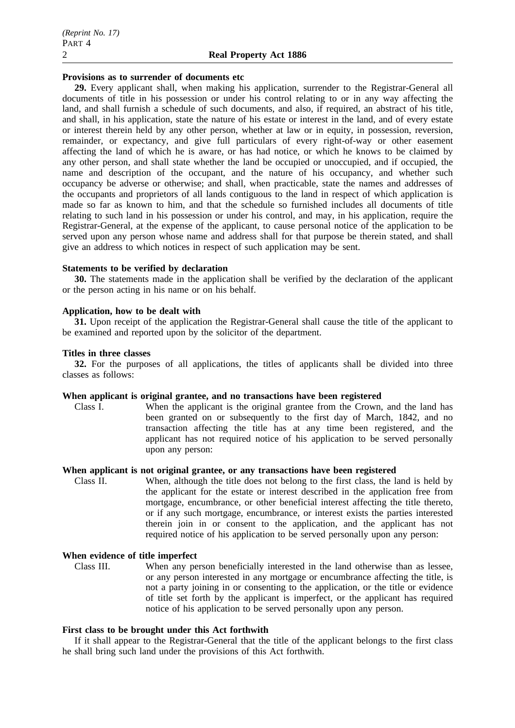**Provisions as to surrender of documents etc**

**29.** Every applicant shall, when making his application, surrender to the Registrar-General all documents of title in his possession or under his control relating to or in any way affecting the land, and shall furnish a schedule of such documents, and also, if required, an abstract of his title, and shall, in his application, state the nature of his estate or interest in the land, and of every estate or interest therein held by any other person, whether at law or in equity, in possession, reversion, remainder, or expectancy, and give full particulars of every right-of-way or other easement affecting the land of which he is aware, or has had notice, or which he knows to be claimed by any other person, and shall state whether the land be occupied or unoccupied, and if occupied, the name and description of the occupant, and the nature of his occupancy, and whether such occupancy be adverse or otherwise; and shall, when practicable, state the names and addresses of the occupants and proprietors of all lands contiguous to the land in respect of which application is made so far as known to him, and that the schedule so furnished includes all documents of title relating to such land in his possession or under his control, and may, in his application, require the Registrar-General, at the expense of the applicant, to cause personal notice of the application to be served upon any person whose name and address shall for that purpose be therein stated, and shall give an address to which notices in respect of such application may be sent.

**Statements to be verified by declaration**

**30.** The statements made in the application shall be verified by the declaration of the applicant or the person acting in his name or on his behalf.

**Application, how to be dealt with**

**31.** Upon receipt of the application the Registrar-General shall cause the title of the applicant to be examined and reported upon by the solicitor of the department.

**Titles in three classes**

**32.** For the purposes of all applications, the titles of applicants shall be divided into three classes as follows:

**When applicant is original grantee, and no transactions have been registered**

Class I. When the applicant is the original grantee from the Crown, and the land has been granted on or subsequently to the first day of March, 1842, and no transaction affecting the title has at any time been registered, and the applicant has not required notice of his application to be served personally upon any person:

**When applicant is not original grantee, or any transactions have been registered**

Class II. When, although the title does not belong to the first class, the land is held by the applicant for the estate or interest described in the application free from mortgage, encumbrance, or other beneficial interest affecting the title thereto, or if any such mortgage, encumbrance, or interest exists the parties interested therein join in or consent to the application, and the applicant has not required notice of his application to be served personally upon any person:

**When evidence of title imperfect**

Class III. When any person beneficially interested in the land otherwise than as lessee, or any person interested in any mortgage or encumbrance affecting the title, is not a party joining in or consenting to the application, or the title or evidence of title set forth by the applicant is imperfect, or the applicant has required notice of his application to be served personally upon any person.

**First class to be brought under this Act forthwith**

If it shall appear to the Registrar-General that the title of the applicant belongs to the first class he shall bring such land under the provisions of this Act forthwith.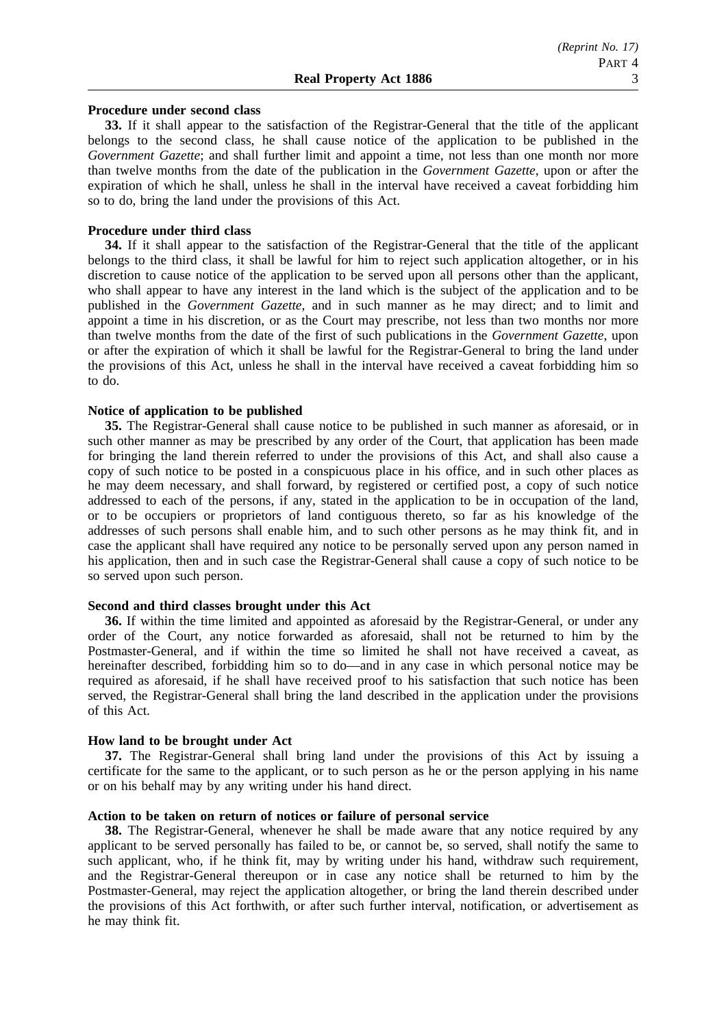**Procedure under second class**

**33.** If it shall appear to the satisfaction of the Registrar-General that the title of the applicant belongs to the second class, he shall cause notice of the application to be published in the *Government Gazette*; and shall further limit and appoint a time, not less than one month nor more than twelve months from the date of the publication in the *Government Gazette*, upon or after the expiration of which he shall, unless he shall in the interval have received a caveat forbidding him so to do, bring the land under the provisions of this Act.

**Procedure under third class**

**34.** If it shall appear to the satisfaction of the Registrar-General that the title of the applicant belongs to the third class, it shall be lawful for him to reject such application altogether, or in his discretion to cause notice of the application to be served upon all persons other than the applicant, who shall appear to have any interest in the land which is the subject of the application and to be published in the *Government Gazette*, and in such manner as he may direct; and to limit and appoint a time in his discretion, or as the Court may prescribe, not less than two months nor more than twelve months from the date of the first of such publications in the *Government Gazette*, upon or after the expiration of which it shall be lawful for the Registrar-General to bring the land under the provisions of this Act, unless he shall in the interval have received a caveat forbidding him so to do.

**Notice of application to be published**

**35.** The Registrar-General shall cause notice to be published in such manner as aforesaid, or in such other manner as may be prescribed by any order of the Court, that application has been made for bringing the land therein referred to under the provisions of this Act, and shall also cause a copy of such notice to be posted in a conspicuous place in his office, and in such other places as he may deem necessary, and shall forward, by registered or certified post, a copy of such notice addressed to each of the persons, if any, stated in the application to be in occupation of the land, or to be occupiers or proprietors of land contiguous thereto, so far as his knowledge of the addresses of such persons shall enable him, and to such other persons as he may think fit, and in case the applicant shall have required any notice to be personally served upon any person named in his application, then and in such case the Registrar-General shall cause a copy of such notice to be so served upon such person.

**Second and third classes brought under this Act**

**36.** If within the time limited and appointed as aforesaid by the Registrar-General, or under any order of the Court, any notice forwarded as aforesaid, shall not be returned to him by the Postmaster-General, and if within the time so limited he shall not have received a caveat, as hereinafter described, forbidding him so to do—and in any case in which personal notice may be required as aforesaid, if he shall have received proof to his satisfaction that such notice has been served, the Registrar-General shall bring the land described in the application under the provisions of this Act.

**How land to be brought under Act**

**37.** The Registrar-General shall bring land under the provisions of this Act by issuing a certificate for the same to the applicant, or to such person as he or the person applying in his name or on his behalf may by any writing under his hand direct.

**Action to be taken on return of notices or failure of personal service**

**38.** The Registrar-General, whenever he shall be made aware that any notice required by any applicant to be served personally has failed to be, or cannot be, so served, shall notify the same to such applicant, who, if he think fit, may by writing under his hand, withdraw such requirement, and the Registrar-General thereupon or in case any notice shall be returned to him by the Postmaster-General, may reject the application altogether, or bring the land therein described under the provisions of this Act forthwith, or after such further interval, notification, or advertisement as he may think fit.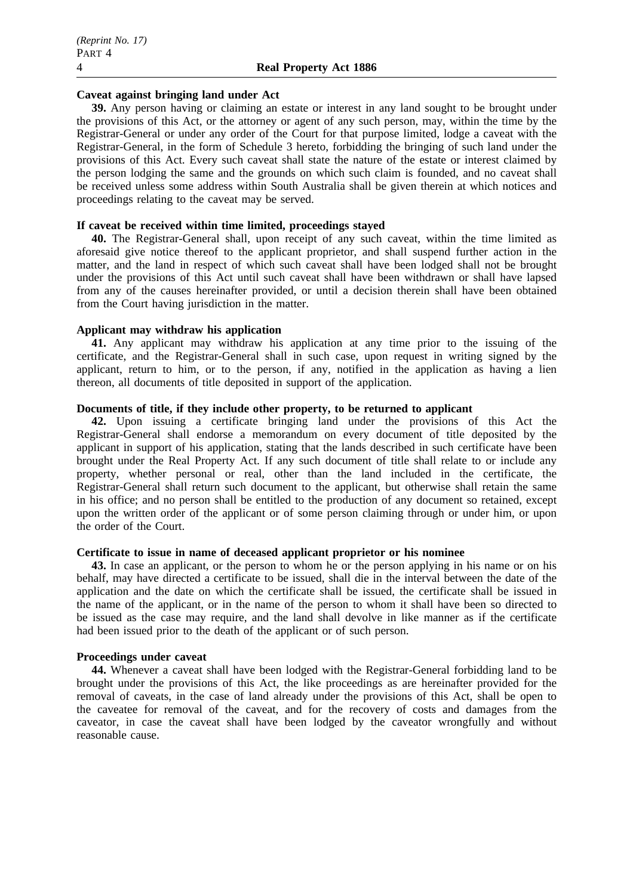**Caveat against bringing land under Act**

**39.** Any person having or claiming an estate or interest in any land sought to be brought under the provisions of this Act, or the attorney or agent of any such person, may, within the time by the Registrar-General or under any order of the Court for that purpose limited, lodge a caveat with the Registrar-General, in the form of Schedule 3 hereto, forbidding the bringing of such land under the provisions of this Act. Every such caveat shall state the nature of the estate or interest claimed by the person lodging the same and the grounds on which such claim is founded, and no caveat shall be received unless some address within South Australia shall be given therein at which notices and proceedings relating to the caveat may be served.

**If caveat be received within time limited, proceedings stayed**

**40.** The Registrar-General shall, upon receipt of any such caveat, within the time limited as aforesaid give notice thereof to the applicant proprietor, and shall suspend further action in the matter, and the land in respect of which such caveat shall have been lodged shall not be brought under the provisions of this Act until such caveat shall have been withdrawn or shall have lapsed from any of the causes hereinafter provided, or until a decision therein shall have been obtained from the Court having jurisdiction in the matter.

**Applicant may withdraw his application**

**41.** Any applicant may withdraw his application at any time prior to the issuing of the certificate, and the Registrar-General shall in such case, upon request in writing signed by the applicant, return to him, or to the person, if any, notified in the application as having a lien thereon, all documents of title deposited in support of the application.

**Documents of title, if they include other property, to be returned to applicant**

**42.** Upon issuing a certificate bringing land under the provisions of this Act the Registrar-General shall endorse a memorandum on every document of title deposited by the applicant in support of his application, stating that the lands described in such certificate have been brought under the Real Property Act. If any such document of title shall relate to or include any property, whether personal or real, other than the land included in the certificate, the Registrar-General shall return such document to the applicant, but otherwise shall retain the same in his office; and no person shall be entitled to the production of any document so retained, except upon the written order of the applicant or of some person claiming through or under him, or upon the order of the Court.

**Certificate to issue in name of deceased applicant proprietor or his nominee**

**43.** In case an applicant, or the person to whom he or the person applying in his name or on his behalf, may have directed a certificate to be issued, shall die in the interval between the date of the application and the date on which the certificate shall be issued, the certificate shall be issued in the name of the applicant, or in the name of the person to whom it shall have been so directed to be issued as the case may require, and the land shall devolve in like manner as if the certificate had been issued prior to the death of the applicant or of such person.

**Proceedings under caveat**

**44.** Whenever a caveat shall have been lodged with the Registrar-General forbidding land to be brought under the provisions of this Act, the like proceedings as are hereinafter provided for the removal of caveats, in the case of land already under the provisions of this Act, shall be open to the caveatee for removal of the caveat, and for the recovery of costs and damages from the caveator, in case the caveat shall have been lodged by the caveator wrongfully and without reasonable cause.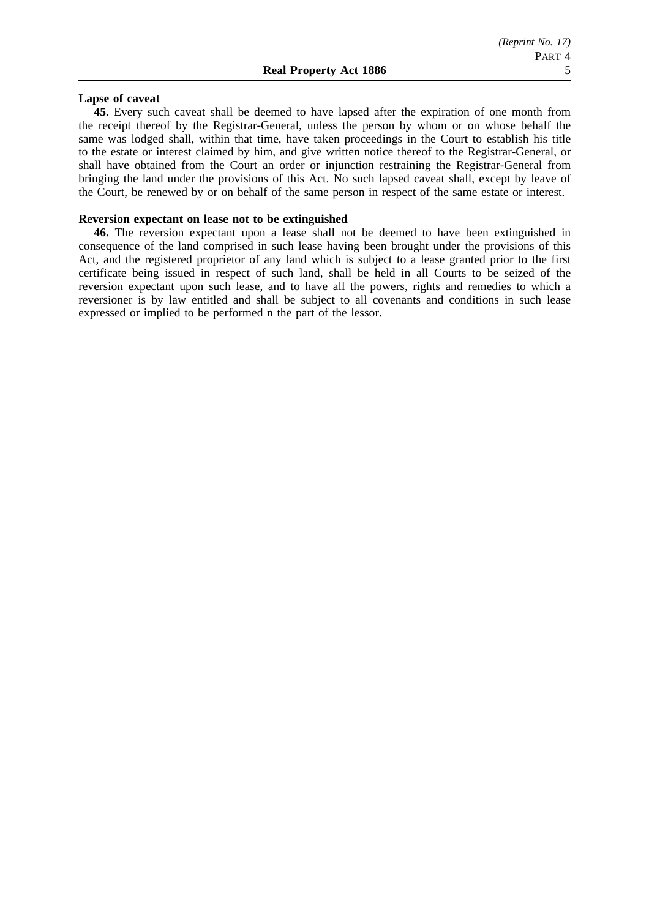**Lapse of caveat**

**45.** Every such caveat shall be deemed to have lapsed after the expiration of one month from the receipt thereof by the Registrar-General, unless the person by whom or on whose behalf the same was lodged shall, within that time, have taken proceedings in the Court to establish his title to the estate or interest claimed by him, and give written notice thereof to the Registrar-General, or shall have obtained from the Court an order or injunction restraining the Registrar-General from bringing the land under the provisions of this Act. No such lapsed caveat shall, except by leave of the Court, be renewed by or on behalf of the same person in respect of the same estate or interest.

**Reversion expectant on lease not to be extinguished**

**46.** The reversion expectant upon a lease shall not be deemed to have been extinguished in consequence of the land comprised in such lease having been brought under the provisions of this Act, and the registered proprietor of any land which is subject to a lease granted prior to the first certificate being issued in respect of such land, shall be held in all Courts to be seized of the reversion expectant upon such lease, and to have all the powers, rights and remedies to which a reversioner is by law entitled and shall be subject to all covenants and conditions in such lease expressed or implied to be performed n the part of the lessor.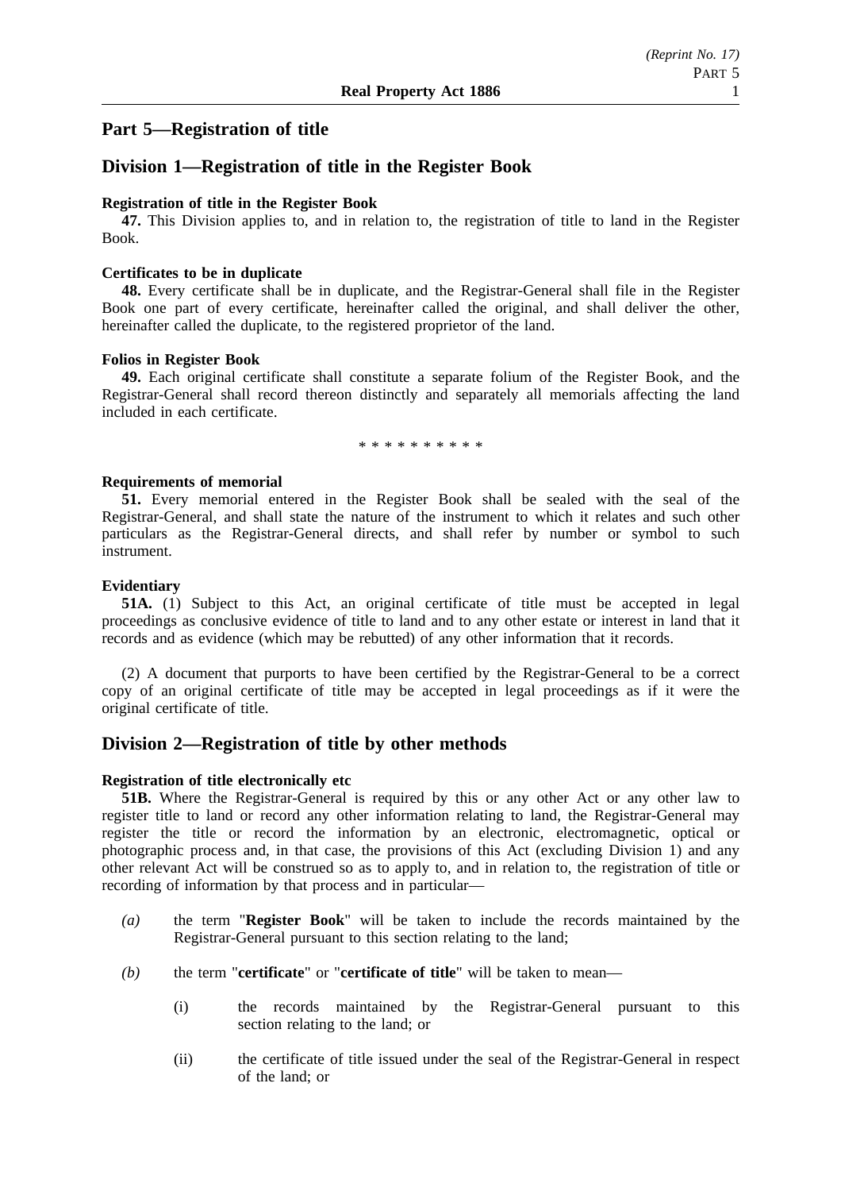## Part 5—Registration of title

### Division 1—Registration of title in the Register Book

**Registration of title in the Register Book**

**47.** This Division applies to, and in relation to, the registration of title to land in the Register Book.

**Certificates to be in duplicate**

**48.** Every certificate shall be in duplicate, and the Registrar-General shall file in the Register Book one part of every certificate, hereinafter called the original, and shall deliver the other, hereinafter called the duplicate, to the registered proprietor of the land.

**Folios in Register Book**

**49.** Each original certificate shall constitute a separate folium of the Register Book, and the Registrar-General shall record thereon distinctly and separately all memorials affecting the land included in each certificate.

\* \* \* \* \* \* \* \* \* \*

**Requirements of memorial**

**51.** Every memorial entered in the Register Book shall be sealed with the seal of the Registrar-General, and shall state the nature of the instrument to which it relates and such other particulars as the Registrar-General directs, and shall refer by number or symbol to such instrument.

**Evidentiary**

**51A.** (1) Subject to this Act, an original certificate of title must be accepted in legal proceedings as conclusive evidence of title to land and to any other estate or interest in land that it records and as evidence (which may be rebutted) of any other information that it records.

(2) A document that purports to have been certified by the Registrar-General to be a correct copy of an original certificate of title may be accepted in legal proceedings as if it were the original certificate of title.

### Division 2—Registration of title by other methods

**Registration of title electronically etc**

**51B.** Where the Registrar-General is required by this or any other Act or any other law to register title to land or record any other information relating to land, the Registrar-General may register the title or record the information by an electronic, electromagnetic, optical or photographic process and, in that case, the provisions of this Act (excluding Division 1) and any other relevant Act will be construed so as to apply to, and in relation to, the registration of title or recording of information by that process and in particular—

*(a)* the term "**Register Book**" will be taken to include the records maintained by the Registrar-General pursuant to this section relating to the land;

*(b)* the term "**certificate**" or "**certificate of title**" will be taken to mean—

(i) the records maintained by the Registrar-General pursuant to this section relating to the land; or

(ii) the certificate of title issued under the seal of the Registrar-General in respect of the land; or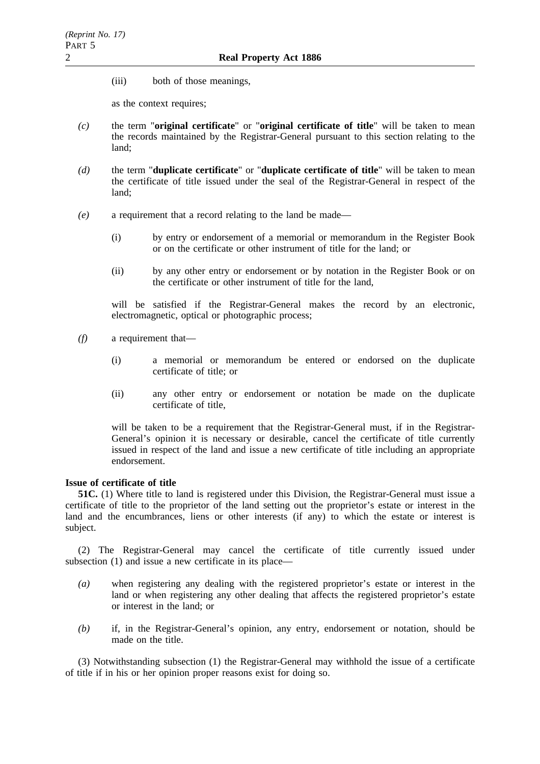(iii) both of those meanings,

as the context requires;

*(c)* the term "**original certificate**" or "**original certificate of title**" will be taken to mean the records maintained by the Registrar-General pursuant to this section relating to the land;

*(d)* the term "**duplicate certificate**" or "**duplicate certificate of title**" will be taken to mean the certificate of title issued under the seal of the Registrar-General in respect of the land;

*(e)* a requirement that a record relating to the land be made—

(i) by entry or endorsement of a memorial or memorandum in the Register Book or on the certificate or other instrument of title for the land; or

(ii) by any other entry or endorsement or by notation in the Register Book or on the certificate or other instrument of title for the land,

will be satisfied if the Registrar-General makes the record by an electronic, electromagnetic, optical or photographic process;

*(f)* a requirement that—

(i) a memorial or memorandum be entered or endorsed on the duplicate certificate of title; or

(ii) any other entry or endorsement or notation be made on the duplicate certificate of title,

will be taken to be a requirement that the Registrar-General must, if in the Registrar-General's opinion it is necessary or desirable, cancel the certificate of title currently issued in respect of the land and issue a new certificate of title including an appropriate endorsement.

**Issue of certificate of title**

**51C.** (1) Where title to land is registered under this Division, the Registrar-General must issue a certificate of title to the proprietor of the land setting out the proprietor's estate or interest in the land and the encumbrances, liens or other interests (if any) to which the estate or interest is subject.

(2) The Registrar-General may cancel the certificate of title currently issued under subsection (1) and issue a new certificate in its place—

*(a)* when registering any dealing with the registered proprietor's estate or interest in the land or when registering any other dealing that affects the registered proprietor's estate or interest in the land; or

*(b)* if, in the Registrar-General's opinion, any entry, endorsement or notation, should be made on the title.

(3) Notwithstanding subsection (1) the Registrar-General may withhold the issue of a certificate of title if in his or her opinion proper reasons exist for doing so.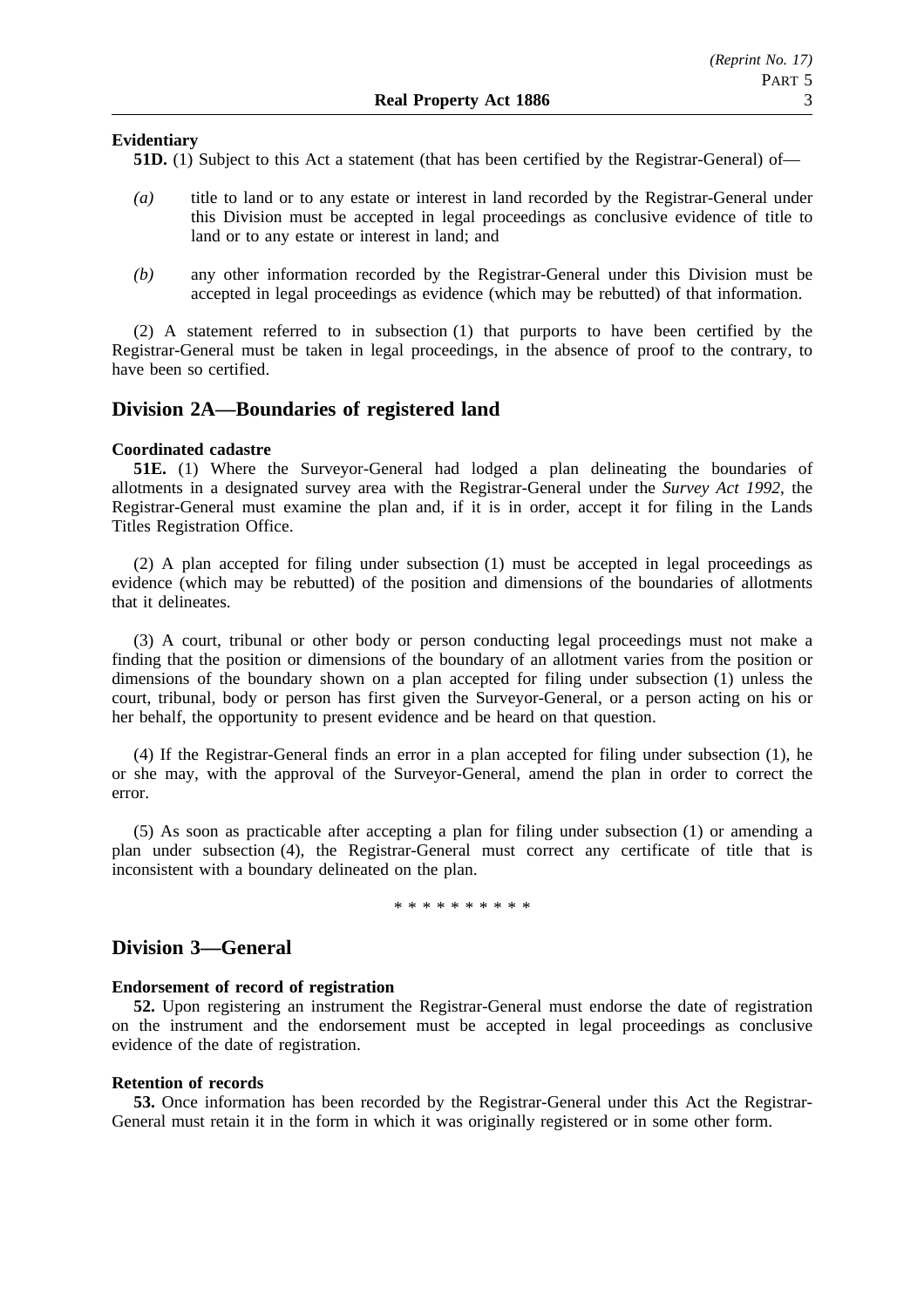**Evidentiary**

**51D.** (1) Subject to this Act a statement (that has been certified by the Registrar-General) of—

*(a)* title to land or to any estate or interest in land recorded by the Registrar-General under this Division must be accepted in legal proceedings as conclusive evidence of title to land or to any estate or interest in land; and

*(b)* any other information recorded by the Registrar-General under this Division must be accepted in legal proceedings as evidence (which may be rebutted) of that information.

(2) A statement referred to in subsection (1) that purports to have been certified by the Registrar-General must be taken in legal proceedings, in the absence of proof to the contrary, to have been so certified.

## Division 2A—Boundaries of registered land

**Coordinated cadastre**

**51E.** (1) Where the Surveyor-General had lodged a plan delineating the boundaries of allotments in a designated survey area with the Registrar-General under the *Survey Act 1992*, the Registrar-General must examine the plan and, if it is in order, accept it for filing in the Lands Titles Registration Office.

(2) A plan accepted for filing under subsection (1) must be accepted in legal proceedings as evidence (which may be rebutted) of the position and dimensions of the boundaries of allotments that it delineates.

(3) A court, tribunal or other body or person conducting legal proceedings must not make a finding that the position or dimensions of the boundary of an allotment varies from the position or dimensions of the boundary shown on a plan accepted for filing under subsection (1) unless the court, tribunal, body or person has first given the Surveyor-General, or a person acting on his or her behalf, the opportunity to present evidence and be heard on that question.

(4) If the Registrar-General finds an error in a plan accepted for filing under subsection (1), he or she may, with the approval of the Surveyor-General, amend the plan in order to correct the error.

(5) As soon as practicable after accepting a plan for filing under subsection (1) or amending a plan under subsection (4), the Registrar-General must correct any certificate of title that is inconsistent with a boundary delineated on the plan.

\* \* \* \* \* \* \* \* \* \*

## Division 3—General

**Endorsement of record of registration**

**52.** Upon registering an instrument the Registrar-General must endorse the date of registration on the instrument and the endorsement must be accepted in legal proceedings as conclusive evidence of the date of registration.

**Retention of records**

**53.** Once information has been recorded by the Registrar-General under this Act the Registrar-General must retain it in the form in which it was originally registered or in some other form.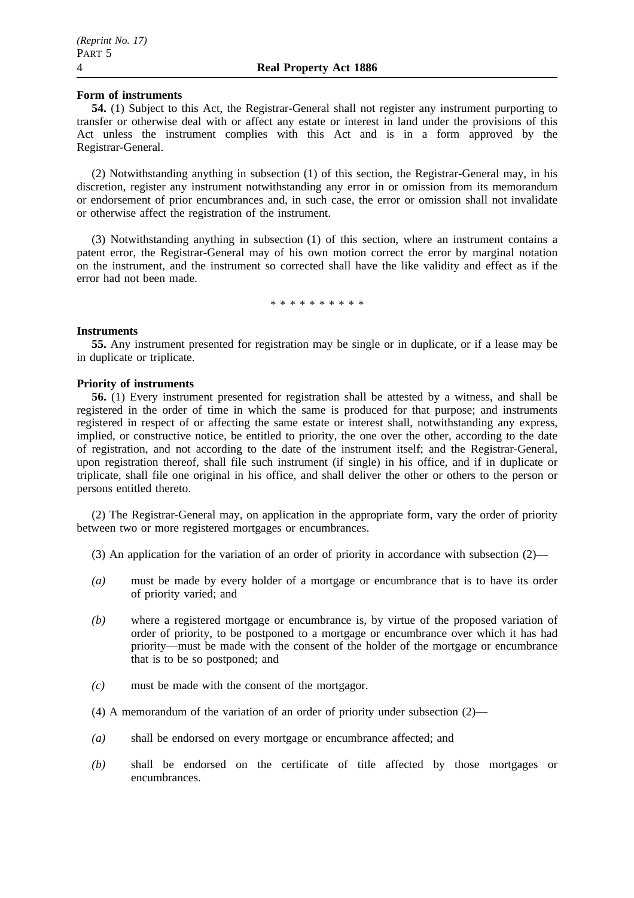**Form of instruments**

**54.** (1) Subject to this Act, the Registrar-General shall not register any instrument purporting to transfer or otherwise deal with or affect any estate or interest in land under the provisions of this Act unless the instrument complies with this Act and is in a form approved by the Registrar-General.

(2) Notwithstanding anything in subsection (1) of this section, the Registrar-General may, in his discretion, register any instrument notwithstanding any error in or omission from its memorandum or endorsement of prior encumbrances and, in such case, the error or omission shall not invalidate or otherwise affect the registration of the instrument.

(3) Notwithstanding anything in subsection (1) of this section, where an instrument contains a patent error, the Registrar-General may of his own motion correct the error by marginal notation on the instrument, and the instrument so corrected shall have the like validity and effect as if the error had not been made.

\* \* \* \* \* \* \* \* \* \*

**Instruments**

**55.** Any instrument presented for registration may be single or in duplicate, or if a lease may be in duplicate or triplicate.

**Priority of instruments**

**56.** (1) Every instrument presented for registration shall be attested by a witness, and shall be registered in the order of time in which the same is produced for that purpose; and instruments registered in respect of or affecting the same estate or interest shall, notwithstanding any express, implied, or constructive notice, be entitled to priority, the one over the other, according to the date of registration, and not according to the date of the instrument itself; and the Registrar-General, upon registration thereof, shall file such instrument (if single) in his office, and if in duplicate or triplicate, shall file one original in his office, and shall deliver the other or others to the person or persons entitled thereto.

(2) The Registrar-General may, on application in the appropriate form, vary the order of priority between two or more registered mortgages or encumbrances.

(3) An application for the variation of an order of priority in accordance with subsection (2)—

*(a)* must be made by every holder of a mortgage or encumbrance that is to have its order of priority varied; and

*(b)* where a registered mortgage or encumbrance is, by virtue of the proposed variation of order of priority, to be postponed to a mortgage or encumbrance over which it has had priority—must be made with the consent of the holder of the mortgage or encumbrance that is to be so postponed; and

*(c)* must be made with the consent of the mortgagor.

(4) A memorandum of the variation of an order of priority under subsection (2)—

*(a)* shall be endorsed on every mortgage or encumbrance affected; and

*(b)* shall be endorsed on the certificate of title affected by those mortgages or encumbrances.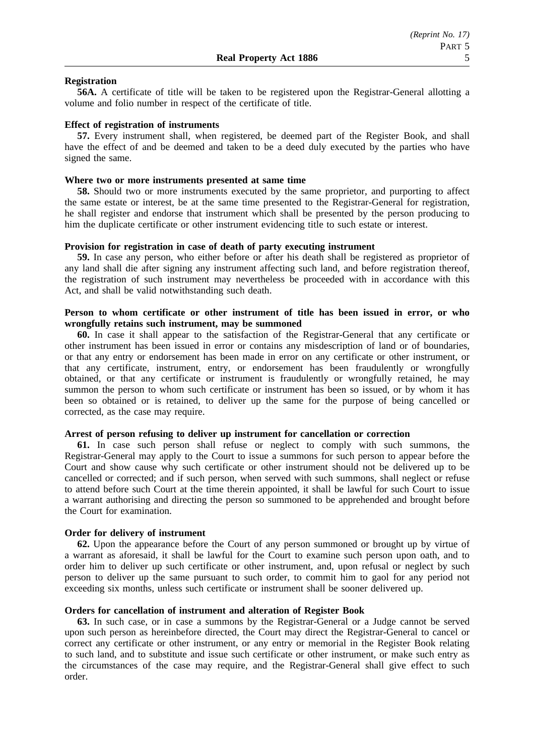**Registration**

**56A.** A certificate of title will be taken to be registered upon the Registrar-General allotting a volume and folio number in respect of the certificate of title.

**Effect of registration of instruments**

**57.** Every instrument shall, when registered, be deemed part of the Register Book, and shall have the effect of and be deemed and taken to be a deed duly executed by the parties who have signed the same.

**Where two or more instruments presented at same time**

**58.** Should two or more instruments executed by the same proprietor, and purporting to affect the same estate or interest, be at the same time presented to the Registrar-General for registration, he shall register and endorse that instrument which shall be presented by the person producing to him the duplicate certificate or other instrument evidencing title to such estate or interest.

**Provision for registration in case of death of party executing instrument**

**59.** In case any person, who either before or after his death shall be registered as proprietor of any land shall die after signing any instrument affecting such land, and before registration thereof, the registration of such instrument may nevertheless be proceeded with in accordance with this Act, and shall be valid notwithstanding such death.

**Person to whom certificate or other instrument of title has been issued in error, or who wrongfully retains such instrument, may be summoned**

**60.** In case it shall appear to the satisfaction of the Registrar-General that any certificate or other instrument has been issued in error or contains any misdescription of land or of boundaries, or that any entry or endorsement has been made in error on any certificate or other instrument, or that any certificate, instrument, entry, or endorsement has been fraudulently or wrongfully obtained, or that any certificate or instrument is fraudulently or wrongfully retained, he may summon the person to whom such certificate or instrument has been so issued, or by whom it has been so obtained or is retained, to deliver up the same for the purpose of being cancelled or corrected, as the case may require.

**Arrest of person refusing to deliver up instrument for cancellation or correction**

**61.** In case such person shall refuse or neglect to comply with such summons, the Registrar-General may apply to the Court to issue a summons for such person to appear before the Court and show cause why such certificate or other instrument should not be delivered up to be cancelled or corrected; and if such person, when served with such summons, shall neglect or refuse to attend before such Court at the time therein appointed, it shall be lawful for such Court to issue a warrant authorising and directing the person so summoned to be apprehended and brought before the Court for examination.

**Order for delivery of instrument**

**62.** Upon the appearance before the Court of any person summoned or brought up by virtue of a warrant as aforesaid, it shall be lawful for the Court to examine such person upon oath, and to order him to deliver up such certificate or other instrument, and, upon refusal or neglect by such person to deliver up the same pursuant to such order, to commit him to gaol for any period not exceeding six months, unless such certificate or instrument shall be sooner delivered up.

**Orders for cancellation of instrument and alteration of Register Book**

**63.** In such case, or in case a summons by the Registrar-General or a Judge cannot be served upon such person as hereinbefore directed, the Court may direct the Registrar-General to cancel or correct any certificate or other instrument, or any entry or memorial in the Register Book relating to such land, and to substitute and issue such certificate or other instrument, or make such entry as the circumstances of the case may require, and the Registrar-General shall give effect to such order.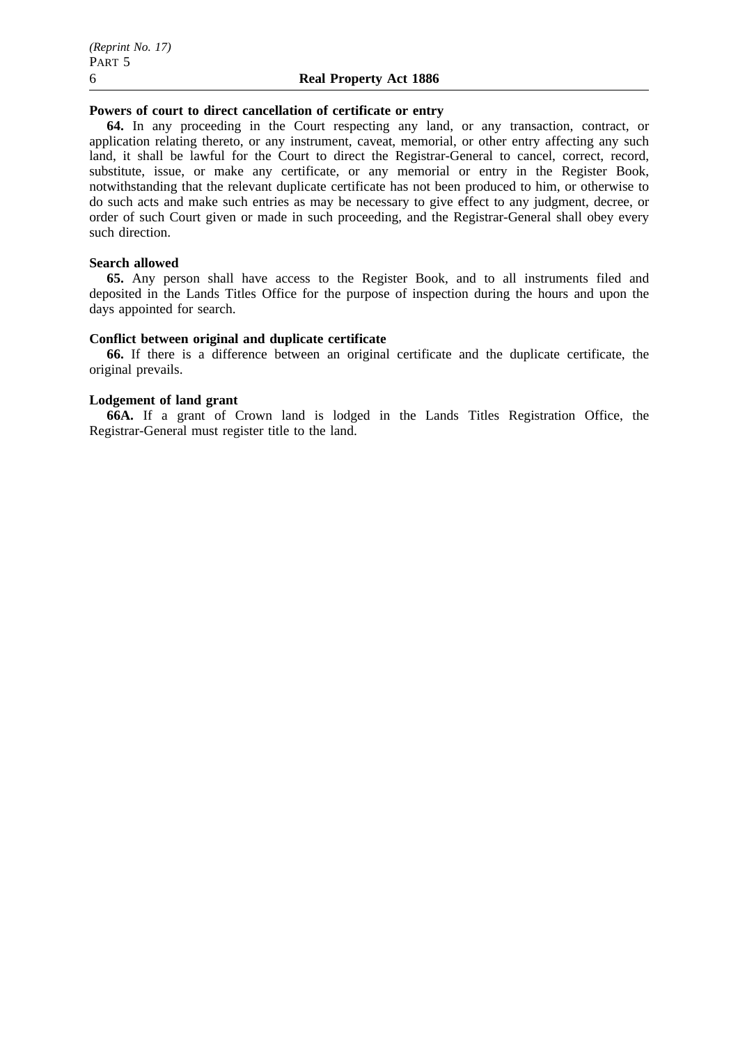**Powers of court to direct cancellation of certificate or entry**

**64.** In any proceeding in the Court respecting any land, or any transaction, contract, or application relating thereto, or any instrument, caveat, memorial, or other entry affecting any such land, it shall be lawful for the Court to direct the Registrar-General to cancel, correct, record, substitute, issue, or make any certificate, or any memorial or entry in the Register Book, notwithstanding that the relevant duplicate certificate has not been produced to him, or otherwise to do such acts and make such entries as may be necessary to give effect to any judgment, decree, or order of such Court given or made in such proceeding, and the Registrar-General shall obey every such direction.

**Search allowed**

**65.** Any person shall have access to the Register Book, and to all instruments filed and deposited in the Lands Titles Office for the purpose of inspection during the hours and upon the days appointed for search.

**Conflict between original and duplicate certificate**

**66.** If there is a difference between an original certificate and the duplicate certificate, the original prevails.

**Lodgement of land grant**

**66A.** If a grant of Crown land is lodged in the Lands Titles Registration Office, the Registrar-General must register title to the land.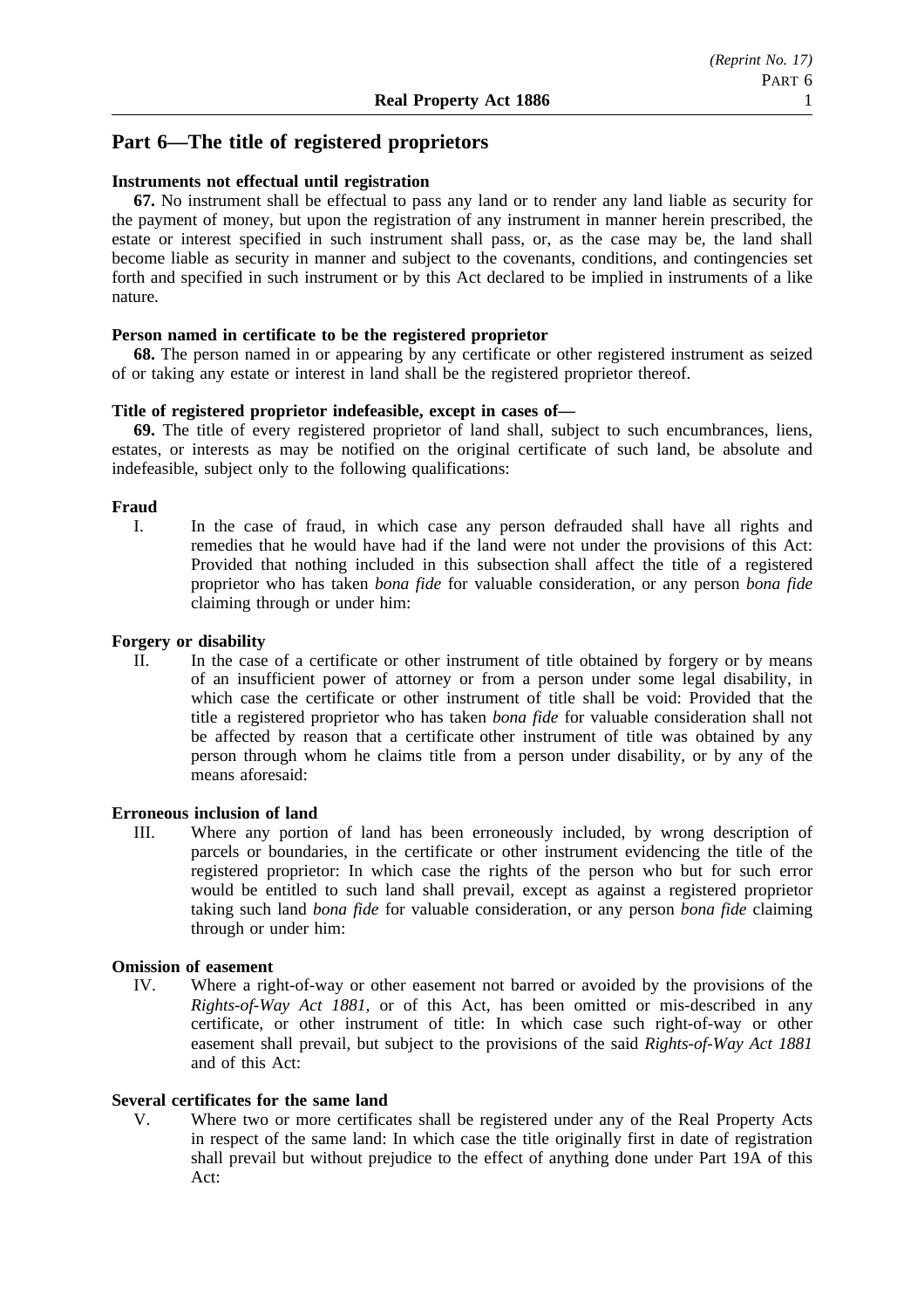## Part 6—The title of registered proprietors

**Instruments not effectual until registration**

**67.** No instrument shall be effectual to pass any land or to render any land liable as security for the payment of money, but upon the registration of any instrument in manner herein prescribed, the estate or interest specified in such instrument shall pass, or, as the case may be, the land shall become liable as security in manner and subject to the covenants, conditions, and contingencies set forth and specified in such instrument or by this Act declared to be implied in instruments of a like nature.

**Person named in certificate to be the registered proprietor**

**68.** The person named in or appearing by any certificate or other registered instrument as seized of or taking any estate or interest in land shall be the registered proprietor thereof.

**Title of registered proprietor indefeasible, except in cases of—**

**69.** The title of every registered proprietor of land shall, subject to such encumbrances, liens, estates, or interests as may be notified on the original certificate of such land, be absolute and indefeasible, subject only to the following qualifications:

**Fraud**

I. In the case of fraud, in which case any person defrauded shall have all rights and remedies that he would have had if the land were not under the provisions of this Act: Provided that nothing included in this subsection shall affect the title of a registered proprietor who has taken *bona fide* for valuable consideration, or any person *bona fide* claiming through or under him:

**Forgery or disability**

II. In the case of a certificate or other instrument of title obtained by forgery or by means of an insufficient power of attorney or from a person under some legal disability, in which case the certificate or other instrument of title shall be void: Provided that the title a registered proprietor who has taken *bona fide* for valuable consideration shall not be affected by reason that a certificate other instrument of title was obtained by any person through whom he claims title from a person under disability, or by any of the means aforesaid:

**Erroneous inclusion of land**

III. Where any portion of land has been erroneously included, by wrong description of parcels or boundaries, in the certificate or other instrument evidencing the title of the registered proprietor: In which case the rights of the person who but for such error would be entitled to such land shall prevail, except as against a registered proprietor taking such land *bona fide* for valuable consideration, or any person *bona fide* claiming through or under him:

**Omission of easement**

IV. Where a right-of-way or other easement not barred or avoided by the provisions of the *Rights-of-Way Act 1881*, or of this Act, has been omitted or mis-described in any certificate, or other instrument of title: In which case such right-of-way or other easement shall prevail, but subject to the provisions of the said *Rights-of-Way Act 1881* and of this Act:

**Several certificates for the same land**

V. Where two or more certificates shall be registered under any of the Real Property Acts in respect of the same land: In which case the title originally first in date of registration shall prevail but without prejudice to the effect of anything done under Part 19A of this Act: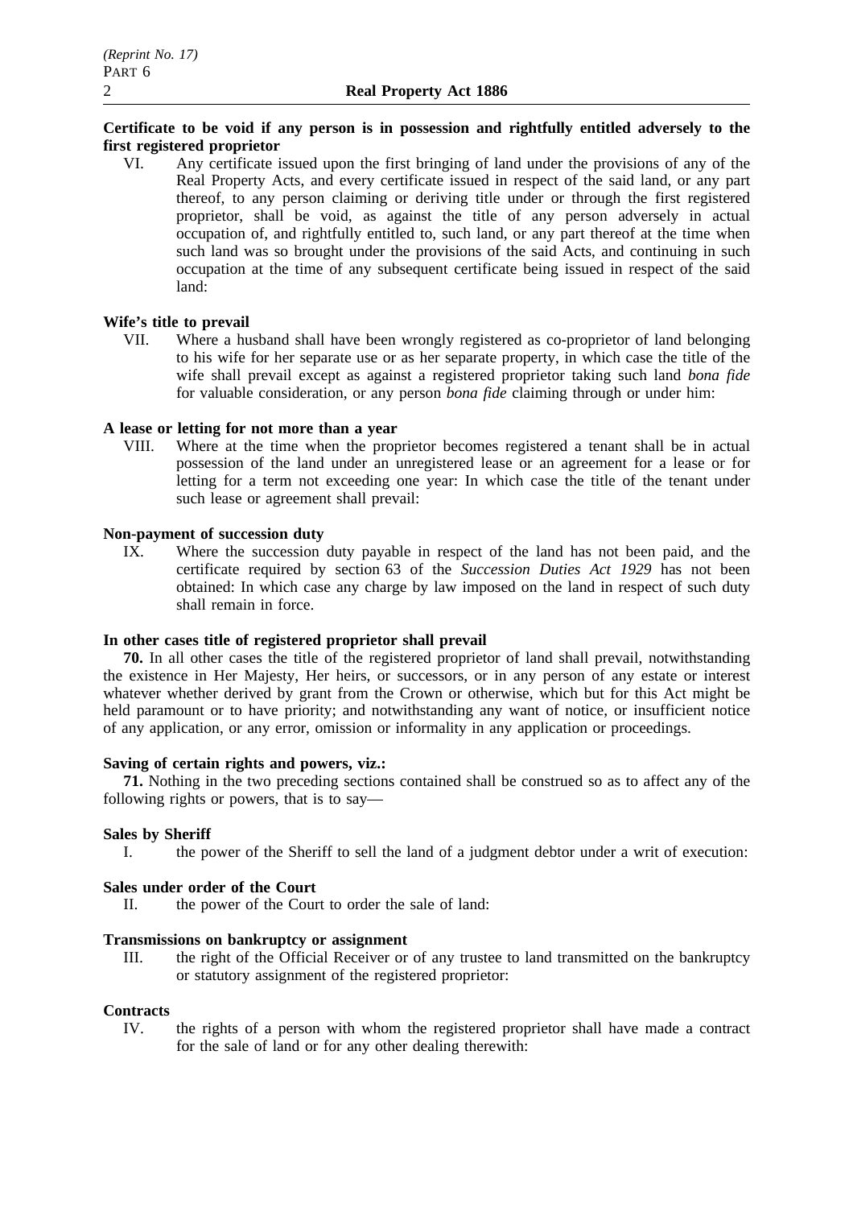**Certificate to be void if any person is in possession and rightfully entitled adversely to the first registered proprietor**

VI. Any certificate issued upon the first bringing of land under the provisions of any of the Real Property Acts, and every certificate issued in respect of the said land, or any part thereof, to any person claiming or deriving title under or through the first registered proprietor, shall be void, as against the title of any person adversely in actual occupation of, and rightfully entitled to, such land, or any part thereof at the time when such land was so brought under the provisions of the said Acts, and continuing in such occupation at the time of any subsequent certificate being issued in respect of the said land:

**Wife's title to prevail**

VII. Where a husband shall have been wrongly registered as co-proprietor of land belonging to his wife for her separate use or as her separate property, in which case the title of the wife shall prevail except as against a registered proprietor taking such land *bona fide* for valuable consideration, or any person *bona fide* claiming through or under him:

**A lease or letting for not more than a year**

VIII. Where at the time when the proprietor becomes registered a tenant shall be in actual possession of the land under an unregistered lease or an agreement for a lease or for letting for a term not exceeding one year: In which case the title of the tenant under such lease or agreement shall prevail:

**Non-payment of succession duty**

IX. Where the succession duty payable in respect of the land has not been paid, and the certificate required by section 63 of the *Succession Duties Act 1929* has not been obtained: In which case any charge by law imposed on the land in respect of such duty shall remain in force.

**In other cases title of registered proprietor shall prevail**

**70.** In all other cases the title of the registered proprietor of land shall prevail, notwithstanding the existence in Her Majesty, Her heirs, or successors, or in any person of any estate or interest whatever whether derived by grant from the Crown or otherwise, which but for this Act might be held paramount or to have priority; and notwithstanding any want of notice, or insufficient notice of any application, or any error, omission or informality in any application or proceedings.

**Saving of certain rights and powers, viz.:**

**71.** Nothing in the two preceding sections contained shall be construed so as to affect any of the following rights or powers, that is to say—

**Sales by Sheriff**

I. the power of the Sheriff to sell the land of a judgment debtor under a writ of execution:

**Sales under order of the Court**

II. the power of the Court to order the sale of land:

**Transmissions on bankruptcy or assignment**

III. the right of the Official Receiver or of any trustee to land transmitted on the bankruptcy or statutory assignment of the registered proprietor:

**Contracts**

IV. the rights of a person with whom the registered proprietor shall have made a contract for the sale of land or for any other dealing therewith: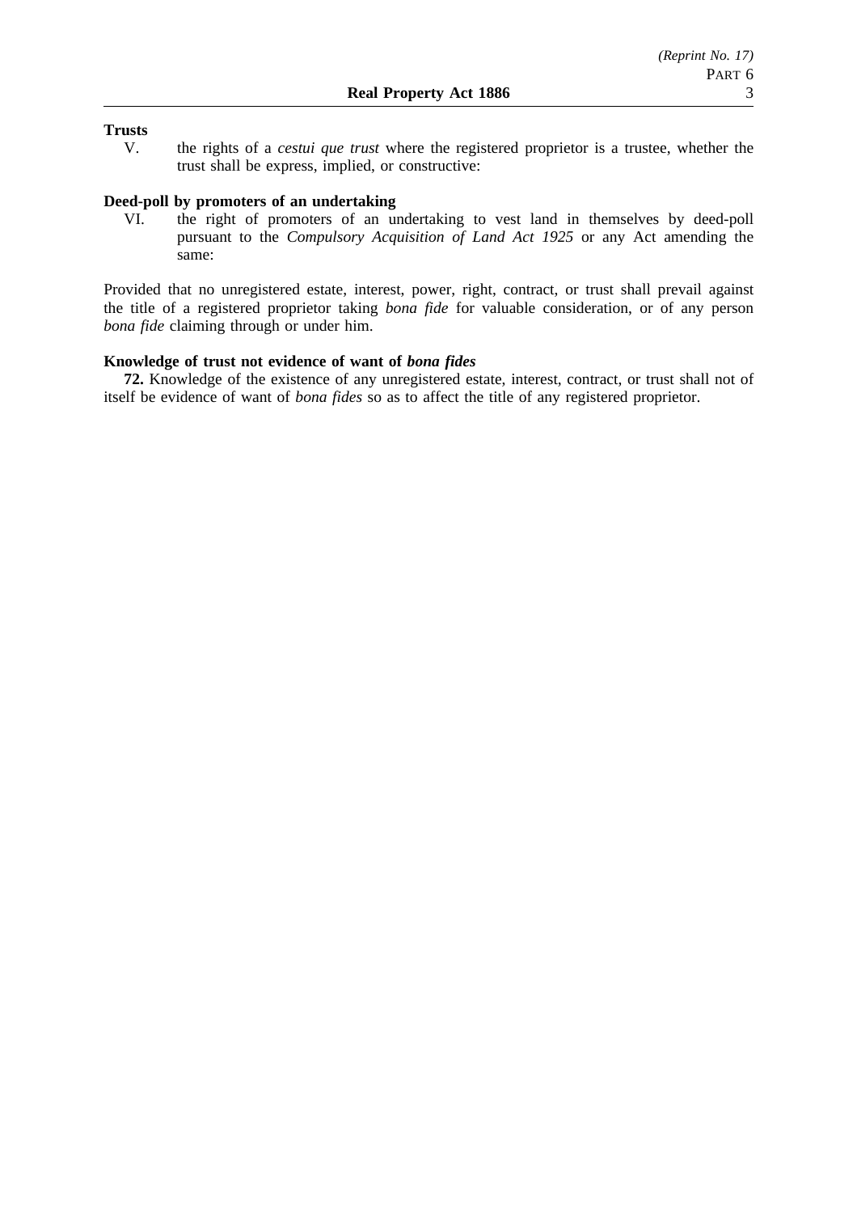**Trusts**

V. the rights of a *cestui que trust* where the registered proprietor is a trustee, whether the trust shall be express, implied, or constructive:

**Deed-poll by promoters of an undertaking**

VI. the right of promoters of an undertaking to vest land in themselves by deed-poll pursuant to the *Compulsory Acquisition of Land Act 1925* or any Act amending the same:

Provided that no unregistered estate, interest, power, right, contract, or trust shall prevail against the title of a registered proprietor taking *bona fide* for valuable consideration, or of any person *bona fide* claiming through or under him.

**Knowledge of trust not evidence of want of *bona fides***

**72.** Knowledge of the existence of any unregistered estate, interest, contract, or trust shall not of itself be evidence of want of *bona fides* so as to affect the title of any registered proprietor.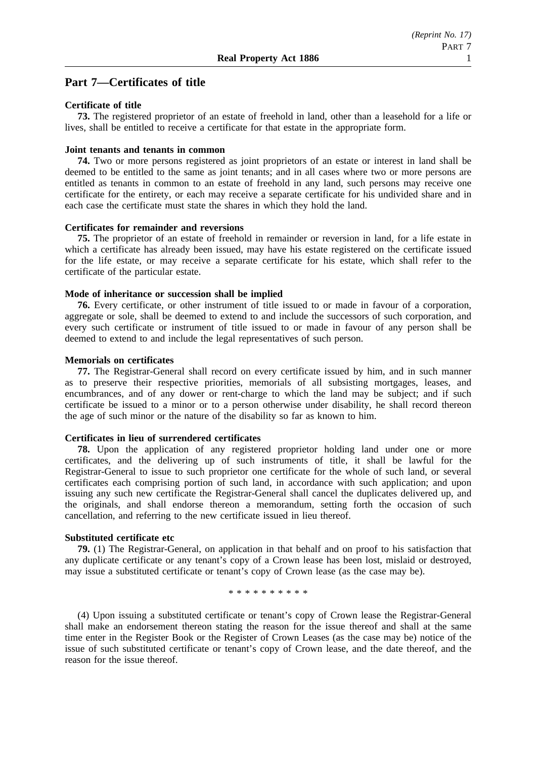## Part 7—Certificates of title

**Certificate of title**

**73.** The registered proprietor of an estate of freehold in land, other than a leasehold for a life or lives, shall be entitled to receive a certificate for that estate in the appropriate form.

**Joint tenants and tenants in common**

**74.** Two or more persons registered as joint proprietors of an estate or interest in land shall be deemed to be entitled to the same as joint tenants; and in all cases where two or more persons are entitled as tenants in common to an estate of freehold in any land, such persons may receive one certificate for the entirety, or each may receive a separate certificate for his undivided share and in each case the certificate must state the shares in which they hold the land.

**Certificates for remainder and reversions**

**75.** The proprietor of an estate of freehold in remainder or reversion in land, for a life estate in which a certificate has already been issued, may have his estate registered on the certificate issued for the life estate, or may receive a separate certificate for his estate, which shall refer to the certificate of the particular estate.

**Mode of inheritance or succession shall be implied**

**76.** Every certificate, or other instrument of title issued to or made in favour of a corporation, aggregate or sole, shall be deemed to extend to and include the successors of such corporation, and every such certificate or instrument of title issued to or made in favour of any person shall be deemed to extend to and include the legal representatives of such person.

**Memorials on certificates**

**77.** The Registrar-General shall record on every certificate issued by him, and in such manner as to preserve their respective priorities, memorials of all subsisting mortgages, leases, and encumbrances, and of any dower or rent-charge to which the land may be subject; and if such certificate be issued to a minor or to a person otherwise under disability, he shall record thereon the age of such minor or the nature of the disability so far as known to him.

**Certificates in lieu of surrendered certificates**

**78.** Upon the application of any registered proprietor holding land under one or more certificates, and the delivering up of such instruments of title, it shall be lawful for the Registrar-General to issue to such proprietor one certificate for the whole of such land, or several certificates each comprising portion of such land, in accordance with such application; and upon issuing any such new certificate the Registrar-General shall cancel the duplicates delivered up, and the originals, and shall endorse thereon a memorandum, setting forth the occasion of such cancellation, and referring to the new certificate issued in lieu thereof.

**Substituted certificate etc**

**79.** (1) The Registrar-General, on application in that behalf and on proof to his satisfaction that any duplicate certificate or any tenant's copy of a Crown lease has been lost, mislaid or destroyed, may issue a substituted certificate or tenant's copy of Crown lease (as the case may be).

* * * * * * * * * *

(4) Upon issuing a substituted certificate or tenant's copy of Crown lease the Registrar-General shall make an endorsement thereon stating the reason for the issue thereof and shall at the same time enter in the Register Book or the Register of Crown Leases (as the case may be) notice of the issue of such substituted certificate or tenant's copy of Crown lease, and the date thereof, and the reason for the issue thereof.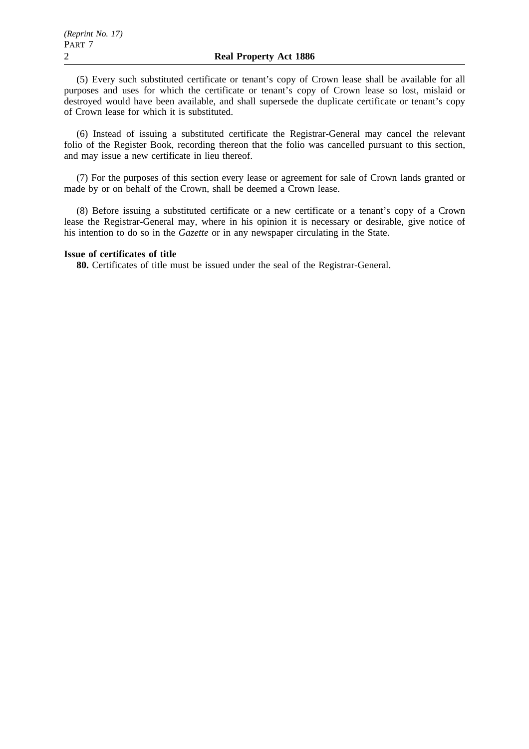(5) Every such substituted certificate or tenant's copy of Crown lease shall be available for all purposes and uses for which the certificate or tenant's copy of Crown lease so lost, mislaid or destroyed would have been available, and shall supersede the duplicate certificate or tenant's copy of Crown lease for which it is substituted.

(6) Instead of issuing a substituted certificate the Registrar-General may cancel the relevant folio of the Register Book, recording thereon that the folio was cancelled pursuant to this section, and may issue a new certificate in lieu thereof.

(7) For the purposes of this section every lease or agreement for sale of Crown lands granted or made by or on behalf of the Crown, shall be deemed a Crown lease.

(8) Before issuing a substituted certificate or a new certificate or a tenant's copy of a Crown lease the Registrar-General may, where in his opinion it is necessary or desirable, give notice of his intention to do so in the *Gazette* or in any newspaper circulating in the State.

**Issue of certificates of title**

**80.** Certificates of title must be issued under the seal of the Registrar-General.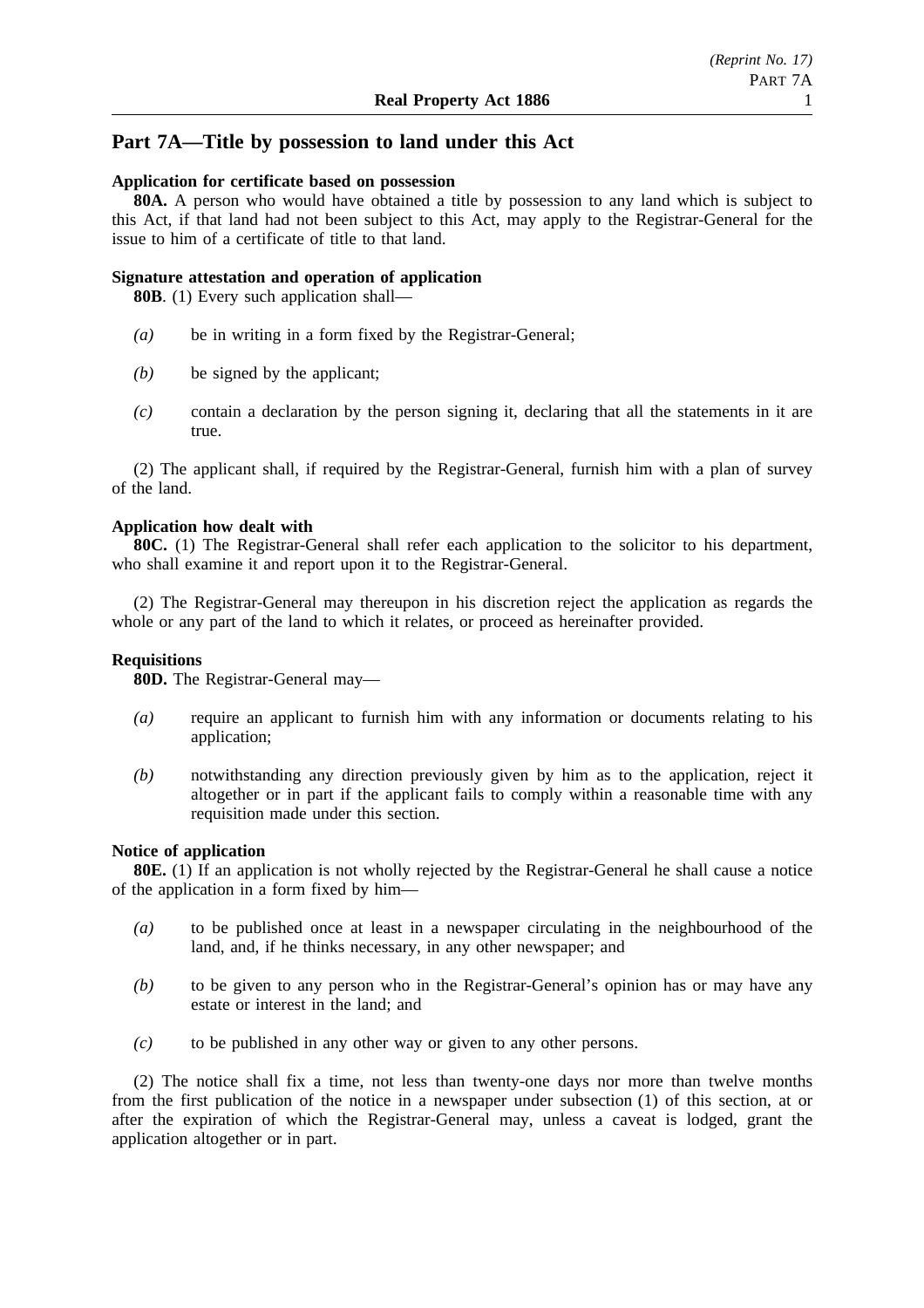## Part 7A—Title by possession to land under this Act

**Application for certificate based on possession**

**80A.** A person who would have obtained a title by possession to any land which is subject to this Act, if that land had not been subject to this Act, may apply to the Registrar-General for the issue to him of a certificate of title to that land.

**Signature attestation and operation of application**

**80B**. (1) Every such application shall—

*(a)* be in writing in a form fixed by the Registrar-General;

*(b)* be signed by the applicant;

*(c)* contain a declaration by the person signing it, declaring that all the statements in it are true.

(2) The applicant shall, if required by the Registrar-General, furnish him with a plan of survey of the land.

**Application how dealt with**

**80C.** (1) The Registrar-General shall refer each application to the solicitor to his department, who shall examine it and report upon it to the Registrar-General.

(2) The Registrar-General may thereupon in his discretion reject the application as regards the whole or any part of the land to which it relates, or proceed as hereinafter provided.

**Requisitions**

**80D.** The Registrar-General may—

*(a)* require an applicant to furnish him with any information or documents relating to his application;

*(b)* notwithstanding any direction previously given by him as to the application, reject it altogether or in part if the applicant fails to comply within a reasonable time with any requisition made under this section.

**Notice of application**

**80E.** (1) If an application is not wholly rejected by the Registrar-General he shall cause a notice of the application in a form fixed by him—

*(a)* to be published once at least in a newspaper circulating in the neighbourhood of the land, and, if he thinks necessary, in any other newspaper; and

*(b)* to be given to any person who in the Registrar-General's opinion has or may have any estate or interest in the land; and

*(c)* to be published in any other way or given to any other persons.

(2) The notice shall fix a time, not less than twenty-one days nor more than twelve months from the first publication of the notice in a newspaper under subsection (1) of this section, at or after the expiration of which the Registrar-General may, unless a caveat is lodged, grant the application altogether or in part.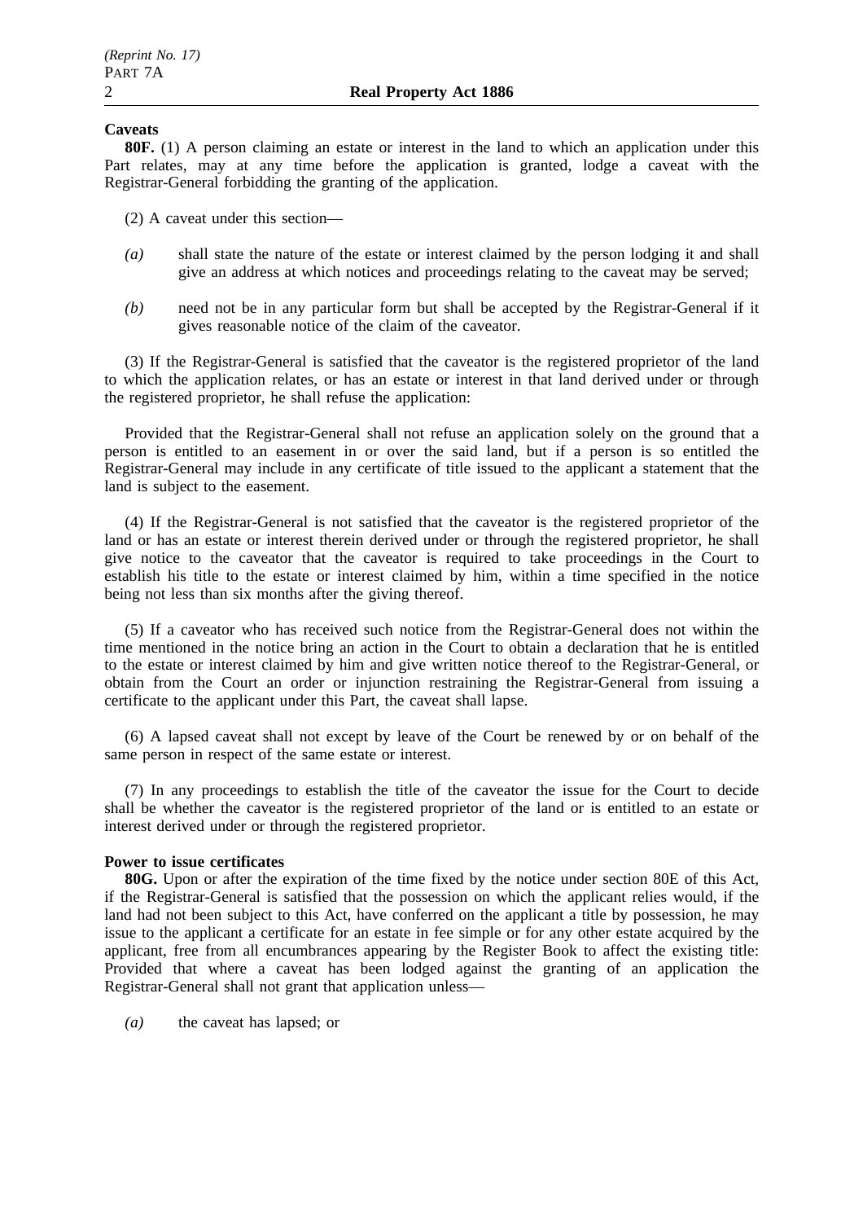**Caveats**

**80F.** (1) A person claiming an estate or interest in the land to which an application under this Part relates, may at any time before the application is granted, lodge a caveat with the Registrar-General forbidding the granting of the application.

(2) A caveat under this section—

*(a)* shall state the nature of the estate or interest claimed by the person lodging it and shall give an address at which notices and proceedings relating to the caveat may be served;

*(b)* need not be in any particular form but shall be accepted by the Registrar-General if it gives reasonable notice of the claim of the caveator.

(3) If the Registrar-General is satisfied that the caveator is the registered proprietor of the land to which the application relates, or has an estate or interest in that land derived under or through the registered proprietor, he shall refuse the application:

Provided that the Registrar-General shall not refuse an application solely on the ground that a person is entitled to an easement in or over the said land, but if a person is so entitled the Registrar-General may include in any certificate of title issued to the applicant a statement that the land is subject to the easement.

(4) If the Registrar-General is not satisfied that the caveator is the registered proprietor of the land or has an estate or interest therein derived under or through the registered proprietor, he shall give notice to the caveator that the caveator is required to take proceedings in the Court to establish his title to the estate or interest claimed by him, within a time specified in the notice being not less than six months after the giving thereof.

(5) If a caveator who has received such notice from the Registrar-General does not within the time mentioned in the notice bring an action in the Court to obtain a declaration that he is entitled to the estate or interest claimed by him and give written notice thereof to the Registrar-General, or obtain from the Court an order or injunction restraining the Registrar-General from issuing a certificate to the applicant under this Part, the caveat shall lapse.

(6) A lapsed caveat shall not except by leave of the Court be renewed by or on behalf of the same person in respect of the same estate or interest.

(7) In any proceedings to establish the title of the caveator the issue for the Court to decide shall be whether the caveator is the registered proprietor of the land or is entitled to an estate or interest derived under or through the registered proprietor.

**Power to issue certificates**

**80G.** Upon or after the expiration of the time fixed by the notice under section 80E of this Act, if the Registrar-General is satisfied that the possession on which the applicant relies would, if the land had not been subject to this Act, have conferred on the applicant a title by possession, he may issue to the applicant a certificate for an estate in fee simple or for any other estate acquired by the applicant, free from all encumbrances appearing by the Register Book to affect the existing title: Provided that where a caveat has been lodged against the granting of an application the Registrar-General shall not grant that application unless—

*(a)* the caveat has lapsed; or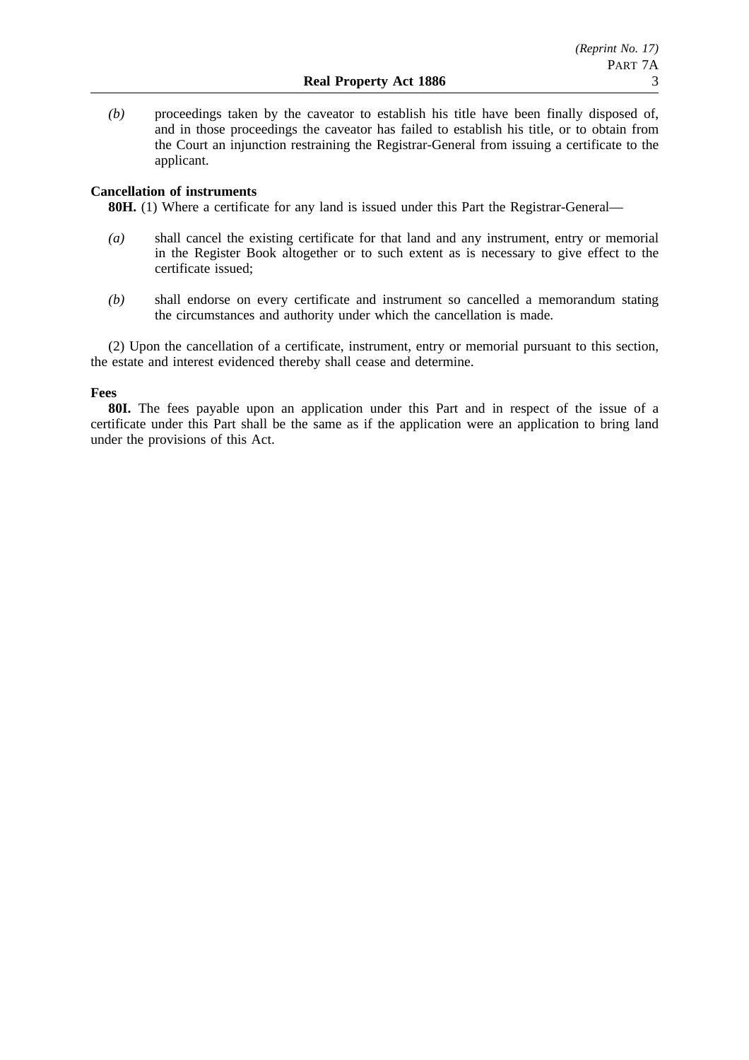*(b)* proceedings taken by the caveator to establish his title have been finally disposed of, and in those proceedings the caveator has failed to establish his title, or to obtain from the Court an injunction restraining the Registrar-General from issuing a certificate to the applicant.

**Cancellation of instruments**

**80H.** (1) Where a certificate for any land is issued under this Part the Registrar-General—

*(a)* shall cancel the existing certificate for that land and any instrument, entry or memorial in the Register Book altogether or to such extent as is necessary to give effect to the certificate issued;

*(b)* shall endorse on every certificate and instrument so cancelled a memorandum stating the circumstances and authority under which the cancellation is made.

(2) Upon the cancellation of a certificate, instrument, entry or memorial pursuant to this section, the estate and interest evidenced thereby shall cease and determine.

**Fees**

**80I.** The fees payable upon an application under this Part and in respect of the issue of a certificate under this Part shall be the same as if the application were an application to bring land under the provisions of this Act.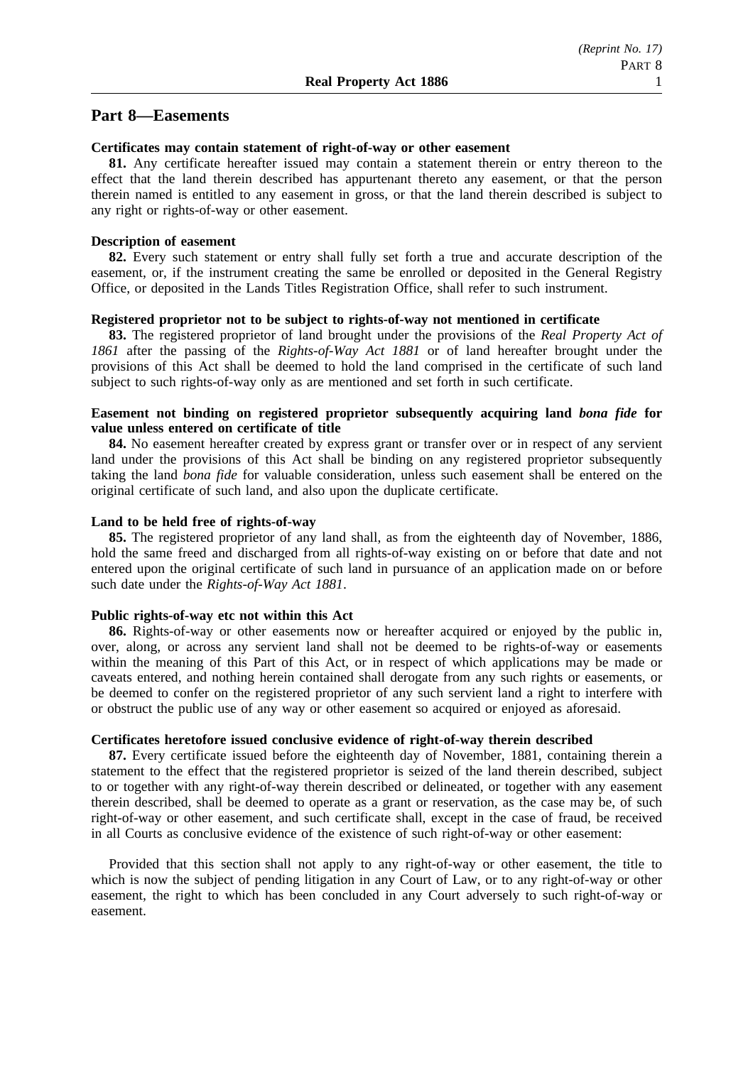## Part 8—Easements

**Certificates may contain statement of right-of-way or other easement**

**81.** Any certificate hereafter issued may contain a statement therein or entry thereon to the effect that the land therein described has appurtenant thereto any easement, or that the person therein named is entitled to any easement in gross, or that the land therein described is subject to any right or rights-of-way or other easement.

**Description of easement**

**82.** Every such statement or entry shall fully set forth a true and accurate description of the easement, or, if the instrument creating the same be enrolled or deposited in the General Registry Office, or deposited in the Lands Titles Registration Office, shall refer to such instrument.

**Registered proprietor not to be subject to rights-of-way not mentioned in certificate**

**83.** The registered proprietor of land brought under the provisions of the *Real Property Act of 1861* after the passing of the *Rights-of-Way Act 1881* or of land hereafter brought under the provisions of this Act shall be deemed to hold the land comprised in the certificate of such land subject to such rights-of-way only as are mentioned and set forth in such certificate.

**Easement not binding on registered proprietor subsequently acquiring land *bona fide* for value unless entered on certificate of title**

**84.** No easement hereafter created by express grant or transfer over or in respect of any servient land under the provisions of this Act shall be binding on any registered proprietor subsequently taking the land *bona fide* for valuable consideration, unless such easement shall be entered on the original certificate of such land, and also upon the duplicate certificate.

**Land to be held free of rights-of-way**

**85.** The registered proprietor of any land shall, as from the eighteenth day of November, 1886, hold the same freed and discharged from all rights-of-way existing on or before that date and not entered upon the original certificate of such land in pursuance of an application made on or before such date under the *Rights-of-Way Act 1881*.

**Public rights-of-way etc not within this Act**

**86.** Rights-of-way or other easements now or hereafter acquired or enjoyed by the public in, over, along, or across any servient land shall not be deemed to be rights-of-way or easements within the meaning of this Part of this Act, or in respect of which applications may be made or caveats entered, and nothing herein contained shall derogate from any such rights or easements, or be deemed to confer on the registered proprietor of any such servient land a right to interfere with or obstruct the public use of any way or other easement so acquired or enjoyed as aforesaid.

**Certificates heretofore issued conclusive evidence of right-of-way therein described**

**87.** Every certificate issued before the eighteenth day of November, 1881, containing therein a statement to the effect that the registered proprietor is seized of the land therein described, subject to or together with any right-of-way therein described or delineated, or together with any easement therein described, shall be deemed to operate as a grant or reservation, as the case may be, of such right-of-way or other easement, and such certificate shall, except in the case of fraud, be received in all Courts as conclusive evidence of the existence of such right-of-way or other easement:

Provided that this section shall not apply to any right-of-way or other easement, the title to which is now the subject of pending litigation in any Court of Law, or to any right-of-way or other easement, the right to which has been concluded in any Court adversely to such right-of-way or easement.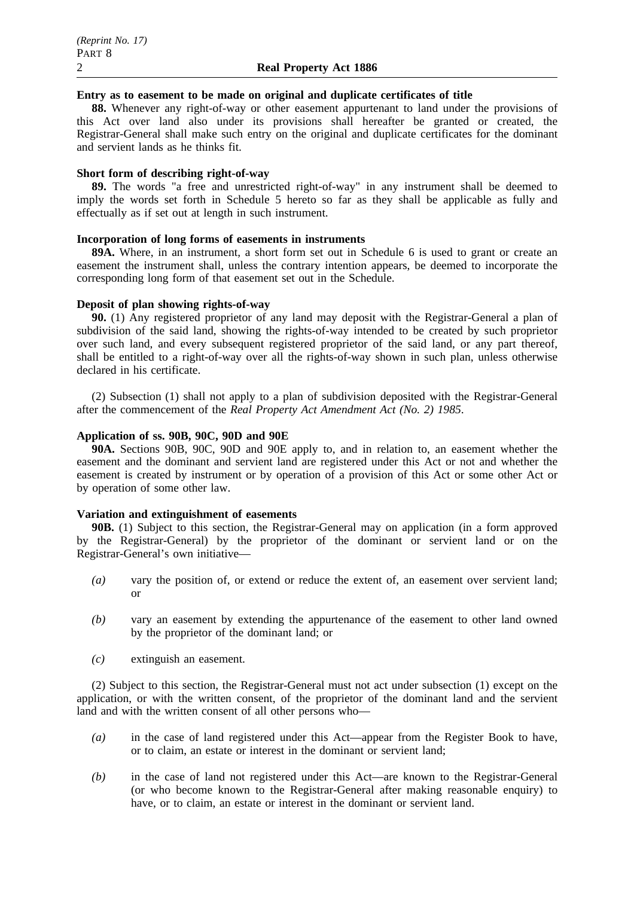**Entry as to easement to be made on original and duplicate certificates of title**

**88.** Whenever any right-of-way or other easement appurtenant to land under the provisions of this Act over land also under its provisions shall hereafter be granted or created, the Registrar-General shall make such entry on the original and duplicate certificates for the dominant and servient lands as he thinks fit.

**Short form of describing right-of-way**

**89.** The words "a free and unrestricted right-of-way" in any instrument shall be deemed to imply the words set forth in Schedule 5 hereto so far as they shall be applicable as fully and effectually as if set out at length in such instrument.

**Incorporation of long forms of easements in instruments**

**89A.** Where, in an instrument, a short form set out in Schedule 6 is used to grant or create an easement the instrument shall, unless the contrary intention appears, be deemed to incorporate the corresponding long form of that easement set out in the Schedule.

**Deposit of plan showing rights-of-way**

**90.** (1) Any registered proprietor of any land may deposit with the Registrar-General a plan of subdivision of the said land, showing the rights-of-way intended to be created by such proprietor over such land, and every subsequent registered proprietor of the said land, or any part thereof, shall be entitled to a right-of-way over all the rights-of-way shown in such plan, unless otherwise declared in his certificate.

(2) Subsection (1) shall not apply to a plan of subdivision deposited with the Registrar-General after the commencement of the *Real Property Act Amendment Act (No. 2) 1985*.

**Application of ss. 90B, 90C, 90D and 90E**

**90A.** Sections 90B, 90C, 90D and 90E apply to, and in relation to, an easement whether the easement and the dominant and servient land are registered under this Act or not and whether the easement is created by instrument or by operation of a provision of this Act or some other Act or by operation of some other law.

**Variation and extinguishment of easements**

**90B.** (1) Subject to this section, the Registrar-General may on application (in a form approved by the Registrar-General) by the proprietor of the dominant or servient land or on the Registrar-General's own initiative—

*(a)* vary the position of, or extend or reduce the extent of, an easement over servient land; or

*(b)* vary an easement by extending the appurtenance of the easement to other land owned by the proprietor of the dominant land; or

*(c)* extinguish an easement.

(2) Subject to this section, the Registrar-General must not act under subsection (1) except on the application, or with the written consent, of the proprietor of the dominant land and the servient land and with the written consent of all other persons who—

*(a)* in the case of land registered under this Act—appear from the Register Book to have, or to claim, an estate or interest in the dominant or servient land;

*(b)* in the case of land not registered under this Act—are known to the Registrar-General (or who become known to the Registrar-General after making reasonable enquiry) to have, or to claim, an estate or interest in the dominant or servient land.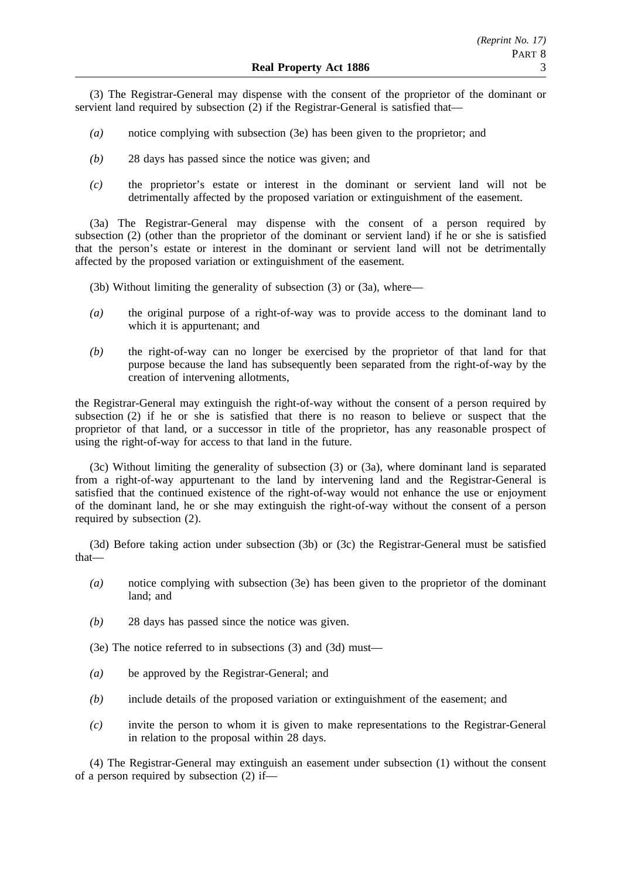(3) The Registrar-General may dispense with the consent of the proprietor of the dominant or servient land required by subsection (2) if the Registrar-General is satisfied that—

- *(a)* notice complying with subsection (3e) has been given to the proprietor; and
- *(b)* 28 days has passed since the notice was given; and
- *(c)* the proprietor's estate or interest in the dominant or servient land will not be detrimentally affected by the proposed variation or extinguishment of the easement.

(3a) The Registrar-General may dispense with the consent of a person required by subsection (2) (other than the proprietor of the dominant or servient land) if he or she is satisfied that the person's estate or interest in the dominant or servient land will not be detrimentally affected by the proposed variation or extinguishment of the easement.

(3b) Without limiting the generality of subsection (3) or (3a), where—

- *(a)* the original purpose of a right-of-way was to provide access to the dominant land to which it is appurtenant; and
- *(b)* the right-of-way can no longer be exercised by the proprietor of that land for that purpose because the land has subsequently been separated from the right-of-way by the creation of intervening allotments,

the Registrar-General may extinguish the right-of-way without the consent of a person required by subsection (2) if he or she is satisfied that there is no reason to believe or suspect that the proprietor of that land, or a successor in title of the proprietor, has any reasonable prospect of using the right-of-way for access to that land in the future.

(3c) Without limiting the generality of subsection (3) or (3a), where dominant land is separated from a right-of-way appurtenant to the land by intervening land and the Registrar-General is satisfied that the continued existence of the right-of-way would not enhance the use or enjoyment of the dominant land, he or she may extinguish the right-of-way without the consent of a person required by subsection (2).

(3d) Before taking action under subsection (3b) or (3c) the Registrar-General must be satisfied that—

- *(a)* notice complying with subsection (3e) has been given to the proprietor of the dominant land; and
- *(b)* 28 days has passed since the notice was given.

(3e) The notice referred to in subsections (3) and (3d) must—

- *(a)* be approved by the Registrar-General; and
- *(b)* include details of the proposed variation or extinguishment of the easement; and
- *(c)* invite the person to whom it is given to make representations to the Registrar-General in relation to the proposal within 28 days.

(4) The Registrar-General may extinguish an easement under subsection (1) without the consent of a person required by subsection (2) if—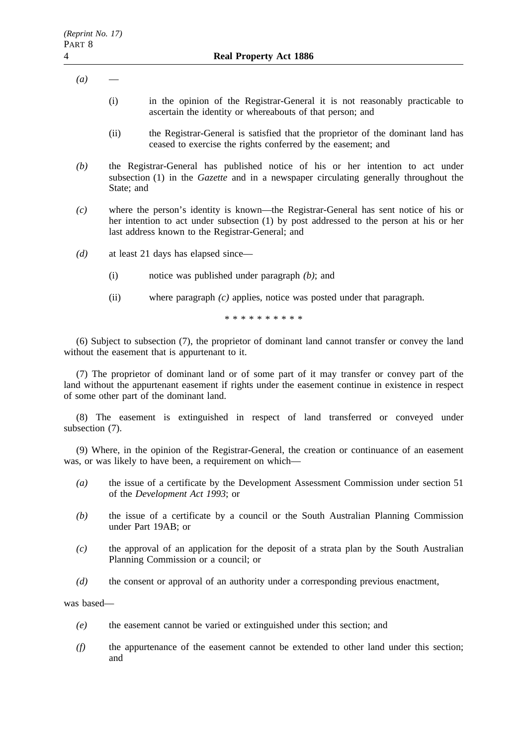*(a)* —

(i) in the opinion of the Registrar-General it is not reasonably practicable to ascertain the identity or whereabouts of that person; and

(ii) the Registrar-General is satisfied that the proprietor of the dominant land has ceased to exercise the rights conferred by the easement; and

*(b)* the Registrar-General has published notice of his or her intention to act under subsection (1) in the *Gazette* and in a newspaper circulating generally throughout the State; and

*(c)* where the person's identity is known—the Registrar-General has sent notice of his or her intention to act under subsection (1) by post addressed to the person at his or her last address known to the Registrar-General; and

*(d)* at least 21 days has elapsed since—

(i) notice was published under paragraph *(b)*; and

(ii) where paragraph *(c)* applies, notice was posted under that paragraph.

\* \* \* \* \* \* \* \* \* \*

(6) Subject to subsection (7), the proprietor of dominant land cannot transfer or convey the land without the easement that is appurtenant to it.

(7) The proprietor of dominant land or of some part of it may transfer or convey part of the land without the appurtenant easement if rights under the easement continue in existence in respect of some other part of the dominant land.

(8) The easement is extinguished in respect of land transferred or conveyed under subsection (7).

(9) Where, in the opinion of the Registrar-General, the creation or continuance of an easement was, or was likely to have been, a requirement on which—

*(a)* the issue of a certificate by the Development Assessment Commission under section 51 of the *Development Act 1993*; or

*(b)* the issue of a certificate by a council or the South Australian Planning Commission under Part 19AB; or

*(c)* the approval of an application for the deposit of a strata plan by the South Australian Planning Commission or a council; or

*(d)* the consent or approval of an authority under a corresponding previous enactment,

was based—

*(e)* the easement cannot be varied or extinguished under this section; and

*(f)* the appurtenance of the easement cannot be extended to other land under this section; and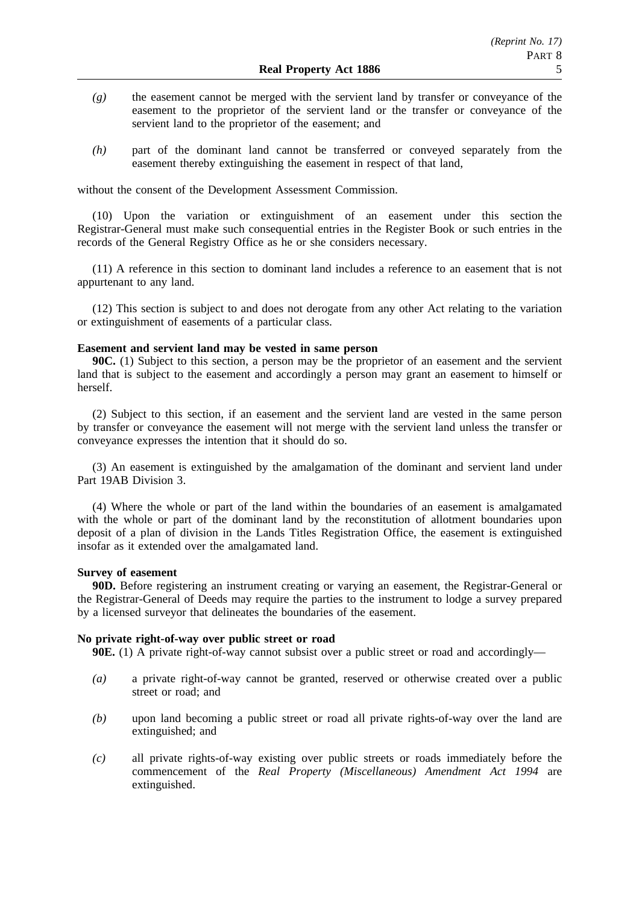*(g)* the easement cannot be merged with the servient land by transfer or conveyance of the easement to the proprietor of the servient land or the transfer or conveyance of the servient land to the proprietor of the easement; and

*(h)* part of the dominant land cannot be transferred or conveyed separately from the easement thereby extinguishing the easement in respect of that land,

without the consent of the Development Assessment Commission.

(10) Upon the variation or extinguishment of an easement under this section the Registrar-General must make such consequential entries in the Register Book or such entries in the records of the General Registry Office as he or she considers necessary.

(11) A reference in this section to dominant land includes a reference to an easement that is not appurtenant to any land.

(12) This section is subject to and does not derogate from any other Act relating to the variation or extinguishment of easements of a particular class.

**Easement and servient land may be vested in same person**

**90C.** (1) Subject to this section, a person may be the proprietor of an easement and the servient land that is subject to the easement and accordingly a person may grant an easement to himself or herself.

(2) Subject to this section, if an easement and the servient land are vested in the same person by transfer or conveyance the easement will not merge with the servient land unless the transfer or conveyance expresses the intention that it should do so.

(3) An easement is extinguished by the amalgamation of the dominant and servient land under Part 19AB Division 3.

(4) Where the whole or part of the land within the boundaries of an easement is amalgamated with the whole or part of the dominant land by the reconstitution of allotment boundaries upon deposit of a plan of division in the Lands Titles Registration Office, the easement is extinguished insofar as it extended over the amalgamated land.

**Survey of easement**

**90D.** Before registering an instrument creating or varying an easement, the Registrar-General or the Registrar-General of Deeds may require the parties to the instrument to lodge a survey prepared by a licensed surveyor that delineates the boundaries of the easement.

**No private right-of-way over public street or road**

**90E.** (1) A private right-of-way cannot subsist over a public street or road and accordingly—

*(a)* a private right-of-way cannot be granted, reserved or otherwise created over a public street or road; and

*(b)* upon land becoming a public street or road all private rights-of-way over the land are extinguished; and

*(c)* all private rights-of-way existing over public streets or roads immediately before the commencement of the *Real Property (Miscellaneous) Amendment Act 1994* are extinguished.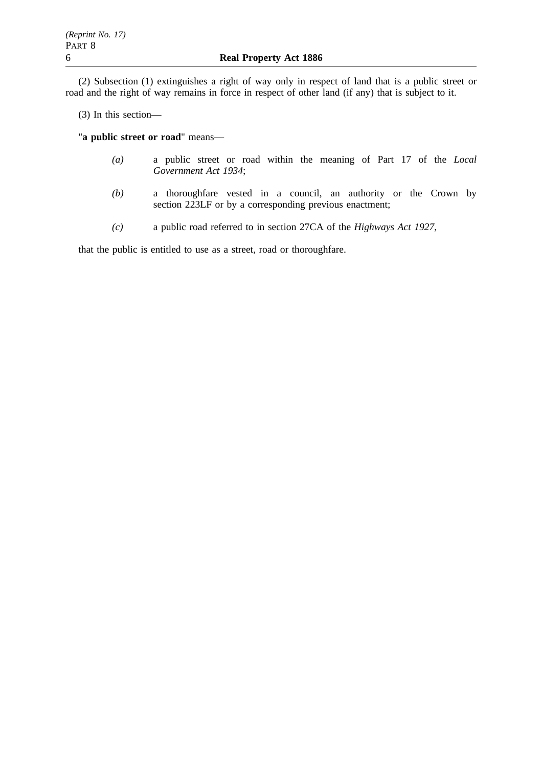(2) Subsection (1) extinguishes a right of way only in respect of land that is a public street or road and the right of way remains in force in respect of other land (if any) that is subject to it.

(3) In this section—

"**a public street or road**" means—

*(a)* a public street or road within the meaning of Part 17 of the *Local Government Act 1934*;

*(b)* a thoroughfare vested in a council, an authority or the Crown by section 223LF or by a corresponding previous enactment;

*(c)* a public road referred to in section 27CA of the *Highways Act 1927*,

that the public is entitled to use as a street, road or thoroughfare.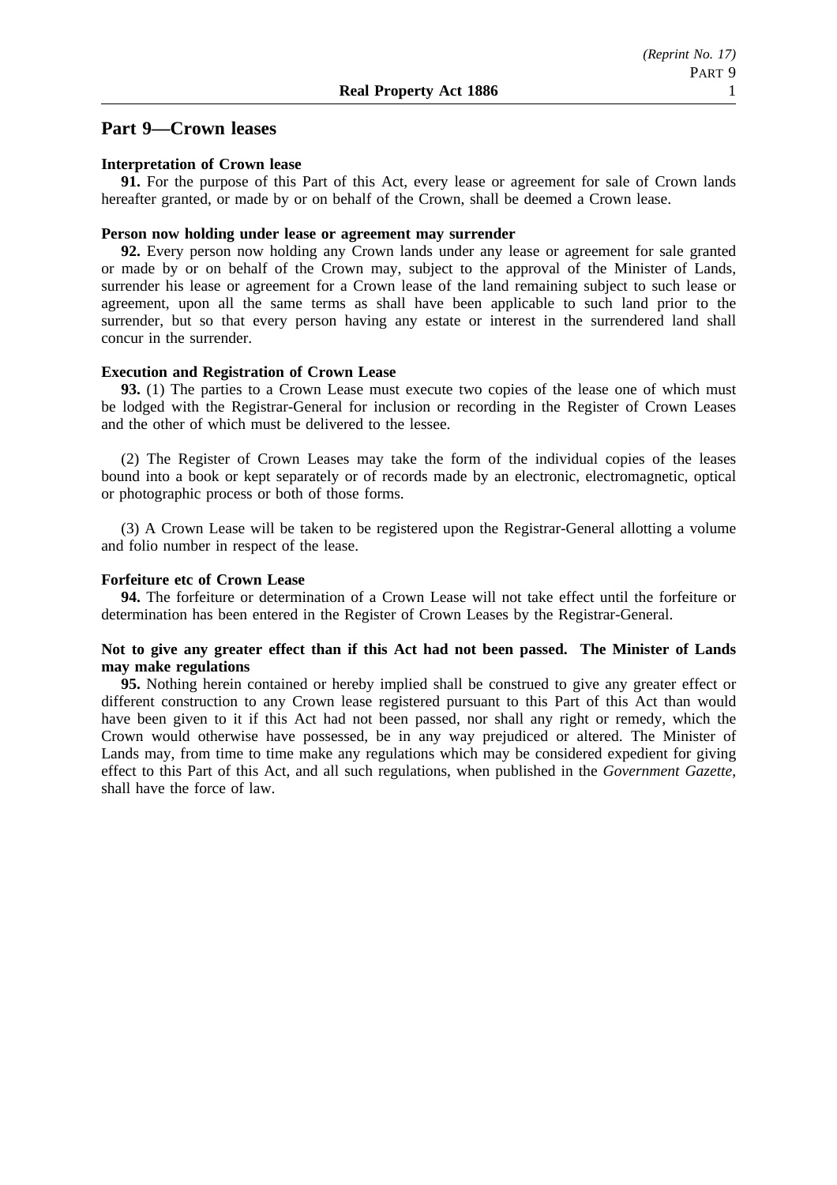## Part 9—Crown leases

**Interpretation of Crown lease**

**91.** For the purpose of this Part of this Act, every lease or agreement for sale of Crown lands hereafter granted, or made by or on behalf of the Crown, shall be deemed a Crown lease.

**Person now holding under lease or agreement may surrender**

**92.** Every person now holding any Crown lands under any lease or agreement for sale granted or made by or on behalf of the Crown may, subject to the approval of the Minister of Lands, surrender his lease or agreement for a Crown lease of the land remaining subject to such lease or agreement, upon all the same terms as shall have been applicable to such land prior to the surrender, but so that every person having any estate or interest in the surrendered land shall concur in the surrender.

**Execution and Registration of Crown Lease**

**93.** (1) The parties to a Crown Lease must execute two copies of the lease one of which must be lodged with the Registrar-General for inclusion or recording in the Register of Crown Leases and the other of which must be delivered to the lessee.

(2) The Register of Crown Leases may take the form of the individual copies of the leases bound into a book or kept separately or of records made by an electronic, electromagnetic, optical or photographic process or both of those forms.

(3) A Crown Lease will be taken to be registered upon the Registrar-General allotting a volume and folio number in respect of the lease.

**Forfeiture etc of Crown Lease**

**94.** The forfeiture or determination of a Crown Lease will not take effect until the forfeiture or determination has been entered in the Register of Crown Leases by the Registrar-General.

**Not to give any greater effect than if this Act had not been passed. The Minister of Lands may make regulations**

**95.** Nothing herein contained or hereby implied shall be construed to give any greater effect or different construction to any Crown lease registered pursuant to this Part of this Act than would have been given to it if this Act had not been passed, nor shall any right or remedy, which the Crown would otherwise have possessed, be in any way prejudiced or altered. The Minister of Lands may, from time to time make any regulations which may be considered expedient for giving effect to this Part of this Act, and all such regulations, when published in the *Government Gazette*, shall have the force of law.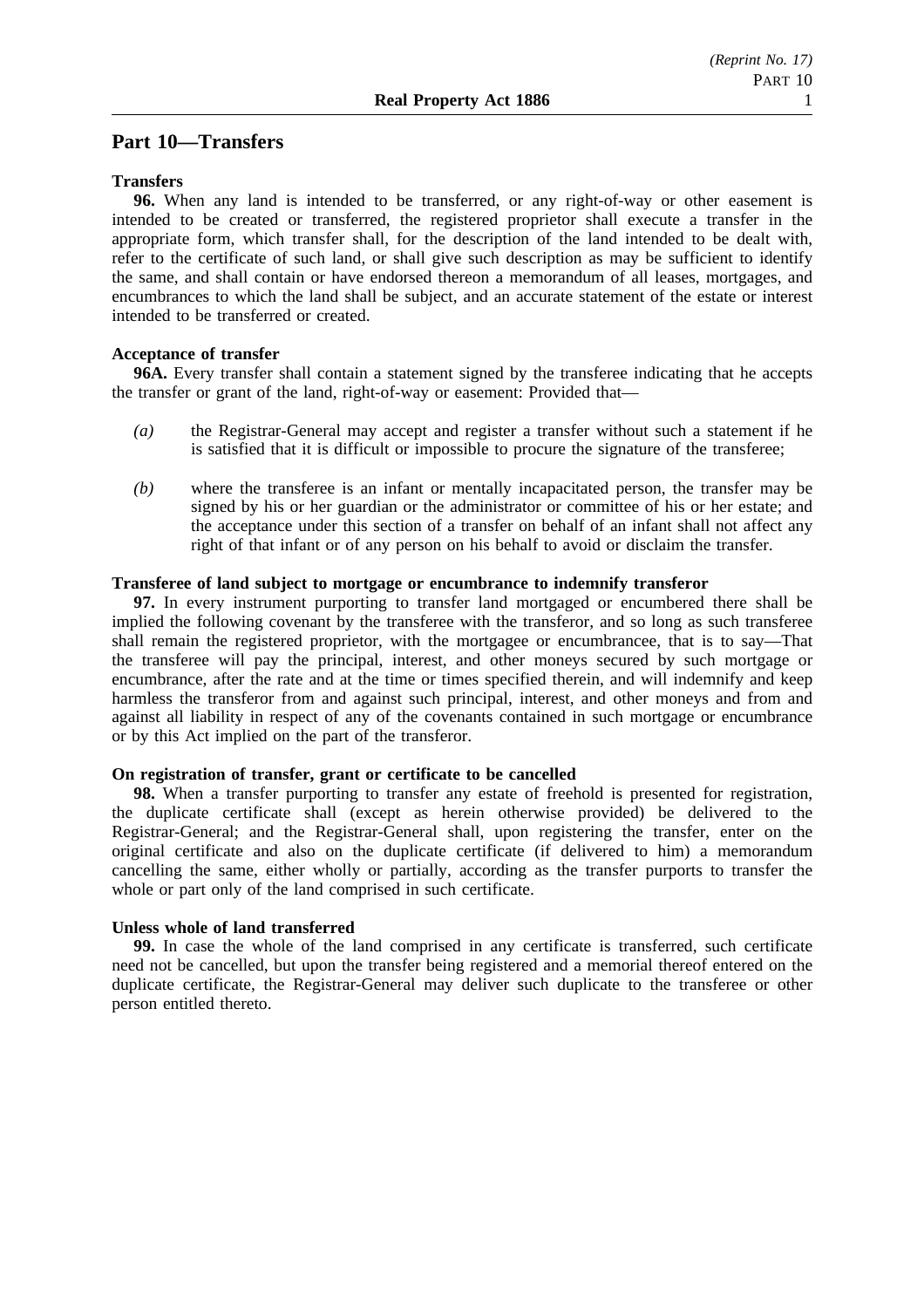## Part 10—Transfers

**Transfers**

**96.** When any land is intended to be transferred, or any right-of-way or other easement is intended to be created or transferred, the registered proprietor shall execute a transfer in the appropriate form, which transfer shall, for the description of the land intended to be dealt with, refer to the certificate of such land, or shall give such description as may be sufficient to identify the same, and shall contain or have endorsed thereon a memorandum of all leases, mortgages, and encumbrances to which the land shall be subject, and an accurate statement of the estate or interest intended to be transferred or created.

**Acceptance of transfer**

**96A.** Every transfer shall contain a statement signed by the transferee indicating that he accepts the transfer or grant of the land, right-of-way or easement: Provided that—

*(a)* the Registrar-General may accept and register a transfer without such a statement if he is satisfied that it is difficult or impossible to procure the signature of the transferee;

*(b)* where the transferee is an infant or mentally incapacitated person, the transfer may be signed by his or her guardian or the administrator or committee of his or her estate; and the acceptance under this section of a transfer on behalf of an infant shall not affect any right of that infant or of any person on his behalf to avoid or disclaim the transfer.

**Transferee of land subject to mortgage or encumbrance to indemnify transferor**

**97.** In every instrument purporting to transfer land mortgaged or encumbered there shall be implied the following covenant by the transferee with the transferor, and so long as such transferee shall remain the registered proprietor, with the mortgagee or encumbrancee, that is to say—That the transferee will pay the principal, interest, and other moneys secured by such mortgage or encumbrance, after the rate and at the time or times specified therein, and will indemnify and keep harmless the transferor from and against such principal, interest, and other moneys and from and against all liability in respect of any of the covenants contained in such mortgage or encumbrance or by this Act implied on the part of the transferor.

**On registration of transfer, grant or certificate to be cancelled**

**98.** When a transfer purporting to transfer any estate of freehold is presented for registration, the duplicate certificate shall (except as herein otherwise provided) be delivered to the Registrar-General; and the Registrar-General shall, upon registering the transfer, enter on the original certificate and also on the duplicate certificate (if delivered to him) a memorandum cancelling the same, either wholly or partially, according as the transfer purports to transfer the whole or part only of the land comprised in such certificate.

**Unless whole of land transferred**

**99.** In case the whole of the land comprised in any certificate is transferred, such certificate need not be cancelled, but upon the transfer being registered and a memorial thereof entered on the duplicate certificate, the Registrar-General may deliver such duplicate to the transferee or other person entitled thereto.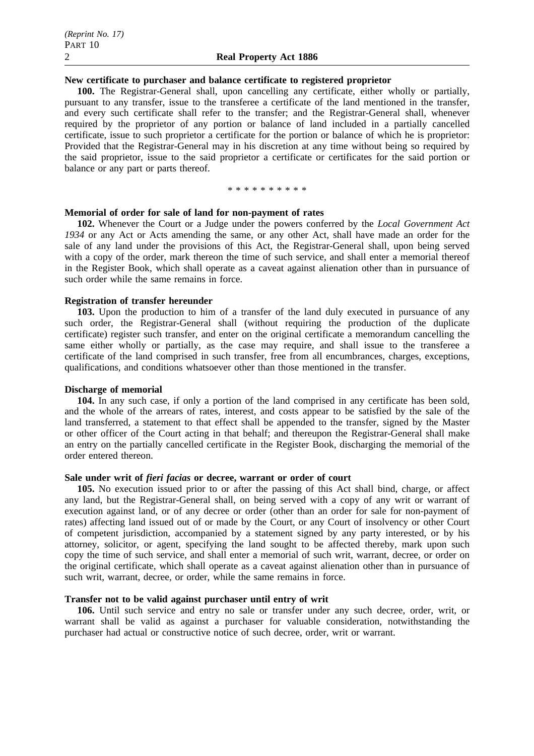**New certificate to purchaser and balance certificate to registered proprietor**

**100.** The Registrar-General shall, upon cancelling any certificate, either wholly or partially, pursuant to any transfer, issue to the transferee a certificate of the land mentioned in the transfer, and every such certificate shall refer to the transfer; and the Registrar-General shall, whenever required by the proprietor of any portion or balance of land included in a partially cancelled certificate, issue to such proprietor a certificate for the portion or balance of which he is proprietor: Provided that the Registrar-General may in his discretion at any time without being so required by the said proprietor, issue to the said proprietor a certificate or certificates for the said portion or balance or any part or parts thereof.

\* \* \* \* \* \* \* \* \* \*

**Memorial of order for sale of land for non-payment of rates**

**102.** Whenever the Court or a Judge under the powers conferred by the *Local Government Act 1934* or any Act or Acts amending the same, or any other Act, shall have made an order for the sale of any land under the provisions of this Act, the Registrar-General shall, upon being served with a copy of the order, mark thereon the time of such service, and shall enter a memorial thereof in the Register Book, which shall operate as a caveat against alienation other than in pursuance of such order while the same remains in force.

**Registration of transfer hereunder**

**103.** Upon the production to him of a transfer of the land duly executed in pursuance of any such order, the Registrar-General shall (without requiring the production of the duplicate certificate) register such transfer, and enter on the original certificate a memorandum cancelling the same either wholly or partially, as the case may require, and shall issue to the transferee a certificate of the land comprised in such transfer, free from all encumbrances, charges, exceptions, qualifications, and conditions whatsoever other than those mentioned in the transfer.

**Discharge of memorial**

**104.** In any such case, if only a portion of the land comprised in any certificate has been sold, and the whole of the arrears of rates, interest, and costs appear to be satisfied by the sale of the land transferred, a statement to that effect shall be appended to the transfer, signed by the Master or other officer of the Court acting in that behalf; and thereupon the Registrar-General shall make an entry on the partially cancelled certificate in the Register Book, discharging the memorial of the order entered thereon.

**Sale under writ of *fieri facias* or decree, warrant or order of court**

**105.** No execution issued prior to or after the passing of this Act shall bind, charge, or affect any land, but the Registrar-General shall, on being served with a copy of any writ or warrant of execution against land, or of any decree or order (other than an order for sale for non-payment of rates) affecting land issued out of or made by the Court, or any Court of insolvency or other Court of competent jurisdiction, accompanied by a statement signed by any party interested, or by his attorney, solicitor, or agent, specifying the land sought to be affected thereby, mark upon such copy the time of such service, and shall enter a memorial of such writ, warrant, decree, or order on the original certificate, which shall operate as a caveat against alienation other than in pursuance of such writ, warrant, decree, or order, while the same remains in force.

**Transfer not to be valid against purchaser until entry of writ**

**106.** Until such service and entry no sale or transfer under any such decree, order, writ, or warrant shall be valid as against a purchaser for valuable consideration, notwithstanding the purchaser had actual or constructive notice of such decree, order, writ or warrant.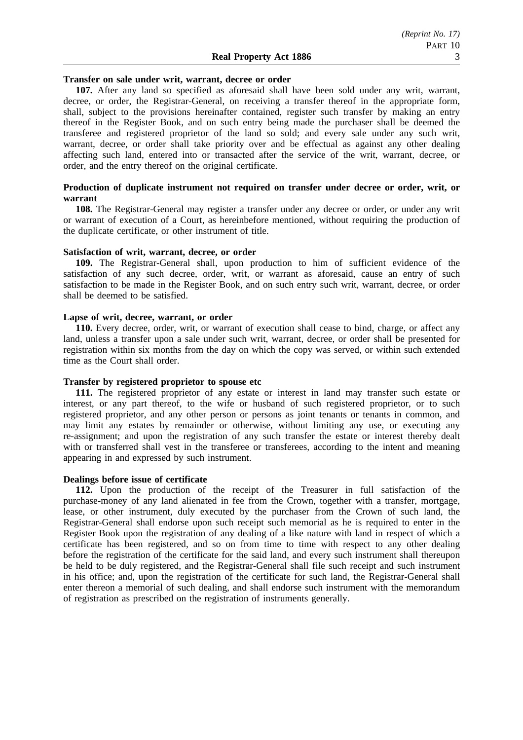**Transfer on sale under writ, warrant, decree or order**

**107.** After any land so specified as aforesaid shall have been sold under any writ, warrant, decree, or order, the Registrar-General, on receiving a transfer thereof in the appropriate form, shall, subject to the provisions hereinafter contained, register such transfer by making an entry thereof in the Register Book, and on such entry being made the purchaser shall be deemed the transferee and registered proprietor of the land so sold; and every sale under any such writ, warrant, decree, or order shall take priority over and be effectual as against any other dealing affecting such land, entered into or transacted after the service of the writ, warrant, decree, or order, and the entry thereof on the original certificate.

**Production of duplicate instrument not required on transfer under decree or order, writ, or warrant**

**108.** The Registrar-General may register a transfer under any decree or order, or under any writ or warrant of execution of a Court, as hereinbefore mentioned, without requiring the production of the duplicate certificate, or other instrument of title.

**Satisfaction of writ, warrant, decree, or order**

**109.** The Registrar-General shall, upon production to him of sufficient evidence of the satisfaction of any such decree, order, writ, or warrant as aforesaid, cause an entry of such satisfaction to be made in the Register Book, and on such entry such writ, warrant, decree, or order shall be deemed to be satisfied.

**Lapse of writ, decree, warrant, or order**

**110.** Every decree, order, writ, or warrant of execution shall cease to bind, charge, or affect any land, unless a transfer upon a sale under such writ, warrant, decree, or order shall be presented for registration within six months from the day on which the copy was served, or within such extended time as the Court shall order.

**Transfer by registered proprietor to spouse etc**

**111.** The registered proprietor of any estate or interest in land may transfer such estate or interest, or any part thereof, to the wife or husband of such registered proprietor, or to such registered proprietor, and any other person or persons as joint tenants or tenants in common, and may limit any estates by remainder or otherwise, without limiting any use, or executing any re-assignment; and upon the registration of any such transfer the estate or interest thereby dealt with or transferred shall vest in the transferee or transferees, according to the intent and meaning appearing in and expressed by such instrument.

**Dealings before issue of certificate**

**112.** Upon the production of the receipt of the Treasurer in full satisfaction of the purchase-money of any land alienated in fee from the Crown, together with a transfer, mortgage, lease, or other instrument, duly executed by the purchaser from the Crown of such land, the Registrar-General shall endorse upon such receipt such memorial as he is required to enter in the Register Book upon the registration of any dealing of a like nature with land in respect of which a certificate has been registered, and so on from time to time with respect to any other dealing before the registration of the certificate for the said land, and every such instrument shall thereupon be held to be duly registered, and the Registrar-General shall file such receipt and such instrument in his office; and, upon the registration of the certificate for such land, the Registrar-General shall enter thereon a memorial of such dealing, and shall endorse such instrument with the memorandum of registration as prescribed on the registration of instruments generally.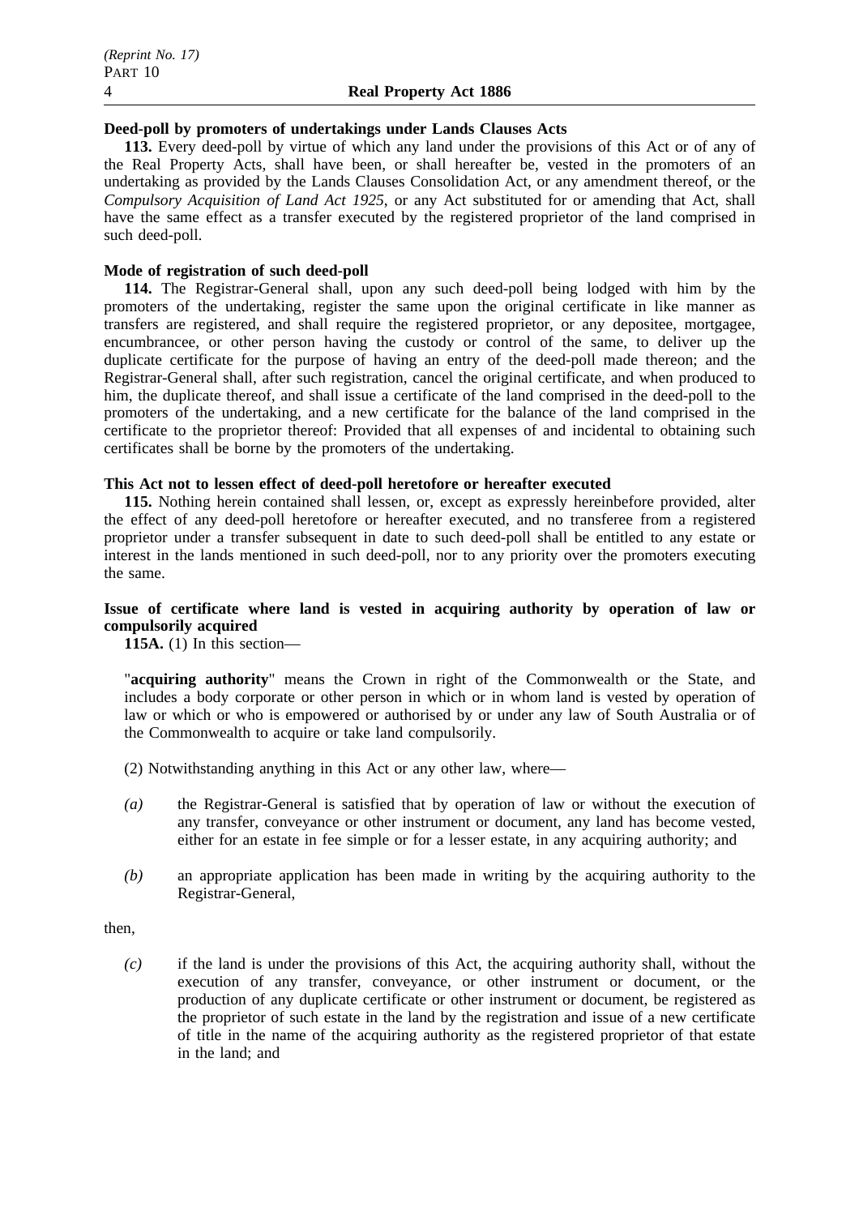**Deed-poll by promoters of undertakings under Lands Clauses Acts**

**113.** Every deed-poll by virtue of which any land under the provisions of this Act or of any of the Real Property Acts, shall have been, or shall hereafter be, vested in the promoters of an undertaking as provided by the Lands Clauses Consolidation Act, or any amendment thereof, or the *Compulsory Acquisition of Land Act 1925*, or any Act substituted for or amending that Act, shall have the same effect as a transfer executed by the registered proprietor of the land comprised in such deed-poll.

**Mode of registration of such deed-poll**

**114.** The Registrar-General shall, upon any such deed-poll being lodged with him by the promoters of the undertaking, register the same upon the original certificate in like manner as transfers are registered, and shall require the registered proprietor, or any depositee, mortgagee, encumbrancee, or other person having the custody or control of the same, to deliver up the duplicate certificate for the purpose of having an entry of the deed-poll made thereon; and the Registrar-General shall, after such registration, cancel the original certificate, and when produced to him, the duplicate thereof, and shall issue a certificate of the land comprised in the deed-poll to the promoters of the undertaking, and a new certificate for the balance of the land comprised in the certificate to the proprietor thereof: Provided that all expenses of and incidental to obtaining such certificates shall be borne by the promoters of the undertaking.

**This Act not to lessen effect of deed-poll heretofore or hereafter executed**

**115.** Nothing herein contained shall lessen, or, except as expressly hereinbefore provided, alter the effect of any deed-poll heretofore or hereafter executed, and no transferee from a registered proprietor under a transfer subsequent in date to such deed-poll shall be entitled to any estate or interest in the lands mentioned in such deed-poll, nor to any priority over the promoters executing the same.

**Issue of certificate where land is vested in acquiring authority by operation of law or compulsorily acquired**

**115A.** (1) In this section—

"**acquiring authority**" means the Crown in right of the Commonwealth or the State, and includes a body corporate or other person in which or in whom land is vested by operation of law or which or who is empowered or authorised by or under any law of South Australia or of the Commonwealth to acquire or take land compulsorily.

(2) Notwithstanding anything in this Act or any other law, where—

*(a)* the Registrar-General is satisfied that by operation of law or without the execution of any transfer, conveyance or other instrument or document, any land has become vested, either for an estate in fee simple or for a lesser estate, in any acquiring authority; and

*(b)* an appropriate application has been made in writing by the acquiring authority to the Registrar-General,

then,

*(c)* if the land is under the provisions of this Act, the acquiring authority shall, without the execution of any transfer, conveyance, or other instrument or document, or the production of any duplicate certificate or other instrument or document, be registered as the proprietor of such estate in the land by the registration and issue of a new certificate of title in the name of the acquiring authority as the registered proprietor of that estate in the land; and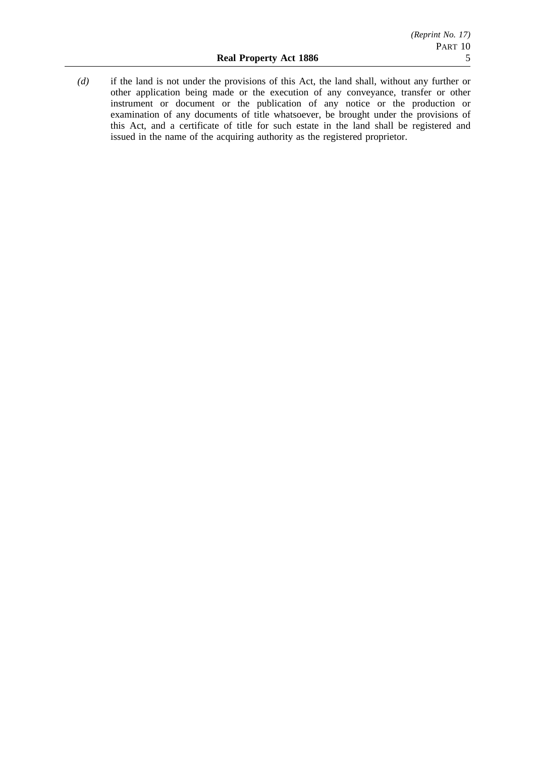*(d)* if the land is not under the provisions of this Act, the land shall, without any further or other application being made or the execution of any conveyance, transfer or other instrument or document or the publication of any notice or the production or examination of any documents of title whatsoever, be brought under the provisions of this Act, and a certificate of title for such estate in the land shall be registered and issued in the name of the acquiring authority as the registered proprietor.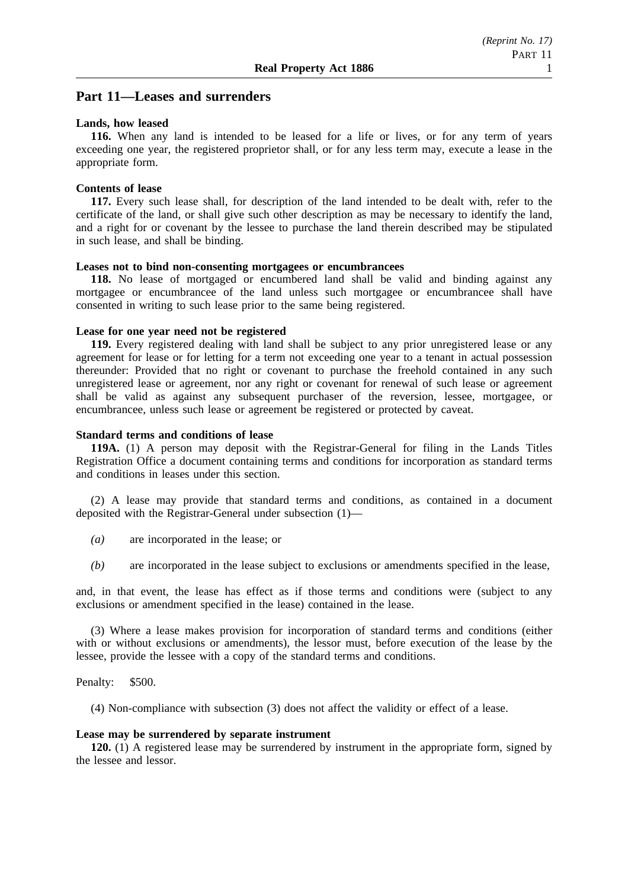## Part 11—Leases and surrenders

**Lands, how leased**

**116.** When any land is intended to be leased for a life or lives, or for any term of years exceeding one year, the registered proprietor shall, or for any less term may, execute a lease in the appropriate form.

**Contents of lease**

**117.** Every such lease shall, for description of the land intended to be dealt with, refer to the certificate of the land, or shall give such other description as may be necessary to identify the land, and a right for or covenant by the lessee to purchase the land therein described may be stipulated in such lease, and shall be binding.

**Leases not to bind non-consenting mortgagees or encumbrancees**

**118.** No lease of mortgaged or encumbered land shall be valid and binding against any mortgagee or encumbrancee of the land unless such mortgagee or encumbrancee shall have consented in writing to such lease prior to the same being registered.

**Lease for one year need not be registered**

**119.** Every registered dealing with land shall be subject to any prior unregistered lease or any agreement for lease or for letting for a term not exceeding one year to a tenant in actual possession thereunder: Provided that no right or covenant to purchase the freehold contained in any such unregistered lease or agreement, nor any right or covenant for renewal of such lease or agreement shall be valid as against any subsequent purchaser of the reversion, lessee, mortgagee, or encumbrancee, unless such lease or agreement be registered or protected by caveat.

**Standard terms and conditions of lease**

**119A.** (1) A person may deposit with the Registrar-General for filing in the Lands Titles Registration Office a document containing terms and conditions for incorporation as standard terms and conditions in leases under this section.

(2) A lease may provide that standard terms and conditions, as contained in a document deposited with the Registrar-General under subsection (1)—

*(a)* are incorporated in the lease; or

*(b)* are incorporated in the lease subject to exclusions or amendments specified in the lease,

and, in that event, the lease has effect as if those terms and conditions were (subject to any exclusions or amendment specified in the lease) contained in the lease.

(3) Where a lease makes provision for incorporation of standard terms and conditions (either with or without exclusions or amendments), the lessor must, before execution of the lease by the lessee, provide the lessee with a copy of the standard terms and conditions.

Penalty: $500.

(4) Non-compliance with subsection (3) does not affect the validity or effect of a lease.

**Lease may be surrendered by separate instrument**

**120.** (1) A registered lease may be surrendered by instrument in the appropriate form, signed by the lessee and lessor.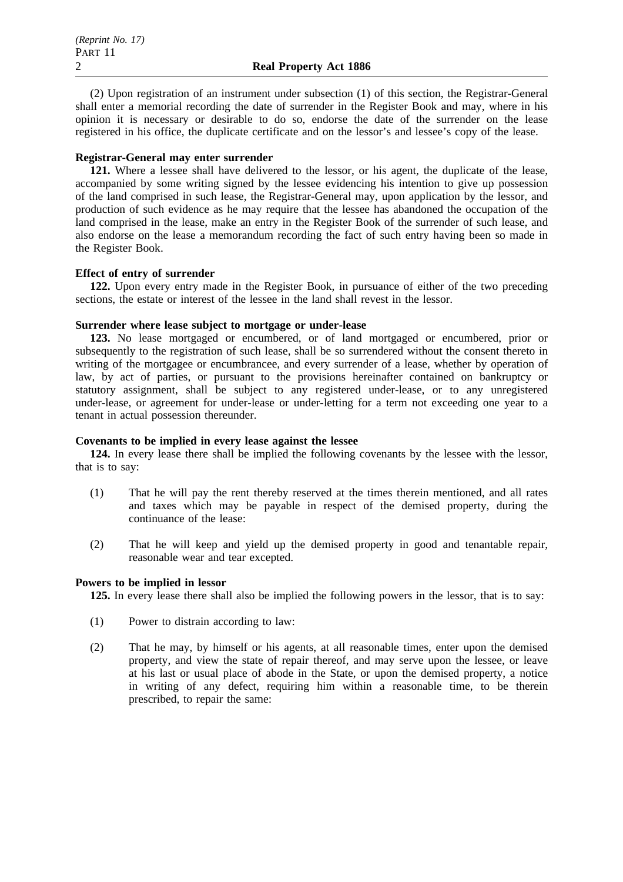(2) Upon registration of an instrument under subsection (1) of this section, the Registrar-General shall enter a memorial recording the date of surrender in the Register Book and may, where in his opinion it is necessary or desirable to do so, endorse the date of the surrender on the lease registered in his office, the duplicate certificate and on the lessor's and lessee's copy of the lease.

**Registrar-General may enter surrender**

**121.** Where a lessee shall have delivered to the lessor, or his agent, the duplicate of the lease, accompanied by some writing signed by the lessee evidencing his intention to give up possession of the land comprised in such lease, the Registrar-General may, upon application by the lessor, and production of such evidence as he may require that the lessee has abandoned the occupation of the land comprised in the lease, make an entry in the Register Book of the surrender of such lease, and also endorse on the lease a memorandum recording the fact of such entry having been so made in the Register Book.

**Effect of entry of surrender**

**122.** Upon every entry made in the Register Book, in pursuance of either of the two preceding sections, the estate or interest of the lessee in the land shall revest in the lessor.

**Surrender where lease subject to mortgage or under-lease**

**123.** No lease mortgaged or encumbered, or of land mortgaged or encumbered, prior or subsequently to the registration of such lease, shall be so surrendered without the consent thereto in writing of the mortgagee or encumbrancee, and every surrender of a lease, whether by operation of law, by act of parties, or pursuant to the provisions hereinafter contained on bankruptcy or statutory assignment, shall be subject to any registered under-lease, or to any unregistered under-lease, or agreement for under-lease or under-letting for a term not exceeding one year to a tenant in actual possession thereunder.

**Covenants to be implied in every lease against the lessee**

**124.** In every lease there shall be implied the following covenants by the lessee with the lessor, that is to say:

(1) That he will pay the rent thereby reserved at the times therein mentioned, and all rates and taxes which may be payable in respect of the demised property, during the continuance of the lease:

(2) That he will keep and yield up the demised property in good and tenantable repair, reasonable wear and tear excepted.

**Powers to be implied in lessor**

**125.** In every lease there shall also be implied the following powers in the lessor, that is to say:

(1) Power to distrain according to law:

(2) That he may, by himself or his agents, at all reasonable times, enter upon the demised property, and view the state of repair thereof, and may serve upon the lessee, or leave at his last or usual place of abode in the State, or upon the demised property, a notice in writing of any defect, requiring him within a reasonable time, to be therein prescribed, to repair the same: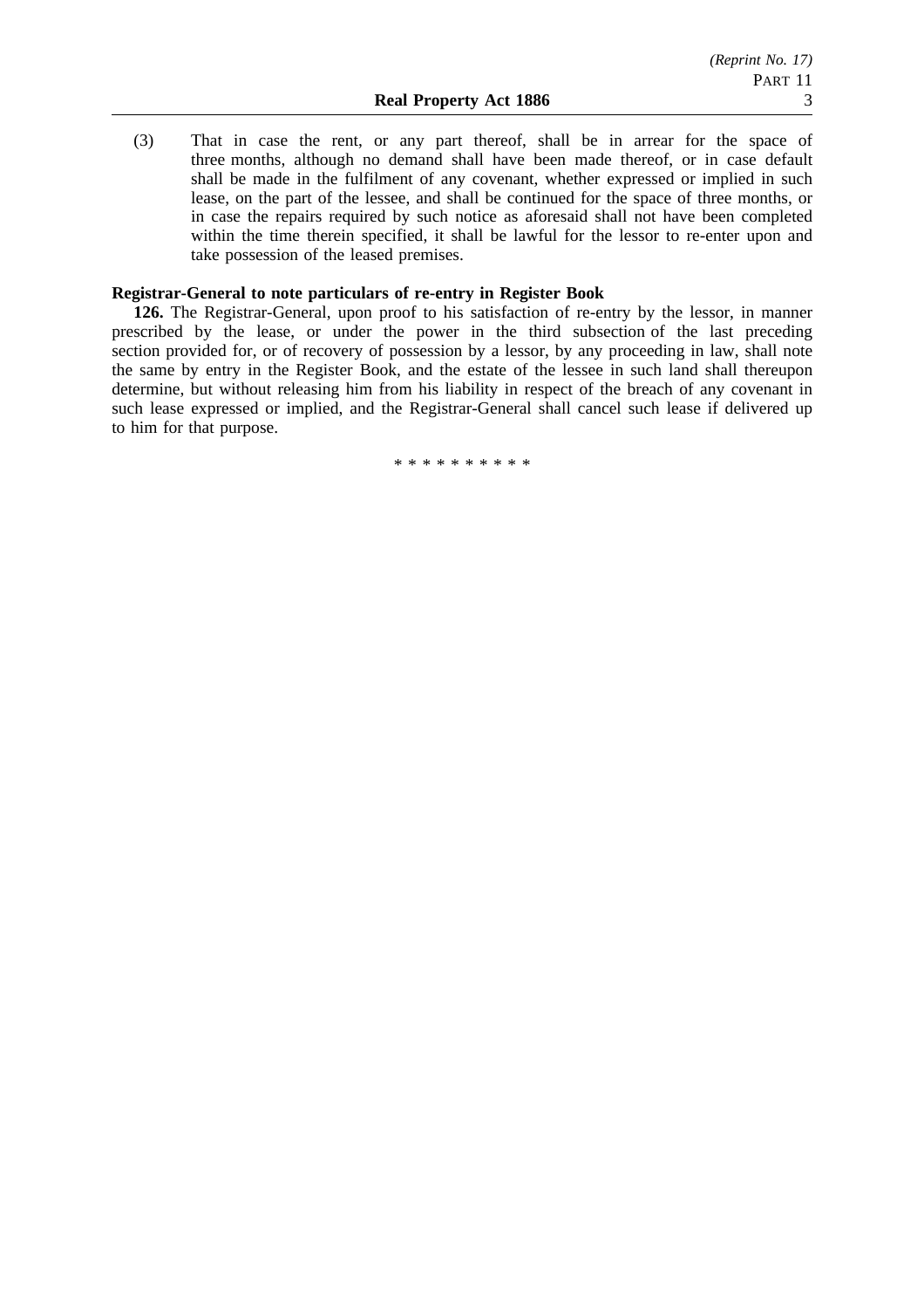(3) That in case the rent, or any part thereof, shall be in arrear for the space of three months, although no demand shall have been made thereof, or in case default shall be made in the fulfilment of any covenant, whether expressed or implied in such lease, on the part of the lessee, and shall be continued for the space of three months, or in case the repairs required by such notice as aforesaid shall not have been completed within the time therein specified, it shall be lawful for the lessor to re-enter upon and take possession of the leased premises.

**Registrar-General to note particulars of re-entry in Register Book**

**126.** The Registrar-General, upon proof to his satisfaction of re-entry by the lessor, in manner prescribed by the lease, or under the power in the third subsection of the last preceding section provided for, or of recovery of possession by a lessor, by any proceeding in law, shall note the same by entry in the Register Book, and the estate of the lessee in such land shall thereupon determine, but without releasing him from his liability in respect of the breach of any covenant in such lease expressed or implied, and the Registrar-General shall cancel such lease if delivered up to him for that purpose.

* * * * * * * * * *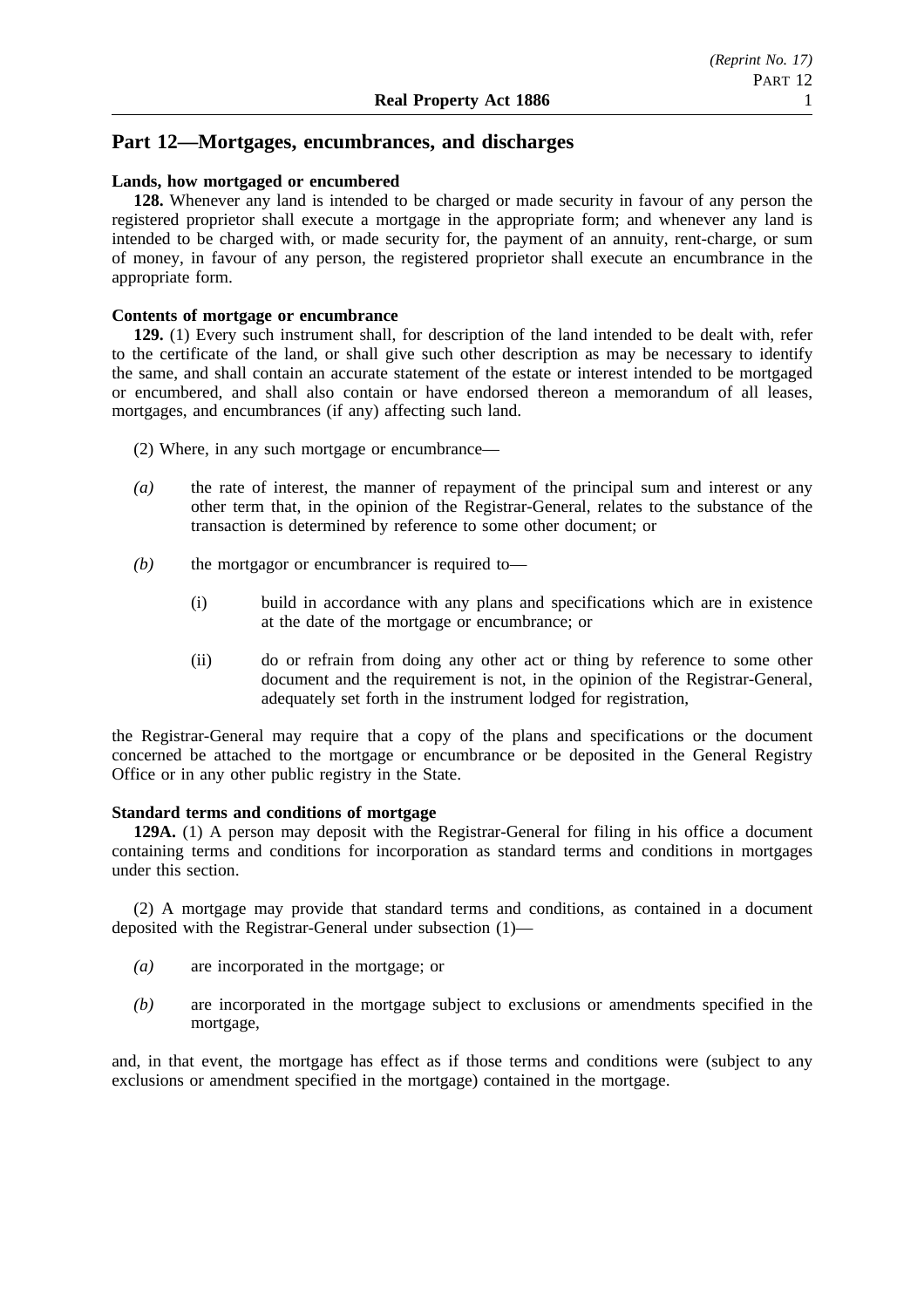## Part 12—Mortgages, encumbrances, and discharges

**Lands, how mortgaged or encumbered**

**128.** Whenever any land is intended to be charged or made security in favour of any person the registered proprietor shall execute a mortgage in the appropriate form; and whenever any land is intended to be charged with, or made security for, the payment of an annuity, rent-charge, or sum of money, in favour of any person, the registered proprietor shall execute an encumbrance in the appropriate form.

**Contents of mortgage or encumbrance**

**129.** (1) Every such instrument shall, for description of the land intended to be dealt with, refer to the certificate of the land, or shall give such other description as may be necessary to identify the same, and shall contain an accurate statement of the estate or interest intended to be mortgaged or encumbered, and shall also contain or have endorsed thereon a memorandum of all leases, mortgages, and encumbrances (if any) affecting such land.

(2) Where, in any such mortgage or encumbrance—

*(a)* the rate of interest, the manner of repayment of the principal sum and interest or any other term that, in the opinion of the Registrar-General, relates to the substance of the transaction is determined by reference to some other document; or

*(b)* the mortgagor or encumbrancer is required to—

(i) build in accordance with any plans and specifications which are in existence at the date of the mortgage or encumbrance; or

(ii) do or refrain from doing any other act or thing by reference to some other document and the requirement is not, in the opinion of the Registrar-General, adequately set forth in the instrument lodged for registration,

the Registrar-General may require that a copy of the plans and specifications or the document concerned be attached to the mortgage or encumbrance or be deposited in the General Registry Office or in any other public registry in the State.

**Standard terms and conditions of mortgage**

**129A.** (1) A person may deposit with the Registrar-General for filing in his office a document containing terms and conditions for incorporation as standard terms and conditions in mortgages under this section.

(2) A mortgage may provide that standard terms and conditions, as contained in a document deposited with the Registrar-General under subsection (1)—

*(a)* are incorporated in the mortgage; or

*(b)* are incorporated in the mortgage subject to exclusions or amendments specified in the mortgage,

and, in that event, the mortgage has effect as if those terms and conditions were (subject to any exclusions or amendment specified in the mortgage) contained in the mortgage.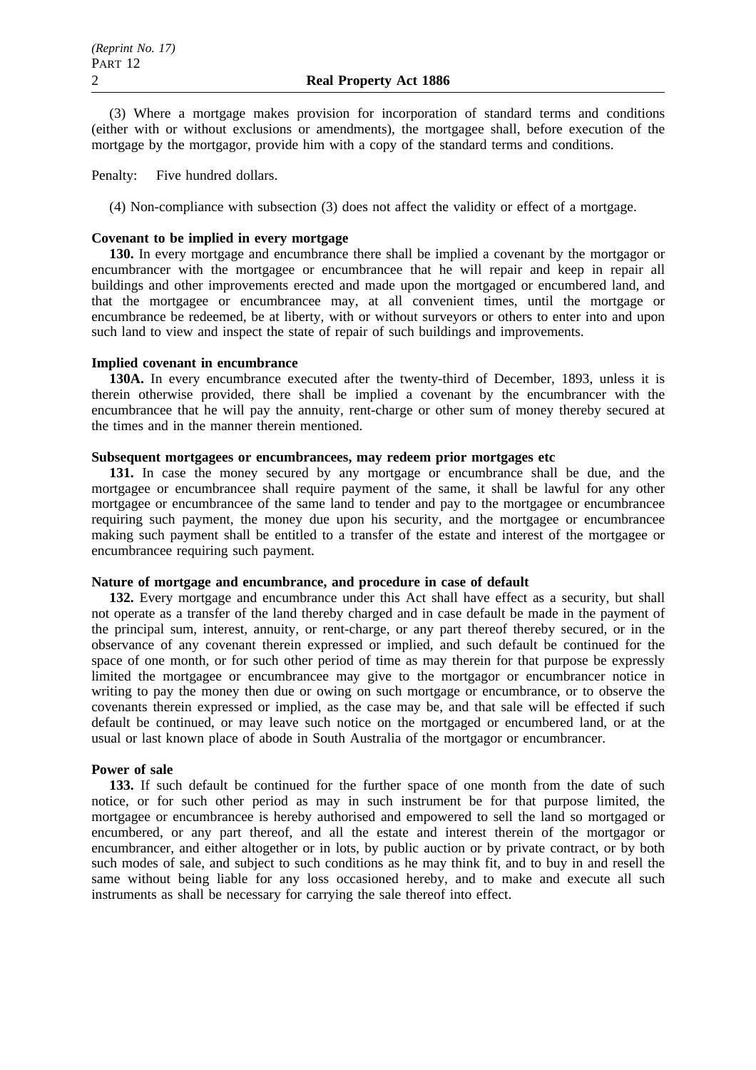(3) Where a mortgage makes provision for incorporation of standard terms and conditions (either with or without exclusions or amendments), the mortgagee shall, before execution of the mortgage by the mortgagor, provide him with a copy of the standard terms and conditions.

Penalty: Five hundred dollars.

(4) Non-compliance with subsection (3) does not affect the validity or effect of a mortgage.

**Covenant to be implied in every mortgage**

**130.** In every mortgage and encumbrance there shall be implied a covenant by the mortgagor or encumbrancer with the mortgagee or encumbrancee that he will repair and keep in repair all buildings and other improvements erected and made upon the mortgaged or encumbered land, and that the mortgagee or encumbrancee may, at all convenient times, until the mortgage or encumbrance be redeemed, be at liberty, with or without surveyors or others to enter into and upon such land to view and inspect the state of repair of such buildings and improvements.

**Implied covenant in encumbrance**

**130A.** In every encumbrance executed after the twenty-third of December, 1893, unless it is therein otherwise provided, there shall be implied a covenant by the encumbrancer with the encumbrancee that he will pay the annuity, rent-charge or other sum of money thereby secured at the times and in the manner therein mentioned.

**Subsequent mortgagees or encumbrancees, may redeem prior mortgages etc**

**131.** In case the money secured by any mortgage or encumbrance shall be due, and the mortgagee or encumbrancee shall require payment of the same, it shall be lawful for any other mortgagee or encumbrancee of the same land to tender and pay to the mortgagee or encumbrancee requiring such payment, the money due upon his security, and the mortgagee or encumbrancee making such payment shall be entitled to a transfer of the estate and interest of the mortgagee or encumbrancee requiring such payment.

**Nature of mortgage and encumbrance, and procedure in case of default**

**132.** Every mortgage and encumbrance under this Act shall have effect as a security, but shall not operate as a transfer of the land thereby charged and in case default be made in the payment of the principal sum, interest, annuity, or rent-charge, or any part thereof thereby secured, or in the observance of any covenant therein expressed or implied, and such default be continued for the space of one month, or for such other period of time as may therein for that purpose be expressly limited the mortgagee or encumbrancee may give to the mortgagor or encumbrancer notice in writing to pay the money then due or owing on such mortgage or encumbrance, or to observe the covenants therein expressed or implied, as the case may be, and that sale will be effected if such default be continued, or may leave such notice on the mortgaged or encumbered land, or at the usual or last known place of abode in South Australia of the mortgagor or encumbrancer.

**Power of sale**

**133.** If such default be continued for the further space of one month from the date of such notice, or for such other period as may in such instrument be for that purpose limited, the mortgagee or encumbrancee is hereby authorised and empowered to sell the land so mortgaged or encumbered, or any part thereof, and all the estate and interest therein of the mortgagor or encumbrancer, and either altogether or in lots, by public auction or by private contract, or by both such modes of sale, and subject to such conditions as he may think fit, and to buy in and resell the same without being liable for any loss occasioned hereby, and to make and execute all such instruments as shall be necessary for carrying the sale thereof into effect.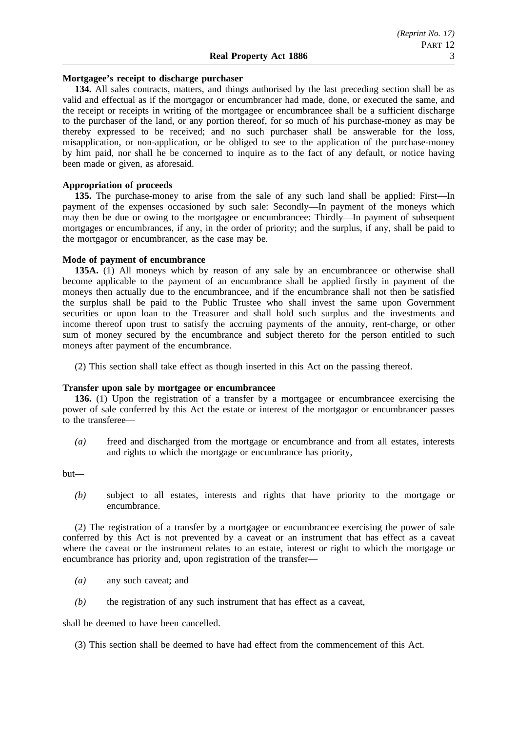**Mortgagee's receipt to discharge purchaser**

**134.** All sales contracts, matters, and things authorised by the last preceding section shall be as valid and effectual as if the mortgagor or encumbrancer had made, done, or executed the same, and the receipt or receipts in writing of the mortgagee or encumbrancee shall be a sufficient discharge to the purchaser of the land, or any portion thereof, for so much of his purchase-money as may be thereby expressed to be received; and no such purchaser shall be answerable for the loss, misapplication, or non-application, or be obliged to see to the application of the purchase-money by him paid, nor shall he be concerned to inquire as to the fact of any default, or notice having been made or given, as aforesaid.

**Appropriation of proceeds**

**135.** The purchase-money to arise from the sale of any such land shall be applied: First—In payment of the expenses occasioned by such sale: Secondly—In payment of the moneys which may then be due or owing to the mortgagee or encumbrancee: Thirdly—In payment of subsequent mortgages or encumbrances, if any, in the order of priority; and the surplus, if any, shall be paid to the mortgagor or encumbrancer, as the case may be.

**Mode of payment of encumbrance**

**135A.** (1) All moneys which by reason of any sale by an encumbrancee or otherwise shall become applicable to the payment of an encumbrance shall be applied firstly in payment of the moneys then actually due to the encumbrancee, and if the encumbrance shall not then be satisfied the surplus shall be paid to the Public Trustee who shall invest the same upon Government securities or upon loan to the Treasurer and shall hold such surplus and the investments and income thereof upon trust to satisfy the accruing payments of the annuity, rent-charge, or other sum of money secured by the encumbrance and subject thereto for the person entitled to such moneys after payment of the encumbrance.

(2) This section shall take effect as though inserted in this Act on the passing thereof.

**Transfer upon sale by mortgagee or encumbrancee**

**136.** (1) Upon the registration of a transfer by a mortgagee or encumbrancee exercising the power of sale conferred by this Act the estate or interest of the mortgagor or encumbrancer passes to the transferee—

*(a)* freed and discharged from the mortgage or encumbrance and from all estates, interests and rights to which the mortgage or encumbrance has priority,

but—

*(b)* subject to all estates, interests and rights that have priority to the mortgage or encumbrance.

(2) The registration of a transfer by a mortgagee or encumbrancee exercising the power of sale conferred by this Act is not prevented by a caveat or an instrument that has effect as a caveat where the caveat or the instrument relates to an estate, interest or right to which the mortgage or encumbrance has priority and, upon registration of the transfer—

*(a)* any such caveat; and

*(b)* the registration of any such instrument that has effect as a caveat,

shall be deemed to have been cancelled.

(3) This section shall be deemed to have had effect from the commencement of this Act.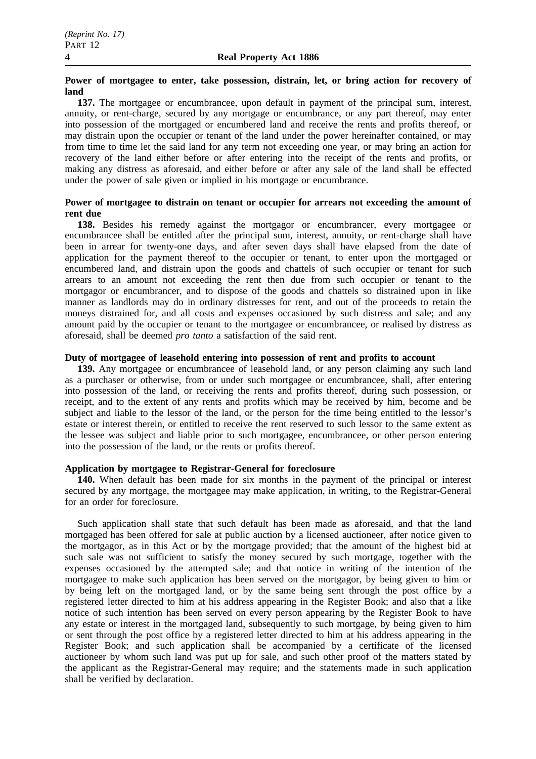**Power of mortgagee to enter, take possession, distrain, let, or bring action for recovery of land**

**137.** The mortgagee or encumbrancee, upon default in payment of the principal sum, interest, annuity, or rent-charge, secured by any mortgage or encumbrance, or any part thereof, may enter into possession of the mortgaged or encumbered land and receive the rents and profits thereof, or may distrain upon the occupier or tenant of the land under the power hereinafter contained, or may from time to time let the said land for any term not exceeding one year, or may bring an action for recovery of the land either before or after entering into the receipt of the rents and profits, or making any distress as aforesaid, and either before or after any sale of the land shall be effected under the power of sale given or implied in his mortgage or encumbrance.

**Power of mortgagee to distrain on tenant or occupier for arrears not exceeding the amount of rent due**

**138.** Besides his remedy against the mortgagor or encumbrancer, every mortgagee or encumbrancee shall be entitled after the principal sum, interest, annuity, or rent-charge shall have been in arrear for twenty-one days, and after seven days shall have elapsed from the date of application for the payment thereof to the occupier or tenant, to enter upon the mortgaged or encumbered land, and distrain upon the goods and chattels of such occupier or tenant for such arrears to an amount not exceeding the rent then due from such occupier or tenant to the mortgagor or encumbrancer, and to dispose of the goods and chattels so distrained upon in like manner as landlords may do in ordinary distresses for rent, and out of the proceeds to retain the moneys distrained for, and all costs and expenses occasioned by such distress and sale; and any amount paid by the occupier or tenant to the mortgagee or encumbrancee, or realised by distress as aforesaid, shall be deemed *pro tanto* a satisfaction of the said rent.

**Duty of mortgagee of leasehold entering into possession of rent and profits to account**

**139.** Any mortgagee or encumbrancee of leasehold land, or any person claiming any such land as a purchaser or otherwise, from or under such mortgagee or encumbrancee, shall, after entering into possession of the land, or receiving the rents and profits thereof, during such possession, or receipt, and to the extent of any rents and profits which may be received by him, become and be subject and liable to the lessor of the land, or the person for the time being entitled to the lessor's estate or interest therein, or entitled to receive the rent reserved to such lessor to the same extent as the lessee was subject and liable prior to such mortgagee, encumbrancee, or other person entering into the possession of the land, or the rents or profits thereof.

**Application by mortgagee to Registrar-General for foreclosure**

**140.** When default has been made for six months in the payment of the principal or interest secured by any mortgage, the mortgagee may make application, in writing, to the Registrar-General for an order for foreclosure.

Such application shall state that such default has been made as aforesaid, and that the land mortgaged has been offered for sale at public auction by a licensed auctioneer, after notice given to the mortgagor, as in this Act or by the mortgage provided; that the amount of the highest bid at such sale was not sufficient to satisfy the money secured by such mortgage, together with the expenses occasioned by the attempted sale; and that notice in writing of the intention of the mortgagee to make such application has been served on the mortgagor, by being given to him or by being left on the mortgaged land, or by the same being sent through the post office by a registered letter directed to him at his address appearing in the Register Book; and also that a like notice of such intention has been served on every person appearing by the Register Book to have any estate or interest in the mortgaged land, subsequently to such mortgage, by being given to him or sent through the post office by a registered letter directed to him at his address appearing in the Register Book; and such application shall be accompanied by a certificate of the licensed auctioneer by whom such land was put up for sale, and such other proof of the matters stated by the applicant as the Registrar-General may require; and the statements made in such application shall be verified by declaration.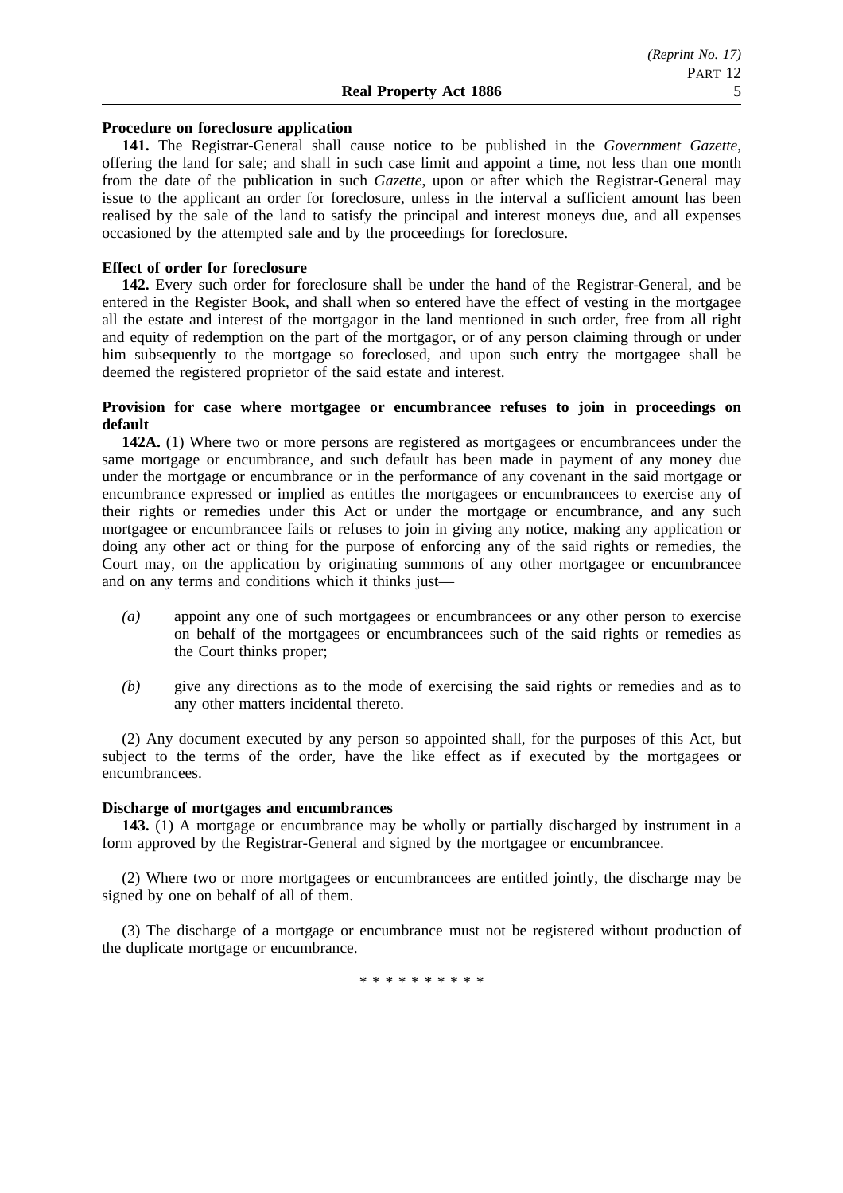**Procedure on foreclosure application**

**141.** The Registrar-General shall cause notice to be published in the *Government Gazette*, offering the land for sale; and shall in such case limit and appoint a time, not less than one month from the date of the publication in such *Gazette*, upon or after which the Registrar-General may issue to the applicant an order for foreclosure, unless in the interval a sufficient amount has been realised by the sale of the land to satisfy the principal and interest moneys due, and all expenses occasioned by the attempted sale and by the proceedings for foreclosure.

**Effect of order for foreclosure**

**142.** Every such order for foreclosure shall be under the hand of the Registrar-General, and be entered in the Register Book, and shall when so entered have the effect of vesting in the mortgagee all the estate and interest of the mortgagor in the land mentioned in such order, free from all right and equity of redemption on the part of the mortgagor, or of any person claiming through or under him subsequently to the mortgage so foreclosed, and upon such entry the mortgagee shall be deemed the registered proprietor of the said estate and interest.

**Provision for case where mortgagee or encumbrancee refuses to join in proceedings on default**

**142A.** (1) Where two or more persons are registered as mortgagees or encumbrancees under the same mortgage or encumbrance, and such default has been made in payment of any money due under the mortgage or encumbrance or in the performance of any covenant in the said mortgage or encumbrance expressed or implied as entitles the mortgagees or encumbrancees to exercise any of their rights or remedies under this Act or under the mortgage or encumbrance, and any such mortgagee or encumbrancee fails or refuses to join in giving any notice, making any application or doing any other act or thing for the purpose of enforcing any of the said rights or remedies, the Court may, on the application by originating summons of any other mortgagee or encumbrancee and on any terms and conditions which it thinks just—

*(a)* appoint any one of such mortgagees or encumbrancees or any other person to exercise on behalf of the mortgagees or encumbrancees such of the said rights or remedies as the Court thinks proper;

*(b)* give any directions as to the mode of exercising the said rights or remedies and as to any other matters incidental thereto.

(2) Any document executed by any person so appointed shall, for the purposes of this Act, but subject to the terms of the order, have the like effect as if executed by the mortgagees or encumbrancees.

**Discharge of mortgages and encumbrances**

**143.** (1) A mortgage or encumbrance may be wholly or partially discharged by instrument in a form approved by the Registrar-General and signed by the mortgagee or encumbrancee.

(2) Where two or more mortgagees or encumbrancees are entitled jointly, the discharge may be signed by one on behalf of all of them.

(3) The discharge of a mortgage or encumbrance must not be registered without production of the duplicate mortgage or encumbrance.

\* \* \* \* \* \* \* \* \* \*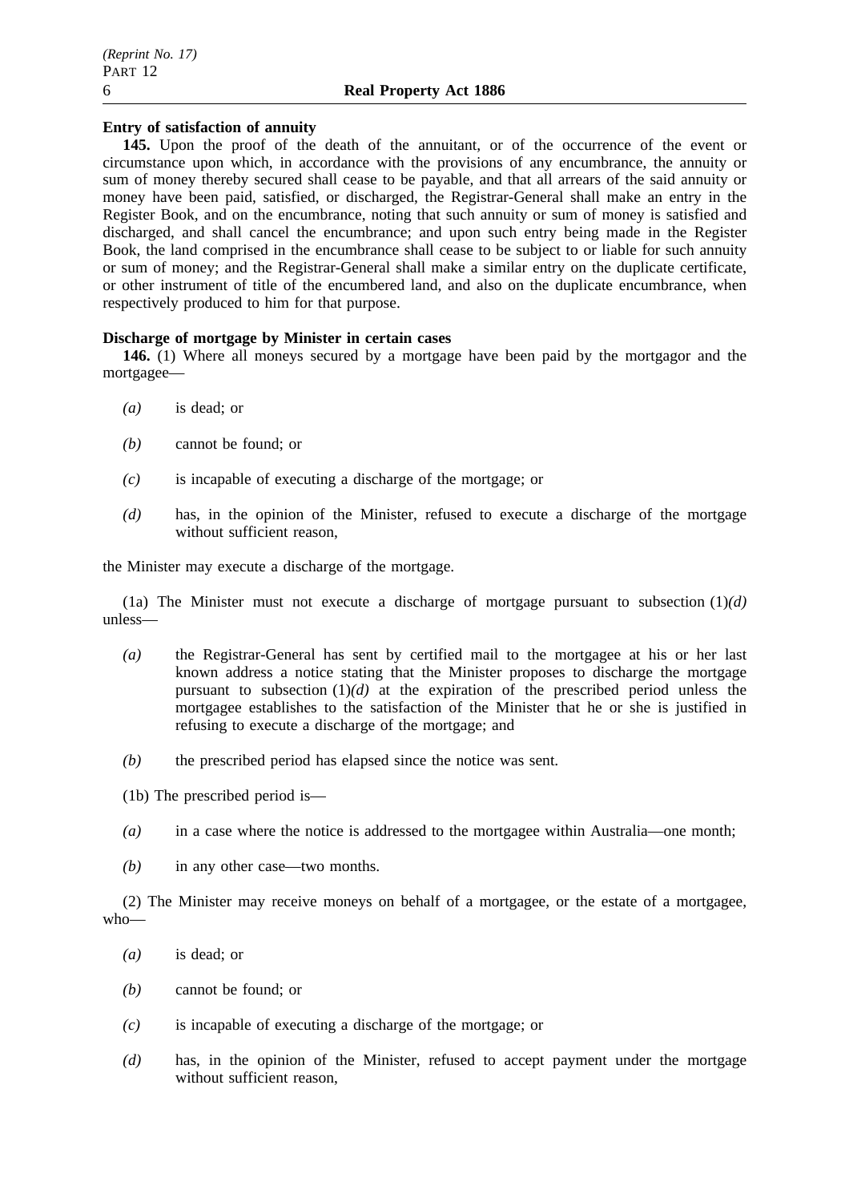**Entry of satisfaction of annuity**

**145.** Upon the proof of the death of the annuitant, or of the occurrence of the event or circumstance upon which, in accordance with the provisions of any encumbrance, the annuity or sum of money thereby secured shall cease to be payable, and that all arrears of the said annuity or money have been paid, satisfied, or discharged, the Registrar-General shall make an entry in the Register Book, and on the encumbrance, noting that such annuity or sum of money is satisfied and discharged, and shall cancel the encumbrance; and upon such entry being made in the Register Book, the land comprised in the encumbrance shall cease to be subject to or liable for such annuity or sum of money; and the Registrar-General shall make a similar entry on the duplicate certificate, or other instrument of title of the encumbered land, and also on the duplicate encumbrance, when respectively produced to him for that purpose.

**Discharge of mortgage by Minister in certain cases**

**146.** (1) Where all moneys secured by a mortgage have been paid by the mortgagor and the mortgagee—

*(a)* is dead; or

*(b)* cannot be found; or

*(c)* is incapable of executing a discharge of the mortgage; or

*(d)* has, in the opinion of the Minister, refused to execute a discharge of the mortgage without sufficient reason,

the Minister may execute a discharge of the mortgage.

(1a) The Minister must not execute a discharge of mortgage pursuant to subsection (1)*(d)* unless—

*(a)* the Registrar-General has sent by certified mail to the mortgagee at his or her last known address a notice stating that the Minister proposes to discharge the mortgage pursuant to subsection (1)*(d)* at the expiration of the prescribed period unless the mortgagee establishes to the satisfaction of the Minister that he or she is justified in refusing to execute a discharge of the mortgage; and

*(b)* the prescribed period has elapsed since the notice was sent.

(1b) The prescribed period is—

*(a)* in a case where the notice is addressed to the mortgagee within Australia—one month;

*(b)* in any other case—two months.

(2) The Minister may receive moneys on behalf of a mortgagee, or the estate of a mortgagee, who—

*(a)* is dead; or

*(b)* cannot be found; or

*(c)* is incapable of executing a discharge of the mortgage; or

*(d)* has, in the opinion of the Minister, refused to accept payment under the mortgage without sufficient reason,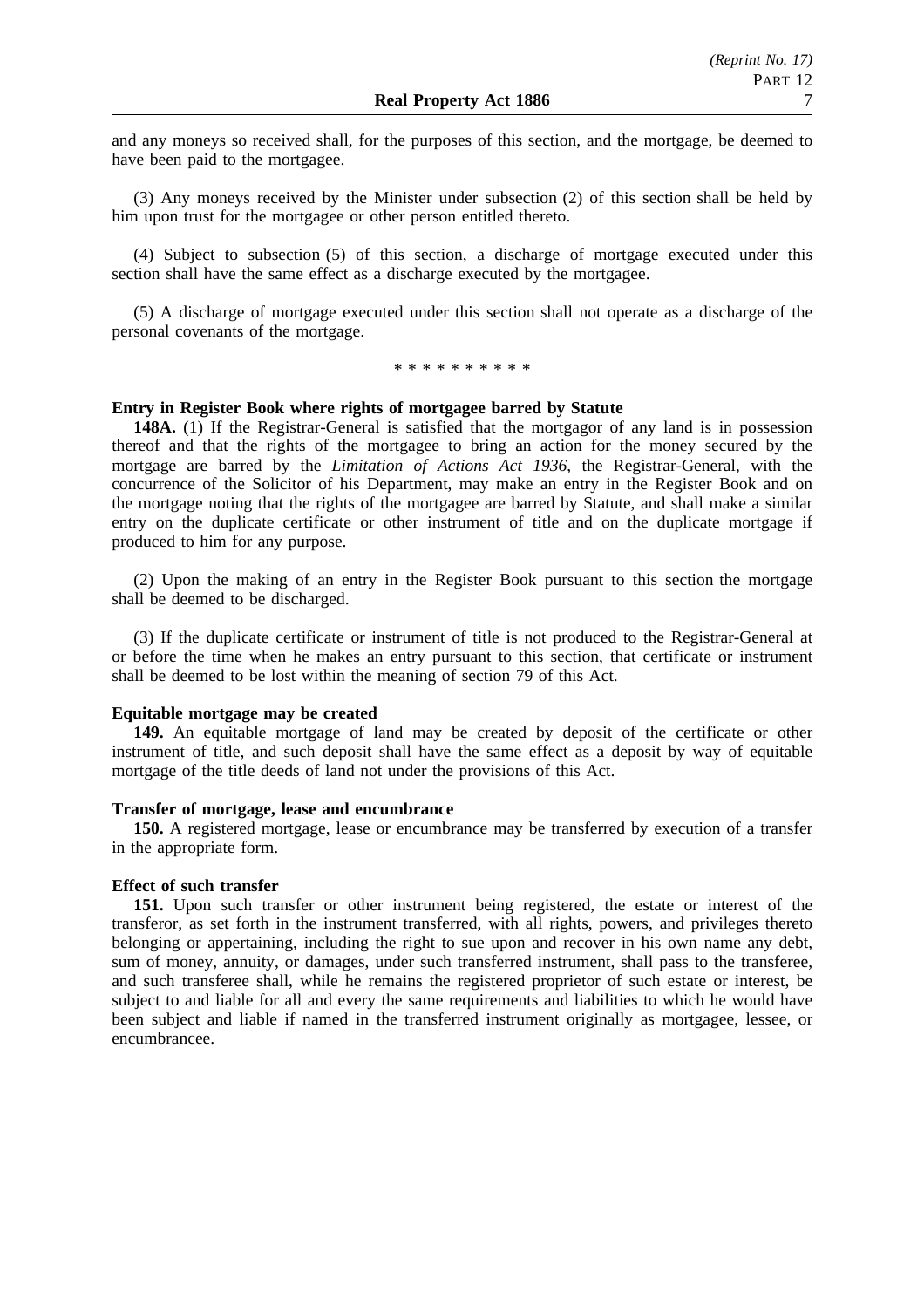and any moneys so received shall, for the purposes of this section, and the mortgage, be deemed to have been paid to the mortgagee.

(3) Any moneys received by the Minister under subsection (2) of this section shall be held by him upon trust for the mortgagee or other person entitled thereto.

(4) Subject to subsection (5) of this section, a discharge of mortgage executed under this section shall have the same effect as a discharge executed by the mortgagee.

(5) A discharge of mortgage executed under this section shall not operate as a discharge of the personal covenants of the mortgage.

\* \* \* \* \* \* \* \* \* \*

**Entry in Register Book where rights of mortgagee barred by Statute**

**148A.** (1) If the Registrar-General is satisfied that the mortgagor of any land is in possession thereof and that the rights of the mortgagee to bring an action for the money secured by the mortgage are barred by the *Limitation of Actions Act 1936*, the Registrar-General, with the concurrence of the Solicitor of his Department, may make an entry in the Register Book and on the mortgage noting that the rights of the mortgagee are barred by Statute, and shall make a similar entry on the duplicate certificate or other instrument of title and on the duplicate mortgage if produced to him for any purpose.

(2) Upon the making of an entry in the Register Book pursuant to this section the mortgage shall be deemed to be discharged.

(3) If the duplicate certificate or instrument of title is not produced to the Registrar-General at or before the time when he makes an entry pursuant to this section, that certificate or instrument shall be deemed to be lost within the meaning of section 79 of this Act.

**Equitable mortgage may be created**

**149.** An equitable mortgage of land may be created by deposit of the certificate or other instrument of title, and such deposit shall have the same effect as a deposit by way of equitable mortgage of the title deeds of land not under the provisions of this Act.

**Transfer of mortgage, lease and encumbrance**

**150.** A registered mortgage, lease or encumbrance may be transferred by execution of a transfer in the appropriate form.

**Effect of such transfer**

**151.** Upon such transfer or other instrument being registered, the estate or interest of the transferor, as set forth in the instrument transferred, with all rights, powers, and privileges thereto belonging or appertaining, including the right to sue upon and recover in his own name any debt, sum of money, annuity, or damages, under such transferred instrument, shall pass to the transferee, and such transferee shall, while he remains the registered proprietor of such estate or interest, be subject to and liable for all and every the same requirements and liabilities to which he would have been subject and liable if named in the transferred instrument originally as mortgagee, lessee, or encumbrancee.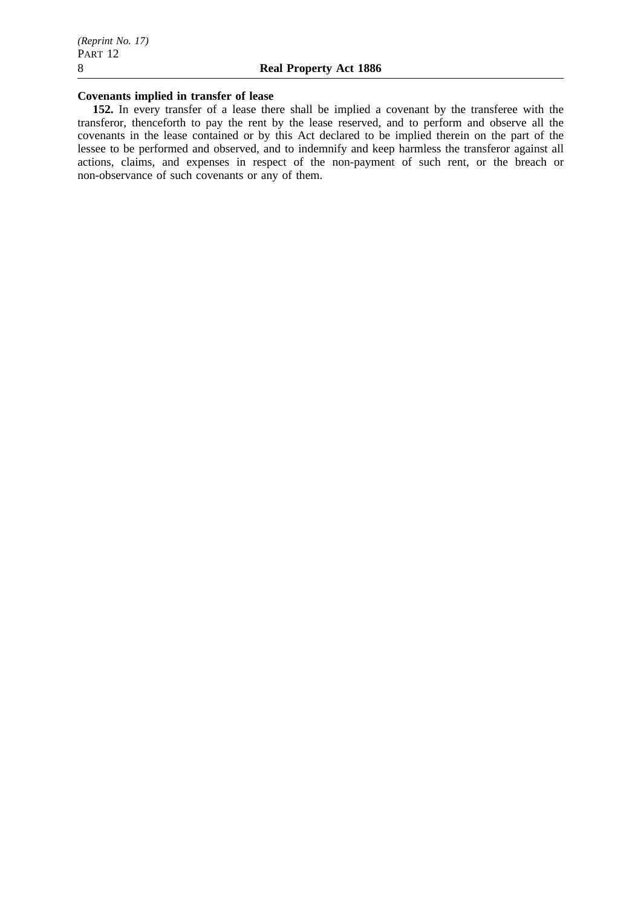**Covenants implied in transfer of lease**

**152.** In every transfer of a lease there shall be implied a covenant by the transferee with the transferor, thenceforth to pay the rent by the lease reserved, and to perform and observe all the covenants in the lease contained or by this Act declared to be implied therein on the part of the lessee to be performed and observed, and to indemnify and keep harmless the transferor against all actions, claims, and expenses in respect of the non-payment of such rent, or the breach or non-observance of such covenants or any of them.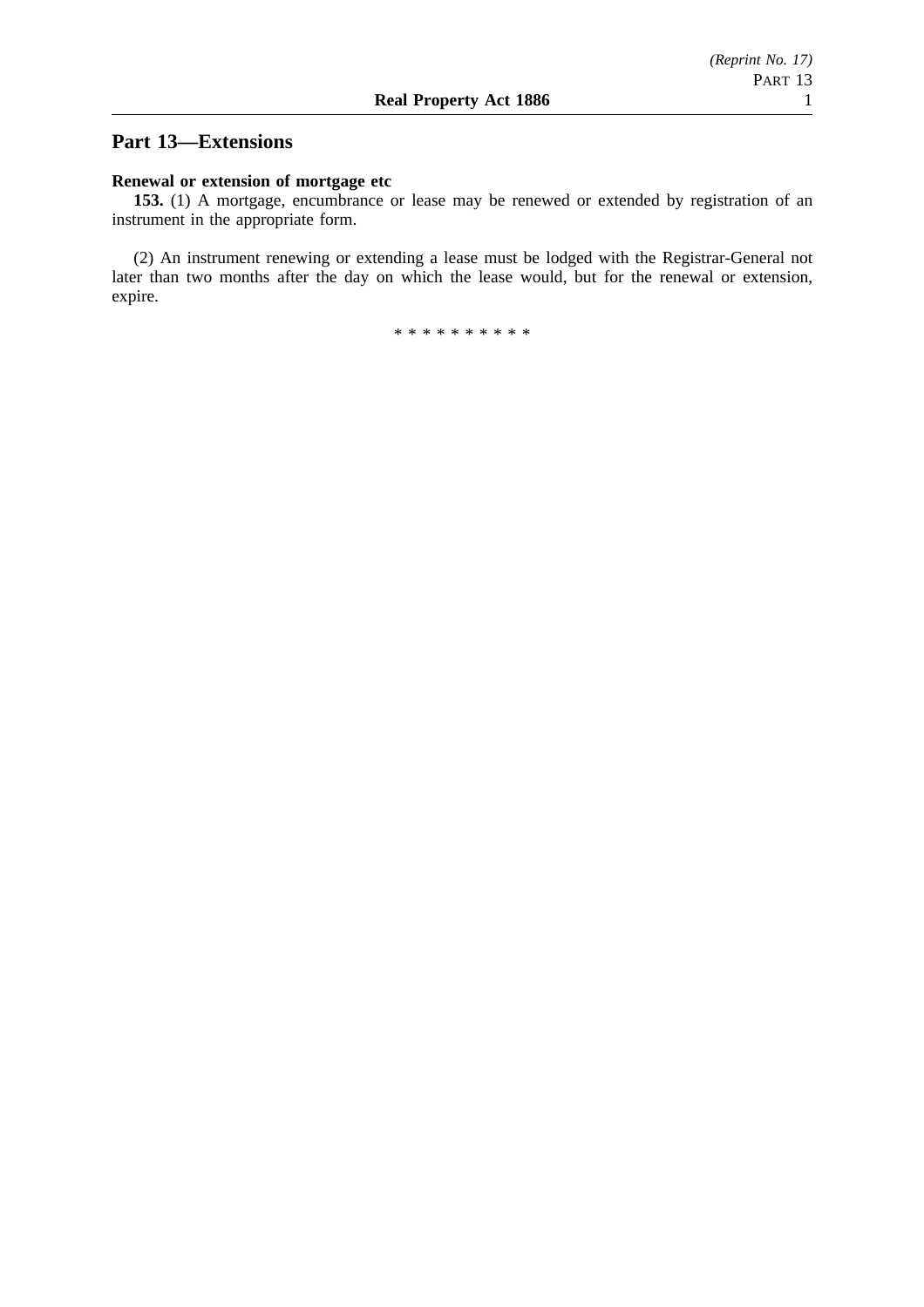## Part 13—Extensions

**Renewal or extension of mortgage etc**

**153.** (1) A mortgage, encumbrance or lease may be renewed or extended by registration of an instrument in the appropriate form.

(2) An instrument renewing or extending a lease must be lodged with the Registrar-General not later than two months after the day on which the lease would, but for the renewal or extension, expire.

* * * * * * * * * *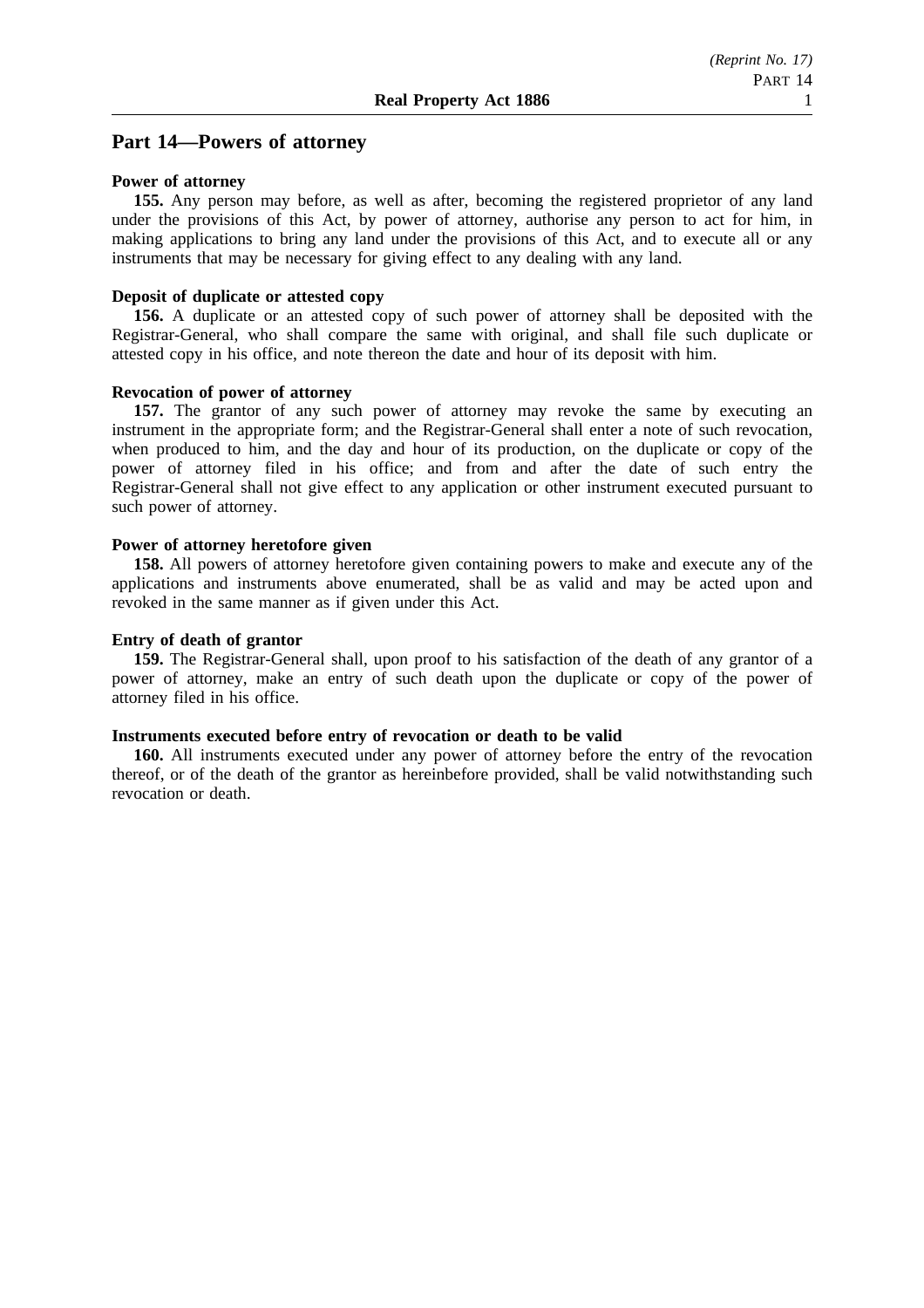## Part 14—Powers of attorney

**Power of attorney**

**155.** Any person may before, as well as after, becoming the registered proprietor of any land under the provisions of this Act, by power of attorney, authorise any person to act for him, in making applications to bring any land under the provisions of this Act, and to execute all or any instruments that may be necessary for giving effect to any dealing with any land.

**Deposit of duplicate or attested copy**

**156.** A duplicate or an attested copy of such power of attorney shall be deposited with the Registrar-General, who shall compare the same with original, and shall file such duplicate or attested copy in his office, and note thereon the date and hour of its deposit with him.

**Revocation of power of attorney**

**157.** The grantor of any such power of attorney may revoke the same by executing an instrument in the appropriate form; and the Registrar-General shall enter a note of such revocation, when produced to him, and the day and hour of its production, on the duplicate or copy of the power of attorney filed in his office; and from and after the date of such entry the Registrar-General shall not give effect to any application or other instrument executed pursuant to such power of attorney.

**Power of attorney heretofore given**

**158.** All powers of attorney heretofore given containing powers to make and execute any of the applications and instruments above enumerated, shall be as valid and may be acted upon and revoked in the same manner as if given under this Act.

**Entry of death of grantor**

**159.** The Registrar-General shall, upon proof to his satisfaction of the death of any grantor of a power of attorney, make an entry of such death upon the duplicate or copy of the power of attorney filed in his office.

**Instruments executed before entry of revocation or death to be valid**

**160.** All instruments executed under any power of attorney before the entry of the revocation thereof, or of the death of the grantor as hereinbefore provided, shall be valid notwithstanding such revocation or death.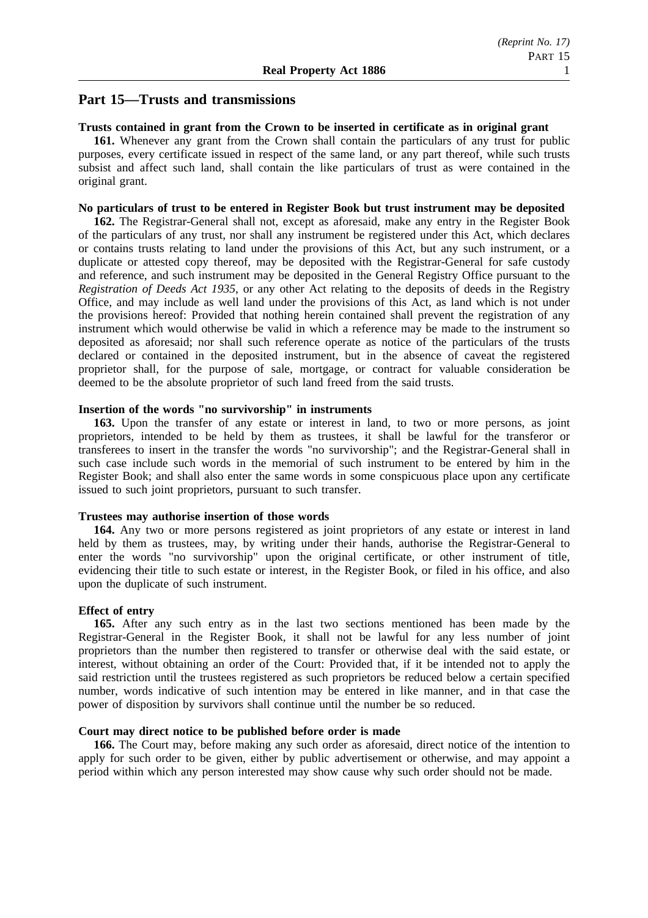## Part 15—Trusts and transmissions

**Trusts contained in grant from the Crown to be inserted in certificate as in original grant**

**161.** Whenever any grant from the Crown shall contain the particulars of any trust for public purposes, every certificate issued in respect of the same land, or any part thereof, while such trusts subsist and affect such land, shall contain the like particulars of trust as were contained in the original grant.

**No particulars of trust to be entered in Register Book but trust instrument may be deposited**

**162.** The Registrar-General shall not, except as aforesaid, make any entry in the Register Book of the particulars of any trust, nor shall any instrument be registered under this Act, which declares or contains trusts relating to land under the provisions of this Act, but any such instrument, or a duplicate or attested copy thereof, may be deposited with the Registrar-General for safe custody and reference, and such instrument may be deposited in the General Registry Office pursuant to the *Registration of Deeds Act 1935*, or any other Act relating to the deposits of deeds in the Registry Office, and may include as well land under the provisions of this Act, as land which is not under the provisions hereof: Provided that nothing herein contained shall prevent the registration of any instrument which would otherwise be valid in which a reference may be made to the instrument so deposited as aforesaid; nor shall such reference operate as notice of the particulars of the trusts declared or contained in the deposited instrument, but in the absence of caveat the registered proprietor shall, for the purpose of sale, mortgage, or contract for valuable consideration be deemed to be the absolute proprietor of such land freed from the said trusts.

**Insertion of the words "no survivorship" in instruments**

**163.** Upon the transfer of any estate or interest in land, to two or more persons, as joint proprietors, intended to be held by them as trustees, it shall be lawful for the transferor or transferees to insert in the transfer the words "no survivorship"; and the Registrar-General shall in such case include such words in the memorial of such instrument to be entered by him in the Register Book; and shall also enter the same words in some conspicuous place upon any certificate issued to such joint proprietors, pursuant to such transfer.

**Trustees may authorise insertion of those words**

**164.** Any two or more persons registered as joint proprietors of any estate or interest in land held by them as trustees, may, by writing under their hands, authorise the Registrar-General to enter the words "no survivorship" upon the original certificate, or other instrument of title, evidencing their title to such estate or interest, in the Register Book, or filed in his office, and also upon the duplicate of such instrument.

**Effect of entry**

**165.** After any such entry as in the last two sections mentioned has been made by the Registrar-General in the Register Book, it shall not be lawful for any less number of joint proprietors than the number then registered to transfer or otherwise deal with the said estate, or interest, without obtaining an order of the Court: Provided that, if it be intended not to apply the said restriction until the trustees registered as such proprietors be reduced below a certain specified number, words indicative of such intention may be entered in like manner, and in that case the power of disposition by survivors shall continue until the number be so reduced.

**Court may direct notice to be published before order is made**

**166.** The Court may, before making any such order as aforesaid, direct notice of the intention to apply for such order to be given, either by public advertisement or otherwise, and may appoint a period within which any person interested may show cause why such order should not be made.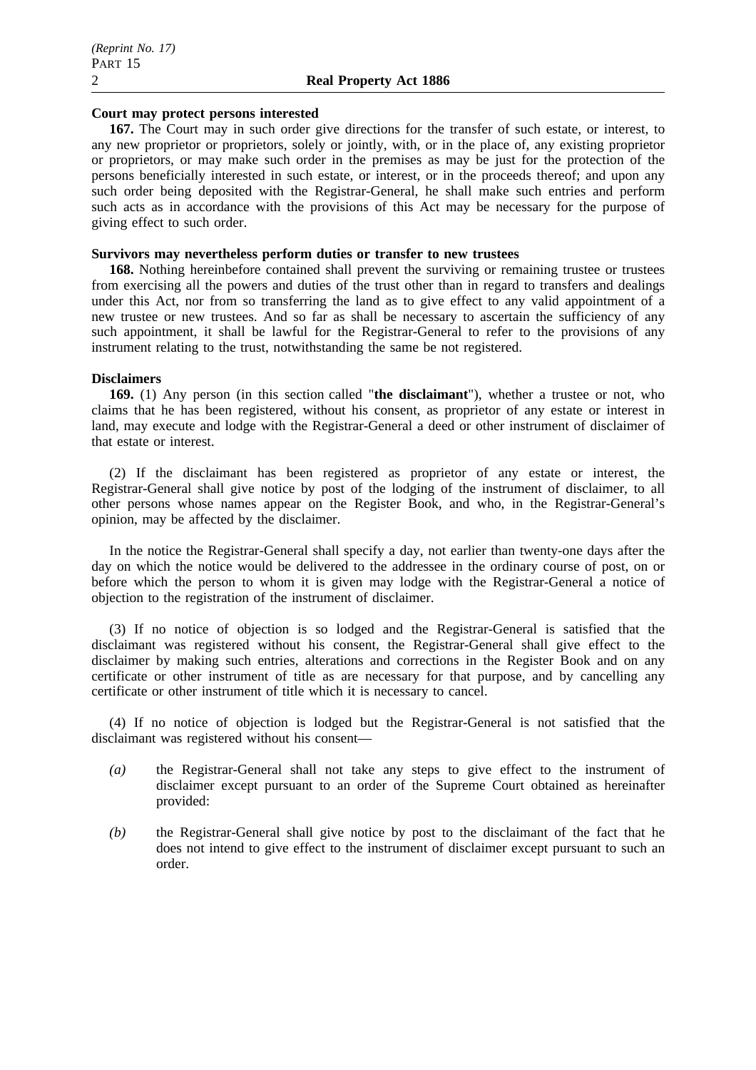**Court may protect persons interested**

**167.** The Court may in such order give directions for the transfer of such estate, or interest, to any new proprietor or proprietors, solely or jointly, with, or in the place of, any existing proprietor or proprietors, or may make such order in the premises as may be just for the protection of the persons beneficially interested in such estate, or interest, or in the proceeds thereof; and upon any such order being deposited with the Registrar-General, he shall make such entries and perform such acts as in accordance with the provisions of this Act may be necessary for the purpose of giving effect to such order.

**Survivors may nevertheless perform duties or transfer to new trustees**

**168.** Nothing hereinbefore contained shall prevent the surviving or remaining trustee or trustees from exercising all the powers and duties of the trust other than in regard to transfers and dealings under this Act, nor from so transferring the land as to give effect to any valid appointment of a new trustee or new trustees. And so far as shall be necessary to ascertain the sufficiency of any such appointment, it shall be lawful for the Registrar-General to refer to the provisions of any instrument relating to the trust, notwithstanding the same be not registered.

**Disclaimers**

**169.** (1) Any person (in this section called "**the disclaimant**"), whether a trustee or not, who claims that he has been registered, without his consent, as proprietor of any estate or interest in land, may execute and lodge with the Registrar-General a deed or other instrument of disclaimer of that estate or interest.

(2) If the disclaimant has been registered as proprietor of any estate or interest, the Registrar-General shall give notice by post of the lodging of the instrument of disclaimer, to all other persons whose names appear on the Register Book, and who, in the Registrar-General's opinion, may be affected by the disclaimer.

In the notice the Registrar-General shall specify a day, not earlier than twenty-one days after the day on which the notice would be delivered to the addressee in the ordinary course of post, on or before which the person to whom it is given may lodge with the Registrar-General a notice of objection to the registration of the instrument of disclaimer.

(3) If no notice of objection is so lodged and the Registrar-General is satisfied that the disclaimant was registered without his consent, the Registrar-General shall give effect to the disclaimer by making such entries, alterations and corrections in the Register Book and on any certificate or other instrument of title as are necessary for that purpose, and by cancelling any certificate or other instrument of title which it is necessary to cancel.

(4) If no notice of objection is lodged but the Registrar-General is not satisfied that the disclaimant was registered without his consent—

*(a)* the Registrar-General shall not take any steps to give effect to the instrument of disclaimer except pursuant to an order of the Supreme Court obtained as hereinafter provided:

*(b)* the Registrar-General shall give notice by post to the disclaimant of the fact that he does not intend to give effect to the instrument of disclaimer except pursuant to such an order.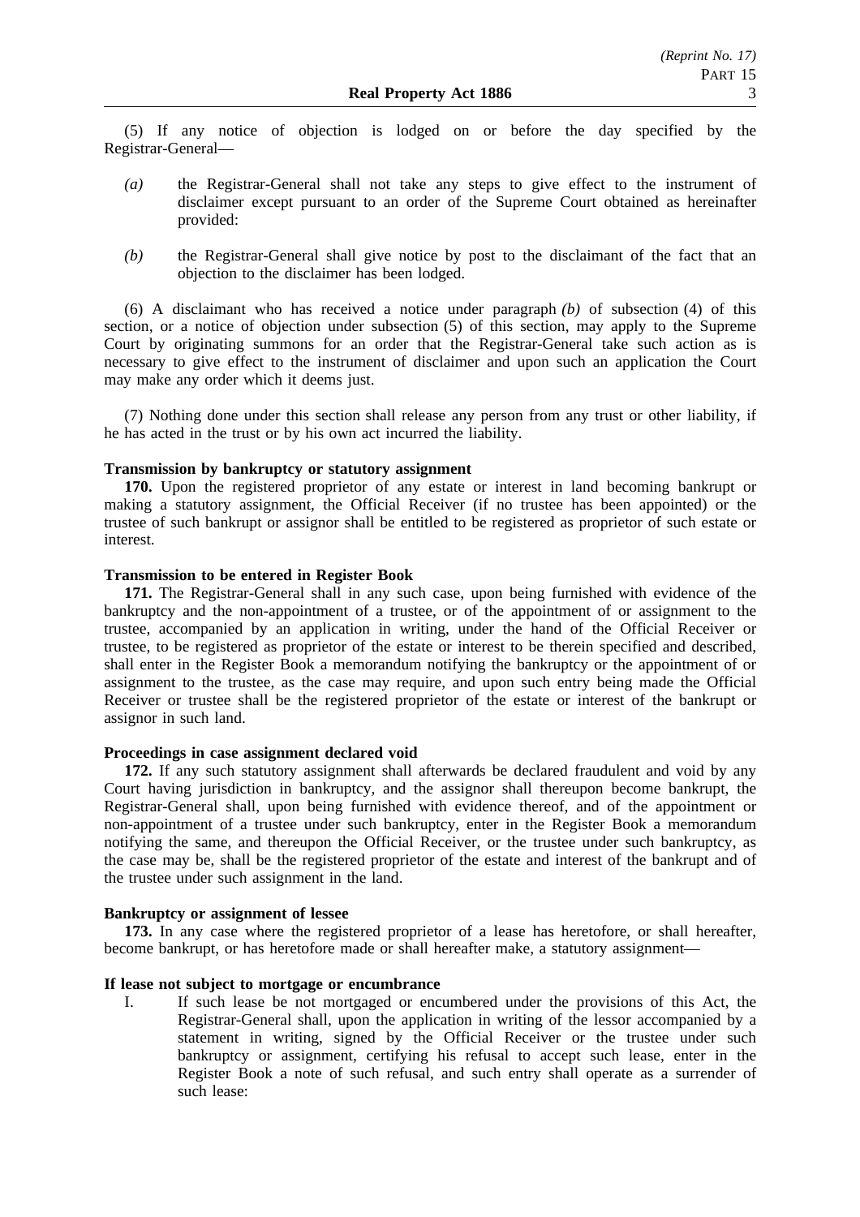(5) If any notice of objection is lodged on or before the day specified by the Registrar-General—

*(a)* the Registrar-General shall not take any steps to give effect to the instrument of disclaimer except pursuant to an order of the Supreme Court obtained as hereinafter provided:

*(b)* the Registrar-General shall give notice by post to the disclaimant of the fact that an objection to the disclaimer has been lodged.

(6) A disclaimant who has received a notice under paragraph *(b)* of subsection (4) of this section, or a notice of objection under subsection (5) of this section, may apply to the Supreme Court by originating summons for an order that the Registrar-General take such action as is necessary to give effect to the instrument of disclaimer and upon such an application the Court may make any order which it deems just.

(7) Nothing done under this section shall release any person from any trust or other liability, if he has acted in the trust or by his own act incurred the liability.

**Transmission by bankruptcy or statutory assignment**

**170.** Upon the registered proprietor of any estate or interest in land becoming bankrupt or making a statutory assignment, the Official Receiver (if no trustee has been appointed) or the trustee of such bankrupt or assignor shall be entitled to be registered as proprietor of such estate or interest.

**Transmission to be entered in Register Book**

**171.** The Registrar-General shall in any such case, upon being furnished with evidence of the bankruptcy and the non-appointment of a trustee, or of the appointment of or assignment to the trustee, accompanied by an application in writing, under the hand of the Official Receiver or trustee, to be registered as proprietor of the estate or interest to be therein specified and described, shall enter in the Register Book a memorandum notifying the bankruptcy or the appointment of or assignment to the trustee, as the case may require, and upon such entry being made the Official Receiver or trustee shall be the registered proprietor of the estate or interest of the bankrupt or assignor in such land.

**Proceedings in case assignment declared void**

**172.** If any such statutory assignment shall afterwards be declared fraudulent and void by any Court having jurisdiction in bankruptcy, and the assignor shall thereupon become bankrupt, the Registrar-General shall, upon being furnished with evidence thereof, and of the appointment or non-appointment of a trustee under such bankruptcy, enter in the Register Book a memorandum notifying the same, and thereupon the Official Receiver, or the trustee under such bankruptcy, as the case may be, shall be the registered proprietor of the estate and interest of the bankrupt and of the trustee under such assignment in the land.

**Bankruptcy or assignment of lessee**

**173.** In any case where the registered proprietor of a lease has heretofore, or shall hereafter, become bankrupt, or has heretofore made or shall hereafter make, a statutory assignment—

**If lease not subject to mortgage or encumbrance**

I. If such lease be not mortgaged or encumbered under the provisions of this Act, the Registrar-General shall, upon the application in writing of the lessor accompanied by a statement in writing, signed by the Official Receiver or the trustee under such bankruptcy or assignment, certifying his refusal to accept such lease, enter in the Register Book a note of such refusal, and such entry shall operate as a surrender of such lease: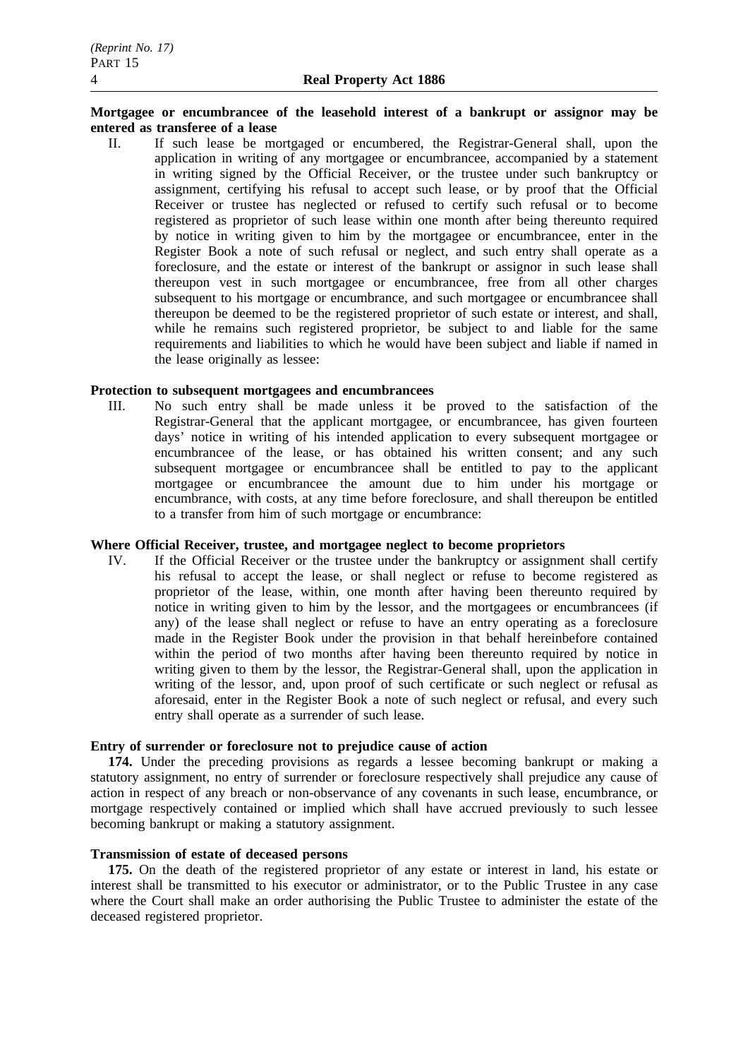**Mortgagee or encumbrancee of the leasehold interest of a bankrupt or assignor may be entered as transferee of a lease**

II. If such lease be mortgaged or encumbered, the Registrar-General shall, upon the application in writing of any mortgagee or encumbrancee, accompanied by a statement in writing signed by the Official Receiver, or the trustee under such bankruptcy or assignment, certifying his refusal to accept such lease, or by proof that the Official Receiver or trustee has neglected or refused to certify such refusal or to become registered as proprietor of such lease within one month after being thereunto required by notice in writing given to him by the mortgagee or encumbrancee, enter in the Register Book a note of such refusal or neglect, and such entry shall operate as a foreclosure, and the estate or interest of the bankrupt or assignor in such lease shall thereupon vest in such mortgagee or encumbrancee, free from all other charges subsequent to his mortgage or encumbrance, and such mortgagee or encumbrancee shall thereupon be deemed to be the registered proprietor of such estate or interest, and shall, while he remains such registered proprietor, be subject to and liable for the same requirements and liabilities to which he would have been subject and liable if named in the lease originally as lessee:

**Protection to subsequent mortgagees and encumbrancees**

III. No such entry shall be made unless it be proved to the satisfaction of the Registrar-General that the applicant mortgagee, or encumbrancee, has given fourteen days' notice in writing of his intended application to every subsequent mortgagee or encumbrancee of the lease, or has obtained his written consent; and any such subsequent mortgagee or encumbrancee shall be entitled to pay to the applicant mortgagee or encumbrancee the amount due to him under his mortgage or encumbrance, with costs, at any time before foreclosure, and shall thereupon be entitled to a transfer from him of such mortgage or encumbrance:

**Where Official Receiver, trustee, and mortgagee neglect to become proprietors**

IV. If the Official Receiver or the trustee under the bankruptcy or assignment shall certify his refusal to accept the lease, or shall neglect or refuse to become registered as proprietor of the lease, within, one month after having been thereunto required by notice in writing given to him by the lessor, and the mortgagees or encumbrancees (if any) of the lease shall neglect or refuse to have an entry operating as a foreclosure made in the Register Book under the provision in that behalf hereinbefore contained within the period of two months after having been thereunto required by notice in writing given to them by the lessor, the Registrar-General shall, upon the application in writing of the lessor, and, upon proof of such certificate or such neglect or refusal as aforesaid, enter in the Register Book a note of such neglect or refusal, and every such entry shall operate as a surrender of such lease.

**Entry of surrender or foreclosure not to prejudice cause of action**

**174.** Under the preceding provisions as regards a lessee becoming bankrupt or making a statutory assignment, no entry of surrender or foreclosure respectively shall prejudice any cause of action in respect of any breach or non-observance of any covenants in such lease, encumbrance, or mortgage respectively contained or implied which shall have accrued previously to such lessee becoming bankrupt or making a statutory assignment.

**Transmission of estate of deceased persons**

**175.** On the death of the registered proprietor of any estate or interest in land, his estate or interest shall be transmitted to his executor or administrator, or to the Public Trustee in any case where the Court shall make an order authorising the Public Trustee to administer the estate of the deceased registered proprietor.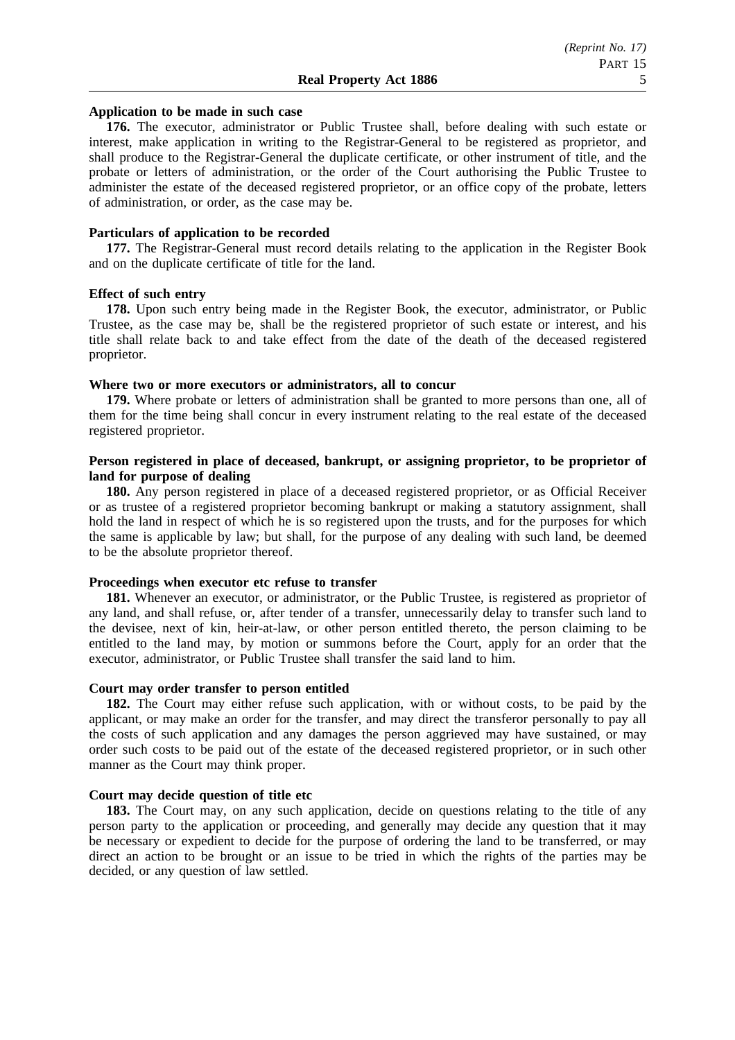**Application to be made in such case**

**176.** The executor, administrator or Public Trustee shall, before dealing with such estate or interest, make application in writing to the Registrar-General to be registered as proprietor, and shall produce to the Registrar-General the duplicate certificate, or other instrument of title, and the probate or letters of administration, or the order of the Court authorising the Public Trustee to administer the estate of the deceased registered proprietor, or an office copy of the probate, letters of administration, or order, as the case may be.

**Particulars of application to be recorded**

**177.** The Registrar-General must record details relating to the application in the Register Book and on the duplicate certificate of title for the land.

**Effect of such entry**

**178.** Upon such entry being made in the Register Book, the executor, administrator, or Public Trustee, as the case may be, shall be the registered proprietor of such estate or interest, and his title shall relate back to and take effect from the date of the death of the deceased registered proprietor.

**Where two or more executors or administrators, all to concur**

**179.** Where probate or letters of administration shall be granted to more persons than one, all of them for the time being shall concur in every instrument relating to the real estate of the deceased registered proprietor.

**Person registered in place of deceased, bankrupt, or assigning proprietor, to be proprietor of land for purpose of dealing**

**180.** Any person registered in place of a deceased registered proprietor, or as Official Receiver or as trustee of a registered proprietor becoming bankrupt or making a statutory assignment, shall hold the land in respect of which he is so registered upon the trusts, and for the purposes for which the same is applicable by law; but shall, for the purpose of any dealing with such land, be deemed to be the absolute proprietor thereof.

**Proceedings when executor etc refuse to transfer**

**181.** Whenever an executor, or administrator, or the Public Trustee, is registered as proprietor of any land, and shall refuse, or, after tender of a transfer, unnecessarily delay to transfer such land to the devisee, next of kin, heir-at-law, or other person entitled thereto, the person claiming to be entitled to the land may, by motion or summons before the Court, apply for an order that the executor, administrator, or Public Trustee shall transfer the said land to him.

**Court may order transfer to person entitled**

**182.** The Court may either refuse such application, with or without costs, to be paid by the applicant, or may make an order for the transfer, and may direct the transferor personally to pay all the costs of such application and any damages the person aggrieved may have sustained, or may order such costs to be paid out of the estate of the deceased registered proprietor, or in such other manner as the Court may think proper.

**Court may decide question of title etc**

**183.** The Court may, on any such application, decide on questions relating to the title of any person party to the application or proceeding, and generally may decide any question that it may be necessary or expedient to decide for the purpose of ordering the land to be transferred, or may direct an action to be brought or an issue to be tried in which the rights of the parties may be decided, or any question of law settled.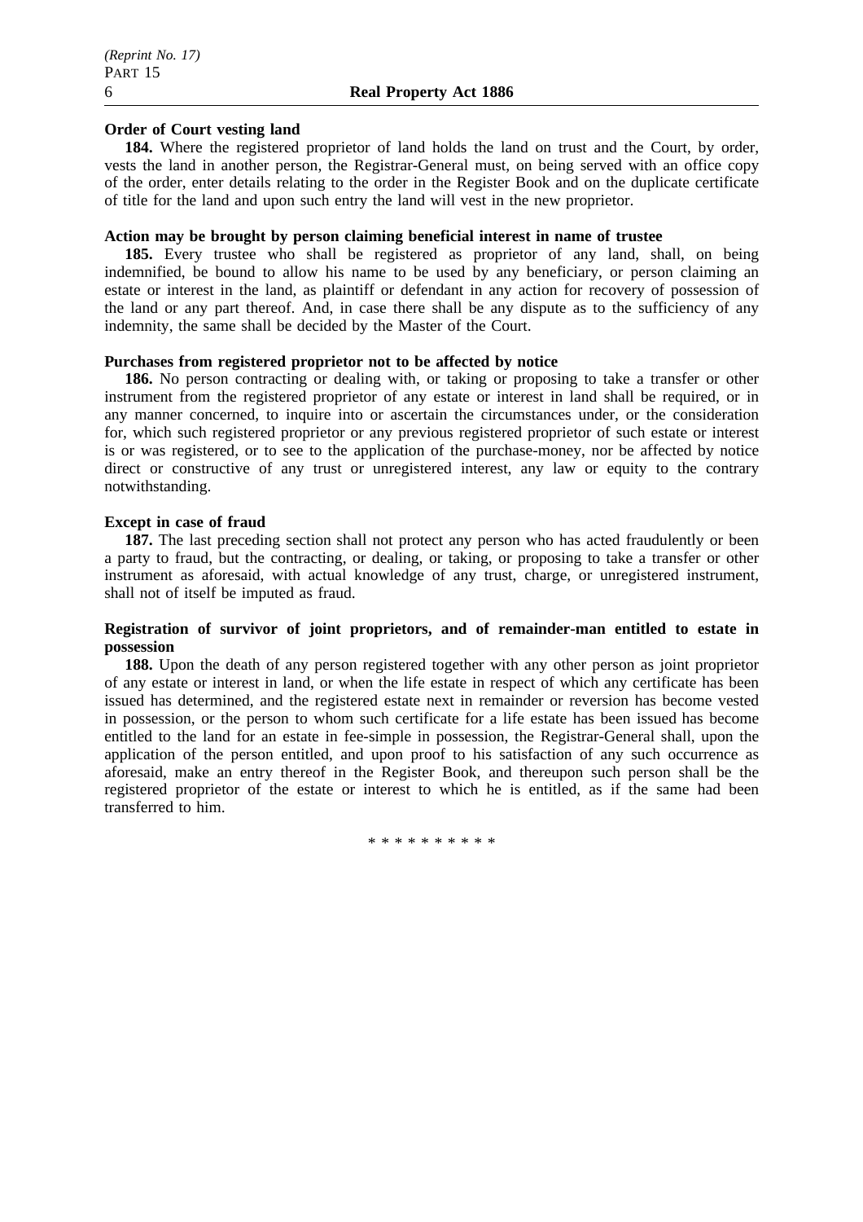**Order of Court vesting land**

**184.** Where the registered proprietor of land holds the land on trust and the Court, by order, vests the land in another person, the Registrar-General must, on being served with an office copy of the order, enter details relating to the order in the Register Book and on the duplicate certificate of title for the land and upon such entry the land will vest in the new proprietor.

**Action may be brought by person claiming beneficial interest in name of trustee**

**185.** Every trustee who shall be registered as proprietor of any land, shall, on being indemnified, be bound to allow his name to be used by any beneficiary, or person claiming an estate or interest in the land, as plaintiff or defendant in any action for recovery of possession of the land or any part thereof. And, in case there shall be any dispute as to the sufficiency of any indemnity, the same shall be decided by the Master of the Court.

**Purchases from registered proprietor not to be affected by notice**

**186.** No person contracting or dealing with, or taking or proposing to take a transfer or other instrument from the registered proprietor of any estate or interest in land shall be required, or in any manner concerned, to inquire into or ascertain the circumstances under, or the consideration for, which such registered proprietor or any previous registered proprietor of such estate or interest is or was registered, or to see to the application of the purchase-money, nor be affected by notice direct or constructive of any trust or unregistered interest, any law or equity to the contrary notwithstanding.

**Except in case of fraud**

**187.** The last preceding section shall not protect any person who has acted fraudulently or been a party to fraud, but the contracting, or dealing, or taking, or proposing to take a transfer or other instrument as aforesaid, with actual knowledge of any trust, charge, or unregistered instrument, shall not of itself be imputed as fraud.

**Registration of survivor of joint proprietors, and of remainder-man entitled to estate in possession**

**188.** Upon the death of any person registered together with any other person as joint proprietor of any estate or interest in land, or when the life estate in respect of which any certificate has been issued has determined, and the registered estate next in remainder or reversion has become vested in possession, or the person to whom such certificate for a life estate has been issued has become entitled to the land for an estate in fee-simple in possession, the Registrar-General shall, upon the application of the person entitled, and upon proof to his satisfaction of any such occurrence as aforesaid, make an entry thereof in the Register Book, and thereupon such person shall be the registered proprietor of the estate or interest to which he is entitled, as if the same had been transferred to him.

* * * * * * * * * *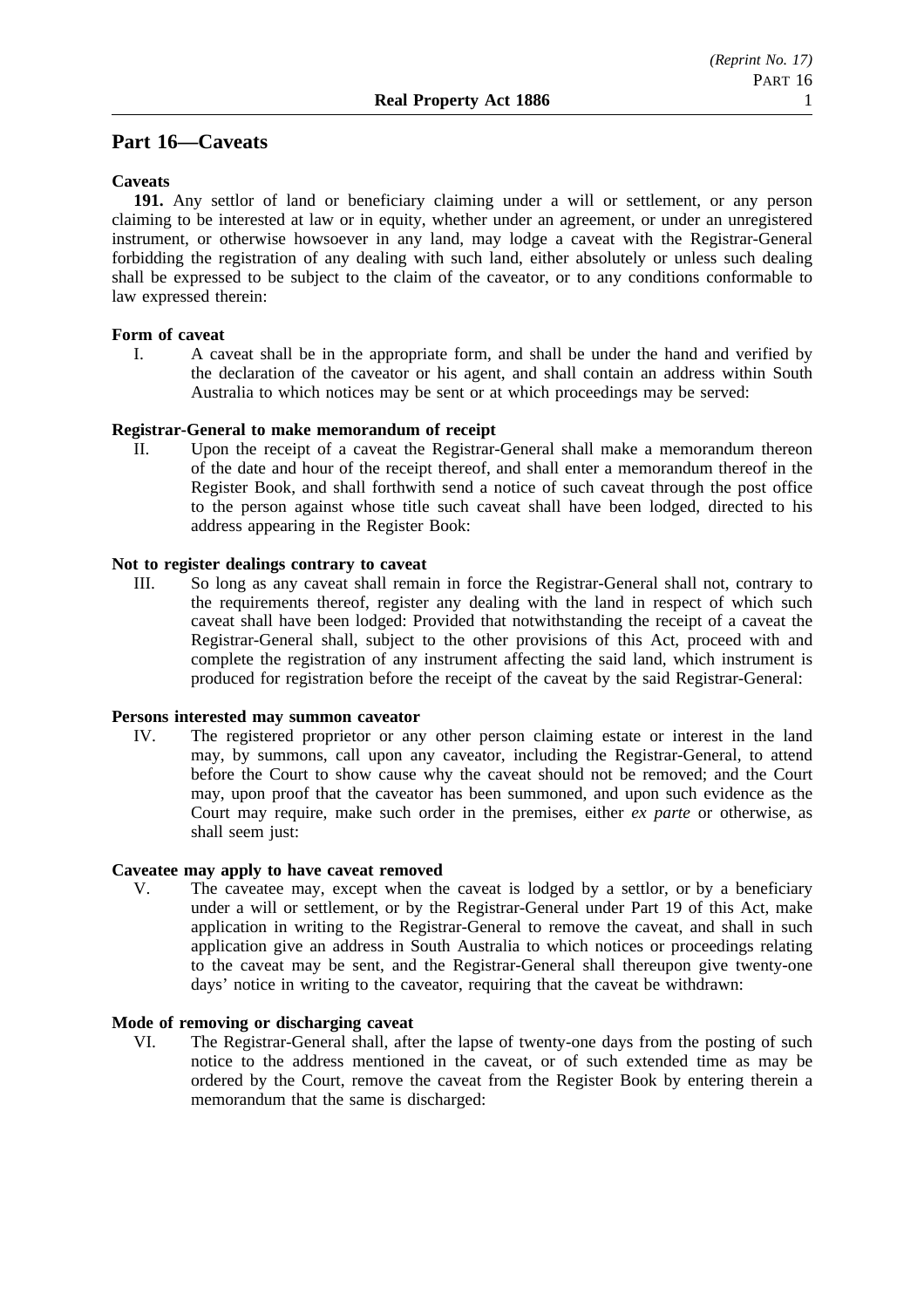## Part 16—Caveats

**Caveats**

**191.** Any settlor of land or beneficiary claiming under a will or settlement, or any person claiming to be interested at law or in equity, whether under an agreement, or under an unregistered instrument, or otherwise howsoever in any land, may lodge a caveat with the Registrar-General forbidding the registration of any dealing with such land, either absolutely or unless such dealing shall be expressed to be subject to the claim of the caveator, or to any conditions conformable to law expressed therein:

**Form of caveat**

I. A caveat shall be in the appropriate form, and shall be under the hand and verified by the declaration of the caveator or his agent, and shall contain an address within South Australia to which notices may be sent or at which proceedings may be served:

**Registrar-General to make memorandum of receipt**

II. Upon the receipt of a caveat the Registrar-General shall make a memorandum thereon of the date and hour of the receipt thereof, and shall enter a memorandum thereof in the Register Book, and shall forthwith send a notice of such caveat through the post office to the person against whose title such caveat shall have been lodged, directed to his address appearing in the Register Book:

**Not to register dealings contrary to caveat**

III. So long as any caveat shall remain in force the Registrar-General shall not, contrary to the requirements thereof, register any dealing with the land in respect of which such caveat shall have been lodged: Provided that notwithstanding the receipt of a caveat the Registrar-General shall, subject to the other provisions of this Act, proceed with and complete the registration of any instrument affecting the said land, which instrument is produced for registration before the receipt of the caveat by the said Registrar-General:

**Persons interested may summon caveator**

IV. The registered proprietor or any other person claiming estate or interest in the land may, by summons, call upon any caveator, including the Registrar-General, to attend before the Court to show cause why the caveat should not be removed; and the Court may, upon proof that the caveator has been summoned, and upon such evidence as the Court may require, make such order in the premises, either *ex parte* or otherwise, as shall seem just:

**Caveatee may apply to have caveat removed**

V. The caveatee may, except when the caveat is lodged by a settlor, or by a beneficiary under a will or settlement, or by the Registrar-General under Part 19 of this Act, make application in writing to the Registrar-General to remove the caveat, and shall in such application give an address in South Australia to which notices or proceedings relating to the caveat may be sent, and the Registrar-General shall thereupon give twenty-one days' notice in writing to the caveator, requiring that the caveat be withdrawn:

**Mode of removing or discharging caveat**

VI. The Registrar-General shall, after the lapse of twenty-one days from the posting of such notice to the address mentioned in the caveat, or of such extended time as may be ordered by the Court, remove the caveat from the Register Book by entering therein a memorandum that the same is discharged: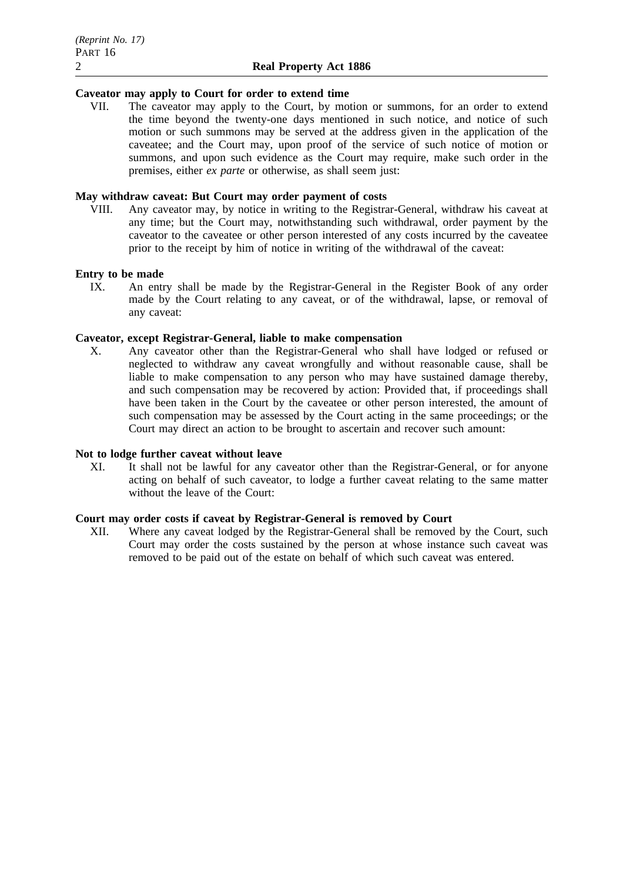**Caveator may apply to Court for order to extend time**

VII. The caveator may apply to the Court, by motion or summons, for an order to extend the time beyond the twenty-one days mentioned in such notice, and notice of such motion or such summons may be served at the address given in the application of the caveatee; and the Court may, upon proof of the service of such notice of motion or summons, and upon such evidence as the Court may require, make such order in the premises, either *ex parte* or otherwise, as shall seem just:

**May withdraw caveat: But Court may order payment of costs**

VIII. Any caveator may, by notice in writing to the Registrar-General, withdraw his caveat at any time; but the Court may, notwithstanding such withdrawal, order payment by the caveator to the caveatee or other person interested of any costs incurred by the caveatee prior to the receipt by him of notice in writing of the withdrawal of the caveat:

**Entry to be made**

IX. An entry shall be made by the Registrar-General in the Register Book of any order made by the Court relating to any caveat, or of the withdrawal, lapse, or removal of any caveat:

**Caveator, except Registrar-General, liable to make compensation**

X. Any caveator other than the Registrar-General who shall have lodged or refused or neglected to withdraw any caveat wrongfully and without reasonable cause, shall be liable to make compensation to any person who may have sustained damage thereby, and such compensation may be recovered by action: Provided that, if proceedings shall have been taken in the Court by the caveatee or other person interested, the amount of such compensation may be assessed by the Court acting in the same proceedings; or the Court may direct an action to be brought to ascertain and recover such amount:

**Not to lodge further caveat without leave**

XI. It shall not be lawful for any caveator other than the Registrar-General, or for anyone acting on behalf of such caveator, to lodge a further caveat relating to the same matter without the leave of the Court:

**Court may order costs if caveat by Registrar-General is removed by Court**

XII. Where any caveat lodged by the Registrar-General shall be removed by the Court, such Court may order the costs sustained by the person at whose instance such caveat was removed to be paid out of the estate on behalf of which such caveat was entered.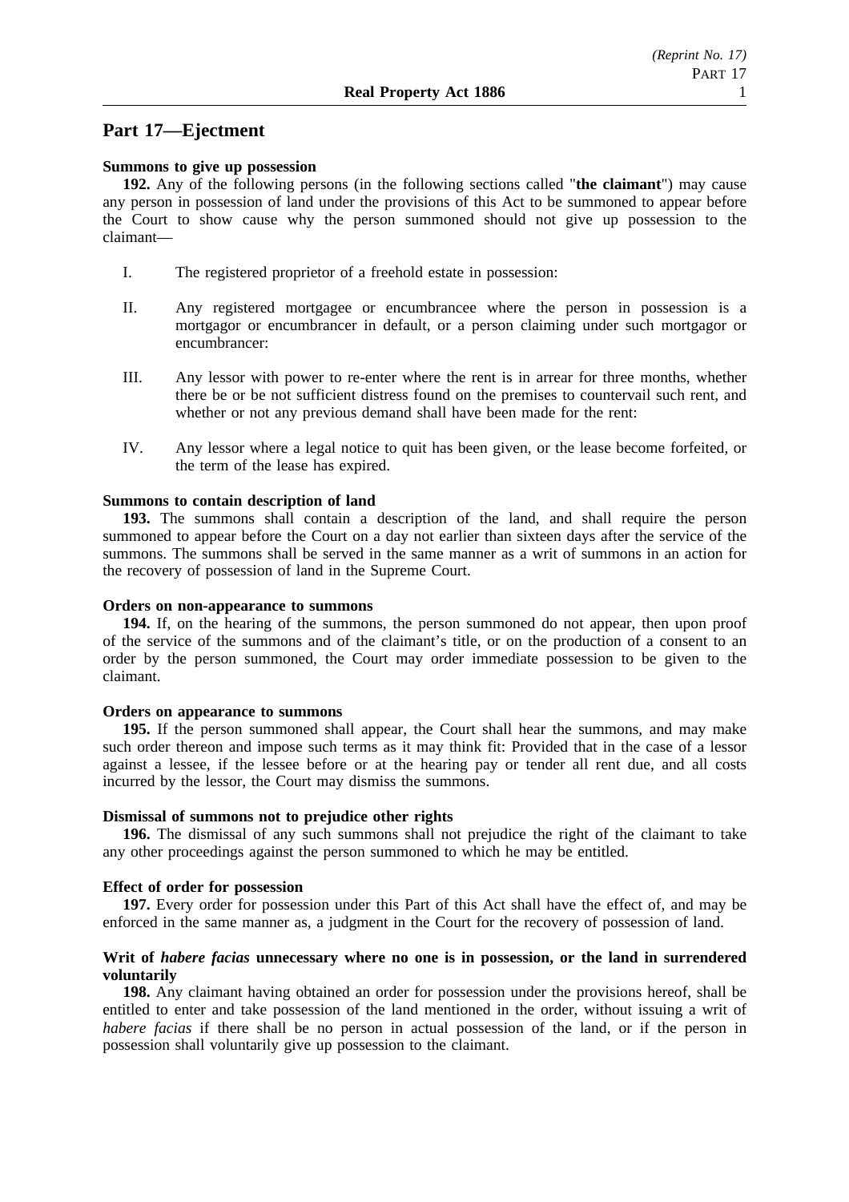## Part 17—Ejectment

### Summons to give up possession

**192.** Any of the following persons (in the following sections called "**the claimant**") may cause any person in possession of land under the provisions of this Act to be summoned to appear before the Court to show cause why the person summoned should not give up possession to the claimant—

I. The registered proprietor of a freehold estate in possession:

II. Any registered mortgagee or encumbrancee where the person in possession is a mortgagor or encumbrancer in default, or a person claiming under such mortgagor or encumbrancer:

III. Any lessor with power to re-enter where the rent is in arrear for three months, whether there be or be not sufficient distress found on the premises to countervail such rent, and whether or not any previous demand shall have been made for the rent:

IV. Any lessor where a legal notice to quit has been given, or the lease become forfeited, or the term of the lease has expired.

### Summons to contain description of land

**193.** The summons shall contain a description of the land, and shall require the person summoned to appear before the Court on a day not earlier than sixteen days after the service of the summons. The summons shall be served in the same manner as a writ of summons in an action for the recovery of possession of land in the Supreme Court.

### Orders on non-appearance to summons

**194.** If, on the hearing of the summons, the person summoned do not appear, then upon proof of the service of the summons and of the claimant's title, or on the production of a consent to an order by the person summoned, the Court may order immediate possession to be given to the claimant.

### Orders on appearance to summons

**195.** If the person summoned shall appear, the Court shall hear the summons, and may make such order thereon and impose such terms as it may think fit: Provided that in the case of a lessor against a lessee, if the lessee before or at the hearing pay or tender all rent due, and all costs incurred by the lessor, the Court may dismiss the summons.

### Dismissal of summons not to prejudice other rights

**196.** The dismissal of any such summons shall not prejudice the right of the claimant to take any other proceedings against the person summoned to which he may be entitled.

### Effect of order for possession

**197.** Every order for possession under this Part of this Act shall have the effect of, and may be enforced in the same manner as, a judgment in the Court for the recovery of possession of land.

### Writ of *habere facias* unnecessary where no one is in possession, or the land in surrendered voluntarily

**198.** Any claimant having obtained an order for possession under the provisions hereof, shall be entitled to enter and take possession of the land mentioned in the order, without issuing a writ of *habere facias* if there shall be no person in actual possession of the land, or if the person in possession shall voluntarily give up possession to the claimant.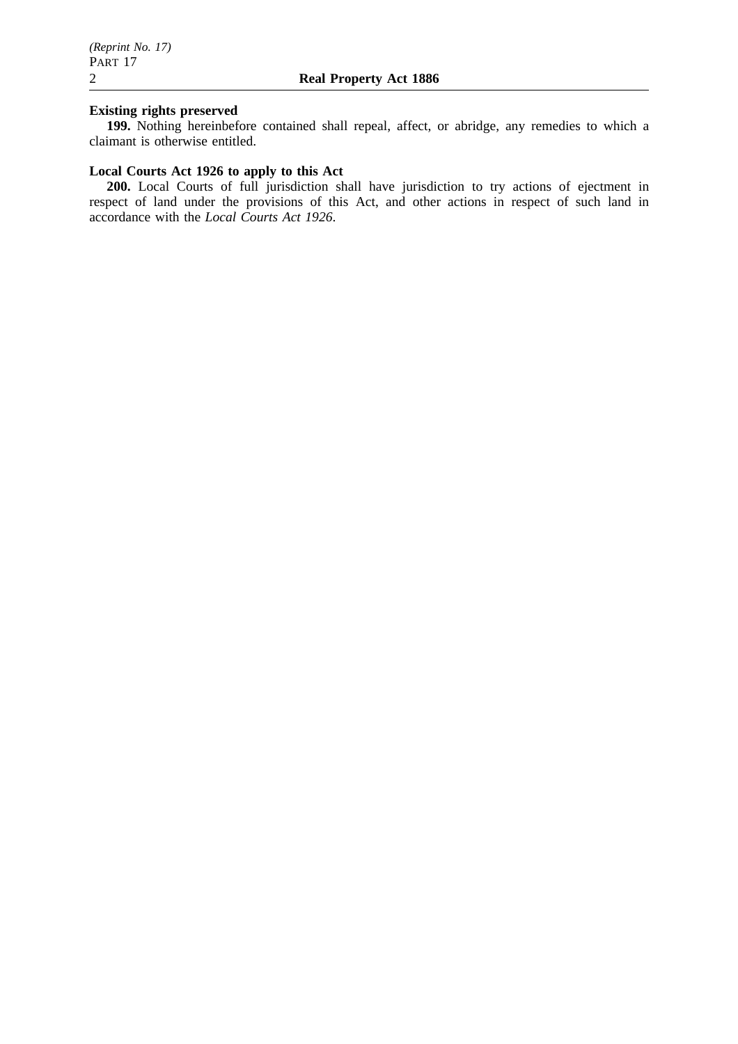**Existing rights preserved**

**199.** Nothing hereinbefore contained shall repeal, affect, or abridge, any remedies to which a claimant is otherwise entitled.

**Local Courts Act 1926 to apply to this Act**

**200.** Local Courts of full jurisdiction shall have jurisdiction to try actions of ejectment in respect of land under the provisions of this Act, and other actions in respect of such land in accordance with the *Local Courts Act 1926*.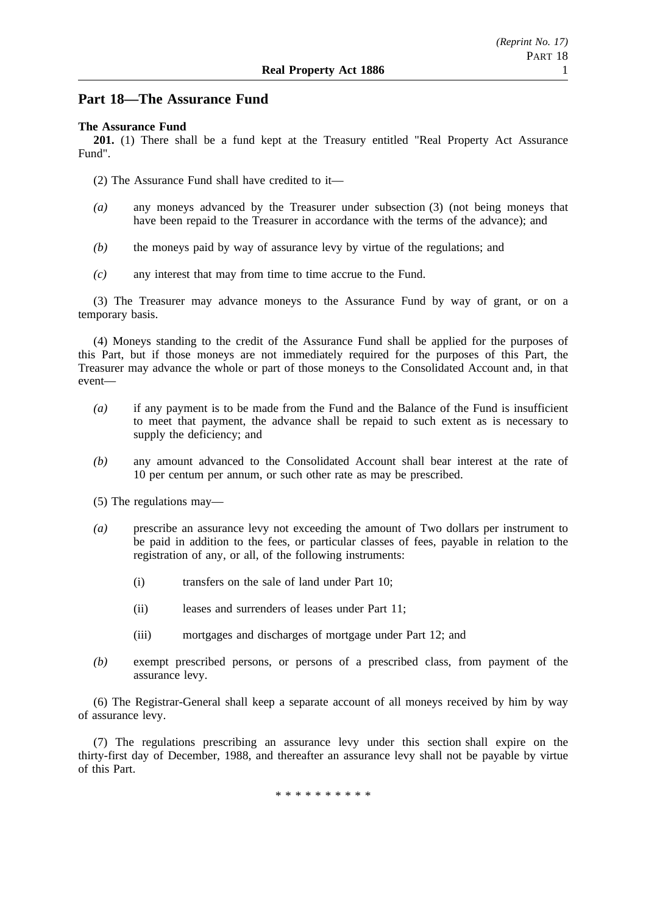## Part 18—The Assurance Fund

**The Assurance Fund**

**201.** (1) There shall be a fund kept at the Treasury entitled "Real Property Act Assurance Fund".

(2) The Assurance Fund shall have credited to it—

*(a)* any moneys advanced by the Treasurer under subsection (3) (not being moneys that have been repaid to the Treasurer in accordance with the terms of the advance); and

*(b)* the moneys paid by way of assurance levy by virtue of the regulations; and

*(c)* any interest that may from time to time accrue to the Fund.

(3) The Treasurer may advance moneys to the Assurance Fund by way of grant, or on a temporary basis.

(4) Moneys standing to the credit of the Assurance Fund shall be applied for the purposes of this Part, but if those moneys are not immediately required for the purposes of this Part, the Treasurer may advance the whole or part of those moneys to the Consolidated Account and, in that event—

*(a)* if any payment is to be made from the Fund and the Balance of the Fund is insufficient to meet that payment, the advance shall be repaid to such extent as is necessary to supply the deficiency; and

*(b)* any amount advanced to the Consolidated Account shall bear interest at the rate of 10 per centum per annum, or such other rate as may be prescribed.

(5) The regulations may—

*(a)* prescribe an assurance levy not exceeding the amount of Two dollars per instrument to be paid in addition to the fees, or particular classes of fees, payable in relation to the registration of any, or all, of the following instruments:

(i) transfers on the sale of land under Part 10;

(ii) leases and surrenders of leases under Part 11;

(iii) mortgages and discharges of mortgage under Part 12; and

*(b)* exempt prescribed persons, or persons of a prescribed class, from payment of the assurance levy.

(6) The Registrar-General shall keep a separate account of all moneys received by him by way of assurance levy.

(7) The regulations prescribing an assurance levy under this section shall expire on the thirty-first day of December, 1988, and thereafter an assurance levy shall not be payable by virtue of this Part.

* * * * * * * * * *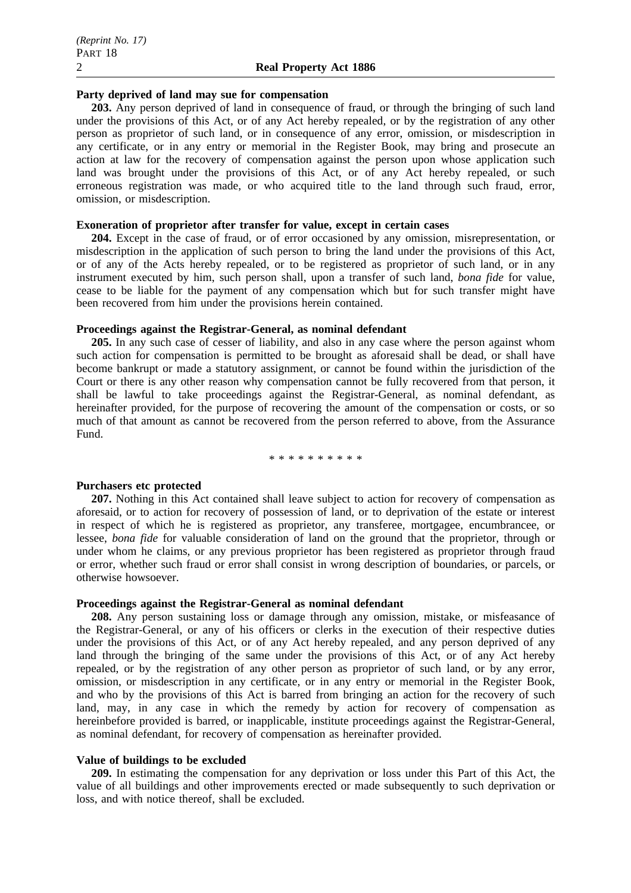**Party deprived of land may sue for compensation**

**203.** Any person deprived of land in consequence of fraud, or through the bringing of such land under the provisions of this Act, or of any Act hereby repealed, or by the registration of any other person as proprietor of such land, or in consequence of any error, omission, or misdescription in any certificate, or in any entry or memorial in the Register Book, may bring and prosecute an action at law for the recovery of compensation against the person upon whose application such land was brought under the provisions of this Act, or of any Act hereby repealed, or such erroneous registration was made, or who acquired title to the land through such fraud, error, omission, or misdescription.

**Exoneration of proprietor after transfer for value, except in certain cases**

**204.** Except in the case of fraud, or of error occasioned by any omission, misrepresentation, or misdescription in the application of such person to bring the land under the provisions of this Act, or of any of the Acts hereby repealed, or to be registered as proprietor of such land, or in any instrument executed by him, such person shall, upon a transfer of such land, *bona fide* for value, cease to be liable for the payment of any compensation which but for such transfer might have been recovered from him under the provisions herein contained.

**Proceedings against the Registrar-General, as nominal defendant**

**205.** In any such case of cesser of liability, and also in any case where the person against whom such action for compensation is permitted to be brought as aforesaid shall be dead, or shall have become bankrupt or made a statutory assignment, or cannot be found within the jurisdiction of the Court or there is any other reason why compensation cannot be fully recovered from that person, it shall be lawful to take proceedings against the Registrar-General, as nominal defendant, as hereinafter provided, for the purpose of recovering the amount of the compensation or costs, or so much of that amount as cannot be recovered from the person referred to above, from the Assurance Fund.

\* \* \* \* \* \* \* \* \* \*

**Purchasers etc protected**

**207.** Nothing in this Act contained shall leave subject to action for recovery of compensation as aforesaid, or to action for recovery of possession of land, or to deprivation of the estate or interest in respect of which he is registered as proprietor, any transferee, mortgagee, encumbrancee, or lessee, *bona fide* for valuable consideration of land on the ground that the proprietor, through or under whom he claims, or any previous proprietor has been registered as proprietor through fraud or error, whether such fraud or error shall consist in wrong description of boundaries, or parcels, or otherwise howsoever.

**Proceedings against the Registrar-General as nominal defendant**

**208.** Any person sustaining loss or damage through any omission, mistake, or misfeasance of the Registrar-General, or any of his officers or clerks in the execution of their respective duties under the provisions of this Act, or of any Act hereby repealed, and any person deprived of any land through the bringing of the same under the provisions of this Act, or of any Act hereby repealed, or by the registration of any other person as proprietor of such land, or by any error, omission, or misdescription in any certificate, or in any entry or memorial in the Register Book, and who by the provisions of this Act is barred from bringing an action for the recovery of such land, may, in any case in which the remedy by action for recovery of compensation as hereinbefore provided is barred, or inapplicable, institute proceedings against the Registrar-General, as nominal defendant, for recovery of compensation as hereinafter provided.

**Value of buildings to be excluded**

**209.** In estimating the compensation for any deprivation or loss under this Part of this Act, the value of all buildings and other improvements erected or made subsequently to such deprivation or loss, and with notice thereof, shall be excluded.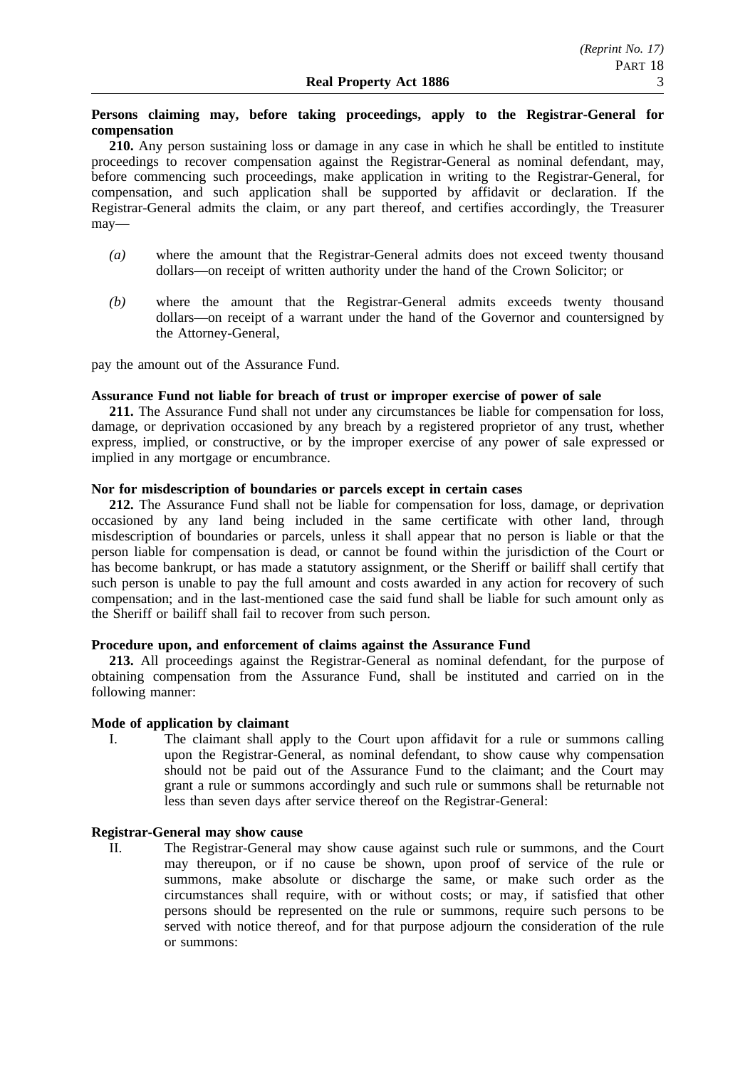**Persons claiming may, before taking proceedings, apply to the Registrar-General for compensation**

**210.** Any person sustaining loss or damage in any case in which he shall be entitled to institute proceedings to recover compensation against the Registrar-General as nominal defendant, may, before commencing such proceedings, make application in writing to the Registrar-General, for compensation, and such application shall be supported by affidavit or declaration. If the Registrar-General admits the claim, or any part thereof, and certifies accordingly, the Treasurer may—

*(a)* where the amount that the Registrar-General admits does not exceed twenty thousand dollars—on receipt of written authority under the hand of the Crown Solicitor; or

*(b)* where the amount that the Registrar-General admits exceeds twenty thousand dollars—on receipt of a warrant under the hand of the Governor and countersigned by the Attorney-General,

pay the amount out of the Assurance Fund.

**Assurance Fund not liable for breach of trust or improper exercise of power of sale**

**211.** The Assurance Fund shall not under any circumstances be liable for compensation for loss, damage, or deprivation occasioned by any breach by a registered proprietor of any trust, whether express, implied, or constructive, or by the improper exercise of any power of sale expressed or implied in any mortgage or encumbrance.

**Nor for misdescription of boundaries or parcels except in certain cases**

**212.** The Assurance Fund shall not be liable for compensation for loss, damage, or deprivation occasioned by any land being included in the same certificate with other land, through misdescription of boundaries or parcels, unless it shall appear that no person is liable or that the person liable for compensation is dead, or cannot be found within the jurisdiction of the Court or has become bankrupt, or has made a statutory assignment, or the Sheriff or bailiff shall certify that such person is unable to pay the full amount and costs awarded in any action for recovery of such compensation; and in the last-mentioned case the said fund shall be liable for such amount only as the Sheriff or bailiff shall fail to recover from such person.

**Procedure upon, and enforcement of claims against the Assurance Fund**

**213.** All proceedings against the Registrar-General as nominal defendant, for the purpose of obtaining compensation from the Assurance Fund, shall be instituted and carried on in the following manner:

**Mode of application by claimant**

I. The claimant shall apply to the Court upon affidavit for a rule or summons calling upon the Registrar-General, as nominal defendant, to show cause why compensation should not be paid out of the Assurance Fund to the claimant; and the Court may grant a rule or summons accordingly and such rule or summons shall be returnable not less than seven days after service thereof on the Registrar-General:

**Registrar-General may show cause**

II. The Registrar-General may show cause against such rule or summons, and the Court may thereupon, or if no cause be shown, upon proof of service of the rule or summons, make absolute or discharge the same, or make such order as the circumstances shall require, with or without costs; or may, if satisfied that other persons should be represented on the rule or summons, require such persons to be served with notice thereof, and for that purpose adjourn the consideration of the rule or summons: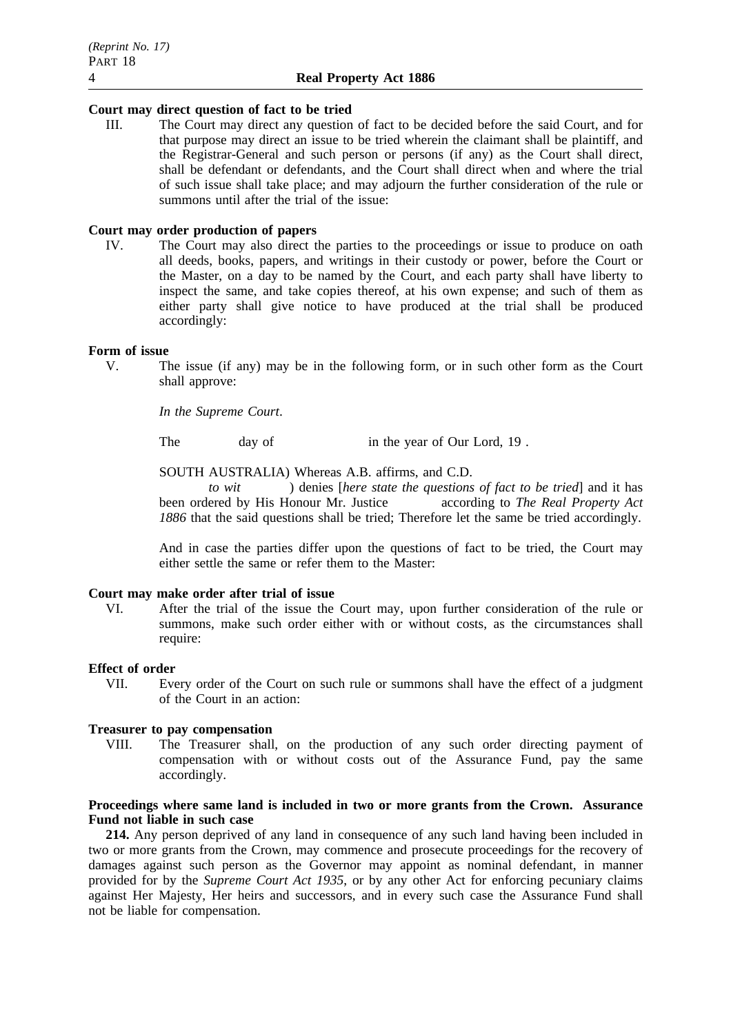**Court may direct question of fact to be tried**

III. The Court may direct any question of fact to be decided before the said Court, and for that purpose may direct an issue to be tried wherein the claimant shall be plaintiff, and the Registrar-General and such person or persons (if any) as the Court shall direct, shall be defendant or defendants, and the Court shall direct when and where the trial of such issue shall take place; and may adjourn the further consideration of the rule or summons until after the trial of the issue:

**Court may order production of papers**

IV. The Court may also direct the parties to the proceedings or issue to produce on oath all deeds, books, papers, and writings in their custody or power, before the Court or the Master, on a day to be named by the Court, and each party shall have liberty to inspect the same, and take copies thereof, at his own expense; and such of them as either party shall give notice to have produced at the trial shall be produced accordingly:

**Form of issue**

V. The issue (if any) may be in the following form, or in such other form as the Court shall approve:

*In the Supreme Court*.

The day of in the year of Our Lord, 19 .

SOUTH AUSTRALIA) Whereas A.B. affirms, and C.D.
*to wit* ) denies [*here state the questions of fact to be tried*] and it has been ordered by His Honour Mr. Justice according to *The Real Property Act 1886* that the said questions shall be tried; Therefore let the same be tried accordingly.

And in case the parties differ upon the questions of fact to be tried, the Court may either settle the same or refer them to the Master:

**Court may make order after trial of issue**

VI. After the trial of the issue the Court may, upon further consideration of the rule or summons, make such order either with or without costs, as the circumstances shall require:

**Effect of order**

VII. Every order of the Court on such rule or summons shall have the effect of a judgment of the Court in an action:

**Treasurer to pay compensation**

VIII. The Treasurer shall, on the production of any such order directing payment of compensation with or without costs out of the Assurance Fund, pay the same accordingly.

**Proceedings where same land is included in two or more grants from the Crown. Assurance Fund not liable in such case**

**214.** Any person deprived of any land in consequence of any such land having been included in two or more grants from the Crown, may commence and prosecute proceedings for the recovery of damages against such person as the Governor may appoint as nominal defendant, in manner provided for by the *Supreme Court Act 1935*, or by any other Act for enforcing pecuniary claims against Her Majesty, Her heirs and successors, and in every such case the Assurance Fund shall not be liable for compensation.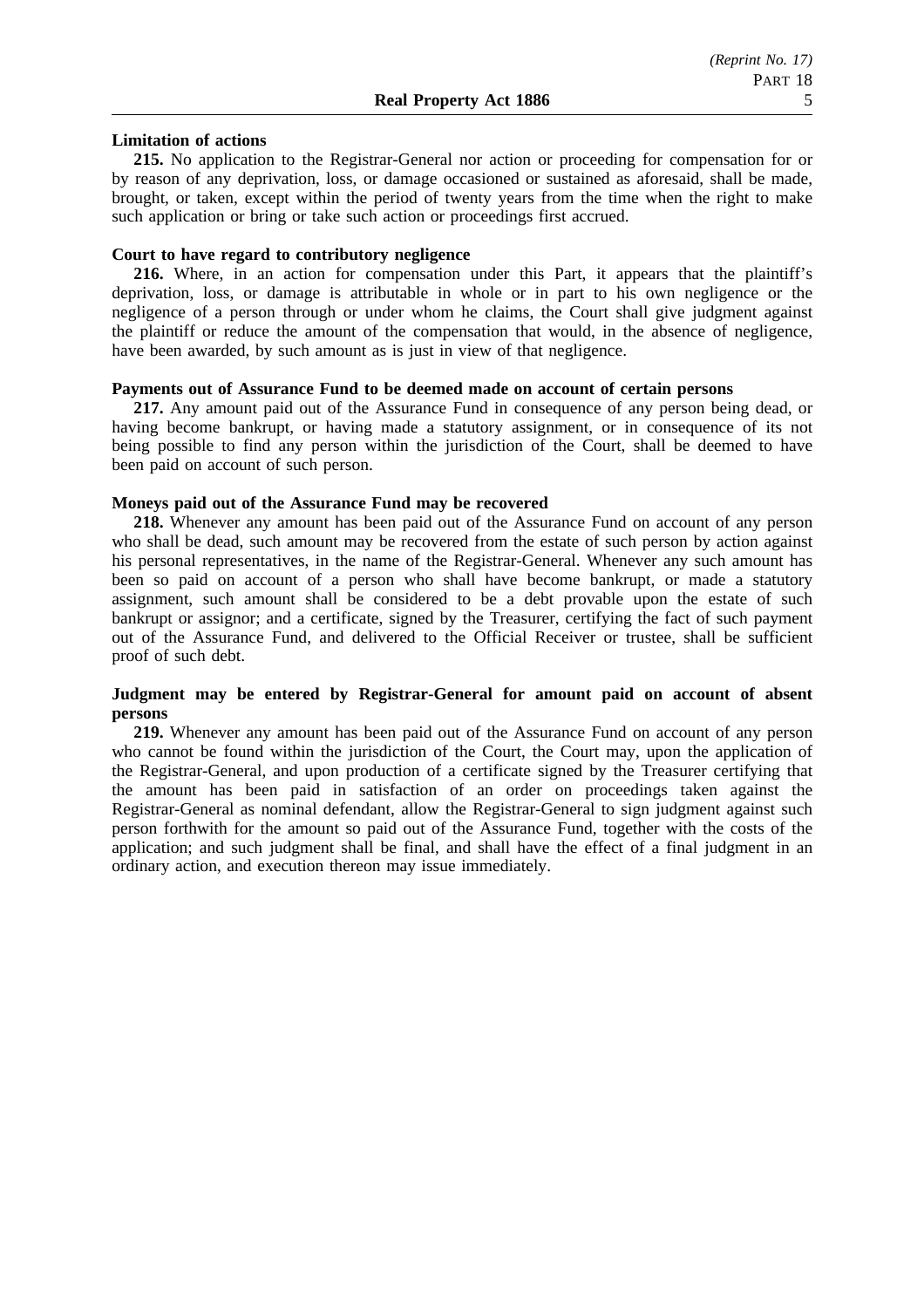**Limitation of actions**

**215.** No application to the Registrar-General nor action or proceeding for compensation for or by reason of any deprivation, loss, or damage occasioned or sustained as aforesaid, shall be made, brought, or taken, except within the period of twenty years from the time when the right to make such application or bring or take such action or proceedings first accrued.

**Court to have regard to contributory negligence**

**216.** Where, in an action for compensation under this Part, it appears that the plaintiff's deprivation, loss, or damage is attributable in whole or in part to his own negligence or the negligence of a person through or under whom he claims, the Court shall give judgment against the plaintiff or reduce the amount of the compensation that would, in the absence of negligence, have been awarded, by such amount as is just in view of that negligence.

**Payments out of Assurance Fund to be deemed made on account of certain persons**

**217.** Any amount paid out of the Assurance Fund in consequence of any person being dead, or having become bankrupt, or having made a statutory assignment, or in consequence of its not being possible to find any person within the jurisdiction of the Court, shall be deemed to have been paid on account of such person.

**Moneys paid out of the Assurance Fund may be recovered**

**218.** Whenever any amount has been paid out of the Assurance Fund on account of any person who shall be dead, such amount may be recovered from the estate of such person by action against his personal representatives, in the name of the Registrar-General. Whenever any such amount has been so paid on account of a person who shall have become bankrupt, or made a statutory assignment, such amount shall be considered to be a debt provable upon the estate of such bankrupt or assignor; and a certificate, signed by the Treasurer, certifying the fact of such payment out of the Assurance Fund, and delivered to the Official Receiver or trustee, shall be sufficient proof of such debt.

**Judgment may be entered by Registrar-General for amount paid on account of absent persons**

**219.** Whenever any amount has been paid out of the Assurance Fund on account of any person who cannot be found within the jurisdiction of the Court, the Court may, upon the application of the Registrar-General, and upon production of a certificate signed by the Treasurer certifying that the amount has been paid in satisfaction of an order on proceedings taken against the Registrar-General as nominal defendant, allow the Registrar-General to sign judgment against such person forthwith for the amount so paid out of the Assurance Fund, together with the costs of the application; and such judgment shall be final, and shall have the effect of a final judgment in an ordinary action, and execution thereon may issue immediately.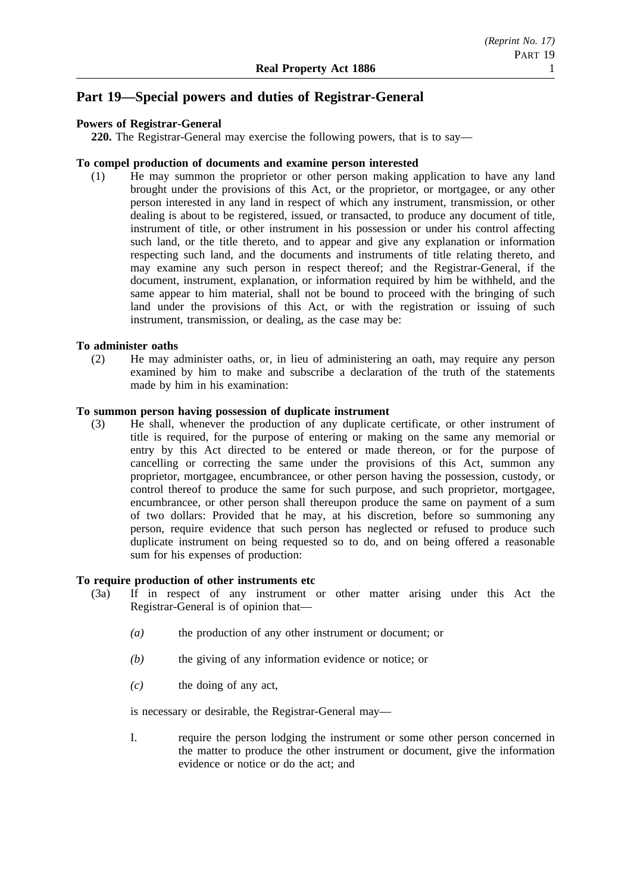# Part 19—Special powers and duties of Registrar-General

**Powers of Registrar-General**

**220.** The Registrar-General may exercise the following powers, that is to say—

**To compel production of documents and examine person interested**

(1) He may summon the proprietor or other person making application to have any land brought under the provisions of this Act, or the proprietor, or mortgagee, or any other person interested in any land in respect of which any instrument, transmission, or other dealing is about to be registered, issued, or transacted, to produce any document of title, instrument of title, or other instrument in his possession or under his control affecting such land, or the title thereto, and to appear and give any explanation or information respecting such land, and the documents and instruments of title relating thereto, and may examine any such person in respect thereof; and the Registrar-General, if the document, instrument, explanation, or information required by him be withheld, and the same appear to him material, shall not be bound to proceed with the bringing of such land under the provisions of this Act, or with the registration or issuing of such instrument, transmission, or dealing, as the case may be:

**To administer oaths**

(2) He may administer oaths, or, in lieu of administering an oath, may require any person examined by him to make and subscribe a declaration of the truth of the statements made by him in his examination:

**To summon person having possession of duplicate instrument**

(3) He shall, whenever the production of any duplicate certificate, or other instrument of title is required, for the purpose of entering or making on the same any memorial or entry by this Act directed to be entered or made thereon, or for the purpose of cancelling or correcting the same under the provisions of this Act, summon any proprietor, mortgagee, encumbrancee, or other person having the possession, custody, or control thereof to produce the same for such purpose, and such proprietor, mortgagee, encumbrancee, or other person shall thereupon produce the same on payment of a sum of two dollars: Provided that he may, at his discretion, before so summoning any person, require evidence that such person has neglected or refused to produce such duplicate instrument on being requested so to do, and on being offered a reasonable sum for his expenses of production:

**To require production of other instruments etc**

(3a) If in respect of any instrument or other matter arising under this Act the Registrar-General is of opinion that—

*(a)* the production of any other instrument or document; or

*(b)* the giving of any information evidence or notice; or

*(c)* the doing of any act,

is necessary or desirable, the Registrar-General may—

I. require the person lodging the instrument or some other person concerned in the matter to produce the other instrument or document, give the information evidence or notice or do the act; and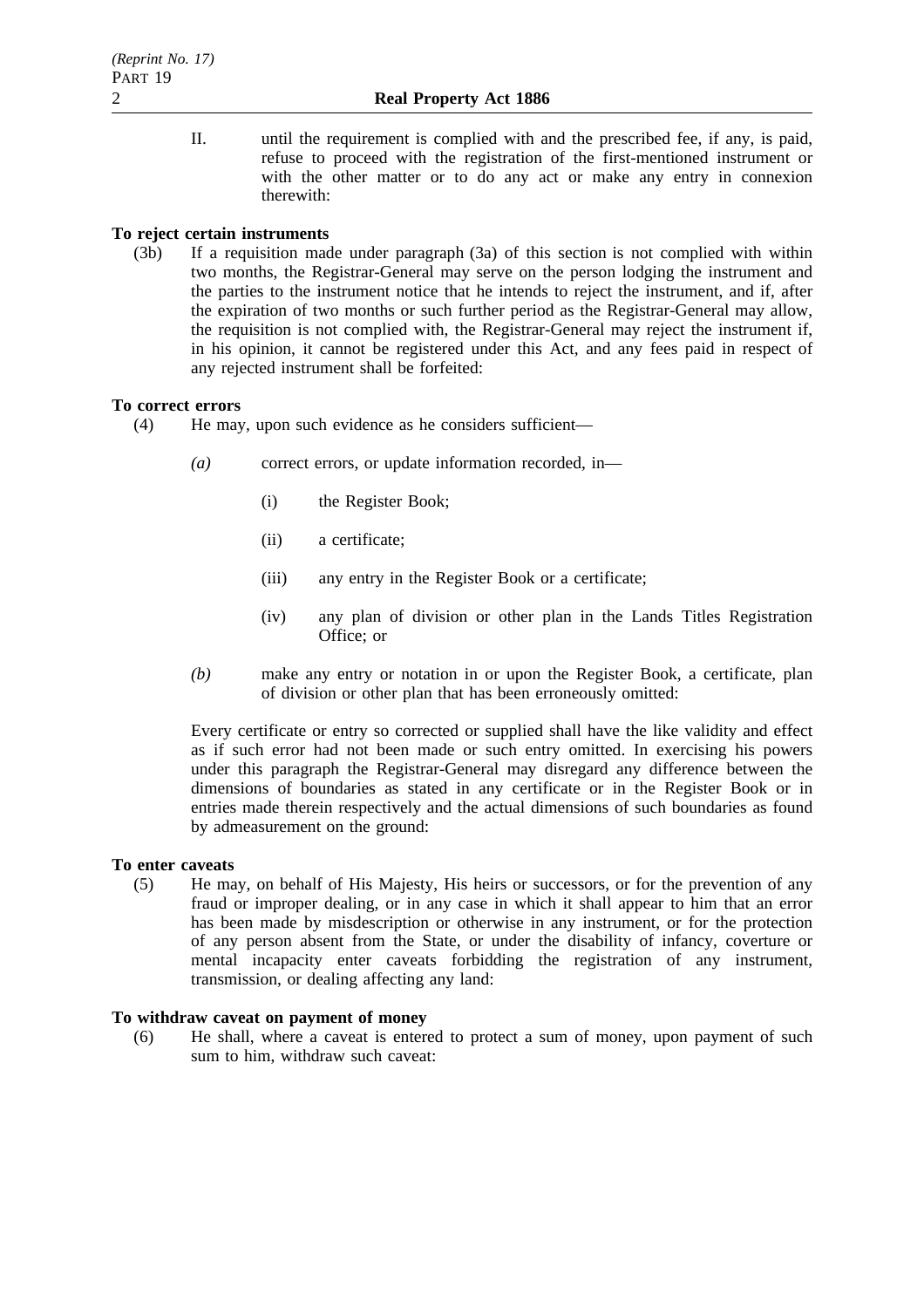II. until the requirement is complied with and the prescribed fee, if any, is paid, refuse to proceed with the registration of the first-mentioned instrument or with the other matter or to do any act or make any entry in connexion therewith:

**To reject certain instruments**

(3b) If a requisition made under paragraph (3a) of this section is not complied with within two months, the Registrar-General may serve on the person lodging the instrument and the parties to the instrument notice that he intends to reject the instrument, and if, after the expiration of two months or such further period as the Registrar-General may allow, the requisition is not complied with, the Registrar-General may reject the instrument if, in his opinion, it cannot be registered under this Act, and any fees paid in respect of any rejected instrument shall be forfeited:

**To correct errors**

(4) He may, upon such evidence as he considers sufficient—

*(a)* correct errors, or update information recorded, in—

(i) the Register Book;

(ii) a certificate;

(iii) any entry in the Register Book or a certificate;

(iv) any plan of division or other plan in the Lands Titles Registration Office; or

*(b)* make any entry or notation in or upon the Register Book, a certificate, plan of division or other plan that has been erroneously omitted:

Every certificate or entry so corrected or supplied shall have the like validity and effect as if such error had not been made or such entry omitted. In exercising his powers under this paragraph the Registrar-General may disregard any difference between the dimensions of boundaries as stated in any certificate or in the Register Book or in entries made therein respectively and the actual dimensions of such boundaries as found by admeasurement on the ground:

**To enter caveats**

(5) He may, on behalf of His Majesty, His heirs or successors, or for the prevention of any fraud or improper dealing, or in any case in which it shall appear to him that an error has been made by misdescription or otherwise in any instrument, or for the protection of any person absent from the State, or under the disability of infancy, coverture or mental incapacity enter caveats forbidding the registration of any instrument, transmission, or dealing affecting any land:

**To withdraw caveat on payment of money**

(6) He shall, where a caveat is entered to protect a sum of money, upon payment of such sum to him, withdraw such caveat: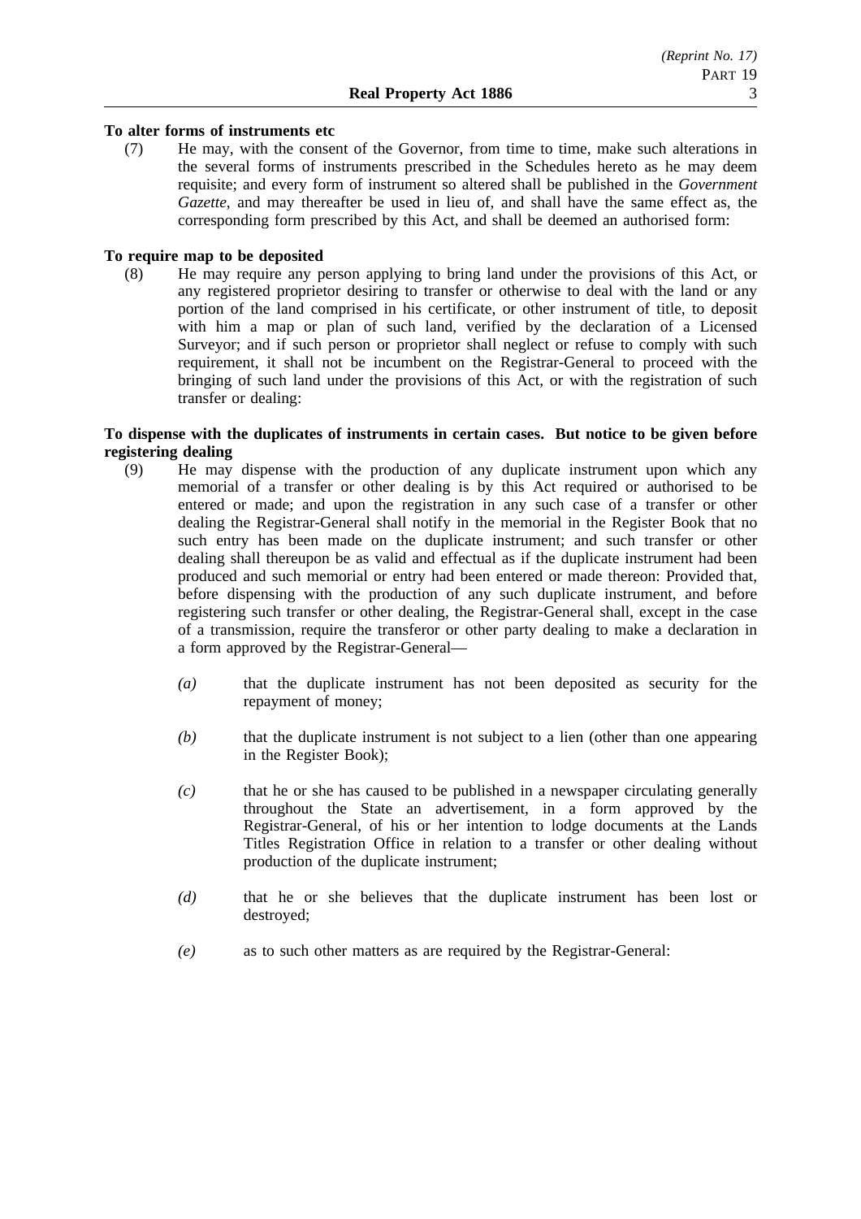**To alter forms of instruments etc**

(7) He may, with the consent of the Governor, from time to time, make such alterations in the several forms of instruments prescribed in the Schedules hereto as he may deem requisite; and every form of instrument so altered shall be published in the *Government Gazette*, and may thereafter be used in lieu of, and shall have the same effect as, the corresponding form prescribed by this Act, and shall be deemed an authorised form:

**To require map to be deposited**

(8) He may require any person applying to bring land under the provisions of this Act, or any registered proprietor desiring to transfer or otherwise to deal with the land or any portion of the land comprised in his certificate, or other instrument of title, to deposit with him a map or plan of such land, verified by the declaration of a Licensed Surveyor; and if such person or proprietor shall neglect or refuse to comply with such requirement, it shall not be incumbent on the Registrar-General to proceed with the bringing of such land under the provisions of this Act, or with the registration of such transfer or dealing:

**To dispense with the duplicates of instruments in certain cases. But notice to be given before registering dealing**

(9) He may dispense with the production of any duplicate instrument upon which any memorial of a transfer or other dealing is by this Act required or authorised to be entered or made; and upon the registration in any such case of a transfer or other dealing the Registrar-General shall notify in the memorial in the Register Book that no such entry has been made on the duplicate instrument; and such transfer or other dealing shall thereupon be as valid and effectual as if the duplicate instrument had been produced and such memorial or entry had been entered or made thereon: Provided that, before dispensing with the production of any such duplicate instrument, and before registering such transfer or other dealing, the Registrar-General shall, except in the case of a transmission, require the transferor or other party dealing to make a declaration in a form approved by the Registrar-General—

*(a)* that the duplicate instrument has not been deposited as security for the repayment of money;

*(b)* that the duplicate instrument is not subject to a lien (other than one appearing in the Register Book);

*(c)* that he or she has caused to be published in a newspaper circulating generally throughout the State an advertisement, in a form approved by the Registrar-General, of his or her intention to lodge documents at the Lands Titles Registration Office in relation to a transfer or other dealing without production of the duplicate instrument;

*(d)* that he or she believes that the duplicate instrument has been lost or destroyed;

*(e)* as to such other matters as are required by the Registrar-General: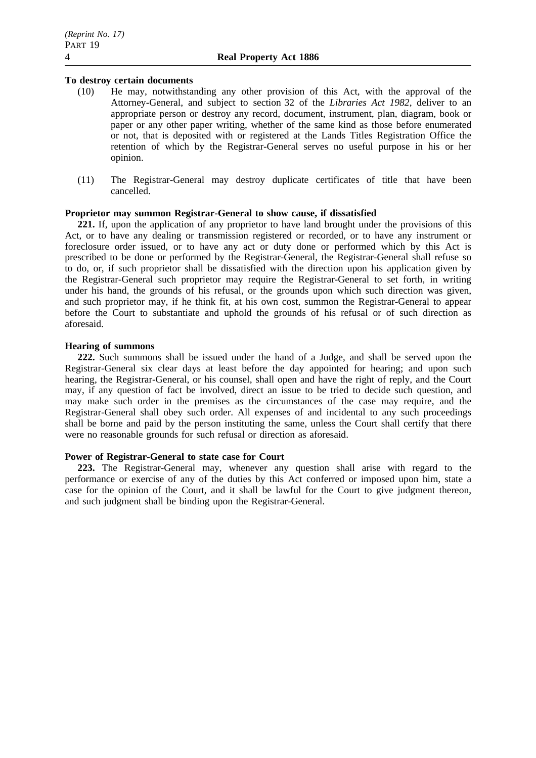**To destroy certain documents**

(10) He may, notwithstanding any other provision of this Act, with the approval of the Attorney-General, and subject to section 32 of the *Libraries Act 1982*, deliver to an appropriate person or destroy any record, document, instrument, plan, diagram, book or paper or any other paper writing, whether of the same kind as those before enumerated or not, that is deposited with or registered at the Lands Titles Registration Office the retention of which by the Registrar-General serves no useful purpose in his or her opinion.

(11) The Registrar-General may destroy duplicate certificates of title that have been cancelled.

**Proprietor may summon Registrar-General to show cause, if dissatisfied**

**221.** If, upon the application of any proprietor to have land brought under the provisions of this Act, or to have any dealing or transmission registered or recorded, or to have any instrument or foreclosure order issued, or to have any act or duty done or performed which by this Act is prescribed to be done or performed by the Registrar-General, the Registrar-General shall refuse so to do, or, if such proprietor shall be dissatisfied with the direction upon his application given by the Registrar-General such proprietor may require the Registrar-General to set forth, in writing under his hand, the grounds of his refusal, or the grounds upon which such direction was given, and such proprietor may, if he think fit, at his own cost, summon the Registrar-General to appear before the Court to substantiate and uphold the grounds of his refusal or of such direction as aforesaid.

**Hearing of summons**

**222.** Such summons shall be issued under the hand of a Judge, and shall be served upon the Registrar-General six clear days at least before the day appointed for hearing; and upon such hearing, the Registrar-General, or his counsel, shall open and have the right of reply, and the Court may, if any question of fact be involved, direct an issue to be tried to decide such question, and may make such order in the premises as the circumstances of the case may require, and the Registrar-General shall obey such order. All expenses of and incidental to any such proceedings shall be borne and paid by the person instituting the same, unless the Court shall certify that there were no reasonable grounds for such refusal or direction as aforesaid.

**Power of Registrar-General to state case for Court**

**223.** The Registrar-General may, whenever any question shall arise with regard to the performance or exercise of any of the duties by this Act conferred or imposed upon him, state a case for the opinion of the Court, and it shall be lawful for the Court to give judgment thereon, and such judgment shall be binding upon the Registrar-General.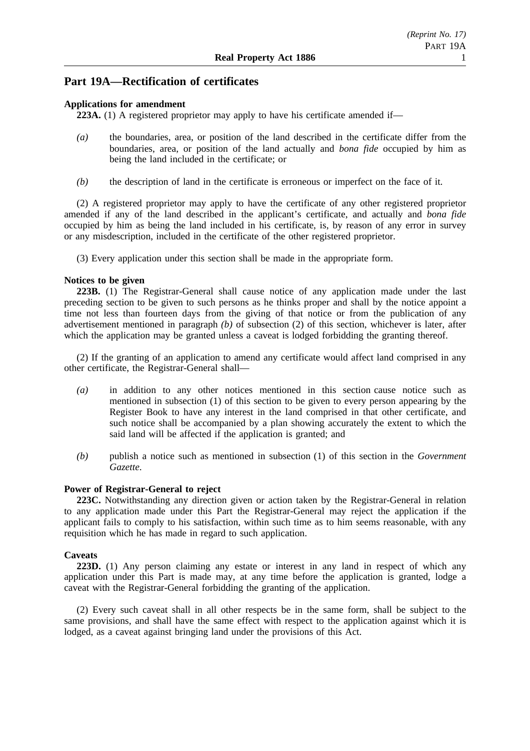## Part 19A—Rectification of certificates

**Applications for amendment**

**223A.** (1) A registered proprietor may apply to have his certificate amended if—

*(a)* the boundaries, area, or position of the land described in the certificate differ from the boundaries, area, or position of the land actually and *bona fide* occupied by him as being the land included in the certificate; or

*(b)* the description of land in the certificate is erroneous or imperfect on the face of it.

(2) A registered proprietor may apply to have the certificate of any other registered proprietor amended if any of the land described in the applicant's certificate, and actually and *bona fide* occupied by him as being the land included in his certificate, is, by reason of any error in survey or any misdescription, included in the certificate of the other registered proprietor.

(3) Every application under this section shall be made in the appropriate form.

**Notices to be given**

**223B.** (1) The Registrar-General shall cause notice of any application made under the last preceding section to be given to such persons as he thinks proper and shall by the notice appoint a time not less than fourteen days from the giving of that notice or from the publication of any advertisement mentioned in paragraph *(b)* of subsection (2) of this section, whichever is later, after which the application may be granted unless a caveat is lodged forbidding the granting thereof.

(2) If the granting of an application to amend any certificate would affect land comprised in any other certificate, the Registrar-General shall—

*(a)* in addition to any other notices mentioned in this section cause notice such as mentioned in subsection (1) of this section to be given to every person appearing by the Register Book to have any interest in the land comprised in that other certificate, and such notice shall be accompanied by a plan showing accurately the extent to which the said land will be affected if the application is granted; and

*(b)* publish a notice such as mentioned in subsection (1) of this section in the *Government Gazette*.

**Power of Registrar-General to reject**

**223C.** Notwithstanding any direction given or action taken by the Registrar-General in relation to any application made under this Part the Registrar-General may reject the application if the applicant fails to comply to his satisfaction, within such time as to him seems reasonable, with any requisition which he has made in regard to such application.

**Caveats**

**223D.** (1) Any person claiming any estate or interest in any land in respect of which any application under this Part is made may, at any time before the application is granted, lodge a caveat with the Registrar-General forbidding the granting of the application.

(2) Every such caveat shall in all other respects be in the same form, shall be subject to the same provisions, and shall have the same effect with respect to the application against which it is lodged, as a caveat against bringing land under the provisions of this Act.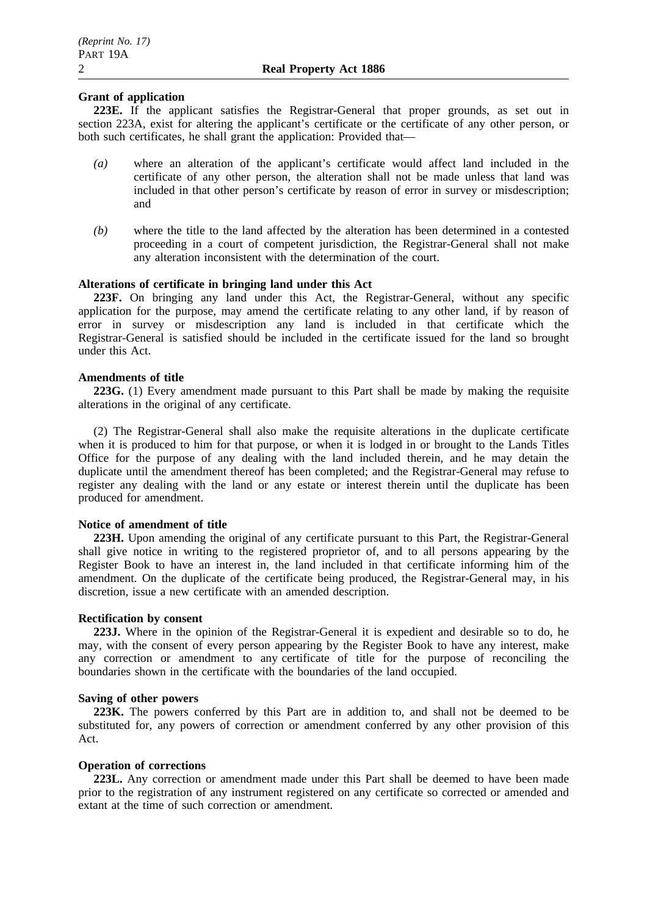**Grant of application**

**223E.** If the applicant satisfies the Registrar-General that proper grounds, as set out in section 223A, exist for altering the applicant's certificate or the certificate of any other person, or both such certificates, he shall grant the application: Provided that—

*(a)* where an alteration of the applicant's certificate would affect land included in the certificate of any other person, the alteration shall not be made unless that land was included in that other person's certificate by reason of error in survey or misdescription; and

*(b)* where the title to the land affected by the alteration has been determined in a contested proceeding in a court of competent jurisdiction, the Registrar-General shall not make any alteration inconsistent with the determination of the court.

**Alterations of certificate in bringing land under this Act**

**223F.** On bringing any land under this Act, the Registrar-General, without any specific application for the purpose, may amend the certificate relating to any other land, if by reason of error in survey or misdescription any land is included in that certificate which the Registrar-General is satisfied should be included in the certificate issued for the land so brought under this Act.

**Amendments of title**

**223G.** (1) Every amendment made pursuant to this Part shall be made by making the requisite alterations in the original of any certificate.

(2) The Registrar-General shall also make the requisite alterations in the duplicate certificate when it is produced to him for that purpose, or when it is lodged in or brought to the Lands Titles Office for the purpose of any dealing with the land included therein, and he may detain the duplicate until the amendment thereof has been completed; and the Registrar-General may refuse to register any dealing with the land or any estate or interest therein until the duplicate has been produced for amendment.

**Notice of amendment of title**

**223H.** Upon amending the original of any certificate pursuant to this Part, the Registrar-General shall give notice in writing to the registered proprietor of, and to all persons appearing by the Register Book to have an interest in, the land included in that certificate informing him of the amendment. On the duplicate of the certificate being produced, the Registrar-General may, in his discretion, issue a new certificate with an amended description.

**Rectification by consent**

**223J.** Where in the opinion of the Registrar-General it is expedient and desirable so to do, he may, with the consent of every person appearing by the Register Book to have any interest, make any correction or amendment to any certificate of title for the purpose of reconciling the boundaries shown in the certificate with the boundaries of the land occupied.

**Saving of other powers**

**223K.** The powers conferred by this Part are in addition to, and shall not be deemed to be substituted for, any powers of correction or amendment conferred by any other provision of this Act.

**Operation of corrections**

**223L.** Any correction or amendment made under this Part shall be deemed to have been made prior to the registration of any instrument registered on any certificate so corrected or amended and extant at the time of such correction or amendment.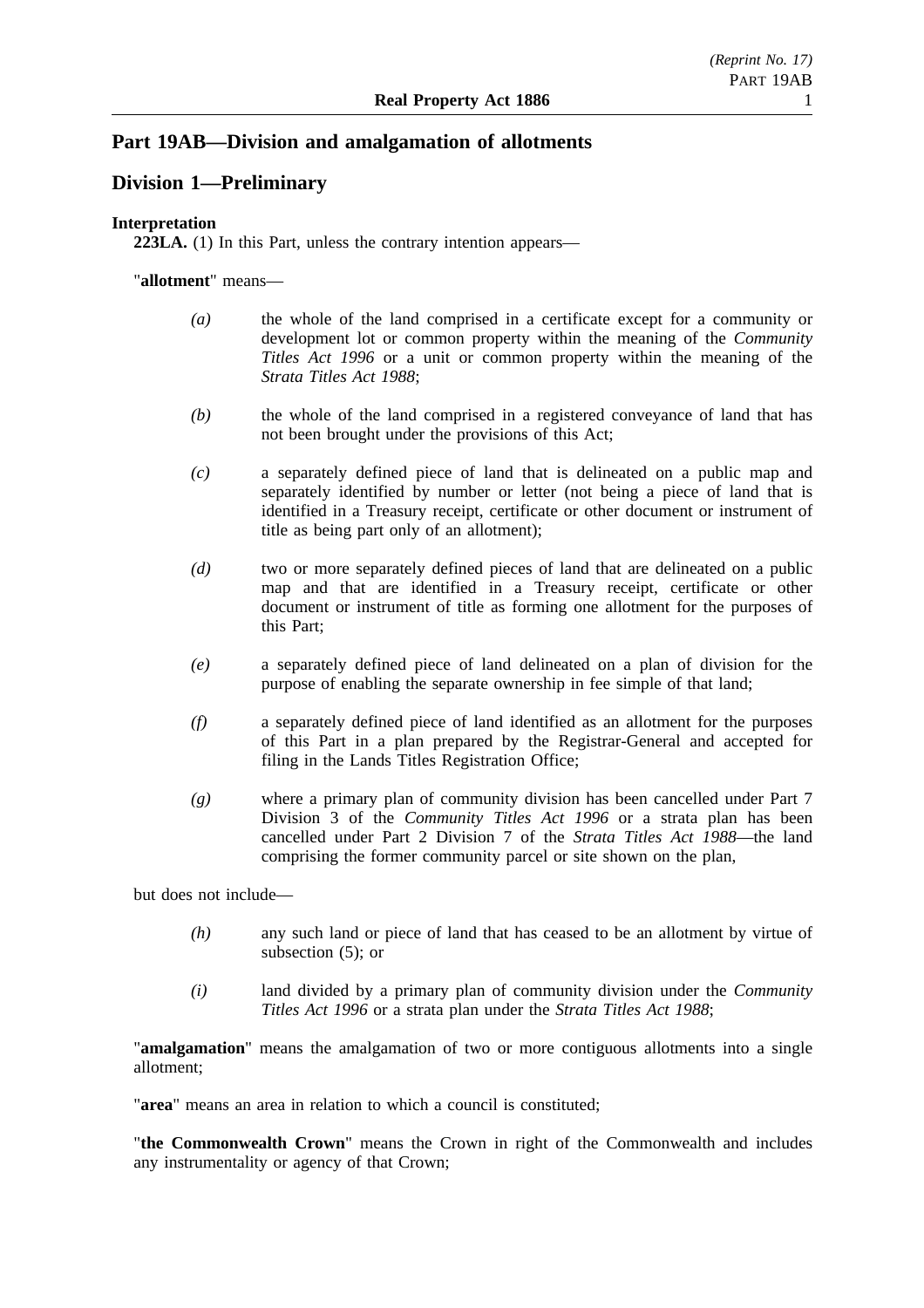## Part 19AB—Division and amalgamation of allotments

## Division 1—Preliminary

**Interpretation**

**223LA.** (1) In this Part, unless the contrary intention appears—

"**allotment**" means—

*(a)* the whole of the land comprised in a certificate except for a community or development lot or common property within the meaning of the *Community Titles Act 1996* or a unit or common property within the meaning of the *Strata Titles Act 1988*;

*(b)* the whole of the land comprised in a registered conveyance of land that has not been brought under the provisions of this Act;

*(c)* a separately defined piece of land that is delineated on a public map and separately identified by number or letter (not being a piece of land that is identified in a Treasury receipt, certificate or other document or instrument of title as being part only of an allotment);

*(d)* two or more separately defined pieces of land that are delineated on a public map and that are identified in a Treasury receipt, certificate or other document or instrument of title as forming one allotment for the purposes of this Part;

*(e)* a separately defined piece of land delineated on a plan of division for the purpose of enabling the separate ownership in fee simple of that land;

*(f)* a separately defined piece of land identified as an allotment for the purposes of this Part in a plan prepared by the Registrar-General and accepted for filing in the Lands Titles Registration Office;

*(g)* where a primary plan of community division has been cancelled under Part 7 Division 3 of the *Community Titles Act 1996* or a strata plan has been cancelled under Part 2 Division 7 of the *Strata Titles Act 1988*—the land comprising the former community parcel or site shown on the plan,

but does not include—

*(h)* any such land or piece of land that has ceased to be an allotment by virtue of subsection (5); or

*(i)* land divided by a primary plan of community division under the *Community Titles Act 1996* or a strata plan under the *Strata Titles Act 1988*;

"**amalgamation**" means the amalgamation of two or more contiguous allotments into a single allotment;

"**area**" means an area in relation to which a council is constituted;

"**the Commonwealth Crown**" means the Crown in right of the Commonwealth and includes any instrumentality or agency of that Crown;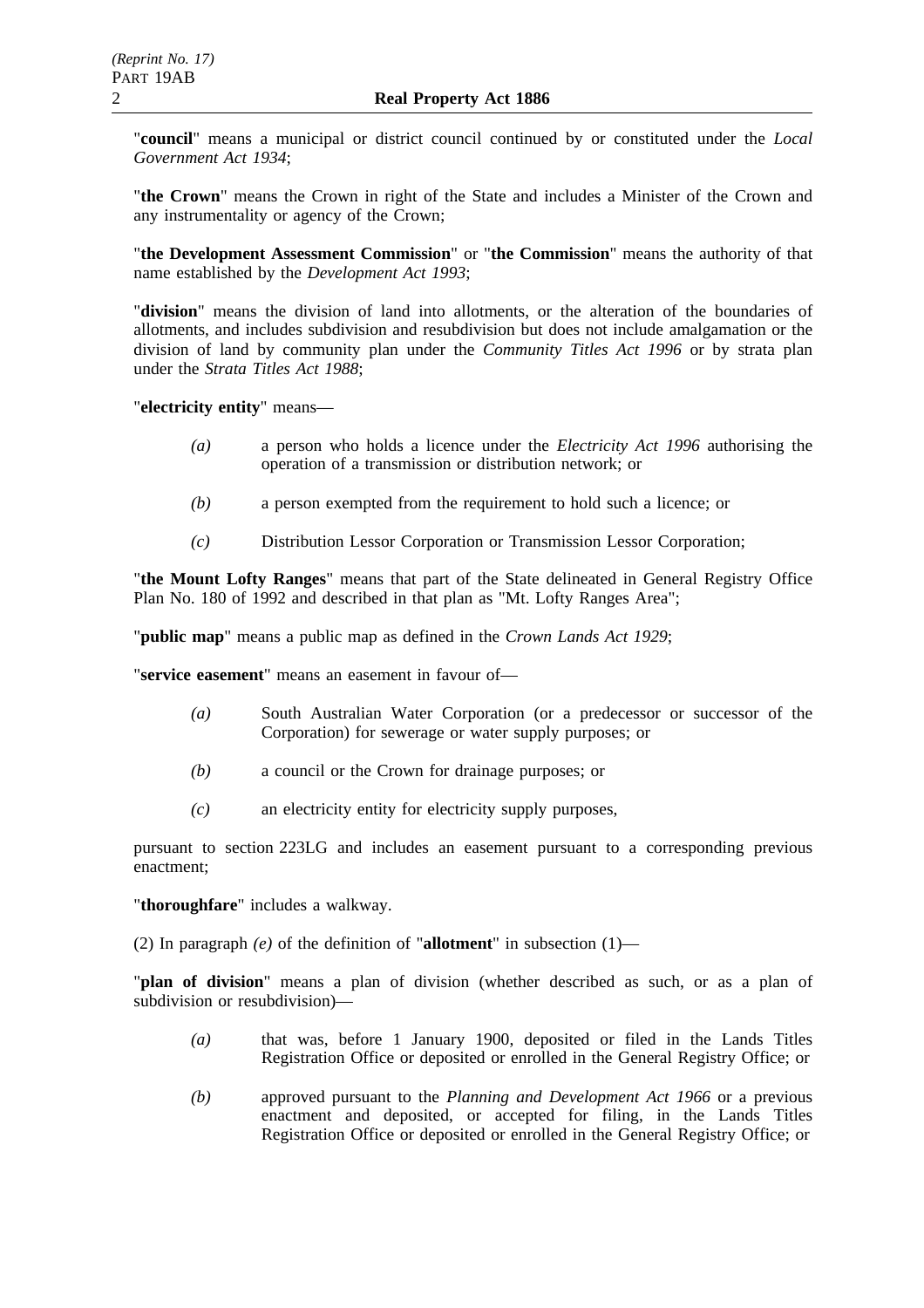"**council**" means a municipal or district council continued by or constituted under the *Local Government Act 1934*;

"**the Crown**" means the Crown in right of the State and includes a Minister of the Crown and any instrumentality or agency of the Crown;

"**the Development Assessment Commission**" or "**the Commission**" means the authority of that name established by the *Development Act 1993*;

"**division**" means the division of land into allotments, or the alteration of the boundaries of allotments, and includes subdivision and resubdivision but does not include amalgamation or the division of land by community plan under the *Community Titles Act 1996* or by strata plan under the *Strata Titles Act 1988*;

"**electricity entity**" means—

*(a)* a person who holds a licence under the *Electricity Act 1996* authorising the operation of a transmission or distribution network; or

*(b)* a person exempted from the requirement to hold such a licence; or

*(c)* Distribution Lessor Corporation or Transmission Lessor Corporation;

"**the Mount Lofty Ranges**" means that part of the State delineated in General Registry Office Plan No. 180 of 1992 and described in that plan as "Mt. Lofty Ranges Area";

"**public map**" means a public map as defined in the *Crown Lands Act 1929*;

"**service easement**" means an easement in favour of—

*(a)* South Australian Water Corporation (or a predecessor or successor of the Corporation) for sewerage or water supply purposes; or

*(b)* a council or the Crown for drainage purposes; or

*(c)* an electricity entity for electricity supply purposes,

pursuant to section 223LG and includes an easement pursuant to a corresponding previous enactment;

"**thoroughfare**" includes a walkway.

(2) In paragraph *(e)* of the definition of "**allotment**" in subsection (1)—

"**plan of division**" means a plan of division (whether described as such, or as a plan of subdivision or resubdivision)—

*(a)* that was, before 1 January 1900, deposited or filed in the Lands Titles Registration Office or deposited or enrolled in the General Registry Office; or

*(b)* approved pursuant to the *Planning and Development Act 1966* or a previous enactment and deposited, or accepted for filing, in the Lands Titles Registration Office or deposited or enrolled in the General Registry Office; or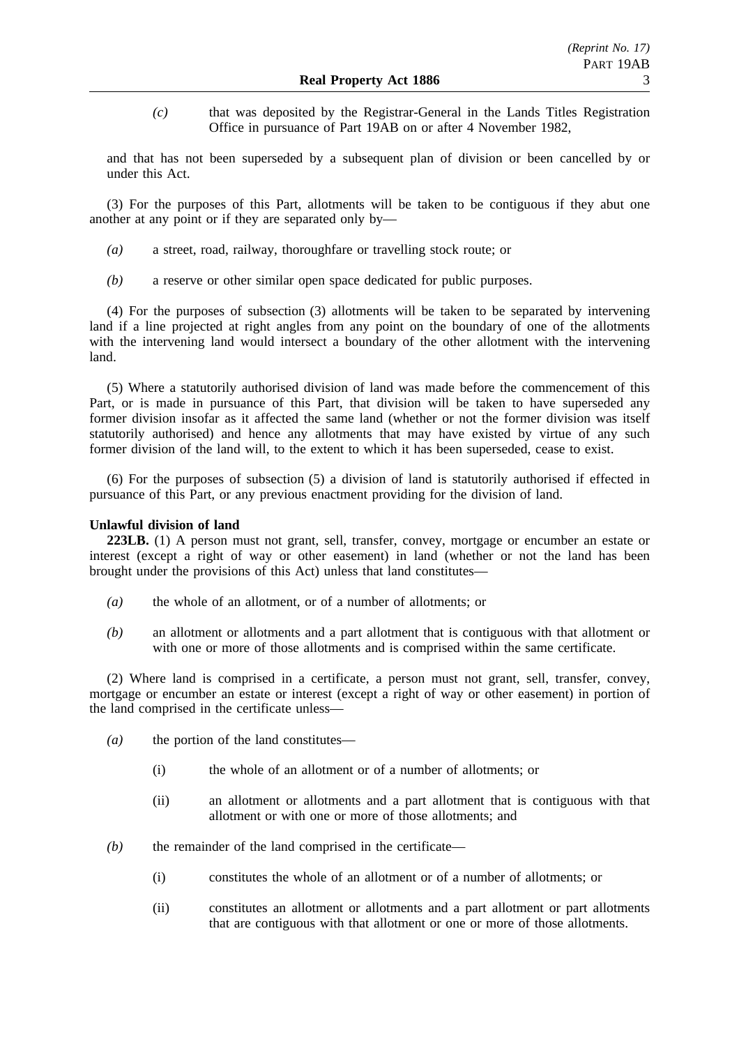*(c)* that was deposited by the Registrar-General in the Lands Titles Registration Office in pursuance of Part 19AB on or after 4 November 1982,

and that has not been superseded by a subsequent plan of division or been cancelled by or under this Act.

(3) For the purposes of this Part, allotments will be taken to be contiguous if they abut one another at any point or if they are separated only by—

*(a)* a street, road, railway, thoroughfare or travelling stock route; or

*(b)* a reserve or other similar open space dedicated for public purposes.

(4) For the purposes of subsection (3) allotments will be taken to be separated by intervening land if a line projected at right angles from any point on the boundary of one of the allotments with the intervening land would intersect a boundary of the other allotment with the intervening land.

(5) Where a statutorily authorised division of land was made before the commencement of this Part, or is made in pursuance of this Part, that division will be taken to have superseded any former division insofar as it affected the same land (whether or not the former division was itself statutorily authorised) and hence any allotments that may have existed by virtue of any such former division of the land will, to the extent to which it has been superseded, cease to exist.

(6) For the purposes of subsection (5) a division of land is statutorily authorised if effected in pursuance of this Part, or any previous enactment providing for the division of land.

**Unlawful division of land**

**223LB.** (1) A person must not grant, sell, transfer, convey, mortgage or encumber an estate or interest (except a right of way or other easement) in land (whether or not the land has been brought under the provisions of this Act) unless that land constitutes—

*(a)* the whole of an allotment, or of a number of allotments; or

*(b)* an allotment or allotments and a part allotment that is contiguous with that allotment or with one or more of those allotments and is comprised within the same certificate.

(2) Where land is comprised in a certificate, a person must not grant, sell, transfer, convey, mortgage or encumber an estate or interest (except a right of way or other easement) in portion of the land comprised in the certificate unless—

*(a)* the portion of the land constitutes—

(i) the whole of an allotment or of a number of allotments; or

(ii) an allotment or allotments and a part allotment that is contiguous with that allotment or with one or more of those allotments; and

*(b)* the remainder of the land comprised in the certificate—

(i) constitutes the whole of an allotment or of a number of allotments; or

(ii) constitutes an allotment or allotments and a part allotment or part allotments that are contiguous with that allotment or one or more of those allotments.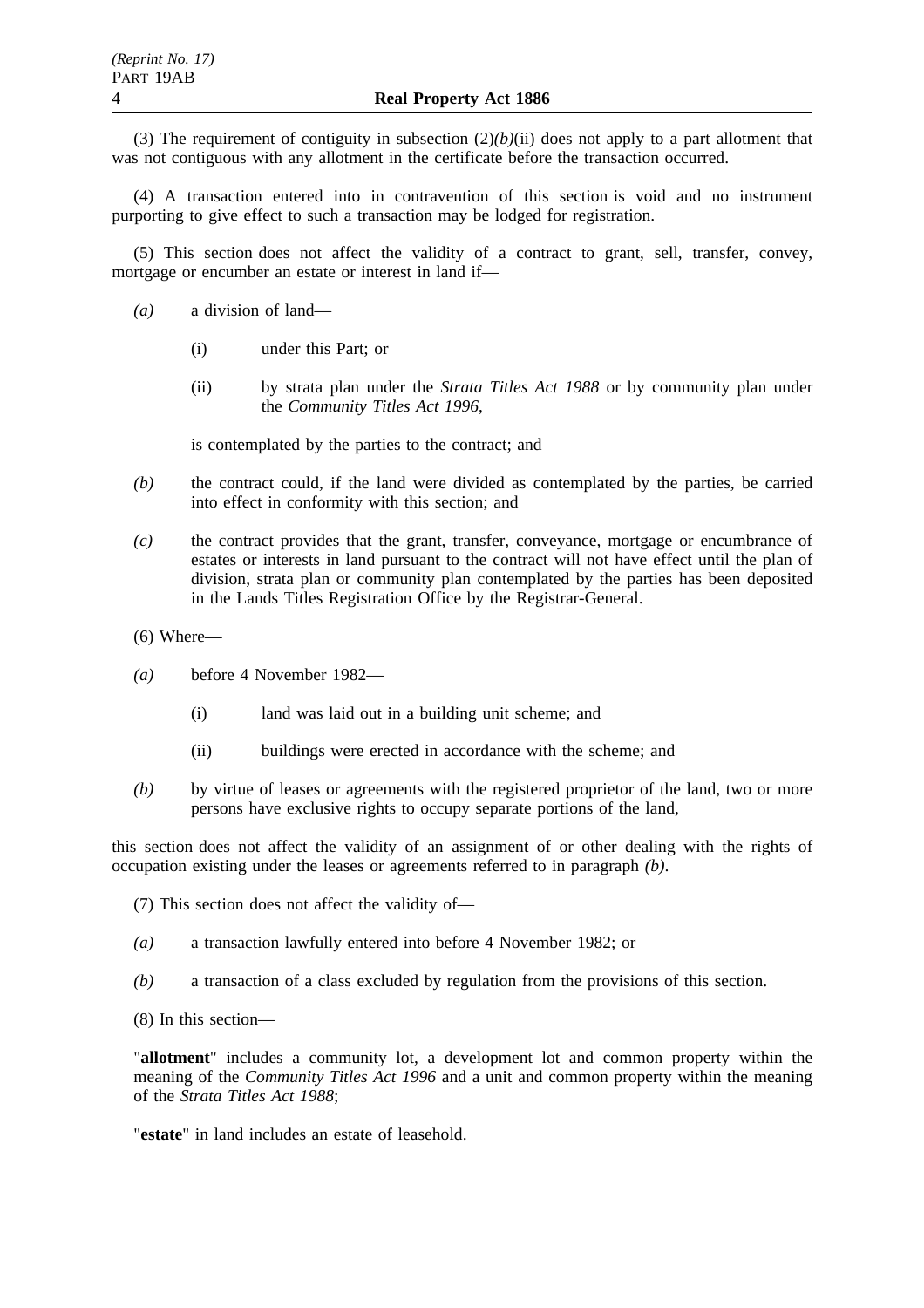(3) The requirement of contiguity in subsection (2)*(b)*(ii) does not apply to a part allotment that was not contiguous with any allotment in the certificate before the transaction occurred.

(4) A transaction entered into in contravention of this section is void and no instrument purporting to give effect to such a transaction may be lodged for registration.

(5) This section does not affect the validity of a contract to grant, sell, transfer, convey, mortgage or encumber an estate or interest in land if—

*(a)* a division of land—

(i) under this Part; or

(ii) by strata plan under the *Strata Titles Act 1988* or by community plan under the *Community Titles Act 1996*,

is contemplated by the parties to the contract; and

*(b)* the contract could, if the land were divided as contemplated by the parties, be carried into effect in conformity with this section; and

*(c)* the contract provides that the grant, transfer, conveyance, mortgage or encumbrance of estates or interests in land pursuant to the contract will not have effect until the plan of division, strata plan or community plan contemplated by the parties has been deposited in the Lands Titles Registration Office by the Registrar-General.

(6) Where—

*(a)* before 4 November 1982—

(i) land was laid out in a building unit scheme; and

(ii) buildings were erected in accordance with the scheme; and

*(b)* by virtue of leases or agreements with the registered proprietor of the land, two or more persons have exclusive rights to occupy separate portions of the land,

this section does not affect the validity of an assignment of or other dealing with the rights of occupation existing under the leases or agreements referred to in paragraph *(b)*.

(7) This section does not affect the validity of—

*(a)* a transaction lawfully entered into before 4 November 1982; or

*(b)* a transaction of a class excluded by regulation from the provisions of this section.

(8) In this section—

"**allotment**" includes a community lot, a development lot and common property within the meaning of the *Community Titles Act 1996* and a unit and common property within the meaning of the *Strata Titles Act 1988*;

"**estate**" in land includes an estate of leasehold.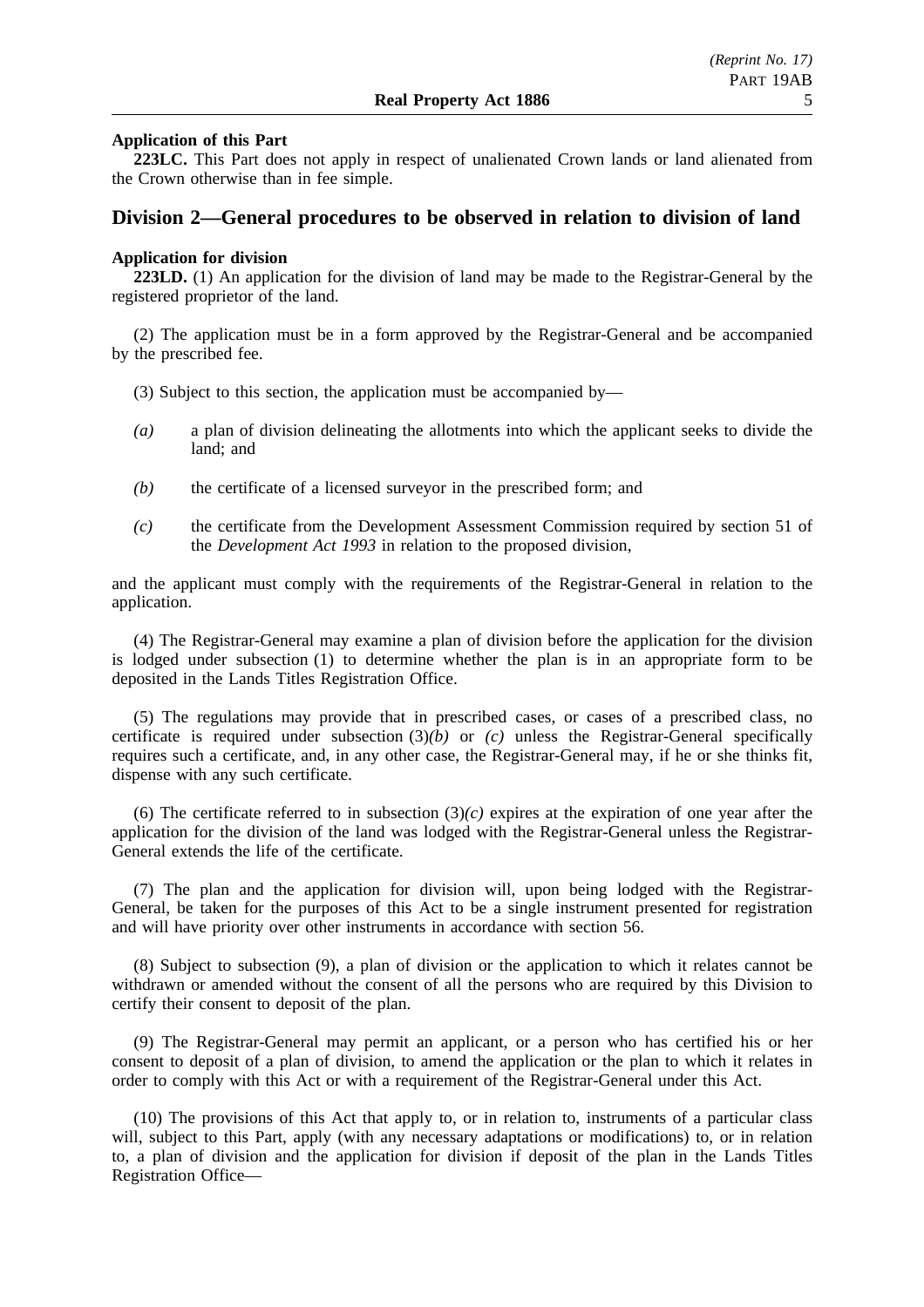**Application of this Part**

**223LC.** This Part does not apply in respect of unalienated Crown lands or land alienated from the Crown otherwise than in fee simple.

## Division 2—General procedures to be observed in relation to division of land

**Application for division**

**223LD.** (1) An application for the division of land may be made to the Registrar-General by the registered proprietor of the land.

(2) The application must be in a form approved by the Registrar-General and be accompanied by the prescribed fee.

(3) Subject to this section, the application must be accompanied by—

*(a)* a plan of division delineating the allotments into which the applicant seeks to divide the land; and

*(b)* the certificate of a licensed surveyor in the prescribed form; and

*(c)* the certificate from the Development Assessment Commission required by section 51 of the *Development Act 1993* in relation to the proposed division,

and the applicant must comply with the requirements of the Registrar-General in relation to the application.

(4) The Registrar-General may examine a plan of division before the application for the division is lodged under subsection (1) to determine whether the plan is in an appropriate form to be deposited in the Lands Titles Registration Office.

(5) The regulations may provide that in prescribed cases, or cases of a prescribed class, no certificate is required under subsection (3)*(b)* or *(c)* unless the Registrar-General specifically requires such a certificate, and, in any other case, the Registrar-General may, if he or she thinks fit, dispense with any such certificate.

(6) The certificate referred to in subsection (3)*(c)* expires at the expiration of one year after the application for the division of the land was lodged with the Registrar-General unless the Registrar-General extends the life of the certificate.

(7) The plan and the application for division will, upon being lodged with the Registrar-General, be taken for the purposes of this Act to be a single instrument presented for registration and will have priority over other instruments in accordance with section 56.

(8) Subject to subsection (9), a plan of division or the application to which it relates cannot be withdrawn or amended without the consent of all the persons who are required by this Division to certify their consent to deposit of the plan.

(9) The Registrar-General may permit an applicant, or a person who has certified his or her consent to deposit of a plan of division, to amend the application or the plan to which it relates in order to comply with this Act or with a requirement of the Registrar-General under this Act.

(10) The provisions of this Act that apply to, or in relation to, instruments of a particular class will, subject to this Part, apply (with any necessary adaptations or modifications) to, or in relation to, a plan of division and the application for division if deposit of the plan in the Lands Titles Registration Office—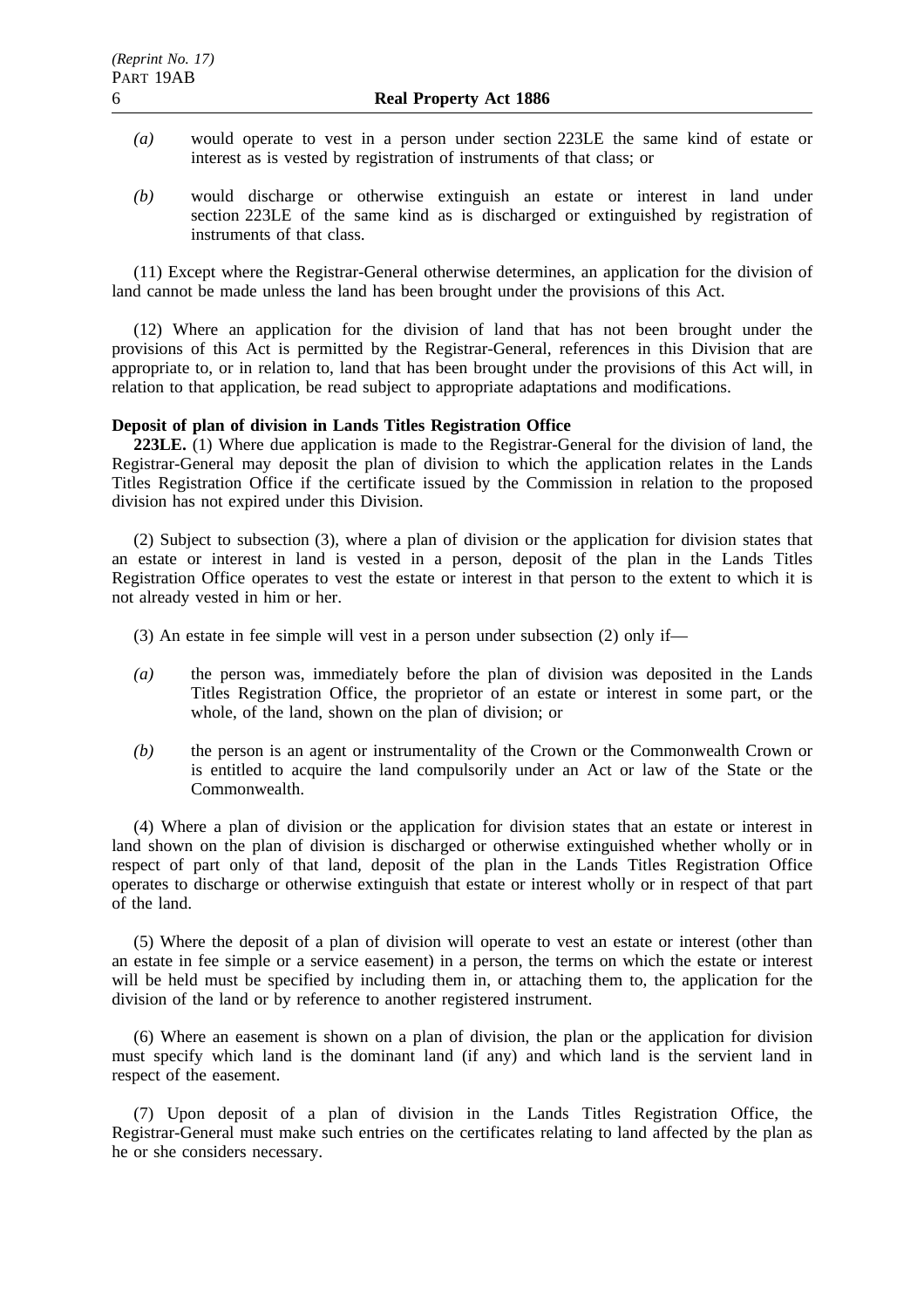*(a)* would operate to vest in a person under section 223LE the same kind of estate or interest as is vested by registration of instruments of that class; or

*(b)* would discharge or otherwise extinguish an estate or interest in land under section 223LE of the same kind as is discharged or extinguished by registration of instruments of that class.

(11) Except where the Registrar-General otherwise determines, an application for the division of land cannot be made unless the land has been brought under the provisions of this Act.

(12) Where an application for the division of land that has not been brought under the provisions of this Act is permitted by the Registrar-General, references in this Division that are appropriate to, or in relation to, land that has been brought under the provisions of this Act will, in relation to that application, be read subject to appropriate adaptations and modifications.

**Deposit of plan of division in Lands Titles Registration Office**

**223LE.** (1) Where due application is made to the Registrar-General for the division of land, the Registrar-General may deposit the plan of division to which the application relates in the Lands Titles Registration Office if the certificate issued by the Commission in relation to the proposed division has not expired under this Division.

(2) Subject to subsection (3), where a plan of division or the application for division states that an estate or interest in land is vested in a person, deposit of the plan in the Lands Titles Registration Office operates to vest the estate or interest in that person to the extent to which it is not already vested in him or her.

(3) An estate in fee simple will vest in a person under subsection (2) only if—

*(a)* the person was, immediately before the plan of division was deposited in the Lands Titles Registration Office, the proprietor of an estate or interest in some part, or the whole, of the land, shown on the plan of division; or

*(b)* the person is an agent or instrumentality of the Crown or the Commonwealth Crown or is entitled to acquire the land compulsorily under an Act or law of the State or the Commonwealth.

(4) Where a plan of division or the application for division states that an estate or interest in land shown on the plan of division is discharged or otherwise extinguished whether wholly or in respect of part only of that land, deposit of the plan in the Lands Titles Registration Office operates to discharge or otherwise extinguish that estate or interest wholly or in respect of that part of the land.

(5) Where the deposit of a plan of division will operate to vest an estate or interest (other than an estate in fee simple or a service easement) in a person, the terms on which the estate or interest will be held must be specified by including them in, or attaching them to, the application for the division of the land or by reference to another registered instrument.

(6) Where an easement is shown on a plan of division, the plan or the application for division must specify which land is the dominant land (if any) and which land is the servient land in respect of the easement.

(7) Upon deposit of a plan of division in the Lands Titles Registration Office, the Registrar-General must make such entries on the certificates relating to land affected by the plan as he or she considers necessary.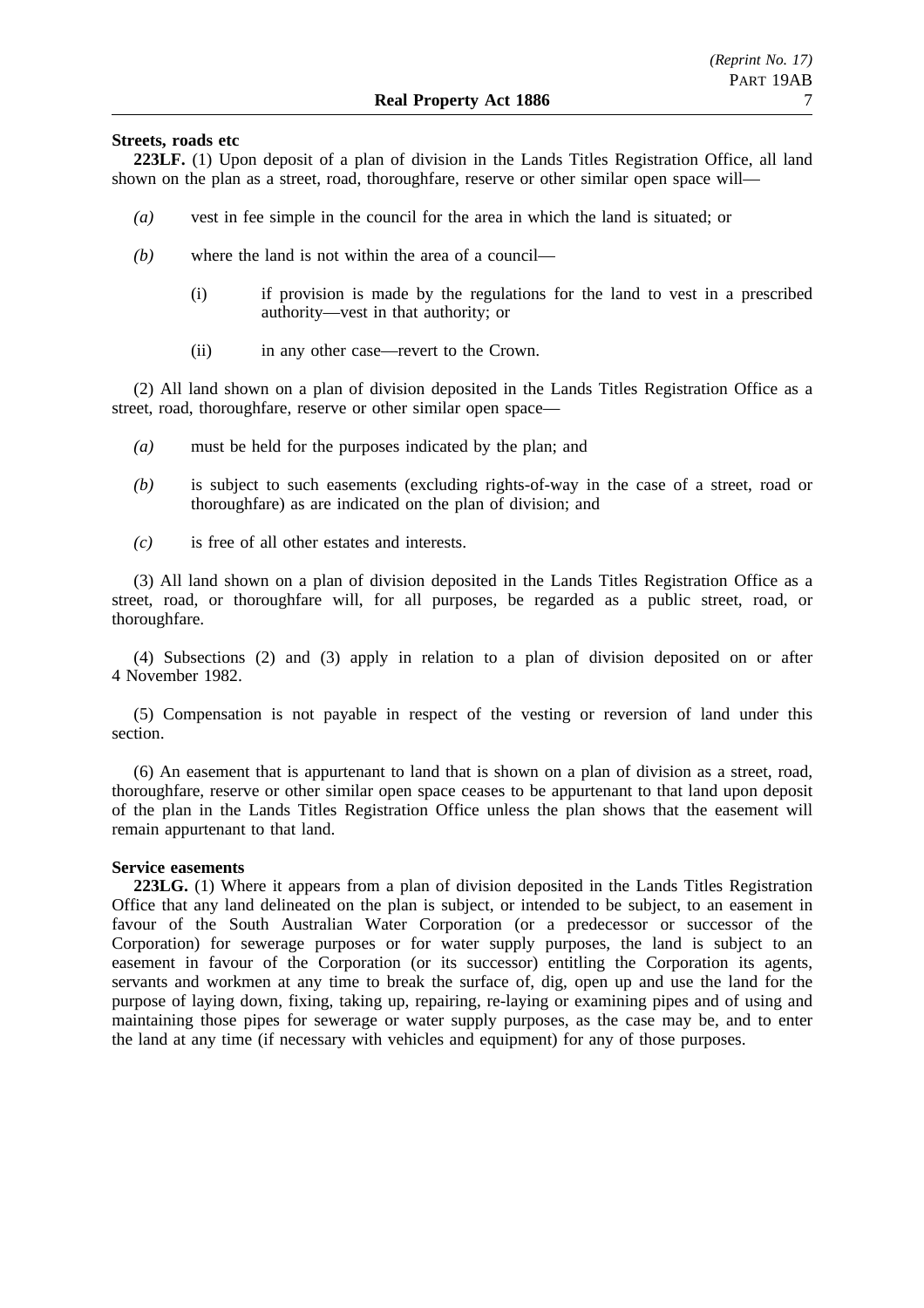**Streets, roads etc**

**223LF.** (1) Upon deposit of a plan of division in the Lands Titles Registration Office, all land shown on the plan as a street, road, thoroughfare, reserve or other similar open space will—

*(a)* vest in fee simple in the council for the area in which the land is situated; or

*(b)* where the land is not within the area of a council—

(i) if provision is made by the regulations for the land to vest in a prescribed authority—vest in that authority; or

(ii) in any other case—revert to the Crown.

(2) All land shown on a plan of division deposited in the Lands Titles Registration Office as a street, road, thoroughfare, reserve or other similar open space—

*(a)* must be held for the purposes indicated by the plan; and

*(b)* is subject to such easements (excluding rights-of-way in the case of a street, road or thoroughfare) as are indicated on the plan of division; and

*(c)* is free of all other estates and interests.

(3) All land shown on a plan of division deposited in the Lands Titles Registration Office as a street, road, or thoroughfare will, for all purposes, be regarded as a public street, road, or thoroughfare.

(4) Subsections (2) and (3) apply in relation to a plan of division deposited on or after 4 November 1982.

(5) Compensation is not payable in respect of the vesting or reversion of land under this section.

(6) An easement that is appurtenant to land that is shown on a plan of division as a street, road, thoroughfare, reserve or other similar open space ceases to be appurtenant to that land upon deposit of the plan in the Lands Titles Registration Office unless the plan shows that the easement will remain appurtenant to that land.

**Service easements**

**223LG.** (1) Where it appears from a plan of division deposited in the Lands Titles Registration Office that any land delineated on the plan is subject, or intended to be subject, to an easement in favour of the South Australian Water Corporation (or a predecessor or successor of the Corporation) for sewerage purposes or for water supply purposes, the land is subject to an easement in favour of the Corporation (or its successor) entitling the Corporation its agents, servants and workmen at any time to break the surface of, dig, open up and use the land for the purpose of laying down, fixing, taking up, repairing, re-laying or examining pipes and of using and maintaining those pipes for sewerage or water supply purposes, as the case may be, and to enter the land at any time (if necessary with vehicles and equipment) for any of those purposes.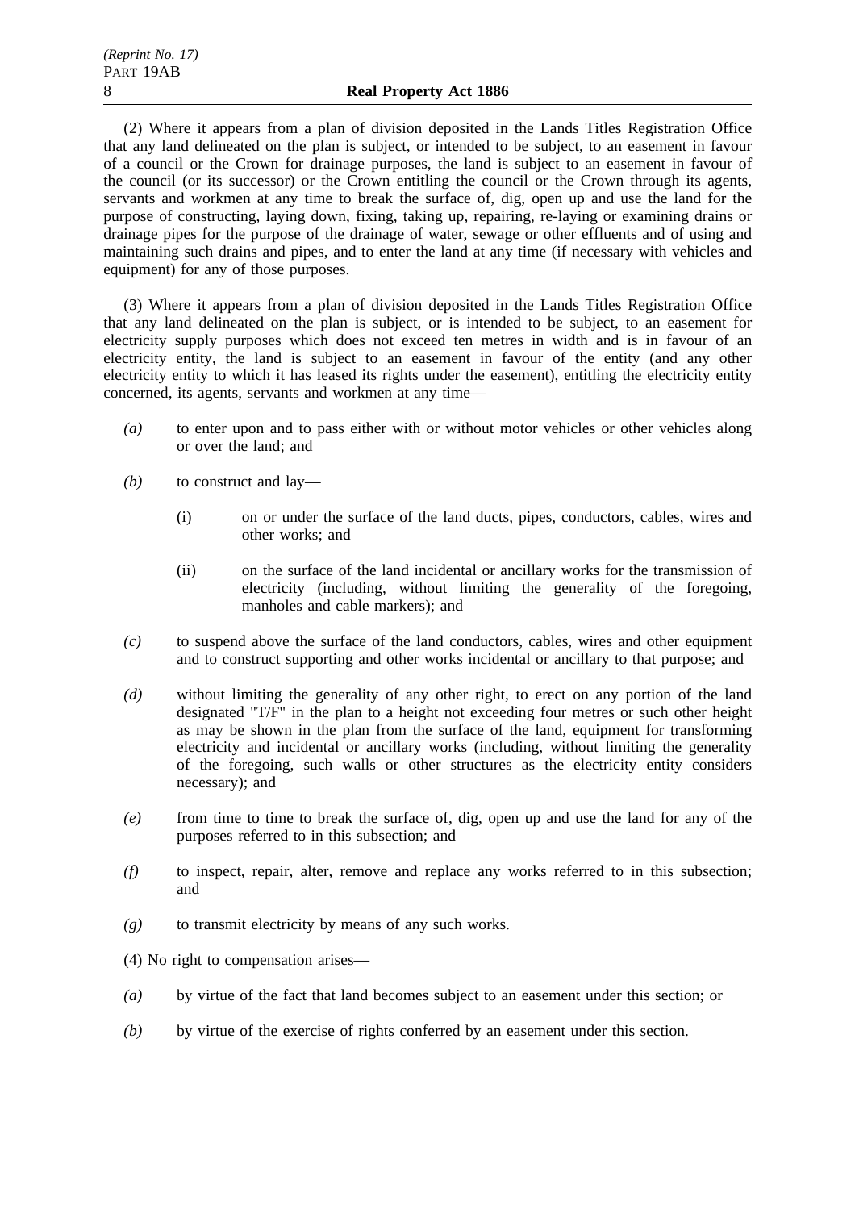(2) Where it appears from a plan of division deposited in the Lands Titles Registration Office that any land delineated on the plan is subject, or intended to be subject, to an easement in favour of a council or the Crown for drainage purposes, the land is subject to an easement in favour of the council (or its successor) or the Crown entitling the council or the Crown through its agents, servants and workmen at any time to break the surface of, dig, open up and use the land for the purpose of constructing, laying down, fixing, taking up, repairing, re-laying or examining drains or drainage pipes for the purpose of the drainage of water, sewage or other effluents and of using and maintaining such drains and pipes, and to enter the land at any time (if necessary with vehicles and equipment) for any of those purposes.

(3) Where it appears from a plan of division deposited in the Lands Titles Registration Office that any land delineated on the plan is subject, or is intended to be subject, to an easement for electricity supply purposes which does not exceed ten metres in width and is in favour of an electricity entity, the land is subject to an easement in favour of the entity (and any other electricity entity to which it has leased its rights under the easement), entitling the electricity entity concerned, its agents, servants and workmen at any time—

*(a)* to enter upon and to pass either with or without motor vehicles or other vehicles along or over the land; and

*(b)* to construct and lay—

(i) on or under the surface of the land ducts, pipes, conductors, cables, wires and other works; and

(ii) on the surface of the land incidental or ancillary works for the transmission of electricity (including, without limiting the generality of the foregoing, manholes and cable markers); and

*(c)* to suspend above the surface of the land conductors, cables, wires and other equipment and to construct supporting and other works incidental or ancillary to that purpose; and

*(d)* without limiting the generality of any other right, to erect on any portion of the land designated "T/F" in the plan to a height not exceeding four metres or such other height as may be shown in the plan from the surface of the land, equipment for transforming electricity and incidental or ancillary works (including, without limiting the generality of the foregoing, such walls or other structures as the electricity entity considers necessary); and

*(e)* from time to time to break the surface of, dig, open up and use the land for any of the purposes referred to in this subsection; and

*(f)* to inspect, repair, alter, remove and replace any works referred to in this subsection; and

*(g)* to transmit electricity by means of any such works.

(4) No right to compensation arises—

*(a)* by virtue of the fact that land becomes subject to an easement under this section; or

*(b)* by virtue of the exercise of rights conferred by an easement under this section.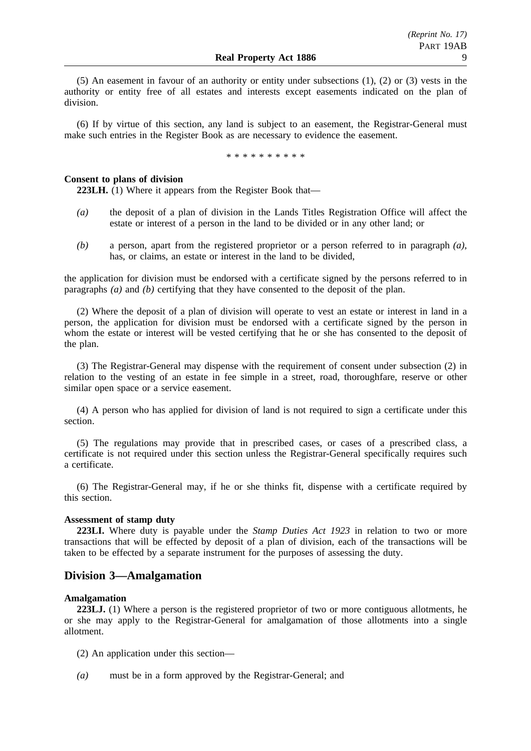(5) An easement in favour of an authority or entity under subsections (1), (2) or (3) vests in the authority or entity free of all estates and interests except easements indicated on the plan of division.

(6) If by virtue of this section, any land is subject to an easement, the Registrar-General must make such entries in the Register Book as are necessary to evidence the easement.

\* \* \* \* \* \* \* \* \* \*

**Consent to plans of division**

**223LH.** (1) Where it appears from the Register Book that—

*(a)* the deposit of a plan of division in the Lands Titles Registration Office will affect the estate or interest of a person in the land to be divided or in any other land; or

*(b)* a person, apart from the registered proprietor or a person referred to in paragraph *(a)*, has, or claims, an estate or interest in the land to be divided,

the application for division must be endorsed with a certificate signed by the persons referred to in paragraphs *(a)* and *(b)* certifying that they have consented to the deposit of the plan.

(2) Where the deposit of a plan of division will operate to vest an estate or interest in land in a person, the application for division must be endorsed with a certificate signed by the person in whom the estate or interest will be vested certifying that he or she has consented to the deposit of the plan.

(3) The Registrar-General may dispense with the requirement of consent under subsection (2) in relation to the vesting of an estate in fee simple in a street, road, thoroughfare, reserve or other similar open space or a service easement.

(4) A person who has applied for division of land is not required to sign a certificate under this section.

(5) The regulations may provide that in prescribed cases, or cases of a prescribed class, a certificate is not required under this section unless the Registrar-General specifically requires such a certificate.

(6) The Registrar-General may, if he or she thinks fit, dispense with a certificate required by this section.

**Assessment of stamp duty**

**223LI.** Where duty is payable under the *Stamp Duties Act 1923* in relation to two or more transactions that will be effected by deposit of a plan of division, each of the transactions will be taken to be effected by a separate instrument for the purposes of assessing the duty.

## Division 3—Amalgamation

**Amalgamation**

**223LJ.** (1) Where a person is the registered proprietor of two or more contiguous allotments, he or she may apply to the Registrar-General for amalgamation of those allotments into a single allotment.

(2) An application under this section—

*(a)* must be in a form approved by the Registrar-General; and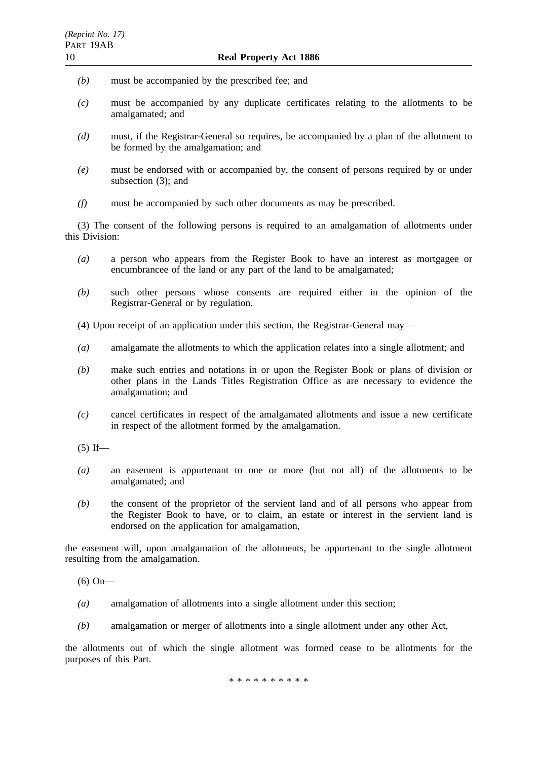*(b)* must be accompanied by the prescribed fee; and

*(c)* must be accompanied by any duplicate certificates relating to the allotments to be amalgamated; and

*(d)* must, if the Registrar-General so requires, be accompanied by a plan of the allotment to be formed by the amalgamation; and

*(e)* must be endorsed with or accompanied by, the consent of persons required by or under subsection (3); and

*(f)* must be accompanied by such other documents as may be prescribed.

(3) The consent of the following persons is required to an amalgamation of allotments under this Division:

*(a)* a person who appears from the Register Book to have an interest as mortgagee or encumbrancee of the land or any part of the land to be amalgamated;

*(b)* such other persons whose consents are required either in the opinion of the Registrar-General or by regulation.

(4) Upon receipt of an application under this section, the Registrar-General may—

*(a)* amalgamate the allotments to which the application relates into a single allotment; and

*(b)* make such entries and notations in or upon the Register Book or plans of division or other plans in the Lands Titles Registration Office as are necessary to evidence the amalgamation; and

*(c)* cancel certificates in respect of the amalgamated allotments and issue a new certificate in respect of the allotment formed by the amalgamation.

(5) If—

*(a)* an easement is appurtenant to one or more (but not all) of the allotments to be amalgamated; and

*(b)* the consent of the proprietor of the servient land and of all persons who appear from the Register Book to have, or to claim, an estate or interest in the servient land is endorsed on the application for amalgamation,

the easement will, upon amalgamation of the allotments, be appurtenant to the single allotment resulting from the amalgamation.

(6) On—

*(a)* amalgamation of allotments into a single allotment under this section;

*(b)* amalgamation or merger of allotments into a single allotment under any other Act,

the allotments out of which the single allotment was formed cease to be allotments for the purposes of this Part.

* * * * * * * * * *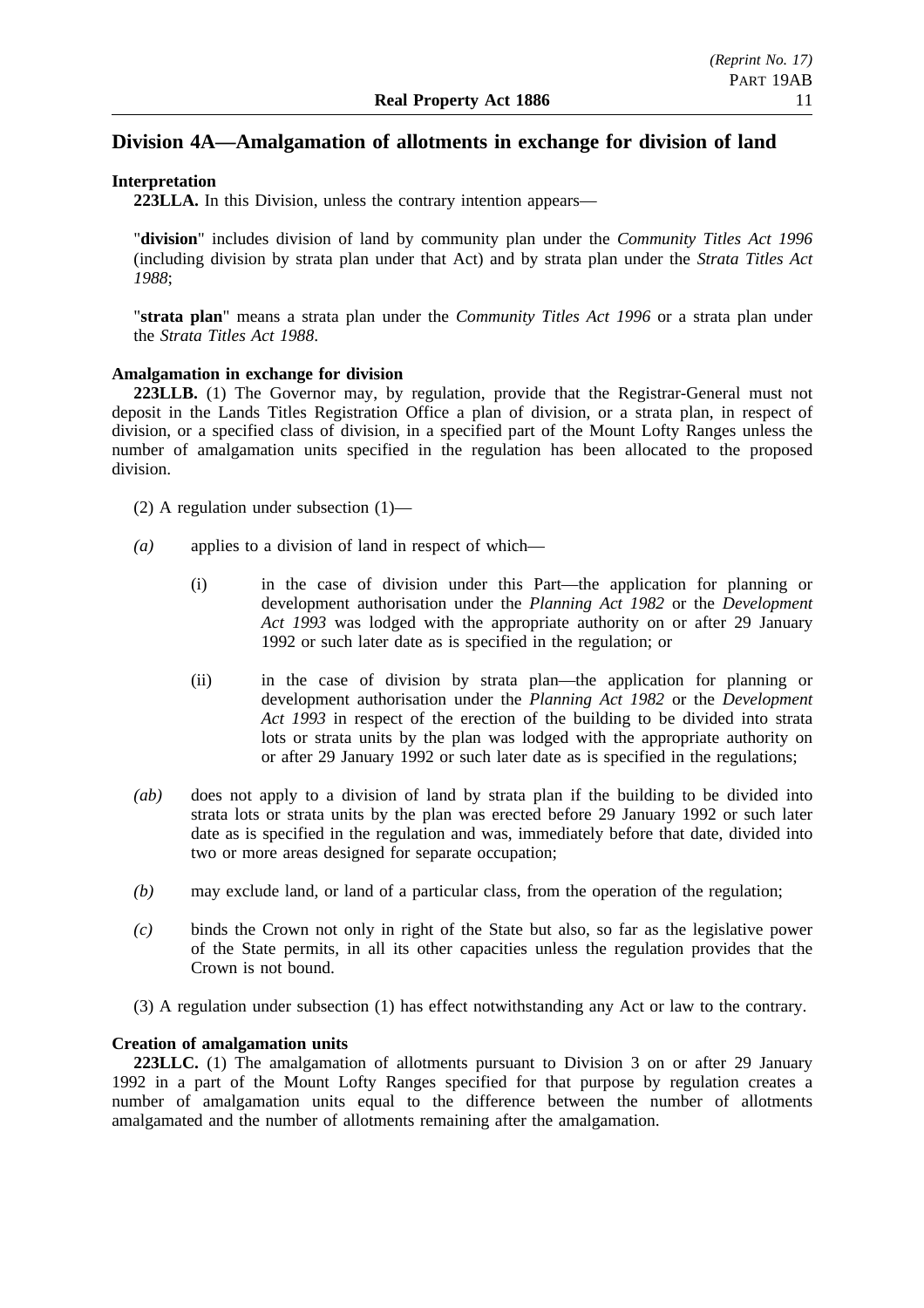## Division 4A—Amalgamation of allotments in exchange for division of land

**Interpretation**

**223LLA.** In this Division, unless the contrary intention appears—

"**division**" includes division of land by community plan under the *Community Titles Act 1996* (including division by strata plan under that Act) and by strata plan under the *Strata Titles Act 1988*;

"**strata plan**" means a strata plan under the *Community Titles Act 1996* or a strata plan under the *Strata Titles Act 1988*.

**Amalgamation in exchange for division**

**223LLB.** (1) The Governor may, by regulation, provide that the Registrar-General must not deposit in the Lands Titles Registration Office a plan of division, or a strata plan, in respect of division, or a specified class of division, in a specified part of the Mount Lofty Ranges unless the number of amalgamation units specified in the regulation has been allocated to the proposed division.

(2) A regulation under subsection (1)—

*(a)* applies to a division of land in respect of which—

(i) in the case of division under this Part—the application for planning or development authorisation under the *Planning Act 1982* or the *Development Act 1993* was lodged with the appropriate authority on or after 29 January 1992 or such later date as is specified in the regulation; or

(ii) in the case of division by strata plan—the application for planning or development authorisation under the *Planning Act 1982* or the *Development Act 1993* in respect of the erection of the building to be divided into strata lots or strata units by the plan was lodged with the appropriate authority on or after 29 January 1992 or such later date as is specified in the regulations;

*(ab)* does not apply to a division of land by strata plan if the building to be divided into strata lots or strata units by the plan was erected before 29 January 1992 or such later date as is specified in the regulation and was, immediately before that date, divided into two or more areas designed for separate occupation;

*(b)* may exclude land, or land of a particular class, from the operation of the regulation;

*(c)* binds the Crown not only in right of the State but also, so far as the legislative power of the State permits, in all its other capacities unless the regulation provides that the Crown is not bound.

(3) A regulation under subsection (1) has effect notwithstanding any Act or law to the contrary.

**Creation of amalgamation units**

**223LLC.** (1) The amalgamation of allotments pursuant to Division 3 on or after 29 January 1992 in a part of the Mount Lofty Ranges specified for that purpose by regulation creates a number of amalgamation units equal to the difference between the number of allotments amalgamated and the number of allotments remaining after the amalgamation.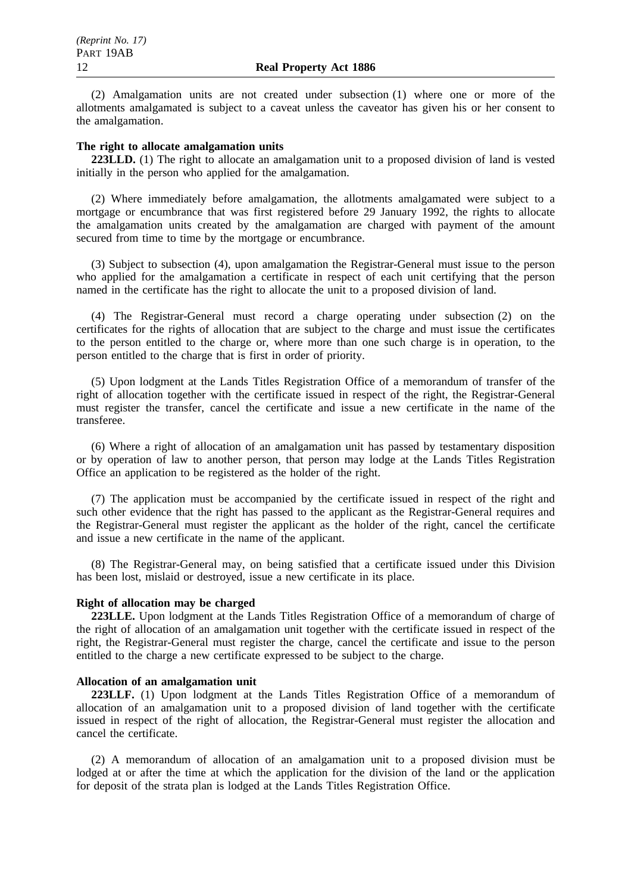(2) Amalgamation units are not created under subsection (1) where one or more of the allotments amalgamated is subject to a caveat unless the caveator has given his or her consent to the amalgamation.

**The right to allocate amalgamation units**

**223LLD.** (1) The right to allocate an amalgamation unit to a proposed division of land is vested initially in the person who applied for the amalgamation.

(2) Where immediately before amalgamation, the allotments amalgamated were subject to a mortgage or encumbrance that was first registered before 29 January 1992, the rights to allocate the amalgamation units created by the amalgamation are charged with payment of the amount secured from time to time by the mortgage or encumbrance.

(3) Subject to subsection (4), upon amalgamation the Registrar-General must issue to the person who applied for the amalgamation a certificate in respect of each unit certifying that the person named in the certificate has the right to allocate the unit to a proposed division of land.

(4) The Registrar-General must record a charge operating under subsection (2) on the certificates for the rights of allocation that are subject to the charge and must issue the certificates to the person entitled to the charge or, where more than one such charge is in operation, to the person entitled to the charge that is first in order of priority.

(5) Upon lodgment at the Lands Titles Registration Office of a memorandum of transfer of the right of allocation together with the certificate issued in respect of the right, the Registrar-General must register the transfer, cancel the certificate and issue a new certificate in the name of the transferee.

(6) Where a right of allocation of an amalgamation unit has passed by testamentary disposition or by operation of law to another person, that person may lodge at the Lands Titles Registration Office an application to be registered as the holder of the right.

(7) The application must be accompanied by the certificate issued in respect of the right and such other evidence that the right has passed to the applicant as the Registrar-General requires and the Registrar-General must register the applicant as the holder of the right, cancel the certificate and issue a new certificate in the name of the applicant.

(8) The Registrar-General may, on being satisfied that a certificate issued under this Division has been lost, mislaid or destroyed, issue a new certificate in its place.

**Right of allocation may be charged**

**223LLE.** Upon lodgment at the Lands Titles Registration Office of a memorandum of charge of the right of allocation of an amalgamation unit together with the certificate issued in respect of the right, the Registrar-General must register the charge, cancel the certificate and issue to the person entitled to the charge a new certificate expressed to be subject to the charge.

**Allocation of an amalgamation unit**

**223LLF.** (1) Upon lodgment at the Lands Titles Registration Office of a memorandum of allocation of an amalgamation unit to a proposed division of land together with the certificate issued in respect of the right of allocation, the Registrar-General must register the allocation and cancel the certificate.

(2) A memorandum of allocation of an amalgamation unit to a proposed division must be lodged at or after the time at which the application for the division of the land or the application for deposit of the strata plan is lodged at the Lands Titles Registration Office.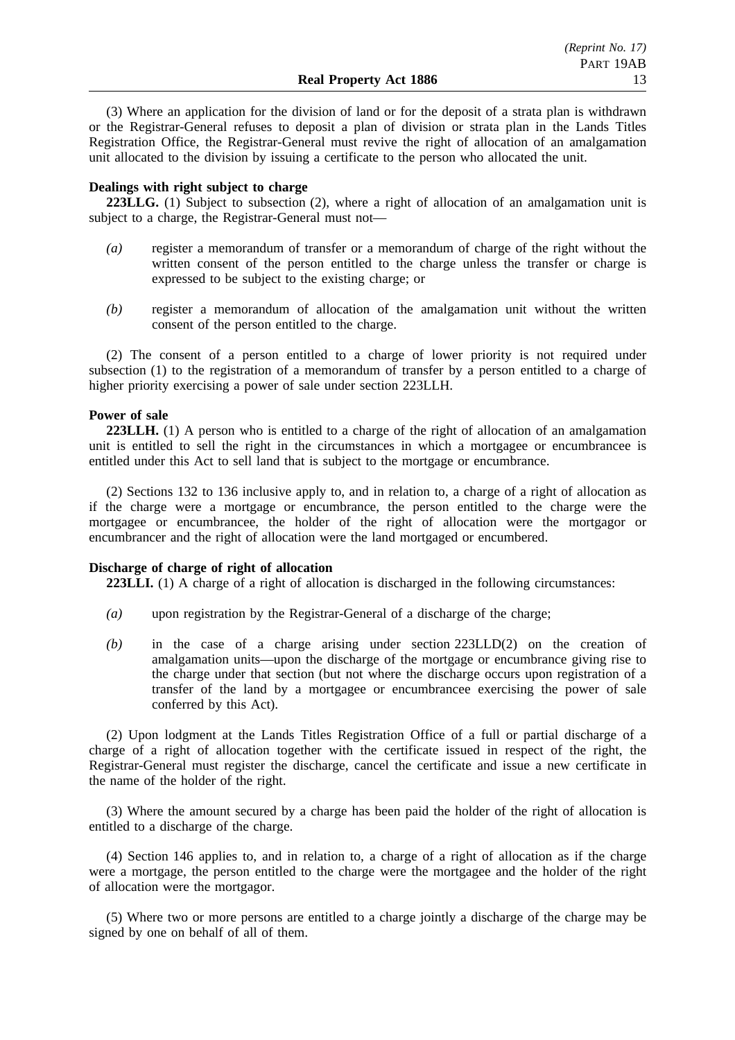(3) Where an application for the division of land or for the deposit of a strata plan is withdrawn or the Registrar-General refuses to deposit a plan of division or strata plan in the Lands Titles Registration Office, the Registrar-General must revive the right of allocation of an amalgamation unit allocated to the division by issuing a certificate to the person who allocated the unit.

**Dealings with right subject to charge**

**223LLG.** (1) Subject to subsection (2), where a right of allocation of an amalgamation unit is subject to a charge, the Registrar-General must not—

*(a)* register a memorandum of transfer or a memorandum of charge of the right without the written consent of the person entitled to the charge unless the transfer or charge is expressed to be subject to the existing charge; or

*(b)* register a memorandum of allocation of the amalgamation unit without the written consent of the person entitled to the charge.

(2) The consent of a person entitled to a charge of lower priority is not required under subsection (1) to the registration of a memorandum of transfer by a person entitled to a charge of higher priority exercising a power of sale under section 223LLH.

**Power of sale**

**223LLH.** (1) A person who is entitled to a charge of the right of allocation of an amalgamation unit is entitled to sell the right in the circumstances in which a mortgagee or encumbrancee is entitled under this Act to sell land that is subject to the mortgage or encumbrance.

(2) Sections 132 to 136 inclusive apply to, and in relation to, a charge of a right of allocation as if the charge were a mortgage or encumbrance, the person entitled to the charge were the mortgagee or encumbrancee, the holder of the right of allocation were the mortgagor or encumbrancer and the right of allocation were the land mortgaged or encumbered.

**Discharge of charge of right of allocation**

**223LLI.** (1) A charge of a right of allocation is discharged in the following circumstances:

*(a)* upon registration by the Registrar-General of a discharge of the charge;

*(b)* in the case of a charge arising under section 223LLD(2) on the creation of amalgamation units—upon the discharge of the mortgage or encumbrance giving rise to the charge under that section (but not where the discharge occurs upon registration of a transfer of the land by a mortgagee or encumbrancee exercising the power of sale conferred by this Act).

(2) Upon lodgment at the Lands Titles Registration Office of a full or partial discharge of a charge of a right of allocation together with the certificate issued in respect of the right, the Registrar-General must register the discharge, cancel the certificate and issue a new certificate in the name of the holder of the right.

(3) Where the amount secured by a charge has been paid the holder of the right of allocation is entitled to a discharge of the charge.

(4) Section 146 applies to, and in relation to, a charge of a right of allocation as if the charge were a mortgage, the person entitled to the charge were the mortgagee and the holder of the right of allocation were the mortgagor.

(5) Where two or more persons are entitled to a charge jointly a discharge of the charge may be signed by one on behalf of all of them.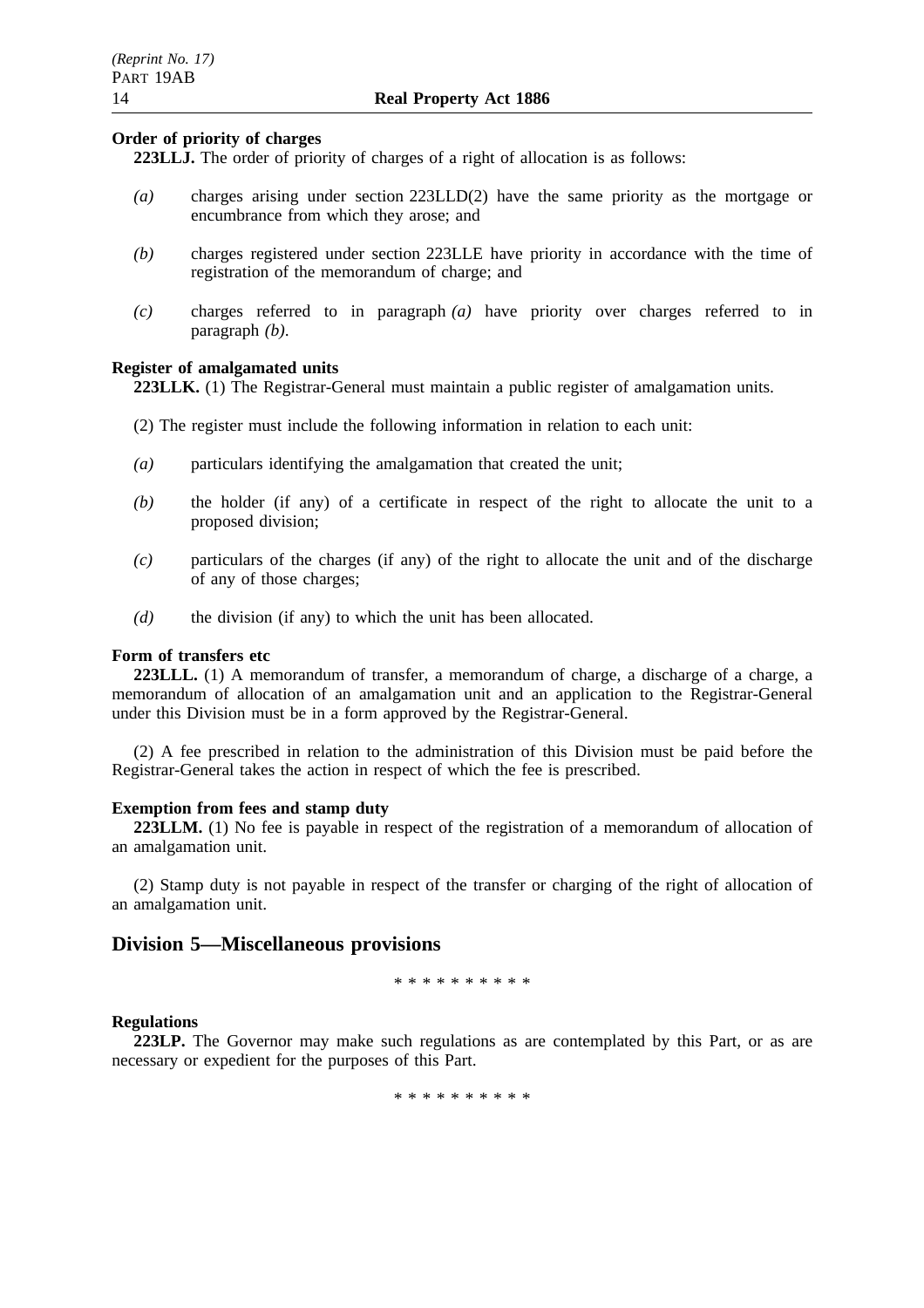**Order of priority of charges**

**223LLJ.** The order of priority of charges of a right of allocation is as follows:

*(a)* charges arising under section 223LLD(2) have the same priority as the mortgage or encumbrance from which they arose; and

*(b)* charges registered under section 223LLE have priority in accordance with the time of registration of the memorandum of charge; and

*(c)* charges referred to in paragraph *(a)* have priority over charges referred to in paragraph *(b)*.

**Register of amalgamated units**

**223LLK.** (1) The Registrar-General must maintain a public register of amalgamation units.

(2) The register must include the following information in relation to each unit:

*(a)* particulars identifying the amalgamation that created the unit;

*(b)* the holder (if any) of a certificate in respect of the right to allocate the unit to a proposed division;

*(c)* particulars of the charges (if any) of the right to allocate the unit and of the discharge of any of those charges;

*(d)* the division (if any) to which the unit has been allocated.

**Form of transfers etc**

**223LLL.** (1) A memorandum of transfer, a memorandum of charge, a discharge of a charge, a memorandum of allocation of an amalgamation unit and an application to the Registrar-General under this Division must be in a form approved by the Registrar-General.

(2) A fee prescribed in relation to the administration of this Division must be paid before the Registrar-General takes the action in respect of which the fee is prescribed.

**Exemption from fees and stamp duty**

**223LLM.** (1) No fee is payable in respect of the registration of a memorandum of allocation of an amalgamation unit.

(2) Stamp duty is not payable in respect of the transfer or charging of the right of allocation of an amalgamation unit.

## Division 5—Miscellaneous provisions

* * * * * * * * * *

**Regulations**

**223LP.** The Governor may make such regulations as are contemplated by this Part, or as are necessary or expedient for the purposes of this Part.

* * * * * * * * * *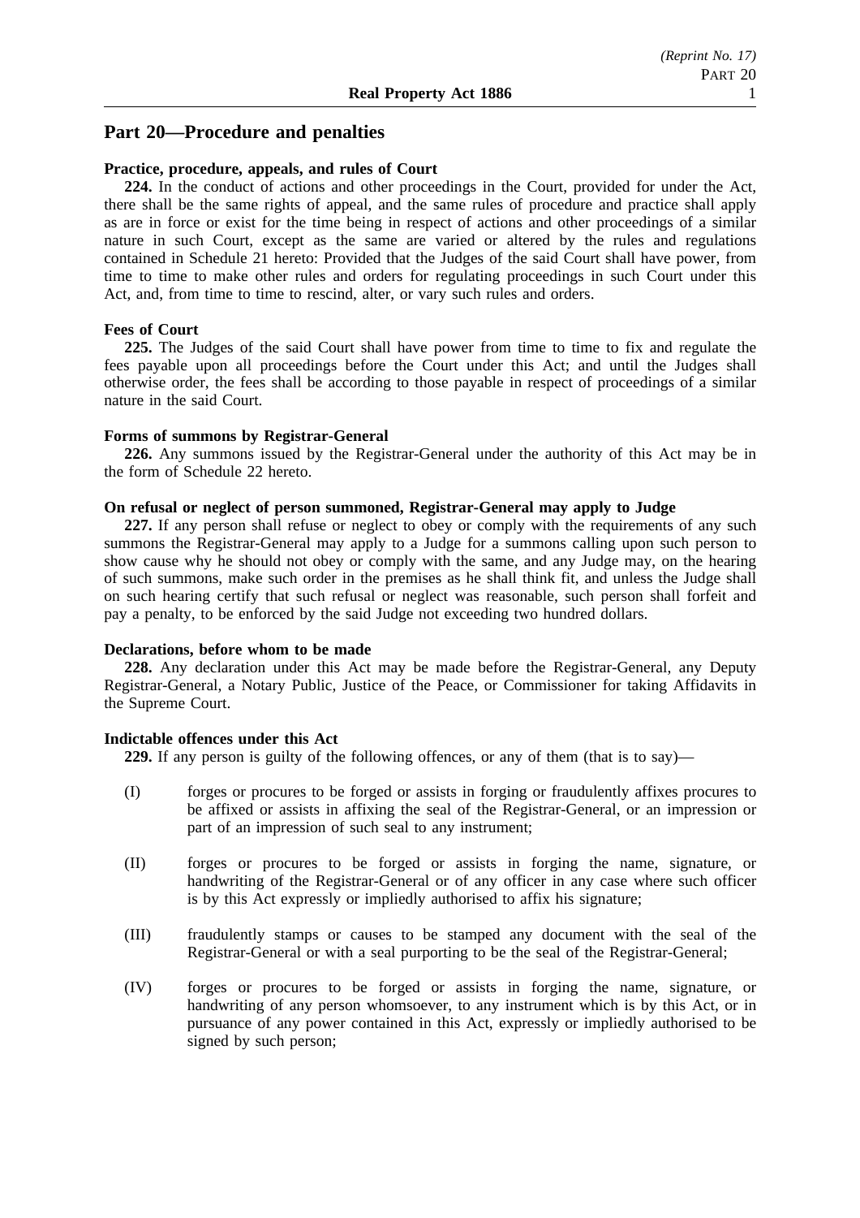## Part 20—Procedure and penalties

**Practice, procedure, appeals, and rules of Court**

**224.** In the conduct of actions and other proceedings in the Court, provided for under the Act, there shall be the same rights of appeal, and the same rules of procedure and practice shall apply as are in force or exist for the time being in respect of actions and other proceedings of a similar nature in such Court, except as the same are varied or altered by the rules and regulations contained in Schedule 21 hereto: Provided that the Judges of the said Court shall have power, from time to time to make other rules and orders for regulating proceedings in such Court under this Act, and, from time to time to rescind, alter, or vary such rules and orders.

**Fees of Court**

**225.** The Judges of the said Court shall have power from time to time to fix and regulate the fees payable upon all proceedings before the Court under this Act; and until the Judges shall otherwise order, the fees shall be according to those payable in respect of proceedings of a similar nature in the said Court.

**Forms of summons by Registrar-General**

**226.** Any summons issued by the Registrar-General under the authority of this Act may be in the form of Schedule 22 hereto.

**On refusal or neglect of person summoned, Registrar-General may apply to Judge**

**227.** If any person shall refuse or neglect to obey or comply with the requirements of any such summons the Registrar-General may apply to a Judge for a summons calling upon such person to show cause why he should not obey or comply with the same, and any Judge may, on the hearing of such summons, make such order in the premises as he shall think fit, and unless the Judge shall on such hearing certify that such refusal or neglect was reasonable, such person shall forfeit and pay a penalty, to be enforced by the said Judge not exceeding two hundred dollars.

**Declarations, before whom to be made**

**228.** Any declaration under this Act may be made before the Registrar-General, any Deputy Registrar-General, a Notary Public, Justice of the Peace, or Commissioner for taking Affidavits in the Supreme Court.

**Indictable offences under this Act**

**229.** If any person is guilty of the following offences, or any of them (that is to say)—

(I) forges or procures to be forged or assists in forging or fraudulently affixes procures to be affixed or assists in affixing the seal of the Registrar-General, or an impression or part of an impression of such seal to any instrument;

(II) forges or procures to be forged or assists in forging the name, signature, or handwriting of the Registrar-General or of any officer in any case where such officer is by this Act expressly or impliedly authorised to affix his signature;

(III) fraudulently stamps or causes to be stamped any document with the seal of the Registrar-General or with a seal purporting to be the seal of the Registrar-General;

(IV) forges or procures to be forged or assists in forging the name, signature, or handwriting of any person whomsoever, to any instrument which is by this Act, or in pursuance of any power contained in this Act, expressly or impliedly authorised to be signed by such person;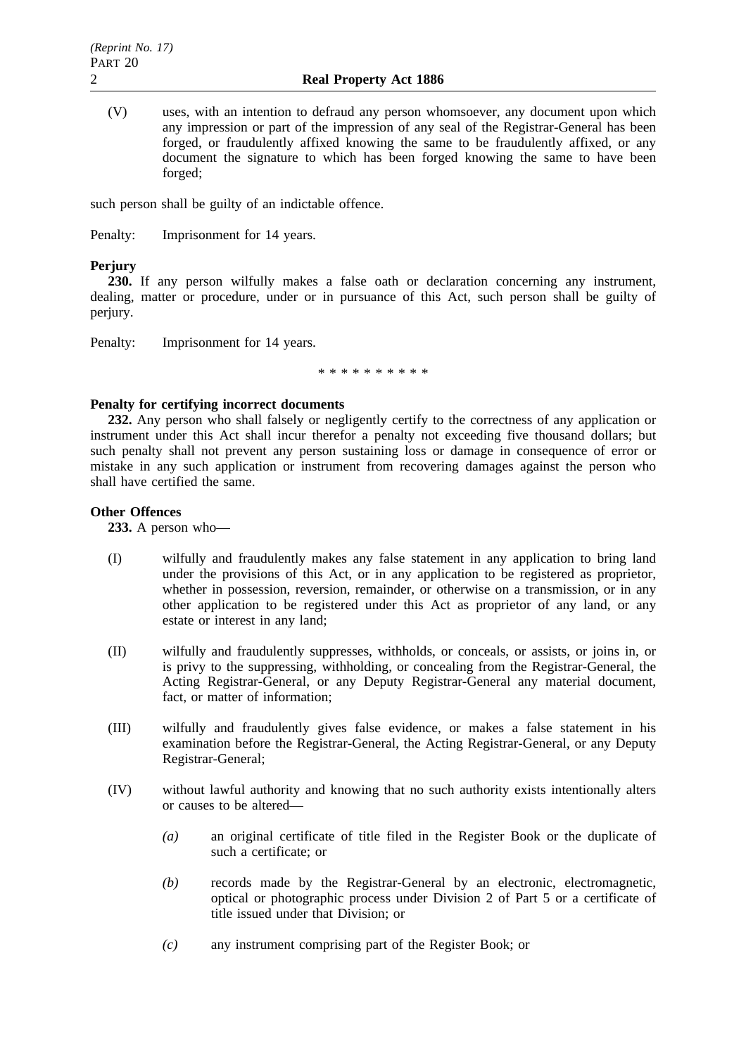(V) uses, with an intention to defraud any person whomsoever, any document upon which any impression or part of the impression of any seal of the Registrar-General has been forged, or fraudulently affixed knowing the same to be fraudulently affixed, or any document the signature to which has been forged knowing the same to have been forged;

such person shall be guilty of an indictable offence.

Penalty: Imprisonment for 14 years.

**Perjury**

**230.** If any person wilfully makes a false oath or declaration concerning any instrument, dealing, matter or procedure, under or in pursuance of this Act, such person shall be guilty of perjury.

Penalty: Imprisonment for 14 years.

\* \* \* \* \* \* \* \* \* \*

**Penalty for certifying incorrect documents**

**232.** Any person who shall falsely or negligently certify to the correctness of any application or instrument under this Act shall incur therefor a penalty not exceeding five thousand dollars; but such penalty shall not prevent any person sustaining loss or damage in consequence of error or mistake in any such application or instrument from recovering damages against the person who shall have certified the same.

**Other Offences**

**233.** A person who—

(I) wilfully and fraudulently makes any false statement in any application to bring land under the provisions of this Act, or in any application to be registered as proprietor, whether in possession, reversion, remainder, or otherwise on a transmission, or in any other application to be registered under this Act as proprietor of any land, or any estate or interest in any land;

(II) wilfully and fraudulently suppresses, withholds, or conceals, or assists, or joins in, or is privy to the suppressing, withholding, or concealing from the Registrar-General, the Acting Registrar-General, or any Deputy Registrar-General any material document, fact, or matter of information;

(III) wilfully and fraudulently gives false evidence, or makes a false statement in his examination before the Registrar-General, the Acting Registrar-General, or any Deputy Registrar-General;

(IV) without lawful authority and knowing that no such authority exists intentionally alters or causes to be altered—

*(a)* an original certificate of title filed in the Register Book or the duplicate of such a certificate; or

*(b)* records made by the Registrar-General by an electronic, electromagnetic, optical or photographic process under Division 2 of Part 5 or a certificate of title issued under that Division; or

*(c)* any instrument comprising part of the Register Book; or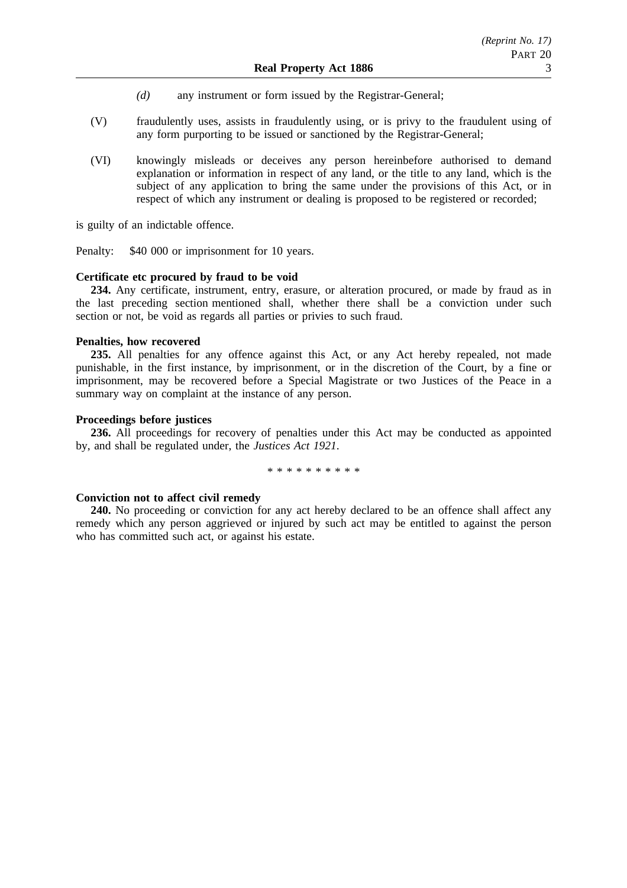*(d)* any instrument or form issued by the Registrar-General;

(V) fraudulently uses, assists in fraudulently using, or is privy to the fraudulent using of any form purporting to be issued or sanctioned by the Registrar-General;

(VI) knowingly misleads or deceives any person hereinbefore authorised to demand explanation or information in respect of any land, or the title to any land, which is the subject of any application to bring the same under the provisions of this Act, or in respect of which any instrument or dealing is proposed to be registered or recorded;

is guilty of an indictable offence.

Penalty: $40 000 or imprisonment for 10 years.

**Certificate etc procured by fraud to be void**

**234.** Any certificate, instrument, entry, erasure, or alteration procured, or made by fraud as in the last preceding section mentioned shall, whether there shall be a conviction under such section or not, be void as regards all parties or privies to such fraud.

**Penalties, how recovered**

**235.** All penalties for any offence against this Act, or any Act hereby repealed, not made punishable, in the first instance, by imprisonment, or in the discretion of the Court, by a fine or imprisonment, may be recovered before a Special Magistrate or two Justices of the Peace in a summary way on complaint at the instance of any person.

**Proceedings before justices**

**236.** All proceedings for recovery of penalties under this Act may be conducted as appointed by, and shall be regulated under, the *Justices Act 1921*.

\* \* \* \* \* \* \* \* \* \*

**Conviction not to affect civil remedy**

**240.** No proceeding or conviction for any act hereby declared to be an offence shall affect any remedy which any person aggrieved or injured by such act may be entitled to against the person who has committed such act, or against his estate.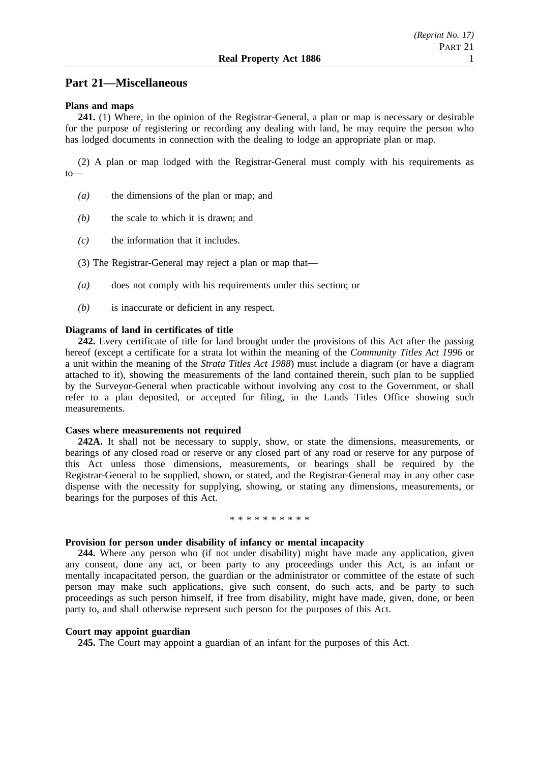## Part 21—Miscellaneous

**Plans and maps**

**241.** (1) Where, in the opinion of the Registrar-General, a plan or map is necessary or desirable for the purpose of registering or recording any dealing with land, he may require the person who has lodged documents in connection with the dealing to lodge an appropriate plan or map.

(2) A plan or map lodged with the Registrar-General must comply with his requirements as to—

*(a)* the dimensions of the plan or map; and

*(b)* the scale to which it is drawn; and

*(c)* the information that it includes.

(3) The Registrar-General may reject a plan or map that—

*(a)* does not comply with his requirements under this section; or

*(b)* is inaccurate or deficient in any respect.

**Diagrams of land in certificates of title**

**242.** Every certificate of title for land brought under the provisions of this Act after the passing hereof (except a certificate for a strata lot within the meaning of the *Community Titles Act 1996* or a unit within the meaning of the *Strata Titles Act 1988*) must include a diagram (or have a diagram attached to it), showing the measurements of the land contained therein, such plan to be supplied by the Surveyor-General when practicable without involving any cost to the Government, or shall refer to a plan deposited, or accepted for filing, in the Lands Titles Office showing such measurements.

**Cases where measurements not required**

**242A.** It shall not be necessary to supply, show, or state the dimensions, measurements, or bearings of any closed road or reserve or any closed part of any road or reserve for any purpose of this Act unless those dimensions, measurements, or bearings shall be required by the Registrar-General to be supplied, shown, or stated, and the Registrar-General may in any other case dispense with the necessity for supplying, showing, or stating any dimensions, measurements, or bearings for the purposes of this Act.

\* \* \* \* \* \* \* \* \* \*

**Provision for person under disability of infancy or mental incapacity**

**244.** Where any person who (if not under disability) might have made any application, given any consent, done any act, or been party to any proceedings under this Act, is an infant or mentally incapacitated person, the guardian or the administrator or committee of the estate of such person may make such applications, give such consent, do such acts, and be party to such proceedings as such person himself, if free from disability, might have made, given, done, or been party to, and shall otherwise represent such person for the purposes of this Act.

**Court may appoint guardian**

**245.** The Court may appoint a guardian of an infant for the purposes of this Act.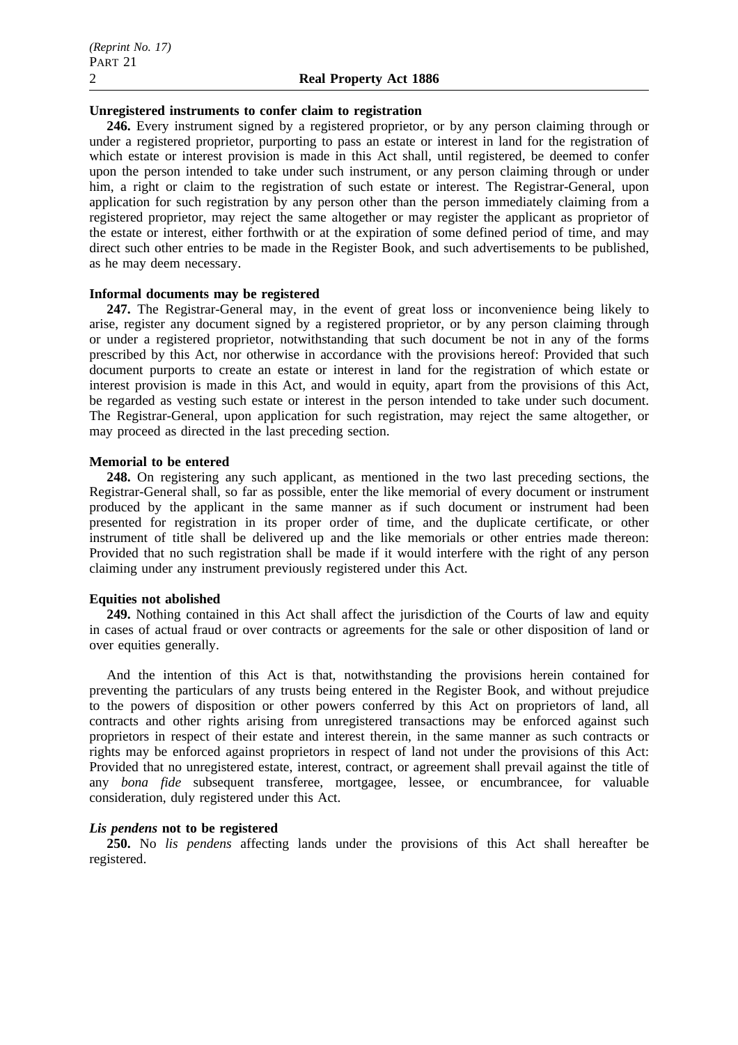**Unregistered instruments to confer claim to registration**

**246.** Every instrument signed by a registered proprietor, or by any person claiming through or under a registered proprietor, purporting to pass an estate or interest in land for the registration of which estate or interest provision is made in this Act shall, until registered, be deemed to confer upon the person intended to take under such instrument, or any person claiming through or under him, a right or claim to the registration of such estate or interest. The Registrar-General, upon application for such registration by any person other than the person immediately claiming from a registered proprietor, may reject the same altogether or may register the applicant as proprietor of the estate or interest, either forthwith or at the expiration of some defined period of time, and may direct such other entries to be made in the Register Book, and such advertisements to be published, as he may deem necessary.

**Informal documents may be registered**

**247.** The Registrar-General may, in the event of great loss or inconvenience being likely to arise, register any document signed by a registered proprietor, or by any person claiming through or under a registered proprietor, notwithstanding that such document be not in any of the forms prescribed by this Act, nor otherwise in accordance with the provisions hereof: Provided that such document purports to create an estate or interest in land for the registration of which estate or interest provision is made in this Act, and would in equity, apart from the provisions of this Act, be regarded as vesting such estate or interest in the person intended to take under such document. The Registrar-General, upon application for such registration, may reject the same altogether, or may proceed as directed in the last preceding section.

**Memorial to be entered**

**248.** On registering any such applicant, as mentioned in the two last preceding sections, the Registrar-General shall, so far as possible, enter the like memorial of every document or instrument produced by the applicant in the same manner as if such document or instrument had been presented for registration in its proper order of time, and the duplicate certificate, or other instrument of title shall be delivered up and the like memorials or other entries made thereon: Provided that no such registration shall be made if it would interfere with the right of any person claiming under any instrument previously registered under this Act.

**Equities not abolished**

**249.** Nothing contained in this Act shall affect the jurisdiction of the Courts of law and equity in cases of actual fraud or over contracts or agreements for the sale or other disposition of land or over equities generally.

And the intention of this Act is that, notwithstanding the provisions herein contained for preventing the particulars of any trusts being entered in the Register Book, and without prejudice to the powers of disposition or other powers conferred by this Act on proprietors of land, all contracts and other rights arising from unregistered transactions may be enforced against such proprietors in respect of their estate and interest therein, in the same manner as such contracts or rights may be enforced against proprietors in respect of land not under the provisions of this Act: Provided that no unregistered estate, interest, contract, or agreement shall prevail against the title of any *bona fide* subsequent transferee, mortgagee, lessee, or encumbrancee, for valuable consideration, duly registered under this Act.

***Lis pendens* not to be registered**

**250.** No *lis pendens* affecting lands under the provisions of this Act shall hereafter be registered.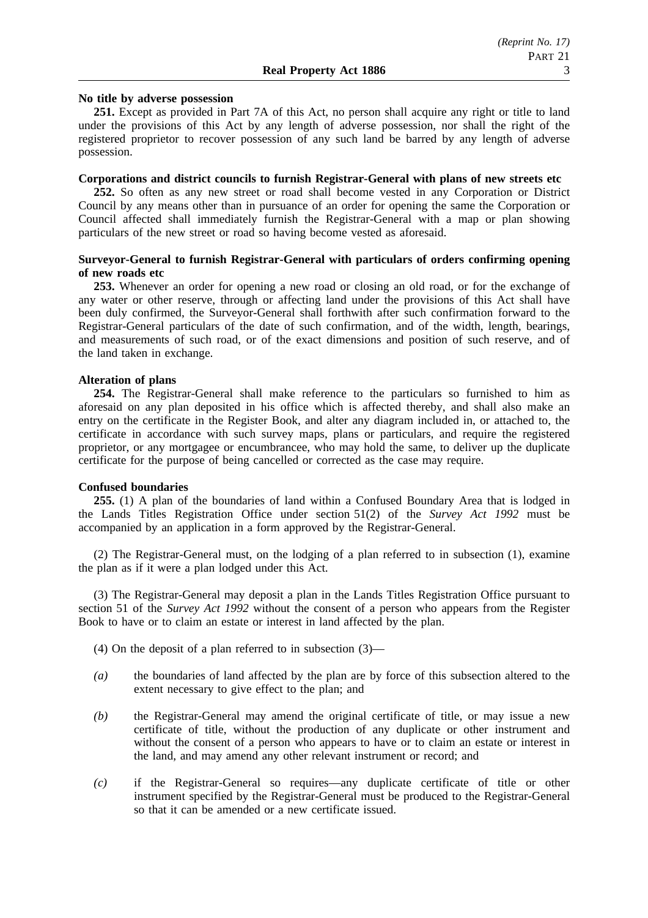**No title by adverse possession**

**251.** Except as provided in Part 7A of this Act, no person shall acquire any right or title to land under the provisions of this Act by any length of adverse possession, nor shall the right of the registered proprietor to recover possession of any such land be barred by any length of adverse possession.

**Corporations and district councils to furnish Registrar-General with plans of new streets etc**

**252.** So often as any new street or road shall become vested in any Corporation or District Council by any means other than in pursuance of an order for opening the same the Corporation or Council affected shall immediately furnish the Registrar-General with a map or plan showing particulars of the new street or road so having become vested as aforesaid.

**Surveyor-General to furnish Registrar-General with particulars of orders confirming opening of new roads etc**

**253.** Whenever an order for opening a new road or closing an old road, or for the exchange of any water or other reserve, through or affecting land under the provisions of this Act shall have been duly confirmed, the Surveyor-General shall forthwith after such confirmation forward to the Registrar-General particulars of the date of such confirmation, and of the width, length, bearings, and measurements of such road, or of the exact dimensions and position of such reserve, and of the land taken in exchange.

**Alteration of plans**

**254.** The Registrar-General shall make reference to the particulars so furnished to him as aforesaid on any plan deposited in his office which is affected thereby, and shall also make an entry on the certificate in the Register Book, and alter any diagram included in, or attached to, the certificate in accordance with such survey maps, plans or particulars, and require the registered proprietor, or any mortgagee or encumbrancee, who may hold the same, to deliver up the duplicate certificate for the purpose of being cancelled or corrected as the case may require.

**Confused boundaries**

**255.** (1) A plan of the boundaries of land within a Confused Boundary Area that is lodged in the Lands Titles Registration Office under section 51(2) of the *Survey Act 1992* must be accompanied by an application in a form approved by the Registrar-General.

(2) The Registrar-General must, on the lodging of a plan referred to in subsection (1), examine the plan as if it were a plan lodged under this Act.

(3) The Registrar-General may deposit a plan in the Lands Titles Registration Office pursuant to section 51 of the *Survey Act 1992* without the consent of a person who appears from the Register Book to have or to claim an estate or interest in land affected by the plan.

(4) On the deposit of a plan referred to in subsection (3)—

*(a)* the boundaries of land affected by the plan are by force of this subsection altered to the extent necessary to give effect to the plan; and

*(b)* the Registrar-General may amend the original certificate of title, or may issue a new certificate of title, without the production of any duplicate or other instrument and without the consent of a person who appears to have or to claim an estate or interest in the land, and may amend any other relevant instrument or record; and

*(c)* if the Registrar-General so requires—any duplicate certificate of title or other instrument specified by the Registrar-General must be produced to the Registrar-General so that it can be amended or a new certificate issued.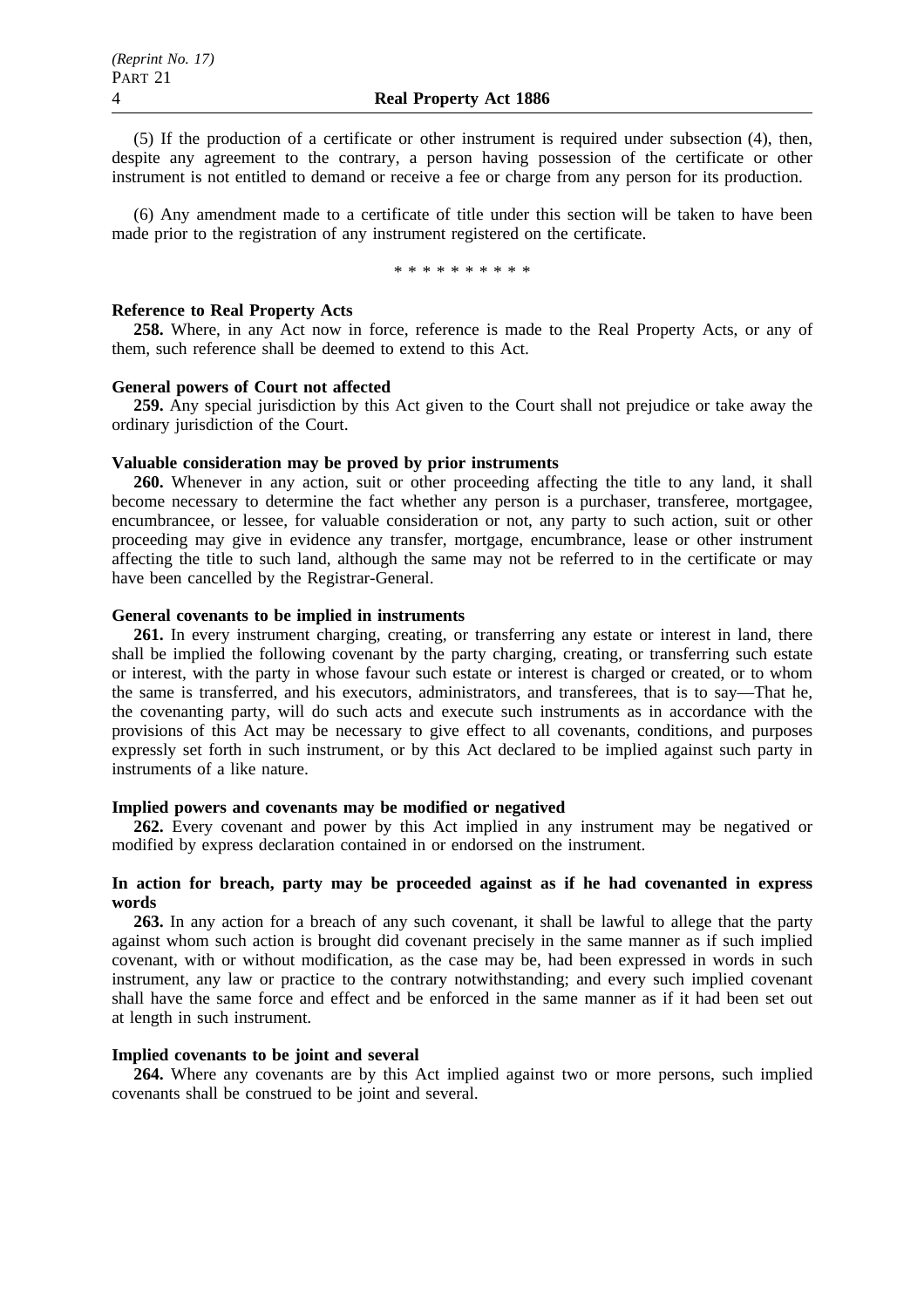(5) If the production of a certificate or other instrument is required under subsection (4), then, despite any agreement to the contrary, a person having possession of the certificate or other instrument is not entitled to demand or receive a fee or charge from any person for its production.

(6) Any amendment made to a certificate of title under this section will be taken to have been made prior to the registration of any instrument registered on the certificate.

\* \* \* \* \* \* \* \* \* \*

**Reference to Real Property Acts**

**258.** Where, in any Act now in force, reference is made to the Real Property Acts, or any of them, such reference shall be deemed to extend to this Act.

**General powers of Court not affected**

**259.** Any special jurisdiction by this Act given to the Court shall not prejudice or take away the ordinary jurisdiction of the Court.

**Valuable consideration may be proved by prior instruments**

**260.** Whenever in any action, suit or other proceeding affecting the title to any land, it shall become necessary to determine the fact whether any person is a purchaser, transferee, mortgagee, encumbrancee, or lessee, for valuable consideration or not, any party to such action, suit or other proceeding may give in evidence any transfer, mortgage, encumbrance, lease or other instrument affecting the title to such land, although the same may not be referred to in the certificate or may have been cancelled by the Registrar-General.

**General covenants to be implied in instruments**

**261.** In every instrument charging, creating, or transferring any estate or interest in land, there shall be implied the following covenant by the party charging, creating, or transferring such estate or interest, with the party in whose favour such estate or interest is charged or created, or to whom the same is transferred, and his executors, administrators, and transferees, that is to say—That he, the covenanting party, will do such acts and execute such instruments as in accordance with the provisions of this Act may be necessary to give effect to all covenants, conditions, and purposes expressly set forth in such instrument, or by this Act declared to be implied against such party in instruments of a like nature.

**Implied powers and covenants may be modified or negatived**

**262.** Every covenant and power by this Act implied in any instrument may be negatived or modified by express declaration contained in or endorsed on the instrument.

**In action for breach, party may be proceeded against as if he had covenanted in express words**

**263.** In any action for a breach of any such covenant, it shall be lawful to allege that the party against whom such action is brought did covenant precisely in the same manner as if such implied covenant, with or without modification, as the case may be, had been expressed in words in such instrument, any law or practice to the contrary notwithstanding; and every such implied covenant shall have the same force and effect and be enforced in the same manner as if it had been set out at length in such instrument.

**Implied covenants to be joint and several**

**264.** Where any covenants are by this Act implied against two or more persons, such implied covenants shall be construed to be joint and several.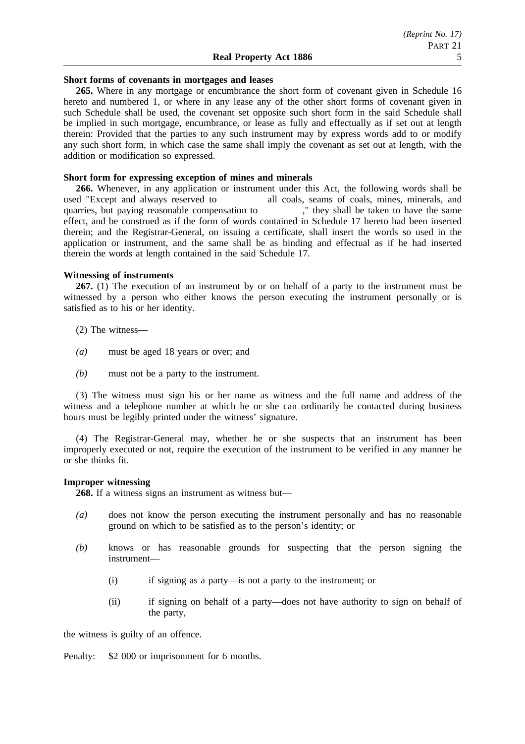**Short forms of covenants in mortgages and leases**

**265.** Where in any mortgage or encumbrance the short form of covenant given in Schedule 16 hereto and numbered 1, or where in any lease any of the other short forms of covenant given in such Schedule shall be used, the covenant set opposite such short form in the said Schedule shall be implied in such mortgage, encumbrance, or lease as fully and effectually as if set out at length therein: Provided that the parties to any such instrument may by express words add to or modify any such short form, in which case the same shall imply the covenant as set out at length, with the addition or modification so expressed.

**Short form for expressing exception of mines and minerals**

**266.** Whenever, in any application or instrument under this Act, the following words shall be used "Except and always reserved to all coals, seams of coals, mines, minerals, and quarries, but paying reasonable compensation to ," they shall be taken to have the same effect, and be construed as if the form of words contained in Schedule 17 hereto had been inserted therein; and the Registrar-General, on issuing a certificate, shall insert the words so used in the application or instrument, and the same shall be as binding and effectual as if he had inserted therein the words at length contained in the said Schedule 17.

**Witnessing of instruments**

**267.** (1) The execution of an instrument by or on behalf of a party to the instrument must be witnessed by a person who either knows the person executing the instrument personally or is satisfied as to his or her identity.

(2) The witness—

*(a)* must be aged 18 years or over; and

*(b)* must not be a party to the instrument.

(3) The witness must sign his or her name as witness and the full name and address of the witness and a telephone number at which he or she can ordinarily be contacted during business hours must be legibly printed under the witness' signature.

(4) The Registrar-General may, whether he or she suspects that an instrument has been improperly executed or not, require the execution of the instrument to be verified in any manner he or she thinks fit.

**Improper witnessing**

**268.** If a witness signs an instrument as witness but—

*(a)* does not know the person executing the instrument personally and has no reasonable ground on which to be satisfied as to the person's identity; or

*(b)* knows or has reasonable grounds for suspecting that the person signing the instrument—

(i) if signing as a party—is not a party to the instrument; or

(ii) if signing on behalf of a party—does not have authority to sign on behalf of the party,

the witness is guilty of an offence.

Penalty: $2 000 or imprisonment for 6 months.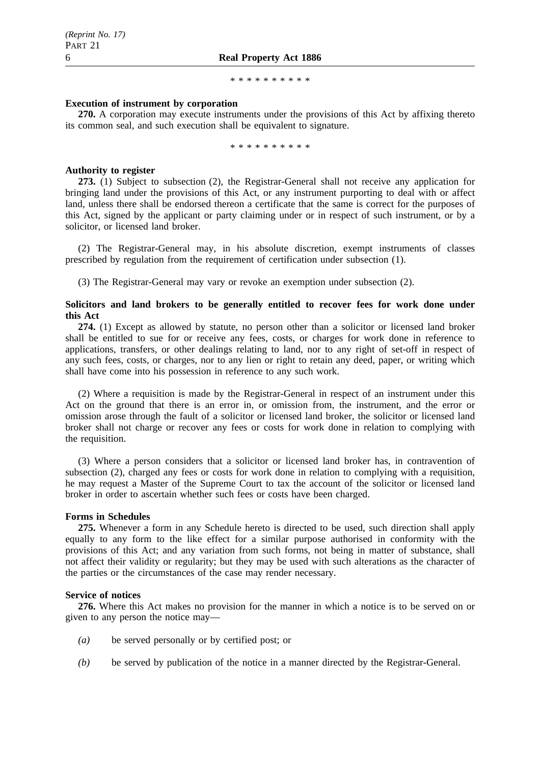\* \* \* \* \* \* \* \* \* \*

**Execution of instrument by corporation**

**270.** A corporation may execute instruments under the provisions of this Act by affixing thereto its common seal, and such execution shall be equivalent to signature.

\* \* \* \* \* \* \* \* \* \*

**Authority to register**

**273.** (1) Subject to subsection (2), the Registrar-General shall not receive any application for bringing land under the provisions of this Act, or any instrument purporting to deal with or affect land, unless there shall be endorsed thereon a certificate that the same is correct for the purposes of this Act, signed by the applicant or party claiming under or in respect of such instrument, or by a solicitor, or licensed land broker.

(2) The Registrar-General may, in his absolute discretion, exempt instruments of classes prescribed by regulation from the requirement of certification under subsection (1).

(3) The Registrar-General may vary or revoke an exemption under subsection (2).

**Solicitors and land brokers to be generally entitled to recover fees for work done under this Act**

**274.** (1) Except as allowed by statute, no person other than a solicitor or licensed land broker shall be entitled to sue for or receive any fees, costs, or charges for work done in reference to applications, transfers, or other dealings relating to land, nor to any right of set-off in respect of any such fees, costs, or charges, nor to any lien or right to retain any deed, paper, or writing which shall have come into his possession in reference to any such work.

(2) Where a requisition is made by the Registrar-General in respect of an instrument under this Act on the ground that there is an error in, or omission from, the instrument, and the error or omission arose through the fault of a solicitor or licensed land broker, the solicitor or licensed land broker shall not charge or recover any fees or costs for work done in relation to complying with the requisition.

(3) Where a person considers that a solicitor or licensed land broker has, in contravention of subsection (2), charged any fees or costs for work done in relation to complying with a requisition, he may request a Master of the Supreme Court to tax the account of the solicitor or licensed land broker in order to ascertain whether such fees or costs have been charged.

**Forms in Schedules**

**275.** Whenever a form in any Schedule hereto is directed to be used, such direction shall apply equally to any form to the like effect for a similar purpose authorised in conformity with the provisions of this Act; and any variation from such forms, not being in matter of substance, shall not affect their validity or regularity; but they may be used with such alterations as the character of the parties or the circumstances of the case may render necessary.

**Service of notices**

**276.** Where this Act makes no provision for the manner in which a notice is to be served on or given to any person the notice may—

*(a)* be served personally or by certified post; or

*(b)* be served by publication of the notice in a manner directed by the Registrar-General.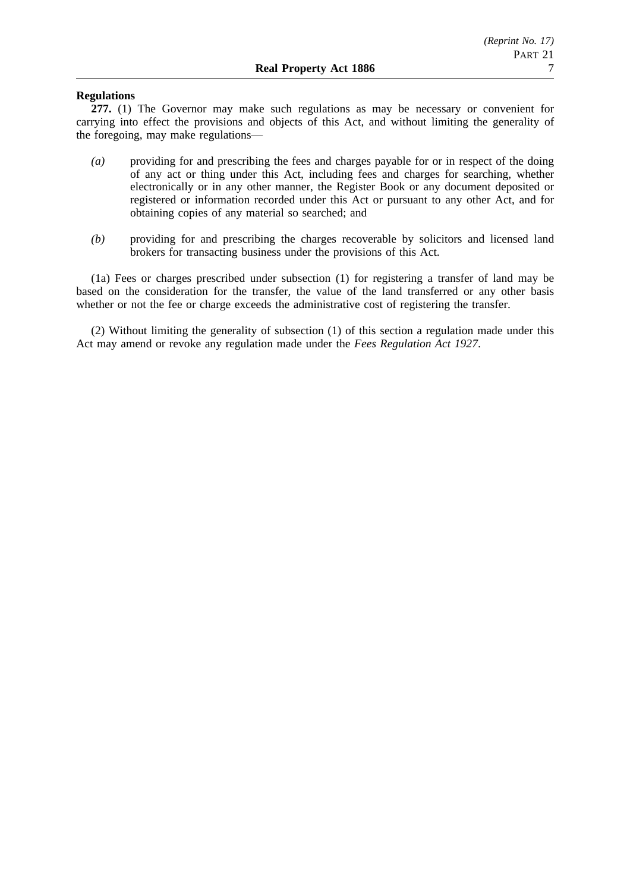**Regulations**

**277.** (1) The Governor may make such regulations as may be necessary or convenient for carrying into effect the provisions and objects of this Act, and without limiting the generality of the foregoing, may make regulations—

*(a)* providing for and prescribing the fees and charges payable for or in respect of the doing of any act or thing under this Act, including fees and charges for searching, whether electronically or in any other manner, the Register Book or any document deposited or registered or information recorded under this Act or pursuant to any other Act, and for obtaining copies of any material so searched; and

*(b)* providing for and prescribing the charges recoverable by solicitors and licensed land brokers for transacting business under the provisions of this Act.

(1a) Fees or charges prescribed under subsection (1) for registering a transfer of land may be based on the consideration for the transfer, the value of the land transferred or any other basis whether or not the fee or charge exceeds the administrative cost of registering the transfer.

(2) Without limiting the generality of subsection (1) of this section a regulation made under this Act may amend or revoke any regulation made under the *Fees Regulation Act 1927*.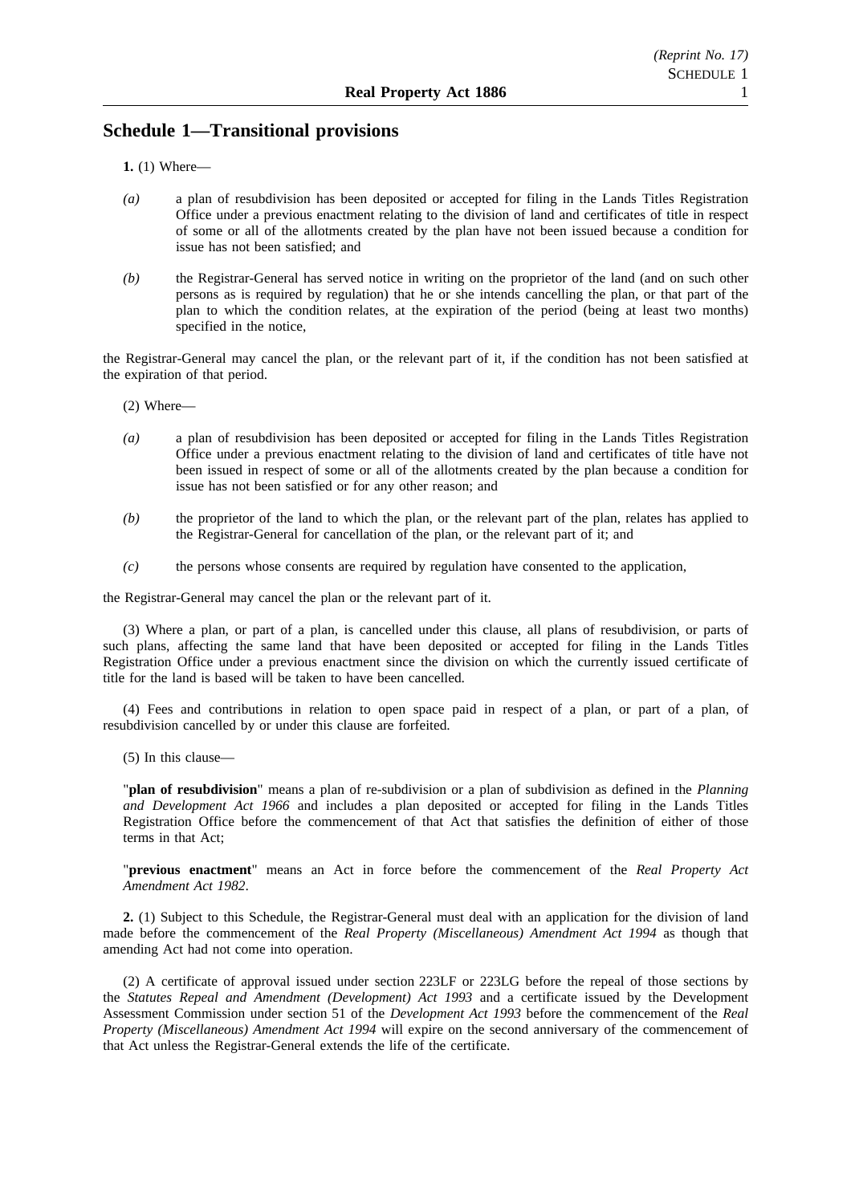## Schedule 1—Transitional provisions

**1.** (1) Where—

*(a)* a plan of resubdivision has been deposited or accepted for filing in the Lands Titles Registration Office under a previous enactment relating to the division of land and certificates of title in respect of some or all of the allotments created by the plan have not been issued because a condition for issue has not been satisfied; and

*(b)* the Registrar-General has served notice in writing on the proprietor of the land (and on such other persons as is required by regulation) that he or she intends cancelling the plan, or that part of the plan to which the condition relates, at the expiration of the period (being at least two months) specified in the notice,

the Registrar-General may cancel the plan, or the relevant part of it, if the condition has not been satisfied at the expiration of that period.

(2) Where—

*(a)* a plan of resubdivision has been deposited or accepted for filing in the Lands Titles Registration Office under a previous enactment relating to the division of land and certificates of title have not been issued in respect of some or all of the allotments created by the plan because a condition for issue has not been satisfied or for any other reason; and

*(b)* the proprietor of the land to which the plan, or the relevant part of the plan, relates has applied to the Registrar-General for cancellation of the plan, or the relevant part of it; and

*(c)* the persons whose consents are required by regulation have consented to the application,

the Registrar-General may cancel the plan or the relevant part of it.

(3) Where a plan, or part of a plan, is cancelled under this clause, all plans of resubdivision, or parts of such plans, affecting the same land that have been deposited or accepted for filing in the Lands Titles Registration Office under a previous enactment since the division on which the currently issued certificate of title for the land is based will be taken to have been cancelled.

(4) Fees and contributions in relation to open space paid in respect of a plan, or part of a plan, of resubdivision cancelled by or under this clause are forfeited.

(5) In this clause—

"**plan of resubdivision**" means a plan of re-subdivision or a plan of subdivision as defined in the *Planning and Development Act 1966* and includes a plan deposited or accepted for filing in the Lands Titles Registration Office before the commencement of that Act that satisfies the definition of either of those terms in that Act;

"**previous enactment**" means an Act in force before the commencement of the *Real Property Act Amendment Act 1982*.

**2.** (1) Subject to this Schedule, the Registrar-General must deal with an application for the division of land made before the commencement of the *Real Property (Miscellaneous) Amendment Act 1994* as though that amending Act had not come into operation.

(2) A certificate of approval issued under section 223LF or 223LG before the repeal of those sections by the *Statutes Repeal and Amendment (Development) Act 1993* and a certificate issued by the Development Assessment Commission under section 51 of the *Development Act 1993* before the commencement of the *Real Property (Miscellaneous) Amendment Act 1994* will expire on the second anniversary of the commencement of that Act unless the Registrar-General extends the life of the certificate.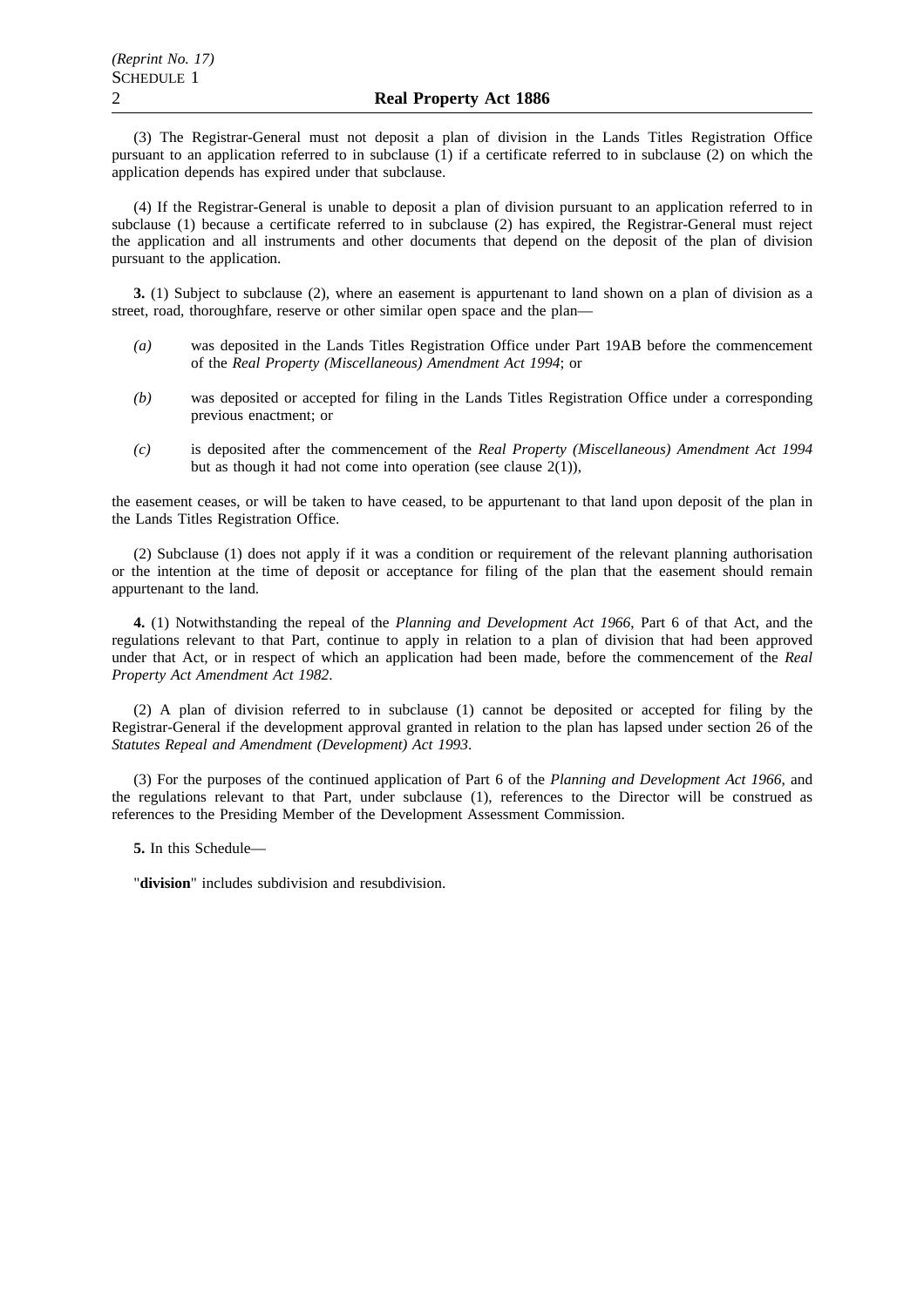(3) The Registrar-General must not deposit a plan of division in the Lands Titles Registration Office pursuant to an application referred to in subclause (1) if a certificate referred to in subclause (2) on which the application depends has expired under that subclause.

(4) If the Registrar-General is unable to deposit a plan of division pursuant to an application referred to in subclause (1) because a certificate referred to in subclause (2) has expired, the Registrar-General must reject the application and all instruments and other documents that depend on the deposit of the plan of division pursuant to the application.

**3.** (1) Subject to subclause (2), where an easement is appurtenant to land shown on a plan of division as a street, road, thoroughfare, reserve or other similar open space and the plan—

*(a)* was deposited in the Lands Titles Registration Office under Part 19AB before the commencement of the *Real Property (Miscellaneous) Amendment Act 1994*; or

*(b)* was deposited or accepted for filing in the Lands Titles Registration Office under a corresponding previous enactment; or

*(c)* is deposited after the commencement of the *Real Property (Miscellaneous) Amendment Act 1994* but as though it had not come into operation (see clause 2(1)),

the easement ceases, or will be taken to have ceased, to be appurtenant to that land upon deposit of the plan in the Lands Titles Registration Office.

(2) Subclause (1) does not apply if it was a condition or requirement of the relevant planning authorisation or the intention at the time of deposit or acceptance for filing of the plan that the easement should remain appurtenant to the land.

**4.** (1) Notwithstanding the repeal of the *Planning and Development Act 1966*, Part 6 of that Act, and the regulations relevant to that Part, continue to apply in relation to a plan of division that had been approved under that Act, or in respect of which an application had been made, before the commencement of the *Real Property Act Amendment Act 1982*.

(2) A plan of division referred to in subclause (1) cannot be deposited or accepted for filing by the Registrar-General if the development approval granted in relation to the plan has lapsed under section 26 of the *Statutes Repeal and Amendment (Development) Act 1993*.

(3) For the purposes of the continued application of Part 6 of the *Planning and Development Act 1966*, and the regulations relevant to that Part, under subclause (1), references to the Director will be construed as references to the Presiding Member of the Development Assessment Commission.

**5.** In this Schedule—

"**division**" includes subdivision and resubdivision.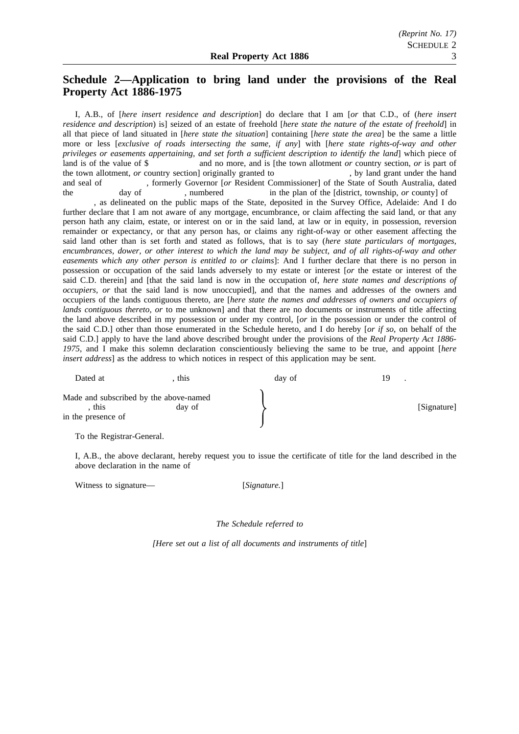## Schedule 2—Application to bring land under the provisions of the Real Property Act 1886-1975

I, A.B., of [*here insert residence and description*] do declare that I am [*or* that C.D., of (*here insert residence and description*) is] seized of an estate of freehold [*here state the nature of the estate of freehold*] in all that piece of land situated in [*here state the situation*] containing [*here state the area*] be the same a little more or less [*exclusive of roads intersecting the same, if any*] with [*here state rights-of-way and other privileges or easements appertaining, and set forth a sufficient description to identify the land*] which piece of land is of the value of $ and no more, and is [the town allotment *or* country section, *or* is part of the town allotment, *or* country section] originally granted to , by land grant under the hand and seal of , formerly Governor [*or* Resident Commissioner] of the State of South Australia, dated the day of , numbered in the plan of the [district, township, *or* county] of , as delineated on the public maps of the State, deposited in the Survey Office, Adelaide: And I do further declare that I am not aware of any mortgage, encumbrance, or claim affecting the said land, or that any person hath any claim, estate, or interest on or in the said land, at law or in equity, in possession, reversion remainder or expectancy, or that any person has, or claims any right-of-way or other easement affecting the said land other than is set forth and stated as follows, that is to say (*here state particulars of mortgages, encumbrances, dower, or other interest to which the land may be subject, and of all rights-of-way and other easements which any other person is entitled to or claims*]: And I further declare that there is no person in possession or occupation of the said lands adversely to my estate or interest [*or* the estate or interest of the said C.D. therein] and [that the said land is now in the occupation of, *here state names and descriptions of occupiers, or* that the said land is now unoccupied], and that the names and addresses of the owners and occupiers of the lands contiguous thereto, are [*here state the names and addresses of owners and occupiers of lands contiguous thereto, or* to me unknown] and that there are no documents or instruments of title affecting the land above described in my possession or under my control, [*or* in the possession or under the control of the said C.D.] other than those enumerated in the Schedule hereto, and I do hereby [*or if so*, on behalf of the said C.D.] apply to have the land above described brought under the provisions of the *Real Property Act 1886-1975*, and I make this solemn declaration conscientiously believing the same to be true, and appoint [*here insert address*] as the address to which notices in respect of this application may be sent.

Dated at , this day of 19 .

Made and subscribed by the above-named , this day of in the presence of } [Signature]

To the Registrar-General.

I, A.B., the above declarant, hereby request you to issue the certificate of title for the land described in the above declaration in the name of

Witness to signature— [*Signature.*]

*The Schedule referred to*

*[Here set out a list of all documents and instruments of title*]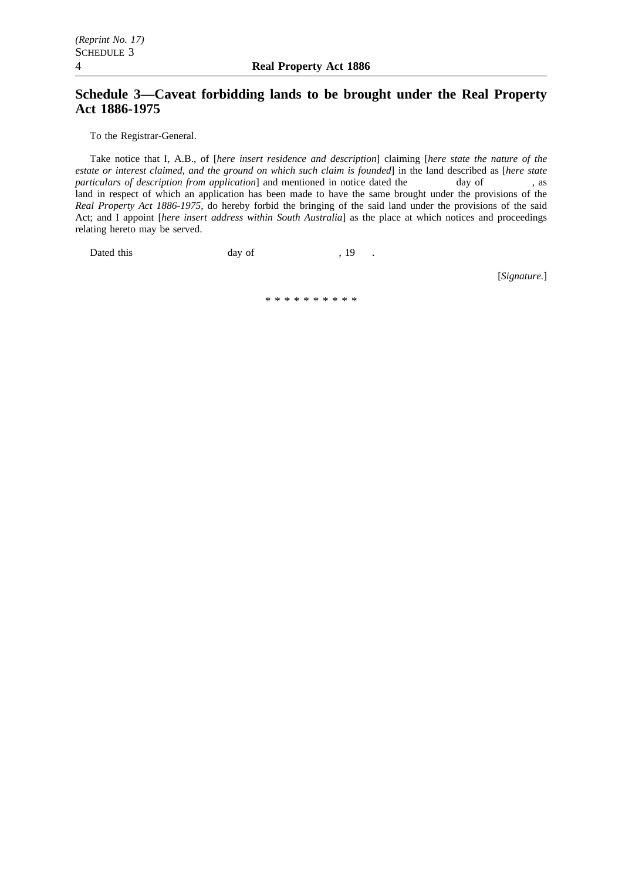## Schedule 3—Caveat forbidding lands to be brought under the Real Property Act 1886-1975

To the Registrar-General.

Take notice that I, A.B., of [*here insert residence and description*] claiming [*here state the nature of the estate or interest claimed, and the ground on which such claim is founded*] in the land described as [*here state particulars of description from application*] and mentioned in notice dated the day of , as land in respect of which an application has been made to have the same brought under the provisions of the *Real Property Act 1886-1975*, do hereby forbid the bringing of the said land under the provisions of the said Act; and I appoint [*here insert address within South Australia*] as the place at which notices and proceedings relating hereto may be served.

Dated this day of , 19 .

[*Signature.*]

\* \* \* \* \* \* \* \* \* \*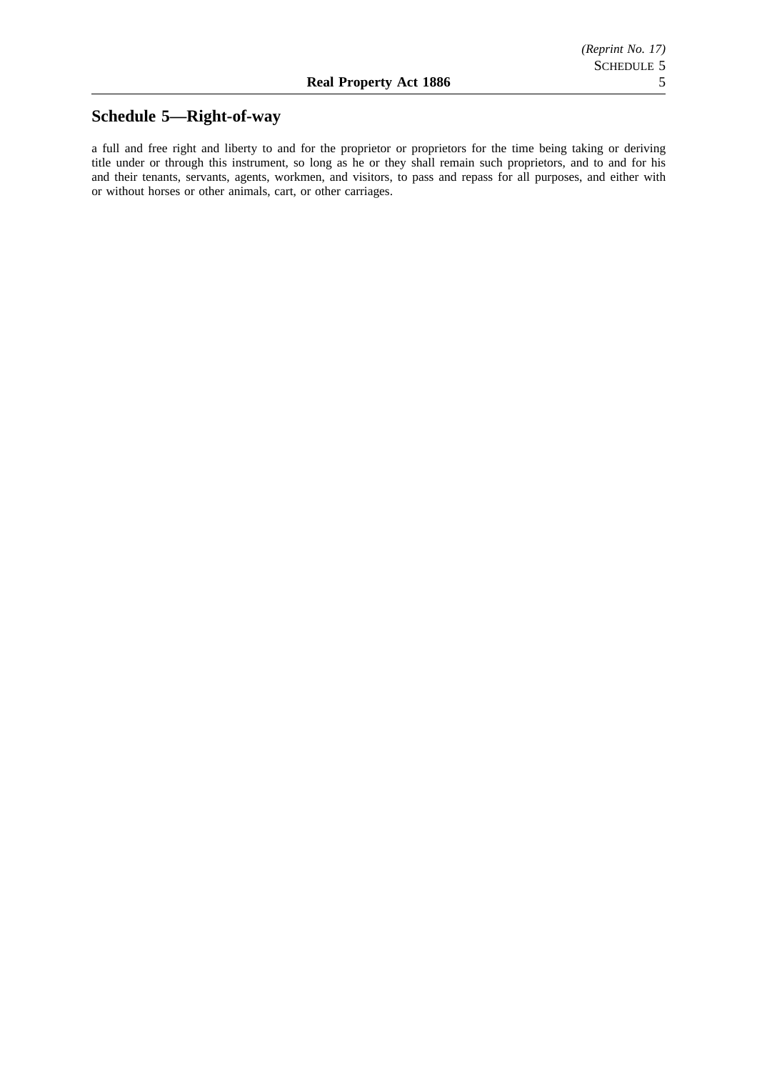## Schedule 5—Right-of-way

a full and free right and liberty to and for the proprietor or proprietors for the time being taking or deriving title under or through this instrument, so long as he or they shall remain such proprietors, and to and for his and their tenants, servants, agents, workmen, and visitors, to pass and repass for all purposes, and either with or without horses or other animals, cart, or other carriages.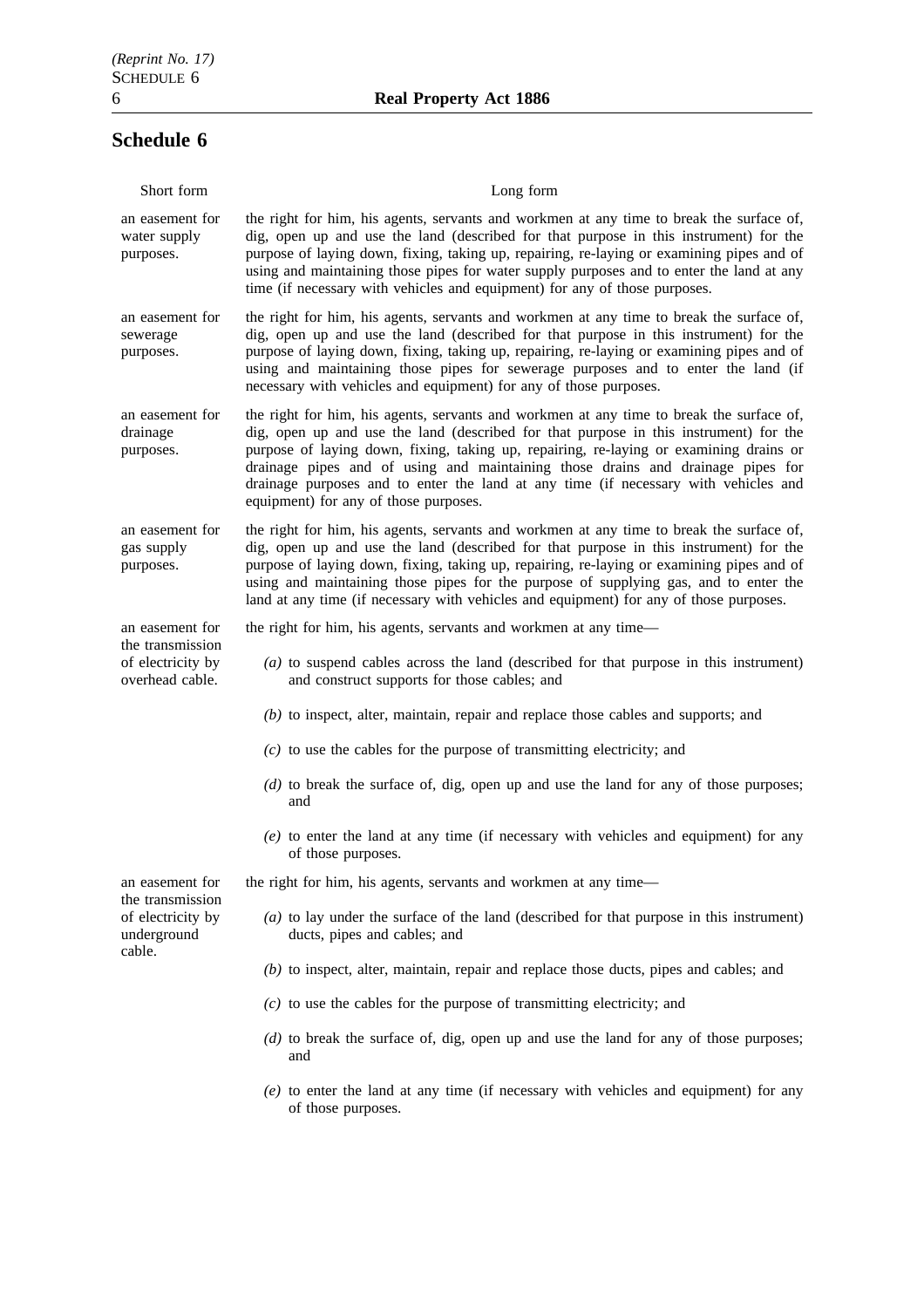# Schedule 6

| Short form | Long form |
| --- | --- |
| an easement for water supply purposes. | the right for him, his agents, servants and workmen at any time to break the surface of, dig, open up and use the land (described for that purpose in this instrument) for the purpose of laying down, fixing, taking up, repairing, re-laying or examining pipes and of using and maintaining those pipes for water supply purposes and to enter the land at any time (if necessary with vehicles and equipment) for any of those purposes. |
| an easement for sewerage purposes. | the right for him, his agents, servants and workmen at any time to break the surface of, dig, open up and use the land (described for that purpose in this instrument) for the purpose of laying down, fixing, taking up, repairing, re-laying or examining pipes and of using and maintaining those pipes for sewerage purposes and to enter the land (if necessary with vehicles and equipment) for any of those purposes. |
| an easement for drainage purposes. | the right for him, his agents, servants and workmen at any time to break the surface of, dig, open up and use the land (described for that purpose in this instrument) for the purpose of laying down, fixing, taking up, repairing, re-laying or examining drains or drainage pipes and of using and maintaining those drains and drainage pipes for drainage purposes and to enter the land at any time (if necessary with vehicles and equipment) for any of those purposes. |
| an easement for gas supply purposes. | the right for him, his agents, servants and workmen at any time to break the surface of, dig, open up and use the land (described for that purpose in this instrument) for the purpose of laying down, fixing, taking up, repairing, re-laying or examining pipes and of using and maintaining those pipes for the purpose of supplying gas, and to enter the land at any time (if necessary with vehicles and equipment) for any of those purposes. |
| an easement for the transmission of electricity by overhead cable. | the right for him, his agents, servants and workmen at any time— <br> *(a)* to suspend cables across the land (described for that purpose in this instrument) and construct supports for those cables; and <br> *(b)* to inspect, alter, maintain, repair and replace those cables and supports; and <br> *(c)* to use the cables for the purpose of transmitting electricity; and <br> *(d)* to break the surface of, dig, open up and use the land for any of those purposes; and <br> *(e)* to enter the land at any time (if necessary with vehicles and equipment) for any of those purposes. |
| an easement for the transmission of electricity by underground cable. | the right for him, his agents, servants and workmen at any time— <br> *(a)* to lay under the surface of the land (described for that purpose in this instrument) ducts, pipes and cables; and <br> *(b)* to inspect, alter, maintain, repair and replace those ducts, pipes and cables; and <br> *(c)* to use the cables for the purpose of transmitting electricity; and <br> *(d)* to break the surface of, dig, open up and use the land for any of those purposes; and <br> *(e)* to enter the land at any time (if necessary with vehicles and equipment) for any of those purposes. |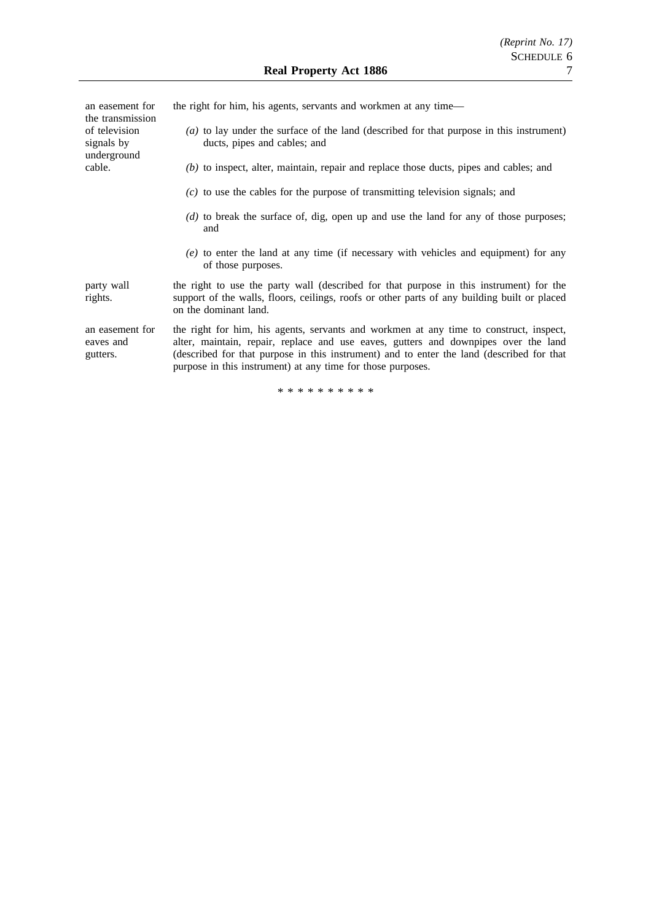| | |
|---|---|
| an easement for the transmission of television signals by underground cable. | the right for him, his agents, servants and workmen at any time—<br>*(a)* to lay under the surface of the land (described for that purpose in this instrument) ducts, pipes and cables; and<br>*(b)* to inspect, alter, maintain, repair and replace those ducts, pipes and cables; and<br>*(c)* to use the cables for the purpose of transmitting television signals; and<br>*(d)* to break the surface of, dig, open up and use the land for any of those purposes; and<br>*(e)* to enter the land at any time (if necessary with vehicles and equipment) for any of those purposes. |
| party wall rights. | the right to use the party wall (described for that purpose in this instrument) for the support of the walls, floors, ceilings, roofs or other parts of any building built or placed on the dominant land. |
| an easement for eaves and gutters. | the right for him, his agents, servants and workmen at any time to construct, inspect, alter, maintain, repair, replace and use eaves, gutters and downpipes over the land (described for that purpose in this instrument) and to enter the land (described for that purpose in this instrument) at any time for those purposes. |

* * * * * * * * * *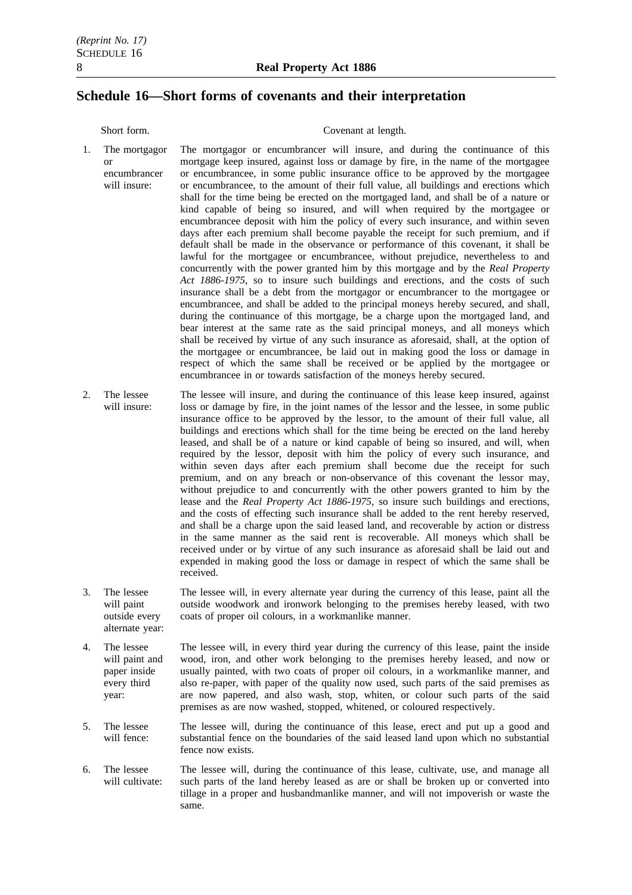## Schedule 16—Short forms of covenants and their interpretation

| Short form. | Covenant at length. |
|---|---|
| 1. The mortgagor or encumbrancer will insure: | The mortgagor or encumbrancer will insure, and during the continuance of this mortgage keep insured, against loss or damage by fire, in the name of the mortgagee or encumbrancee, in some public insurance office to be approved by the mortgagee or encumbrancee, to the amount of their full value, all buildings and erections which shall for the time being be erected on the mortgaged land, and shall be of a nature or kind capable of being so insured, and will when required by the mortgagee or encumbrancee deposit with him the policy of every such insurance, and within seven days after each premium shall become payable the receipt for such premium, and if default shall be made in the observance or performance of this covenant, it shall be lawful for the mortgagee or encumbrancee, without prejudice, nevertheless to and concurrently with the power granted him by this mortgage and by the *Real Property Act 1886-1975*, so to insure such buildings and erections, and the costs of such insurance shall be a debt from the mortgagor or encumbrancer to the mortgagee or encumbrancee, and shall be added to the principal moneys hereby secured, and shall, during the continuance of this mortgage, be a charge upon the mortgaged land, and bear interest at the same rate as the said principal moneys, and all moneys which shall be received by virtue of any such insurance as aforesaid, shall, at the option of the mortgagee or encumbrancee, be laid out in making good the loss or damage in respect of which the same shall be received or be applied by the mortgagee or encumbrancee in or towards satisfaction of the moneys hereby secured. |
| 2. The lessee will insure: | The lessee will insure, and during the continuance of this lease keep insured, against loss or damage by fire, in the joint names of the lessor and the lessee, in some public insurance office to be approved by the lessor, to the amount of their full value, all buildings and erections which shall for the time being be erected on the land hereby leased, and shall be of a nature or kind capable of being so insured, and will, when required by the lessor, deposit with him the policy of every such insurance, and within seven days after each premium shall become due the receipt for such premium, and on any breach or non-observance of this covenant the lessor may, without prejudice to and concurrently with the other powers granted to him by the lease and the *Real Property Act 1886-1975*, so insure such buildings and erections, and the costs of effecting such insurance shall be added to the rent hereby reserved, and shall be a charge upon the said leased land, and recoverable by action or distress in the same manner as the said rent is recoverable. All moneys which shall be received under or by virtue of any such insurance as aforesaid shall be laid out and expended in making good the loss or damage in respect of which the same shall be received. |
| 3. The lessee will paint outside every alternate year: | The lessee will, in every alternate year during the currency of this lease, paint all the outside woodwork and ironwork belonging to the premises hereby leased, with two coats of proper oil colours, in a workmanlike manner. |
| 4. The lessee will paint and paper inside every third year: | The lessee will, in every third year during the currency of this lease, paint the inside wood, iron, and other work belonging to the premises hereby leased, and now or usually painted, with two coats of proper oil colours, in a workmanlike manner, and also re-paper, with paper of the quality now used, such parts of the said premises as are now papered, and also wash, stop, whiten, or colour such parts of the said premises as are now washed, stopped, whitened, or coloured respectively. |
| 5. The lessee will fence: | The lessee will, during the continuance of this lease, erect and put up a good and substantial fence on the boundaries of the said leased land upon which no substantial fence now exists. |
| 6. The lessee will cultivate: | The lessee will, during the continuance of this lease, cultivate, use, and manage all such parts of the land hereby leased as are or shall be broken up or converted into tillage in a proper and husbandmanlike manner, and will not impoverish or waste the same. |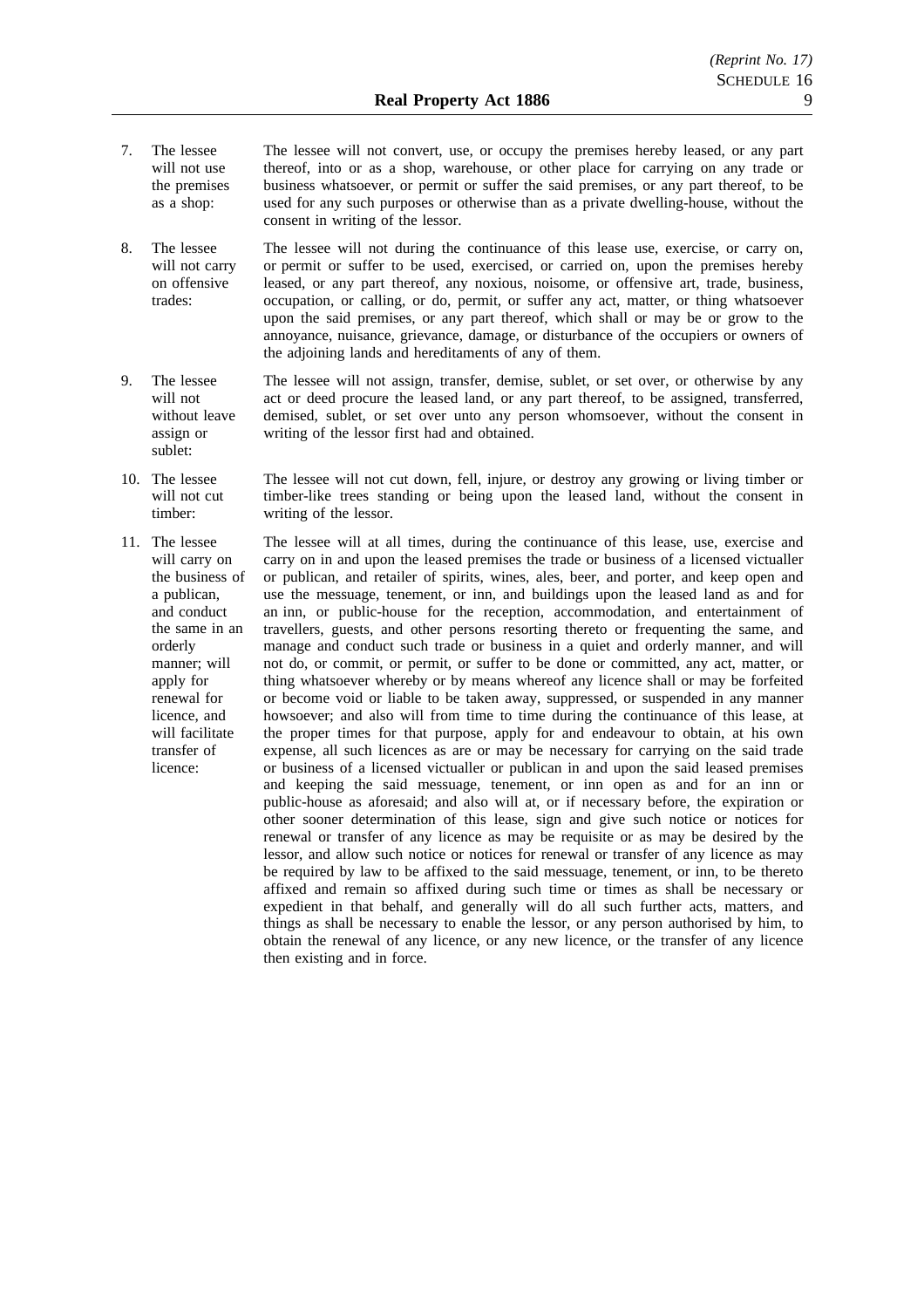7. **The lessee will not use the premises as a shop:** The lessee will not convert, use, or occupy the premises hereby leased, or any part thereof, into or as a shop, warehouse, or other place for carrying on any trade or business whatsoever, or permit or suffer the said premises, or any part thereof, to be used for any such purposes or otherwise than as a private dwelling-house, without the consent in writing of the lessor.

8. **The lessee will not carry on offensive trades:** The lessee will not during the continuance of this lease use, exercise, or carry on, or permit or suffer to be used, exercised, or carried on, upon the premises hereby leased, or any part thereof, any noxious, noisome, or offensive art, trade, business, occupation, or calling, or do, permit, or suffer any act, matter, or thing whatsoever upon the said premises, or any part thereof, which shall or may be or grow to the annoyance, nuisance, grievance, damage, or disturbance of the occupiers or owners of the adjoining lands and hereditaments of any of them.

9. **The lessee will not without leave assign or sublet:** The lessee will not assign, transfer, demise, sublet, or set over, or otherwise by any act or deed procure the leased land, or any part thereof, to be assigned, transferred, demised, sublet, or set over unto any person whomsoever, without the consent in writing of the lessor first had and obtained.

10. **The lessee will not cut timber:** The lessee will not cut down, fell, injure, or destroy any growing or living timber or timber-like trees standing or being upon the leased land, without the consent in writing of the lessor.

11. **The lessee will carry on the business of a publican, and conduct the same in an orderly manner; will apply for renewal for licence, and will facilitate transfer of licence:** The lessee will at all times, during the continuance of this lease, use, exercise and carry on in and upon the leased premises the trade or business of a licensed victualler or publican, and retailer of spirits, wines, ales, beer, and porter, and keep open and use the messuage, tenement, or inn, and buildings upon the leased land as and for an inn, or public-house for the reception, accommodation, and entertainment of travellers, guests, and other persons resorting thereto or frequenting the same, and manage and conduct such trade or business in a quiet and orderly manner, and will not do, or commit, or permit, or suffer to be done or committed, any act, matter, or thing whatsoever whereby or by means whereof any licence shall or may be forfeited or become void or liable to be taken away, suppressed, or suspended in any manner howsoever; and also will from time to time during the continuance of this lease, at the proper times for that purpose, apply for and endeavour to obtain, at his own expense, all such licences as are or may be necessary for carrying on the said trade or business of a licensed victualler or publican in and upon the said leased premises and keeping the said messuage, tenement, or inn open as and for an inn or public-house as aforesaid; and also will at, or if necessary before, the expiration or other sooner determination of this lease, sign and give such notice or notices for renewal or transfer of any licence as may be requisite or as may be desired by the lessor, and allow such notice or notices for renewal or transfer of any licence as may be required by law to be affixed to the said messuage, tenement, or inn, to be thereto affixed and remain so affixed during such time or times as shall be necessary or expedient in that behalf, and generally will do all such further acts, matters, and things as shall be necessary to enable the lessor, or any person authorised by him, to obtain the renewal of any licence, or any new licence, or the transfer of any licence then existing and in force.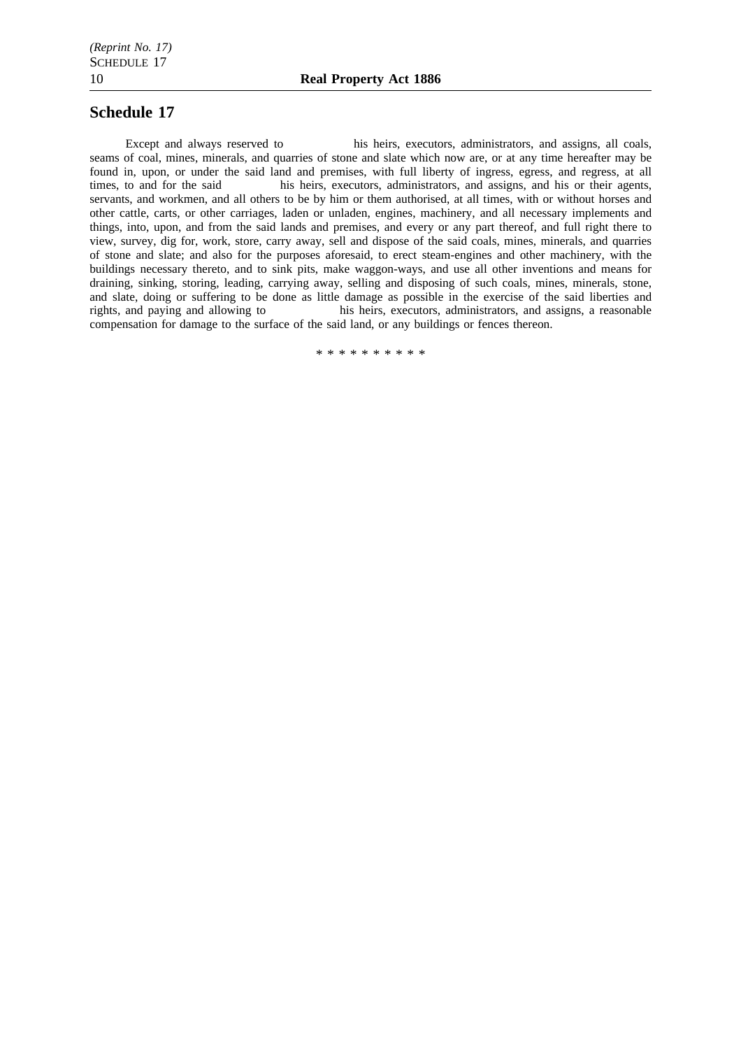## Schedule 17

Except and always reserved to his heirs, executors, administrators, and assigns, all coals, seams of coal, mines, minerals, and quarries of stone and slate which now are, or at any time hereafter may be found in, upon, or under the said land and premises, with full liberty of ingress, egress, and regress, at all times, to and for the said his heirs, executors, administrators, and assigns, and his or their agents, servants, and workmen, and all others to be by him or them authorised, at all times, with or without horses and other cattle, carts, or other carriages, laden or unladen, engines, machinery, and all necessary implements and things, into, upon, and from the said lands and premises, and every or any part thereof, and full right there to view, survey, dig for, work, store, carry away, sell and dispose of the said coals, mines, minerals, and quarries of stone and slate; and also for the purposes aforesaid, to erect steam-engines and other machinery, with the buildings necessary thereto, and to sink pits, make waggon-ways, and use all other inventions and means for draining, sinking, storing, leading, carrying away, selling and disposing of such coals, mines, minerals, stone, and slate, doing or suffering to be done as little damage as possible in the exercise of the said liberties and rights, and paying and allowing to his heirs, executors, administrators, and assigns, a reasonable compensation for damage to the surface of the said land, or any buildings or fences thereon.

\* \* \* \* \* \* \* \* \* \*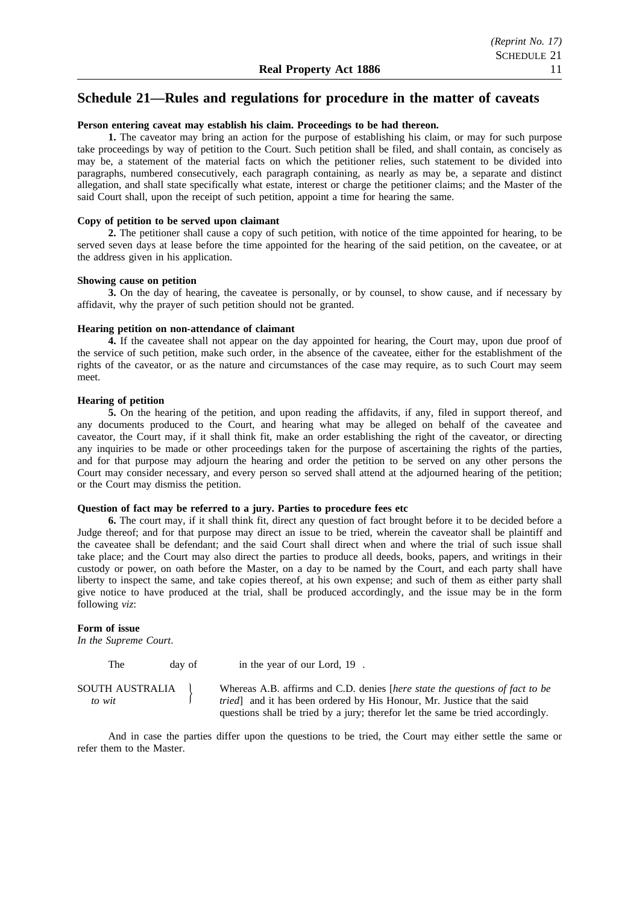## Schedule 21—Rules and regulations for procedure in the matter of caveats

**Person entering caveat may establish his claim. Proceedings to be had thereon.**

**1.** The caveator may bring an action for the purpose of establishing his claim, or may for such purpose take proceedings by way of petition to the Court. Such petition shall be filed, and shall contain, as concisely as may be, a statement of the material facts on which the petitioner relies, such statement to be divided into paragraphs, numbered consecutively, each paragraph containing, as nearly as may be, a separate and distinct allegation, and shall state specifically what estate, interest or charge the petitioner claims; and the Master of the said Court shall, upon the receipt of such petition, appoint a time for hearing the same.

**Copy of petition to be served upon claimant**

**2.** The petitioner shall cause a copy of such petition, with notice of the time appointed for hearing, to be served seven days at lease before the time appointed for the hearing of the said petition, on the caveatee, or at the address given in his application.

**Showing cause on petition**

**3.** On the day of hearing, the caveatee is personally, or by counsel, to show cause, and if necessary by affidavit, why the prayer of such petition should not be granted.

**Hearing petition on non-attendance of claimant**

**4.** If the caveatee shall not appear on the day appointed for hearing, the Court may, upon due proof of the service of such petition, make such order, in the absence of the caveatee, either for the establishment of the rights of the caveator, or as the nature and circumstances of the case may require, as to such Court may seem meet.

**Hearing of petition**

**5.** On the hearing of the petition, and upon reading the affidavits, if any, filed in support thereof, and any documents produced to the Court, and hearing what may be alleged on behalf of the caveatee and caveator, the Court may, if it shall think fit, make an order establishing the right of the caveator, or directing any inquiries to be made or other proceedings taken for the purpose of ascertaining the rights of the parties, and for that purpose may adjourn the hearing and order the petition to be served on any other persons the Court may consider necessary, and every person so served shall attend at the adjourned hearing of the petition; or the Court may dismiss the petition.

**Question of fact may be referred to a jury. Parties to procedure fees etc**

**6.** The court may, if it shall think fit, direct any question of fact brought before it to be decided before a Judge thereof; and for that purpose may direct an issue to be tried, wherein the caveator shall be plaintiff and the caveatee shall be defendant; and the said Court shall direct when and where the trial of such issue shall take place; and the Court may also direct the parties to produce all deeds, books, papers, and writings in their custody or power, on oath before the Master, on a day to be named by the Court, and each party shall have liberty to inspect the same, and take copies thereof, at his own expense; and such of them as either party shall give notice to have produced at the trial, shall be produced accordingly, and the issue may be in the form following *viz*:

**Form of issue**

*In the Supreme Court*.

The day of in the year of our Lord, 19 .

SOUTH AUSTRALIA *to wit* } Whereas A.B. affirms and C.D. denies [*here state the questions of fact to be tried*] and it has been ordered by His Honour, Mr. Justice that the said questions shall be tried by a jury; therefor let the same be tried accordingly.

And in case the parties differ upon the questions to be tried, the Court may either settle the same or refer them to the Master.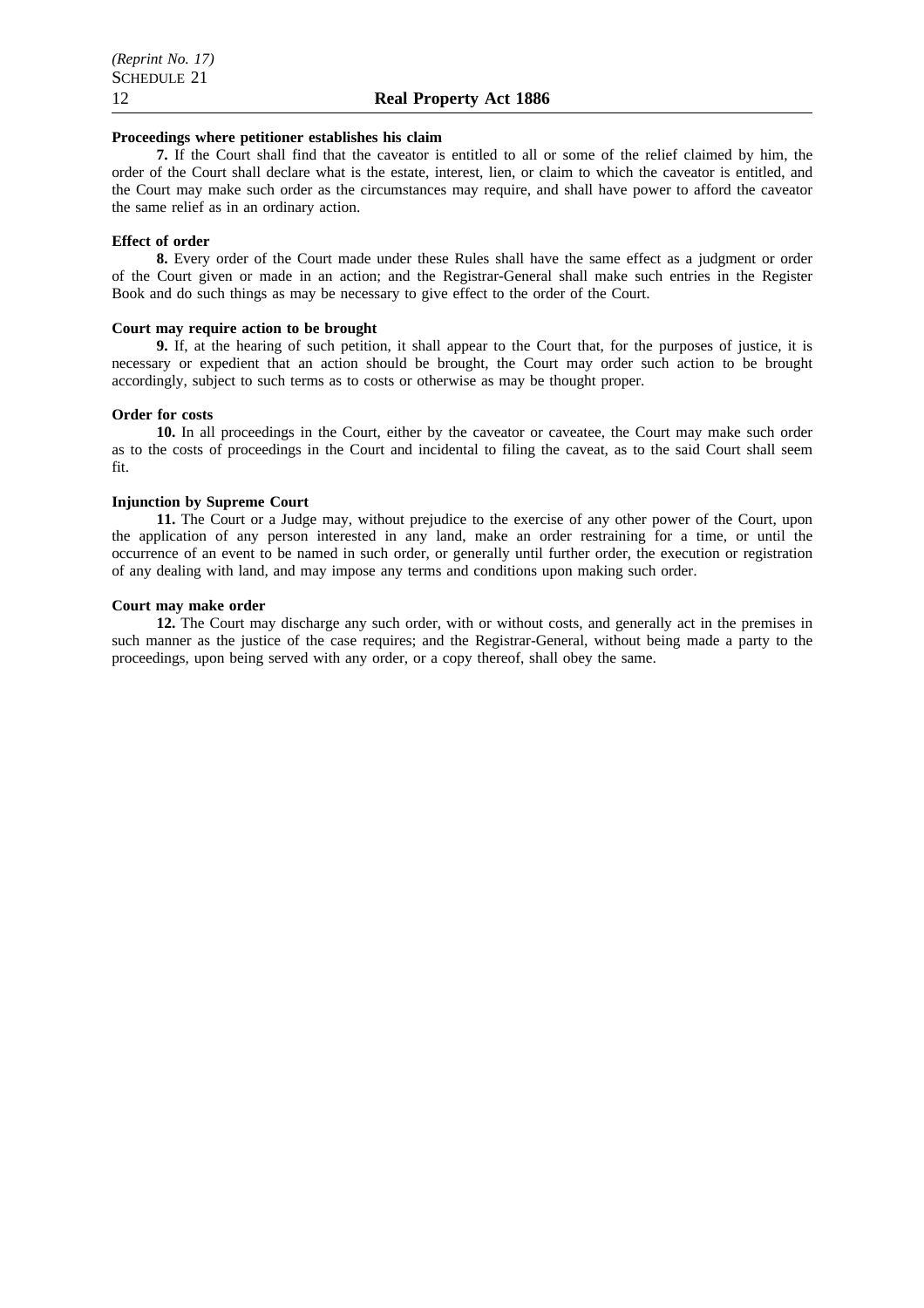**Proceedings where petitioner establishes his claim**

**7.** If the Court shall find that the caveator is entitled to all or some of the relief claimed by him, the order of the Court shall declare what is the estate, interest, lien, or claim to which the caveator is entitled, and the Court may make such order as the circumstances may require, and shall have power to afford the caveator the same relief as in an ordinary action.

**Effect of order**

**8.** Every order of the Court made under these Rules shall have the same effect as a judgment or order of the Court given or made in an action; and the Registrar-General shall make such entries in the Register Book and do such things as may be necessary to give effect to the order of the Court.

**Court may require action to be brought**

**9.** If, at the hearing of such petition, it shall appear to the Court that, for the purposes of justice, it is necessary or expedient that an action should be brought, the Court may order such action to be brought accordingly, subject to such terms as to costs or otherwise as may be thought proper.

**Order for costs**

**10.** In all proceedings in the Court, either by the caveator or caveatee, the Court may make such order as to the costs of proceedings in the Court and incidental to filing the caveat, as to the said Court shall seem fit.

**Injunction by Supreme Court**

**11.** The Court or a Judge may, without prejudice to the exercise of any other power of the Court, upon the application of any person interested in any land, make an order restraining for a time, or until the occurrence of an event to be named in such order, or generally until further order, the execution or registration of any dealing with land, and may impose any terms and conditions upon making such order.

**Court may make order**

**12.** The Court may discharge any such order, with or without costs, and generally act in the premises in such manner as the justice of the case requires; and the Registrar-General, without being made a party to the proceedings, upon being served with any order, or a copy thereof, shall obey the same.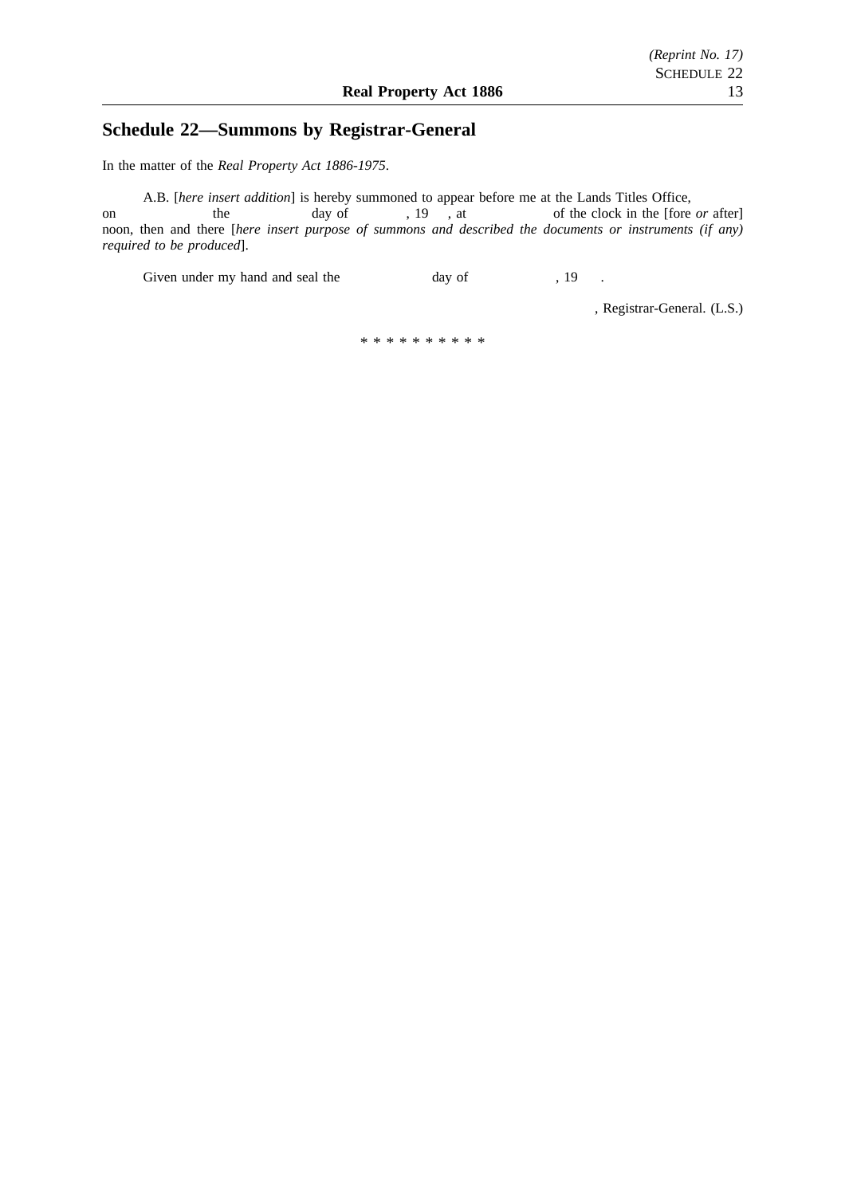## Schedule 22—Summons by Registrar-General

In the matter of the *Real Property Act 1886-1975*.

A.B. [*here insert addition*] is hereby summoned to appear before me at the Lands Titles Office, on the day of , 19 , at of the clock in the [fore *or* after] noon, then and there [*here insert purpose of summons and described the documents or instruments (if any) required to be produced*].

Given under my hand and seal the day of , 19 .

, Registrar-General. (L.S.)

\* \* \* \* \* \* \* \* \* \*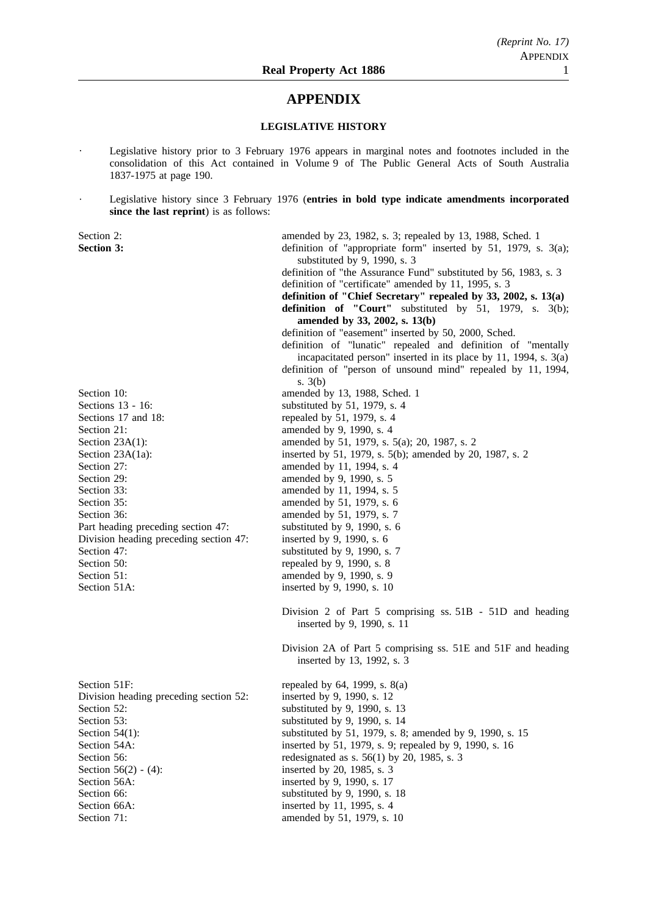# APPENDIX

## LEGISLATIVE HISTORY

- Legislative history prior to 3 February 1976 appears in marginal notes and footnotes included in the consolidation of this Act contained in Volume 9 of The Public General Acts of South Australia 1837-1975 at page 190.
- Legislative history since 3 February 1976 (**entries in bold type indicate amendments incorporated since the last reprint**) is as follows:

| | |
|---|---|
| Section 2: | amended by 23, 1982, s. 3; repealed by 13, 1988, Sched. 1 |
| **Section 3:** | definition of "appropriate form" inserted by 51, 1979, s. 3(a); substituted by 9, 1990, s. 3 |
| | definition of "the Assurance Fund" substituted by 56, 1983, s. 3 |
| | definition of "certificate" amended by 11, 1995, s. 3 |
| | **definition of "Chief Secretary" repealed by 33, 2002, s. 13(a)** |
| | **definition of "Court"** substituted by 51, 1979, s. 3(b); **amended by 33, 2002, s. 13(b)** |
| | definition of "easement" inserted by 50, 2000, Sched. |
| | definition of "lunatic" repealed and definition of "mentally incapacitated person" inserted in its place by 11, 1994, s. 3(a) |
| | definition of "person of unsound mind" repealed by 11, 1994, s. 3(b) |
| Section 10: | amended by 13, 1988, Sched. 1 |
| Sections 13 - 16: | substituted by 51, 1979, s. 4 |
| Sections 17 and 18: | repealed by 51, 1979, s. 4 |
| Section 21: | amended by 9, 1990, s. 4 |
| Section 23A(1): | amended by 51, 1979, s. 5(a); 20, 1987, s. 2 |
| Section 23A(1a): | inserted by 51, 1979, s. 5(b); amended by 20, 1987, s. 2 |
| Section 27: | amended by 11, 1994, s. 4 |
| Section 29: | amended by 9, 1990, s. 5 |
| Section 33: | amended by 11, 1994, s. 5 |
| Section 35: | amended by 51, 1979, s. 6 |
| Section 36: | amended by 51, 1979, s. 7 |
| Part heading preceding section 47: | substituted by 9, 1990, s. 6 |
| Division heading preceding section 47: | inserted by 9, 1990, s. 6 |
| Section 47: | substituted by 9, 1990, s. 7 |
| Section 50: | repealed by 9, 1990, s. 8 |
| Section 51: | amended by 9, 1990, s. 9 |
| Section 51A: | inserted by 9, 1990, s. 10 |
| | Division 2 of Part 5 comprising ss. 51B - 51D and heading inserted by 9, 1990, s. 11 |
| | Division 2A of Part 5 comprising ss. 51E and 51F and heading inserted by 13, 1992, s. 3 |
| Section 51F: | repealed by 64, 1999, s. 8(a) |
| Division heading preceding section 52: | inserted by 9, 1990, s. 12 |
| Section 52: | substituted by 9, 1990, s. 13 |
| Section 53: | substituted by 9, 1990, s. 14 |
| Section 54(1): | substituted by 51, 1979, s. 8; amended by 9, 1990, s. 15 |
| Section 54A: | inserted by 51, 1979, s. 9; repealed by 9, 1990, s. 16 |
| Section 56: | redesignated as s. 56(1) by 20, 1985, s. 3 |
| Section 56(2) - (4): | inserted by 20, 1985, s. 3 |
| Section 56A: | inserted by 9, 1990, s. 17 |
| Section 66: | substituted by 9, 1990, s. 18 |
| Section 66A: | inserted by 11, 1995, s. 4 |
| Section 71: | amended by 51, 1979, s. 10 |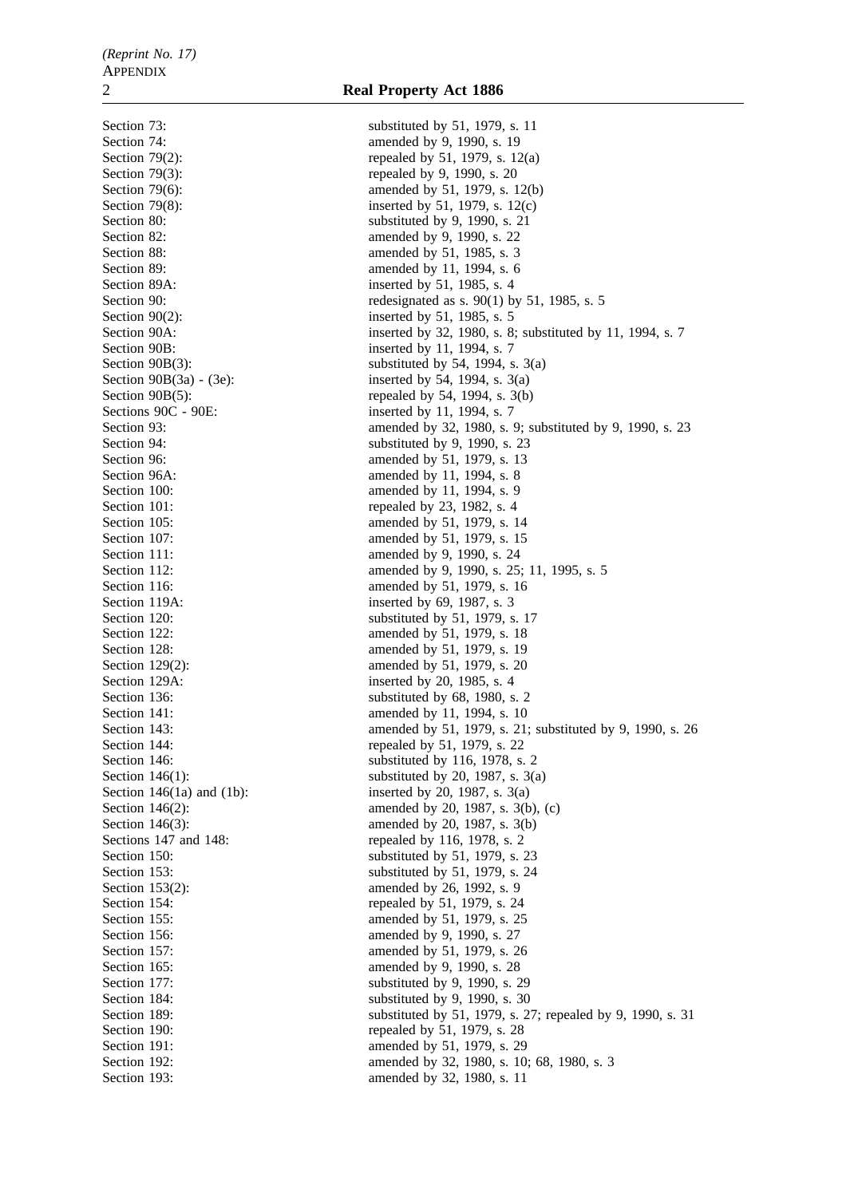| | |
|---|---|
| Section 73: | substituted by 51, 1979, s. 11 |
| Section 74: | amended by 9, 1990, s. 19 |
| Section 79(2): | repealed by 51, 1979, s. 12(a) |
| Section 79(3): | repealed by 9, 1990, s. 20 |
| Section 79(6): | amended by 51, 1979, s. 12(b) |
| Section 79(8): | inserted by 51, 1979, s. 12(c) |
| Section 80: | substituted by 9, 1990, s. 21 |
| Section 82: | amended by 9, 1990, s. 22 |
| Section 88: | amended by 51, 1985, s. 3 |
| Section 89: | amended by 11, 1994, s. 6 |
| Section 89A: | inserted by 51, 1985, s. 4 |
| Section 90: | redesignated as s. 90(1) by 51, 1985, s. 5 |
| Section 90(2): | inserted by 51, 1985, s. 5 |
| Section 90A: | inserted by 32, 1980, s. 8; substituted by 11, 1994, s. 7 |
| Section 90B: | inserted by 11, 1994, s. 7 |
| Section 90B(3): | substituted by 54, 1994, s. 3(a) |
| Section 90B(3a) - (3e): | inserted by 54, 1994, s. 3(a) |
| Section 90B(5): | repealed by 54, 1994, s. 3(b) |
| Sections 90C - 90E: | inserted by 11, 1994, s. 7 |
| Section 93: | amended by 32, 1980, s. 9; substituted by 9, 1990, s. 23 |
| Section 94: | substituted by 9, 1990, s. 23 |
| Section 96: | amended by 51, 1979, s. 13 |
| Section 96A: | amended by 11, 1994, s. 8 |
| Section 100: | amended by 11, 1994, s. 9 |
| Section 101: | repealed by 23, 1982, s. 4 |
| Section 105: | amended by 51, 1979, s. 14 |
| Section 107: | amended by 51, 1979, s. 15 |
| Section 111: | amended by 9, 1990, s. 24 |
| Section 112: | amended by 9, 1990, s. 25; 11, 1995, s. 5 |
| Section 116: | amended by 51, 1979, s. 16 |
| Section 119A: | inserted by 69, 1987, s. 3 |
| Section 120: | substituted by 51, 1979, s. 17 |
| Section 122: | amended by 51, 1979, s. 18 |
| Section 128: | amended by 51, 1979, s. 19 |
| Section 129(2): | amended by 51, 1979, s. 20 |
| Section 129A: | inserted by 20, 1985, s. 4 |
| Section 136: | substituted by 68, 1980, s. 2 |
| Section 141: | amended by 11, 1994, s. 10 |
| Section 143: | amended by 51, 1979, s. 21; substituted by 9, 1990, s. 26 |
| Section 144: | repealed by 51, 1979, s. 22 |
| Section 146: | substituted by 116, 1978, s. 2 |
| Section 146(1): | substituted by 20, 1987, s. 3(a) |
| Section 146(1a) and (1b): | inserted by 20, 1987, s. 3(a) |
| Section 146(2): | amended by 20, 1987, s. 3(b), (c) |
| Section 146(3): | amended by 20, 1987, s. 3(b) |
| Sections 147 and 148: | repealed by 116, 1978, s. 2 |
| Section 150: | substituted by 51, 1979, s. 23 |
| Section 153: | substituted by 51, 1979, s. 24 |
| Section 153(2): | amended by 26, 1992, s. 9 |
| Section 154: | repealed by 51, 1979, s. 24 |
| Section 155: | amended by 51, 1979, s. 25 |
| Section 156: | amended by 9, 1990, s. 27 |
| Section 157: | amended by 51, 1979, s. 26 |
| Section 165: | amended by 9, 1990, s. 28 |
| Section 177: | substituted by 9, 1990, s. 29 |
| Section 184: | substituted by 9, 1990, s. 30 |
| Section 189: | substituted by 51, 1979, s. 27; repealed by 9, 1990, s. 31 |
| Section 190: | repealed by 51, 1979, s. 28 |
| Section 191: | amended by 51, 1979, s. 29 |
| Section 192: | amended by 32, 1980, s. 10; 68, 1980, s. 3 |
| Section 193: | amended by 32, 1980, s. 11 |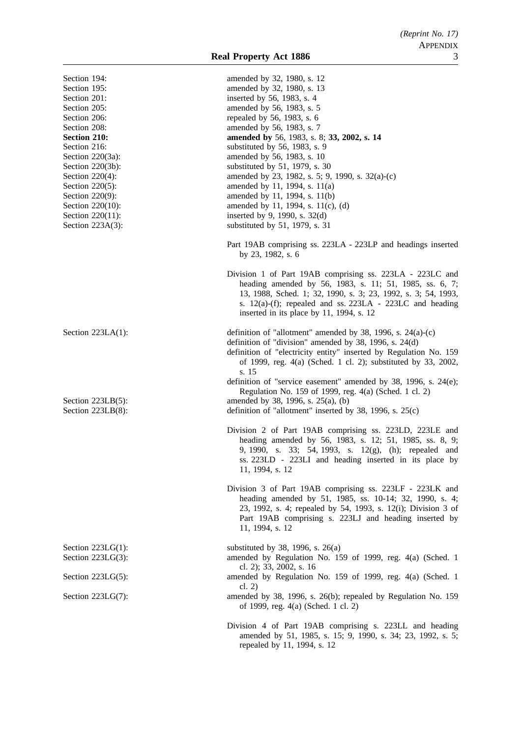| | |
|---|---|
| Section 194: | amended by 32, 1980, s. 12 |
| Section 195: | amended by 32, 1980, s. 13 |
| Section 201: | inserted by 56, 1983, s. 4 |
| Section 205: | amended by 56, 1983, s. 5 |
| Section 206: | repealed by 56, 1983, s. 6 |
| Section 208: | amended by 56, 1983, s. 7 |
| **Section 210:** | **amended by** 56, 1983, s. 8; **33, 2002, s. 14** |
| Section 216: | substituted by 56, 1983, s. 9 |
| Section 220(3a): | amended by 56, 1983, s. 10 |
| Section 220(3b): | substituted by 51, 1979, s. 30 |
| Section 220(4): | amended by 23, 1982, s. 5; 9, 1990, s. 32(a)-(c) |
| Section 220(5): | amended by 11, 1994, s. 11(a) |
| Section 220(9): | amended by 11, 1994, s. 11(b) |
| Section 220(10): | amended by 11, 1994, s. 11(c), (d) |
| Section 220(11): | inserted by 9, 1990, s. 32(d) |
| Section 223A(3): | substituted by 51, 1979, s. 31 |
| | Part 19AB comprising ss. 223LA - 223LP and headings inserted by 23, 1982, s. 6 |
| | Division 1 of Part 19AB comprising ss. 223LA - 223LC and heading amended by 56, 1983, s. 11; 51, 1985, ss. 6, 7; 13, 1988, Sched. 1; 32, 1990, s. 3; 23, 1992, s. 3; 54, 1993, s. 12(a)-(f); repealed and ss. 223LA - 223LC and heading inserted in its place by 11, 1994, s. 12 |
| Section 223LA(1): | definition of "allotment" amended by 38, 1996, s. 24(a)-(c)<br>definition of "division" amended by 38, 1996, s. 24(d)<br>definition of "electricity entity" inserted by Regulation No. 159 of 1999, reg. 4(a) (Sched. 1 cl. 2); substituted by 33, 2002, s. 15<br>definition of "service easement" amended by 38, 1996, s. 24(e); Regulation No. 159 of 1999, reg. 4(a) (Sched. 1 cl. 2) |
| Section 223LB(5): | amended by 38, 1996, s. 25(a), (b) |
| Section 223LB(8): | definition of "allotment" inserted by 38, 1996, s. 25(c) |
| | Division 2 of Part 19AB comprising ss. 223LD, 223LE and heading amended by 56, 1983, s. 12; 51, 1985, ss. 8, 9; 9, 1990, s. 33; 54, 1993, s. 12(g), (h); repealed and ss. 223LD - 223LI and heading inserted in its place by 11, 1994, s. 12 |
| | Division 3 of Part 19AB comprising ss. 223LF - 223LK and heading amended by 51, 1985, ss. 10-14; 32, 1990, s. 4; 23, 1992, s. 4; repealed by 54, 1993, s. 12(i); Division 3 of Part 19AB comprising s. 223LJ and heading inserted by 11, 1994, s. 12 |
| Section 223LG(1): | substituted by 38, 1996, s. 26(a) |
| Section 223LG(3): | amended by Regulation No. 159 of 1999, reg. 4(a) (Sched. 1 cl. 2); 33, 2002, s. 16 |
| Section 223LG(5): | amended by Regulation No. 159 of 1999, reg. 4(a) (Sched. 1 cl. 2) |
| Section 223LG(7): | amended by 38, 1996, s. 26(b); repealed by Regulation No. 159 of 1999, reg. 4(a) (Sched. 1 cl. 2) |
| | Division 4 of Part 19AB comprising s. 223LL and heading amended by 51, 1985, s. 15; 9, 1990, s. 34; 23, 1992, s. 5; repealed by 11, 1994, s. 12 |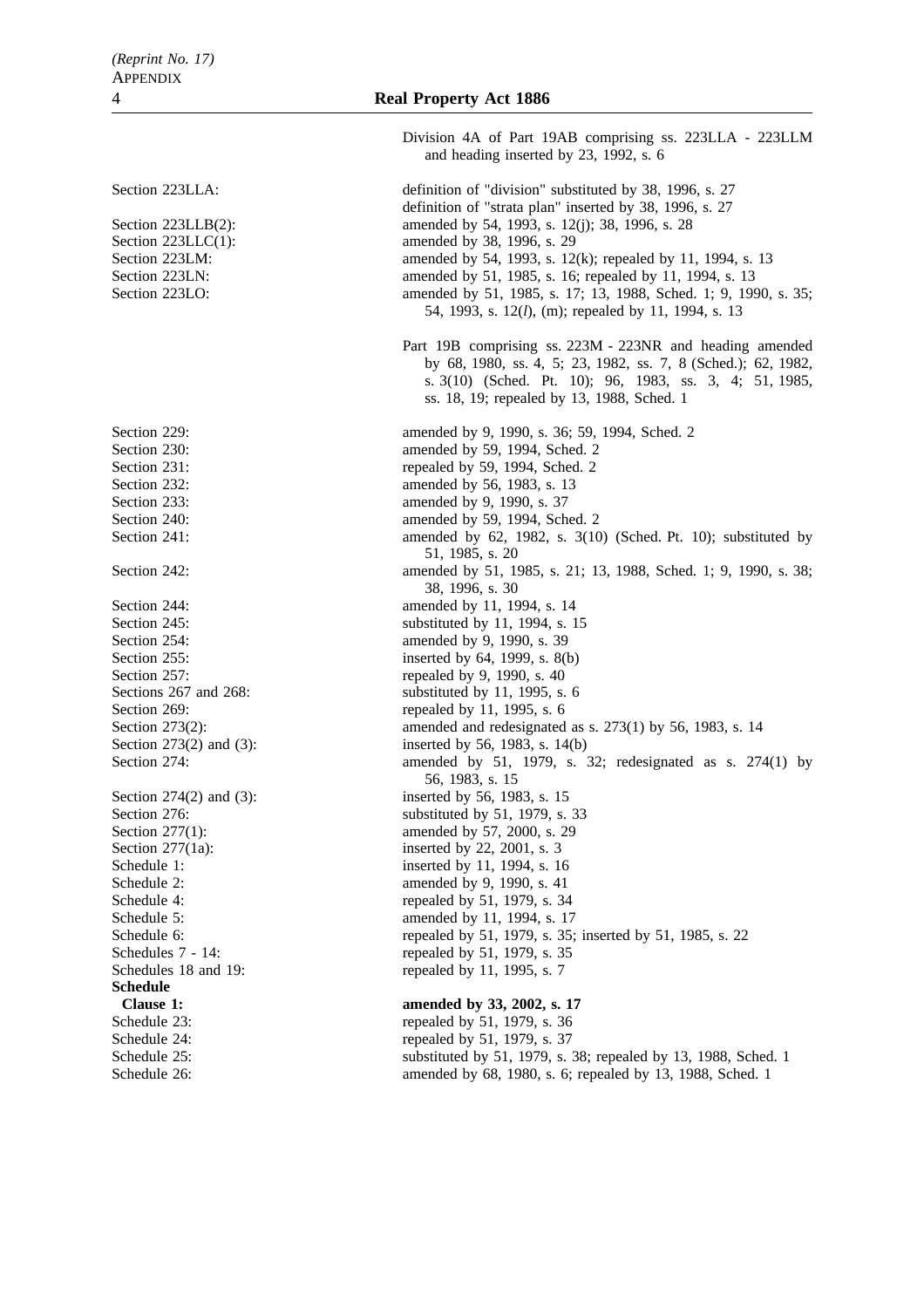Division 4A of Part 19AB comprising ss. 223LLA - 223LLM and heading inserted by 23, 1992, s. 6

| | |
|---|---|
| Section 223LLA: | definition of "division" substituted by 38, 1996, s. 27 |
| | definition of "strata plan" inserted by 38, 1996, s. 27 |
| Section 223LLB(2): | amended by 54, 1993, s. 12(j); 38, 1996, s. 28 |
| Section 223LLC(1): | amended by 38, 1996, s. 29 |
| Section 223LM: | amended by 54, 1993, s. 12(k); repealed by 11, 1994, s. 13 |
| Section 223LN: | amended by 51, 1985, s. 16; repealed by 11, 1994, s. 13 |
| Section 223LO: | amended by 51, 1985, s. 17; 13, 1988, Sched. 1; 9, 1990, s. 35; 54, 1993, s. 12(*l*), (m); repealed by 11, 1994, s. 13 |

Part 19B comprising ss. 223M - 223NR and heading amended by 68, 1980, ss. 4, 5; 23, 1982, ss. 7, 8 (Sched.); 62, 1982, s. 3(10) (Sched. Pt. 10); 96, 1983, ss. 3, 4; 51, 1985, ss. 18, 19; repealed by 13, 1988, Sched. 1

| | |
|---|---|
| Section 229: | amended by 9, 1990, s. 36; 59, 1994, Sched. 2 |
| Section 230: | amended by 59, 1994, Sched. 2 |
| Section 231: | repealed by 59, 1994, Sched. 2 |
| Section 232: | amended by 56, 1983, s. 13 |
| Section 233: | amended by 9, 1990, s. 37 |
| Section 240: | amended by 59, 1994, Sched. 2 |
| Section 241: | amended by 62, 1982, s. 3(10) (Sched. Pt. 10); substituted by 51, 1985, s. 20 |
| Section 242: | amended by 51, 1985, s. 21; 13, 1988, Sched. 1; 9, 1990, s. 38; 38, 1996, s. 30 |
| Section 244: | amended by 11, 1994, s. 14 |
| Section 245: | substituted by 11, 1994, s. 15 |
| Section 254: | amended by 9, 1990, s. 39 |
| Section 255: | inserted by 64, 1999, s. 8(b) |
| Section 257: | repealed by 9, 1990, s. 40 |
| Sections 267 and 268: | substituted by 11, 1995, s. 6 |
| Section 269: | repealed by 11, 1995, s. 6 |
| Section 273(2): | amended and redesignated as s. 273(1) by 56, 1983, s. 14 |
| Section 273(2) and (3): | inserted by 56, 1983, s. 14(b) |
| Section 274: | amended by 51, 1979, s. 32; redesignated as s. 274(1) by 56, 1983, s. 15 |
| Section 274(2) and (3): | inserted by 56, 1983, s. 15 |
| Section 276: | substituted by 51, 1979, s. 33 |
| Section 277(1): | amended by 57, 2000, s. 29 |
| Section 277(1a): | inserted by 22, 2001, s. 3 |
| Schedule 1: | inserted by 11, 1994, s. 16 |
| Schedule 2: | amended by 9, 1990, s. 41 |
| Schedule 4: | repealed by 51, 1979, s. 34 |
| Schedule 5: | amended by 11, 1994, s. 17 |
| Schedule 6: | repealed by 51, 1979, s. 35; inserted by 51, 1985, s. 22 |
| Schedules 7 - 14: | repealed by 51, 1979, s. 35 |
| Schedules 18 and 19: | repealed by 11, 1995, s. 7 |
| **Schedule** | |
| **Clause 1:** | **amended by 33, 2002, s. 17** |
| Schedule 23: | repealed by 51, 1979, s. 36 |
| Schedule 24: | repealed by 51, 1979, s. 37 |
| Schedule 25: | substituted by 51, 1979, s. 38; repealed by 13, 1988, Sched. 1 |
| Schedule 26: | amended by 68, 1980, s. 6; repealed by 13, 1988, Sched. 1 |